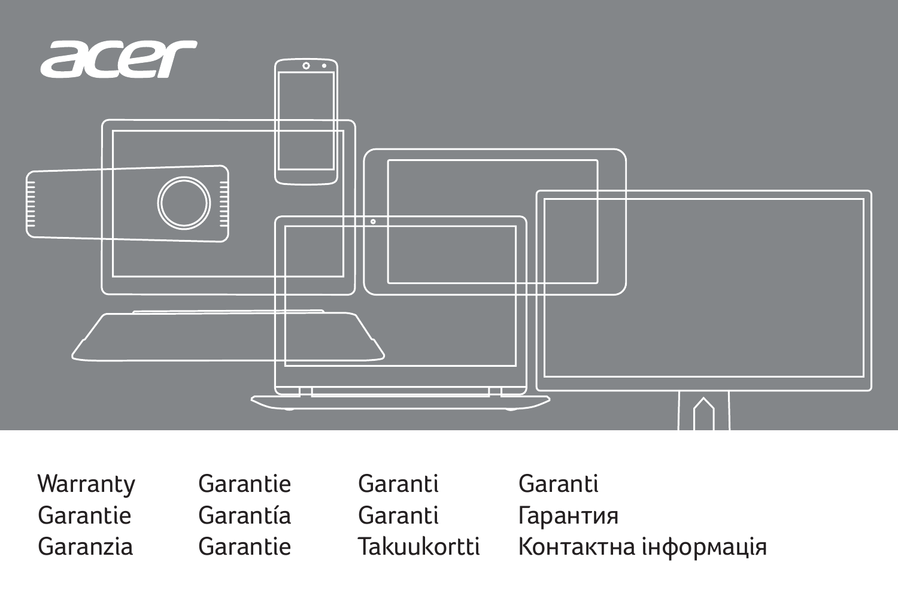acer

Warranty
Garantie
Garanzia
Garantie
Garantía
Garantie
Garanti
Garanti
Takuukortti
Garanti
Гарантия
Контактна інформація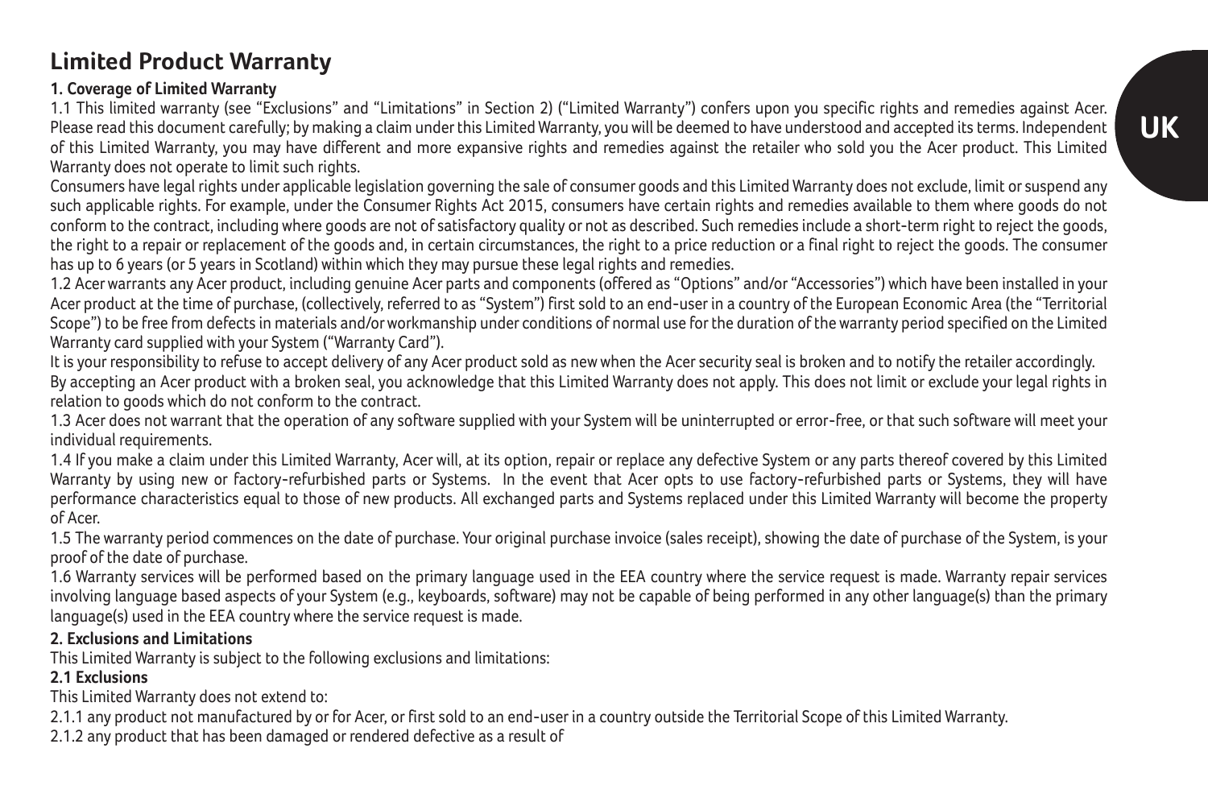# Limited Product Warranty

**1. Coverage of Limited Warranty**

1.1 This limited warranty (see "Exclusions" and "Limitations" in Section 2) ("Limited Warranty") confers upon you specific rights and remedies against Acer. Please read this document carefully; by making a claim under this Limited Warranty, you will be deemed to have understood and accepted its terms. Independent of this Limited Warranty, you may have different and more expansive rights and remedies against the retailer who sold you the Acer product. This Limited Warranty does not operate to limit such rights.

Consumers have legal rights under applicable legislation governing the sale of consumer goods and this Limited Warranty does not exclude, limit or suspend any such applicable rights. For example, under the Consumer Rights Act 2015, consumers have certain rights and remedies available to them where goods do not conform to the contract, including where goods are not of satisfactory quality or not as described. Such remedies include a short-term right to reject the goods, the right to a repair or replacement of the goods and, in certain circumstances, the right to a price reduction or a final right to reject the goods. The consumer has up to 6 years (or 5 years in Scotland) within which they may pursue these legal rights and remedies.

1.2 Acer warrants any Acer product, including genuine Acer parts and components (offered as "Options" and/or "Accessories") which have been installed in your Acer product at the time of purchase, (collectively, referred to as "System") first sold to an end-user in a country of the European Economic Area (the "Territorial Scope") to be free from defects in materials and/or workmanship under conditions of normal use for the duration of the warranty period specified on the Limited Warranty card supplied with your System ("Warranty Card").

It is your responsibility to refuse to accept delivery of any Acer product sold as new when the Acer security seal is broken and to notify the retailer accordingly.

By accepting an Acer product with a broken seal, you acknowledge that this Limited Warranty does not apply. This does not limit or exclude your legal rights in relation to goods which do not conform to the contract.

1.3 Acer does not warrant that the operation of any software supplied with your System will be uninterrupted or error-free, or that such software will meet your individual requirements.

1.4 If you make a claim under this Limited Warranty, Acer will, at its option, repair or replace any defective System or any parts thereof covered by this Limited Warranty by using new or factory-refurbished parts or Systems. In the event that Acer opts to use factory-refurbished parts or Systems, they will have performance characteristics equal to those of new products. All exchanged parts and Systems replaced under this Limited Warranty will become the property of Acer.

1.5 The warranty period commences on the date of purchase. Your original purchase invoice (sales receipt), showing the date of purchase of the System, is your proof of the date of purchase.

1.6 Warranty services will be performed based on the primary language used in the EEA country where the service request is made. Warranty repair services involving language based aspects of your System (e.g., keyboards, software) may not be capable of being performed in any other language(s) than the primary language(s) used in the EEA country where the service request is made.

**2. Exclusions and Limitations**

This Limited Warranty is subject to the following exclusions and limitations:

**2.1 Exclusions**

This Limited Warranty does not extend to:

2.1.1 any product not manufactured by or for Acer, or first sold to an end-user in a country outside the Territorial Scope of this Limited Warranty.

2.1.2 any product that has been damaged or rendered defective as a result of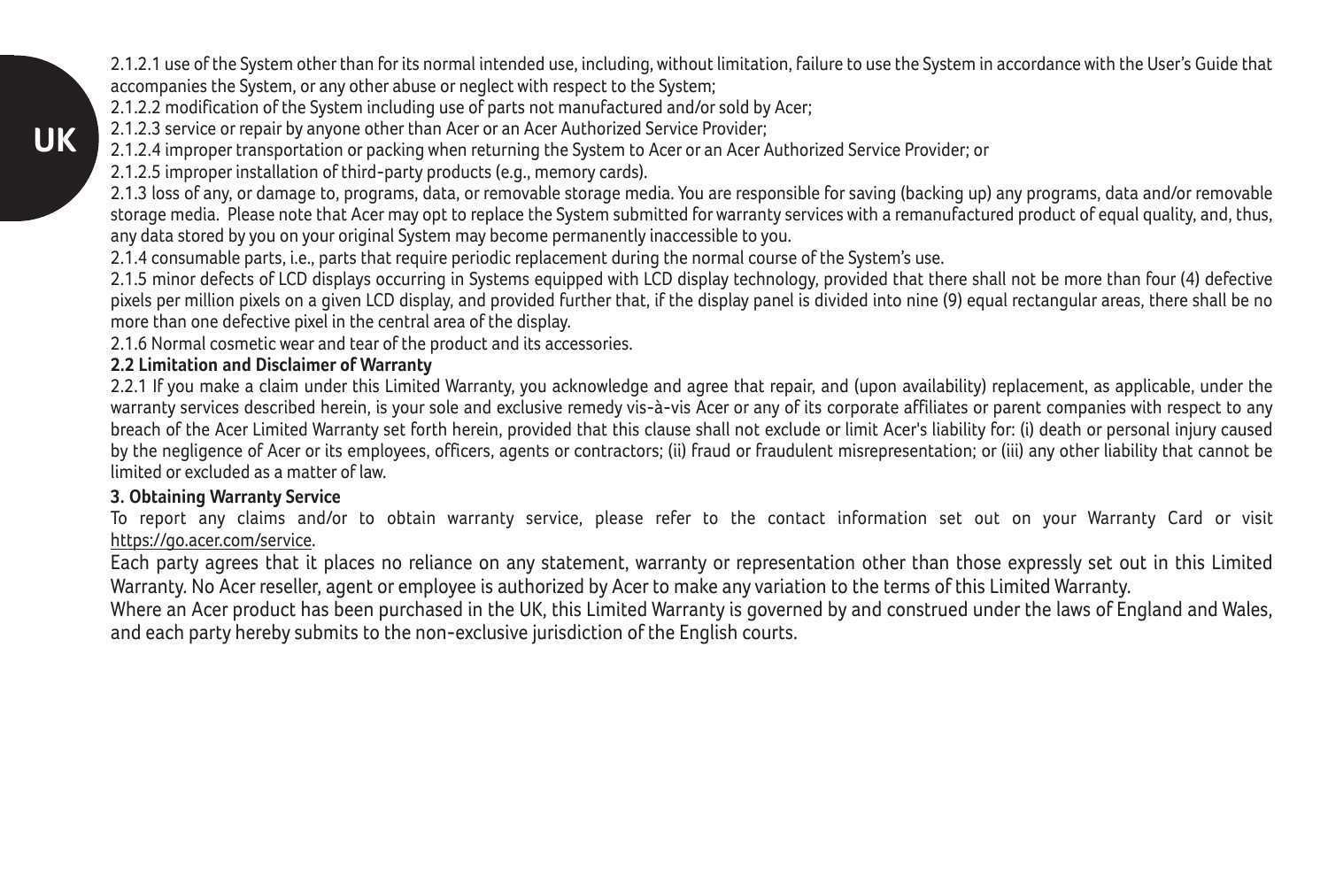2.1.2.1 use of the System other than for its normal intended use, including, without limitation, failure to use the System in accordance with the User's Guide that accompanies the System, or any other abuse or neglect with respect to the System;

2.1.2.2 modification of the System including use of parts not manufactured and/or sold by Acer;

2.1.2.3 service or repair by anyone other than Acer or an Acer Authorized Service Provider;

2.1.2.4 improper transportation or packing when returning the System to Acer or an Acer Authorized Service Provider; or

2.1.2.5 improper installation of third-party products (e.g., memory cards).

2.1.3 loss of any, or damage to, programs, data, or removable storage media. You are responsible for saving (backing up) any programs, data and/or removable storage media. Please note that Acer may opt to replace the System submitted for warranty services with a remanufactured product of equal quality, and, thus, any data stored by you on your original System may become permanently inaccessible to you.

2.1.4 consumable parts, i.e., parts that require periodic replacement during the normal course of the System's use.

2.1.5 minor defects of LCD displays occurring in Systems equipped with LCD display technology, provided that there shall not be more than four (4) defective pixels per million pixels on a given LCD display, and provided further that, if the display panel is divided into nine (9) equal rectangular areas, there shall be no more than one defective pixel in the central area of the display.

2.1.6 Normal cosmetic wear and tear of the product and its accessories.

**2.2 Limitation and Disclaimer of Warranty**

2.2.1 If you make a claim under this Limited Warranty, you acknowledge and agree that repair, and (upon availability) replacement, as applicable, under the warranty services described herein, is your sole and exclusive remedy vis-à-vis Acer or any of its corporate affiliates or parent companies with respect to any breach of the Acer Limited Warranty set forth herein, provided that this clause shall not exclude or limit Acer's liability for: (i) death or personal injury caused by the negligence of Acer or its employees, officers, agents or contractors; (ii) fraud or fraudulent misrepresentation; or (iii) any other liability that cannot be limited or excluded as a matter of law.

**3. Obtaining Warranty Service**

To report any claims and/or to obtain warranty service, please refer to the contact information set out on your Warranty Card or visit https://go.acer.com/service.

Each party agrees that it places no reliance on any statement, warranty or representation other than those expressly set out in this Limited Warranty. No Acer reseller, agent or employee is authorized by Acer to make any variation to the terms of this Limited Warranty.

Where an Acer product has been purchased in the UK, this Limited Warranty is governed by and construed under the laws of England and Wales, and each party hereby submits to the non-exclusive jurisdiction of the English courts.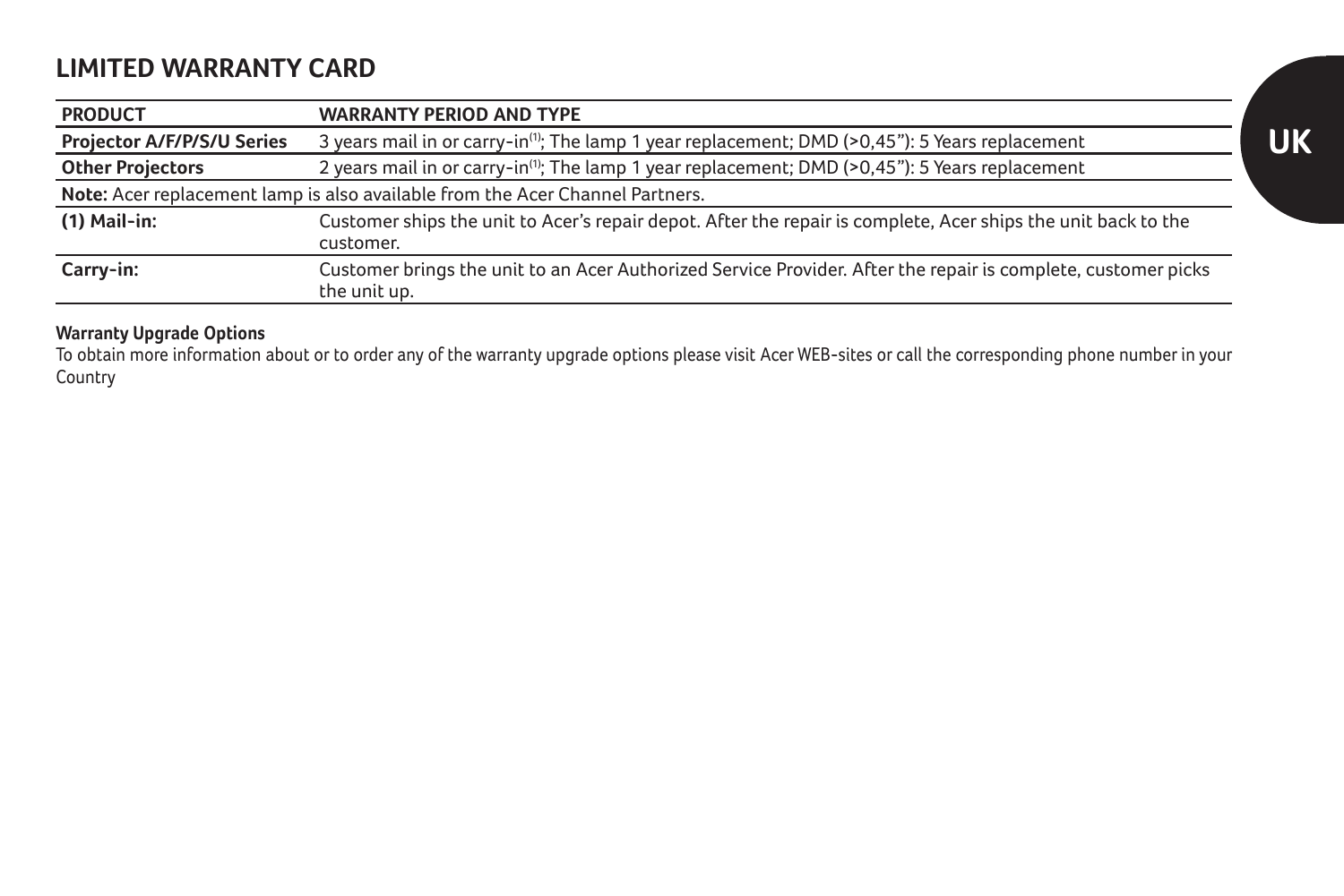# LIMITED WARRANTY CARD

| PRODUCT | WARRANTY PERIOD AND TYPE |
| --- | --- |
| **Projector A/F/P/S/U Series** | 3 years mail in or carry-in[1]; The lamp 1 year replacement; DMD (>0,45"): 5 Years replacement |
| **Other Projectors** | 2 years mail in or carry-in[1]; The lamp 1 year replacement; DMD (>0,45"): 5 Years replacement |
| **Note:** Acer replacement lamp is also available from the Acer Channel Partners. | |
| **(1) Mail-in:** | Customer ships the unit to Acer's repair depot. After the repair is complete, Acer ships the unit back to the customer. |
| **Carry-in:** | Customer brings the unit to an Acer Authorized Service Provider. After the repair is complete, customer picks the unit up. |

**Warranty Upgrade Options**

To obtain more information about or to order any of the warranty upgrade options please visit Acer WEB-sites or call the corresponding phone number in your Country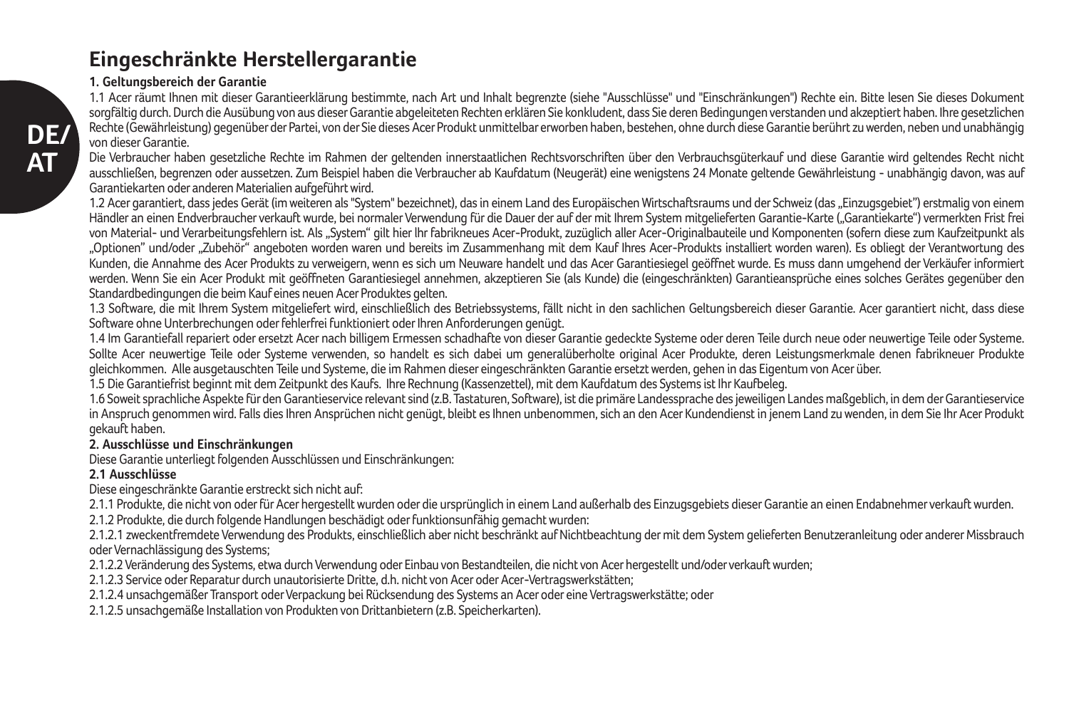# Eingeschränkte Herstellergarantie

DE/
AT

**1. Geltungsbereich der Garantie**

1.1 Acer räumt Ihnen mit dieser Garantieerklärung bestimmte, nach Art und Inhalt begrenzte (siehe "Ausschlüsse" und "Einschränkungen") Rechte ein. Bitte lesen Sie dieses Dokument sorgfältig durch. Durch die Ausübung von aus dieser Garantie abgeleiteten Rechten erklären Sie konkludent, dass Sie deren Bedingungen verstanden und akzeptiert haben. Ihre gesetzlichen Rechte (Gewährleistung) gegenüber der Partei, von der Sie dieses Acer Produkt unmittelbar erworben haben, bestehen, ohne durch diese Garantie berührt zu werden, neben und unabhängig von dieser Garantie.

Die Verbraucher haben gesetzliche Rechte im Rahmen der geltenden innerstaatlichen Rechtsvorschriften über den Verbrauchsgüterkauf und diese Garantie wird geltendes Recht nicht ausschließen, begrenzen oder aussetzen. Zum Beispiel haben die Verbraucher ab Kaufdatum (Neugerät) eine wenigstens 24 Monate geltende Gewährleistung - unabhängig davon, was auf Garantiekarten oder anderen Materialien aufgeführt wird.

1.2 Acer garantiert, dass jedes Gerät (im weiteren als "System" bezeichnet), das in einem Land des Europäischen Wirtschaftsraums und der Schweiz (das „Einzugsgebiet") erstmalig von einem Händler an einen Endverbraucher verkauft wurde, bei normaler Verwendung für die Dauer der auf der mit Ihrem System mitgelieferten Garantie-Karte („Garantiekarte") vermerkten Frist frei von Material- und Verarbeitungsfehlern ist. Als „System" gilt hier Ihr fabrikneues Acer-Produkt, zuzüglich aller Acer-Originalbauteile und Komponenten (sofern diese zum Kaufzeitpunkt als „Optionen" und/oder „Zubehör" angeboten worden waren und bereits im Zusammenhang mit dem Kauf Ihres Acer-Produkts installiert worden waren). Es obliegt der Verantwortung des Kunden, die Annahme des Acer Produkts zu verweigern, wenn es sich um Neuware handelt und das Acer Garantiesiegel geöffnet wurde. Es muss dann umgehend der Verkäufer informiert werden. Wenn Sie ein Acer Produkt mit geöffneten Garantiesiegel annehmen, akzeptieren Sie (als Kunde) die (eingeschränkten) Garantieansprüche eines solches Gerätes gegenüber den Standardbedingungen die beim Kauf eines neuen Acer Produktes gelten.

1.3 Software, die mit Ihrem System mitgeliefert wird, einschließlich des Betriebssystems, fällt nicht in den sachlichen Geltungsbereich dieser Garantie. Acer garantiert nicht, dass diese Software ohne Unterbrechungen oder fehlerfrei funktioniert oder Ihren Anforderungen genügt.

1.4 Im Garantiefall repariert oder ersetzt Acer nach billigem Ermessen schadhafte von dieser Garantie gedeckte Systeme oder deren Teile durch neue oder neuwertige Teile oder Systeme. Sollte Acer neuwertige Teile oder Systeme verwenden, so handelt es sich dabei um generalüberholte original Acer Produkte, deren Leistungsmerkmale denen fabrikneuer Produkte gleichkommen. Alle ausgetauschten Teile und Systeme, die im Rahmen dieser eingeschränkten Garantie ersetzt werden, gehen in das Eigentum von Acer über.

1.5 Die Garantiefrist beginnt mit dem Zeitpunkt des Kaufs. Ihre Rechnung (Kassenzettel), mit dem Kaufdatum des Systems ist Ihr Kaufbeleg.

1.6 Soweit sprachliche Aspekte für den Garantieservice relevant sind (z.B. Tastaturen, Software), ist die primäre Landessprache des jeweiligen Landes maßgeblich, in dem der Garantieservice in Anspruch genommen wird. Falls dies Ihren Ansprüchen nicht genügt, bleibt es Ihnen unbenommen, sich an den Acer Kundendienst in jenem Land zu wenden, in dem Sie Ihr Acer Produkt gekauft haben.

**2. Ausschlüsse und Einschränkungen**

Diese Garantie unterliegt folgenden Ausschlüssen und Einschränkungen:

**2.1 Ausschlüsse**

Diese eingeschränkte Garantie erstreckt sich nicht auf:

2.1.1 Produkte, die nicht von oder für Acer hergestellt wurden oder die ursprünglich in einem Land außerhalb des Einzugsgebiets dieser Garantie an einen Endabnehmer verkauft wurden.

2.1.2 Produkte, die durch folgende Handlungen beschädigt oder funktionsunfähig gemacht wurden:

2.1.2.1 zweckentfremdete Verwendung des Produkts, einschließlich aber nicht beschränkt auf Nichtbeachtung der mit dem System gelieferten Benutzeranleitung oder anderer Missbrauch oder Vernachlässigung des Systems;

2.1.2.2 Veränderung des Systems, etwa durch Verwendung oder Einbau von Bestandteilen, die nicht von Acer hergestellt und/oder verkauft wurden;

2.1.2.3 Service oder Reparatur durch unautorisierte Dritte, d.h. nicht von Acer oder Acer-Vertragswerkstätten;

2.1.2.4 unsachgemäßer Transport oder Verpackung bei Rücksendung des Systems an Acer oder eine Vertragswerkstätte; oder

2.1.2.5 unsachgemäße Installation von Produkten von Drittanbietern (z.B. Speicherkarten).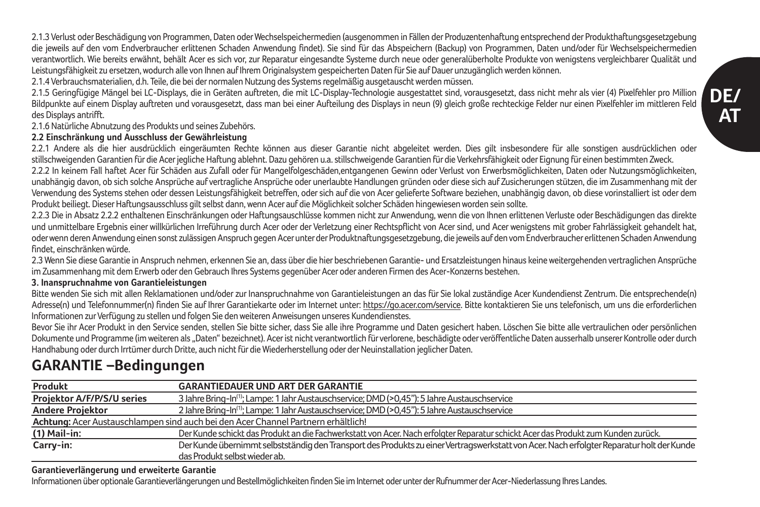2.1.3 Verlust oder Beschädigung von Programmen, Daten oder Wechselspeichermedien (ausgenommen in Fällen der Produzentenhaftung entsprechend der Produkthaftungsgesetzgebung die jeweils auf den vom Endverbraucher erlittenen Schaden Anwendung findet). Sie sind für das Abspeichern (Backup) von Programmen, Daten und/oder für Wechselspeichermedien verantwortlich. Wie bereits erwähnt, behält Acer es sich vor, zur Reparatur eingesandte Systeme durch neue oder generalüberholte Produkte von wenigstens vergleichbarer Qualität und Leistungsfähigkeit zu ersetzen, wodurch alle von Ihnen auf Ihrem Originalsystem gespeicherten Daten für Sie auf Dauer unzugänglich werden können.

2.1.4 Verbrauchsmaterialien, d.h. Teile, die bei der normalen Nutzung des Systems regelmäßig ausgetauscht werden müssen.

2.1.5 Geringfügige Mängel bei LC-Displays, die in Geräten auftreten, die mit LC-Display-Technologie ausgestattet sind, vorausgesetzt, dass nicht mehr als vier (4) Pixelfehler pro Million Bildpunkte auf einem Display auftreten und vorausgesetzt, dass man bei einer Aufteilung des Displays in neun (9) gleich große rechteckige Felder nur einen Pixelfehler im mittleren Feld des Displays antrifft.

2.1.6 Natürliche Abnutzung des Produkts und seines Zubehörs.

**2.2 Einschränkung und Ausschluss der Gewährleistung**

2.2.1 Andere als die hier ausdrücklich eingeräumten Rechte können aus dieser Garantie nicht abgeleitet werden. Dies gilt insbesondere für alle sonstigen ausdrücklichen oder stillschweigenden Garantien für die Acer jegliche Haftung ablehnt. Dazu gehören u.a. stillschweigende Garantien für die Verkehrsfähigkeit oder Eignung für einen bestimmten Zweck.

2.2.2 In keinem Fall haftet Acer für Schäden aus Zufall oder für Mangelfolgeschäden,entgangenen Gewinn oder Verlust von Erwerbsmöglichkeiten, Daten oder Nutzungsmöglichkeiten, unabhängig davon, ob sich solche Ansprüche auf vertragliche Ansprüche oder unerlaubte Handlungen gründen oder diese sich auf Zusicherungen stützen, die im Zusammenhang mit der Verwendung des Systems stehen oder dessen Leistungsfähigkeit betreffen, oder sich auf die von Acer gelieferte Software beziehen, unabhängig davon, ob diese vorinstalliert ist oder dem Produkt beiliegt. Dieser Haftungsausschluss gilt selbst dann, wenn Acer auf die Möglichkeit solcher Schäden hingewiesen worden sein sollte.

2.2.3 Die in Absatz 2.2.2 enthaltenen Einschränkungen oder Haftungsauschlüsse kommen nicht zur Anwendung, wenn die von Ihnen erlittenen Verluste oder Beschädigungen das direkte und unmittelbare Ergebnis einer willkürlichen Irreführung durch Acer oder der Verletzung einer Rechtspflicht von Acer sind, und Acer wenigstens mit grober Fahrlässigkeit gehandelt hat, oder wenn deren Anwendung einen sonst zulässigen Anspruch gegen Acer unter der Produktnaftungsgesetzgebung, die jeweils auf den vom Endverbraucher erlittenen Schaden Anwendung findet, einschränken würde.

2.3 Wenn Sie diese Garantie in Anspruch nehmen, erkennen Sie an, dass über die hier beschriebenen Garantie- und Ersatzleistungen hinaus keine weitergehenden vertraglichen Ansprüche im Zusammenhang mit dem Erwerb oder den Gebrauch Ihres Systems gegenüber Acer oder anderen Firmen des Acer-Konzerns bestehen.

**3. Inanspruchnahme von Garantieleistungen**

Bitte wenden Sie sich mit allen Reklamationen und/oder zur Inanspruchnahme von Garantieleistungen an das für Sie lokal zuständige Acer Kundendienst Zentrum. Die entsprechende(n) Adresse(n) und Telefonnummer(n) finden Sie auf Ihrer Garantiekarte oder im Internet unter: https://go.acer.com/service. Bitte kontaktieren Sie uns telefonisch, um uns die erforderlichen Informationen zur Verfügung zu stellen und folgen Sie den weiteren Anweisungen unseres Kundendienstes.

Bevor Sie ihr Acer Produkt in den Service senden, stellen Sie bitte sicher, dass Sie alle ihre Programme und Daten gesichert haben. Löschen Sie bitte alle vertraulichen oder persönlichen Dokumente und Programme (im weiteren als „Daten" bezeichnet). Acer ist nicht verantwortlich für verlorene, beschädigte oder veröffentliche Daten ausserhalb unserer Kontrolle oder durch Handhabung oder durch Irrtümer durch Dritte, auch nicht für die Wiederherstellung oder der Neuinstallation jeglicher Daten.

## GARANTIE –Bedingungen

| Produkt | GARANTIEDAUER UND ART DER GARANTIE |
|---|---|
| Projektor A/F/P/S/U series | 3 Jahre Bring-In[1]; Lampe: 1 Jahr Austauschservice; DMD (>0,45"): 5 Jahre Austauschservice |
| Andere Projektor | 2 Jahre Bring-In[1]; Lampe: 1 Jahr Austauschservice; DMD (>0,45"): 5 Jahre Austauschservice |
| **Achtung:** Acer Austauschlampen sind auch bei den Acer Channel Partnern erhältlich! | |
| (1) Mail-in: | Der Kunde schickt das Produkt an die Fachwerkstatt von Acer. Nach erfolgter Reparatur schickt Acer das Produkt zum Kunden zurück. |
| Carry-in: | Der Kunde übernimmt selbstständig den Transport des Produkts zu einer Vertragswerkstatt von Acer. Nach erfolgter Reparatur holt der Kunde das Produkt selbst wieder ab. |

**Garantieverlängerung und erweiterte Garantie**

Informationen über optionale Garantieverlängerungen und Bestellmöglichkeiten finden Sie im Internet oder unter der Rufnummer der Acer-Niederlassung Ihres Landes.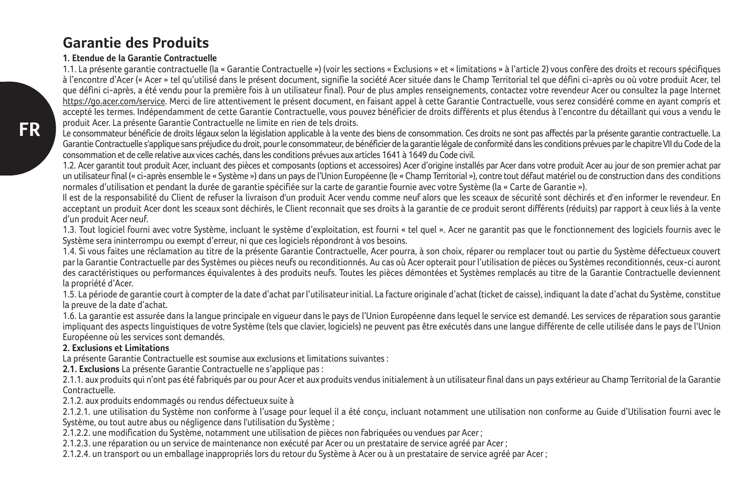# Garantie des Produits

**1. Etendue de la Garantie Contractuelle**

1.1. La présente garantie contractuelle (la « Garantie Contractuelle ») (voir les sections « Exclusions » et « limitations » à l'article 2) vous confère des droits et recours spécifiques à l'encontre d'Acer (« Acer » tel qu'utilisé dans le présent document, signifie la société Acer située dans le Champ Territorial tel que défini ci-après ou où votre produit Acer, tel que défini ci-après, a été vendu pour la première fois à un utilisateur final). Pour de plus amples renseignements, contactez votre revendeur Acer ou consultez la page Internet https://go.acer.com/service. Merci de lire attentivement le présent document, en faisant appel à cette Garantie Contractuelle, vous serez considéré comme en ayant compris et accepté les termes. Indépendamment de cette Garantie Contractuelle, vous pouvez bénéficier de droits différents et plus étendus à l'encontre du détaillant qui vous a vendu le produit Acer. La présente Garantie Contractuelle ne limite en rien de tels droits.

Le consommateur bénéficie de droits légaux selon la législation applicable à la vente des biens de consommation. Ces droits ne sont pas affectés par la présente garantie contractuelle. La Garantie Contractuelle s'applique sans préjudice du droit, pour le consommateur, de bénéficier de la garantie légale de conformité dans les conditions prévues par le chapitre VII du Code de la consommation et de celle relative aux vices cachés, dans les conditions prévues aux articles 1641 à 1649 du Code civil.

1.2. Acer garantit tout produit Acer, incluant des pièces et composants (options et accessoires) Acer d'origine installés par Acer dans votre produit Acer au jour de son premier achat par un utilisateur final (« ci-après ensemble le « Système ») dans un pays de l'Union Européenne (le « Champ Territorial »), contre tout défaut matériel ou de construction dans des conditions normales d'utilisation et pendant la durée de garantie spécifiée sur la carte de garantie fournie avec votre Système (la « Carte de Garantie »).

Il est de la responsabilité du Client de refuser la livraison d'un produit Acer vendu comme neuf alors que les sceaux de sécurité sont déchirés et d'en informer le revendeur. En acceptant un produit Acer dont les sceaux sont déchirés, le Client reconnait que ses droits à la garantie de ce produit seront différents (réduits) par rapport à ceux liés à la vente d'un produit Acer neuf.

1.3. Tout logiciel fourni avec votre Système, incluant le système d'exploitation, est fourni « tel quel ». Acer ne garantit pas que le fonctionnement des logiciels fournis avec le Système sera ininterrompu ou exempt d'erreur, ni que ces logiciels répondront à vos besoins.

1.4. Si vous faites une réclamation au titre de la présente Garantie Contractuelle, Acer pourra, à son choix, réparer ou remplacer tout ou partie du Système défectueux couvert par la Garantie Contractuelle par des Systèmes ou pièces neufs ou reconditionnés. Au cas où Acer opterait pour l'utilisation de pièces ou Systèmes reconditionnés, ceux-ci auront des caractéristiques ou performances équivalentes à des produits neufs. Toutes les pièces démontées et Systèmes remplacés au titre de la Garantie Contractuelle deviennent la propriété d'Acer.

1.5. La période de garantie court à compter de la date d'achat par l'utilisateur initial. La facture originale d'achat (ticket de caisse), indiquant la date d'achat du Système, constitue la preuve de la date d'achat.

1.6. La garantie est assurée dans la langue principale en vigueur dans le pays de l'Union Européenne dans lequel le service est demandé. Les services de réparation sous garantie impliquant des aspects linguistiques de votre Système (tels que clavier, logiciels) ne peuvent pas être exécutés dans une langue différente de celle utilisée dans le pays de l'Union Européenne où les services sont demandés.

**2. Exclusions et Limitations**

La présente Garantie Contractuelle est soumise aux exclusions et limitations suivantes :

**2.1. Exclusions** La présente Garantie Contractuelle ne s'applique pas :

2.1.1. aux produits qui n'ont pas été fabriqués par ou pour Acer et aux produits vendus initialement à un utilisateur final dans un pays extérieur au Champ Territorial de la Garantie Contractuelle.

2.1.2. aux produits endommagés ou rendus défectueux suite à

2.1.2.1. une utilisation du Système non conforme à l'usage pour lequel il a été conçu, incluant notamment une utilisation non conforme au Guide d'Utilisation fourni avec le Système, ou tout autre abus ou négligence dans l'utilisation du Système ;

2.1.2.2. une modification du Système, notamment une utilisation de pièces non fabriquées ou vendues par Acer ;

2.1.2.3. une réparation ou un service de maintenance non exécuté par Acer ou un prestataire de service agréé par Acer ;

2.1.2.4. un transport ou un emballage inappropriés lors du retour du Système à Acer ou à un prestataire de service agréé par Acer ;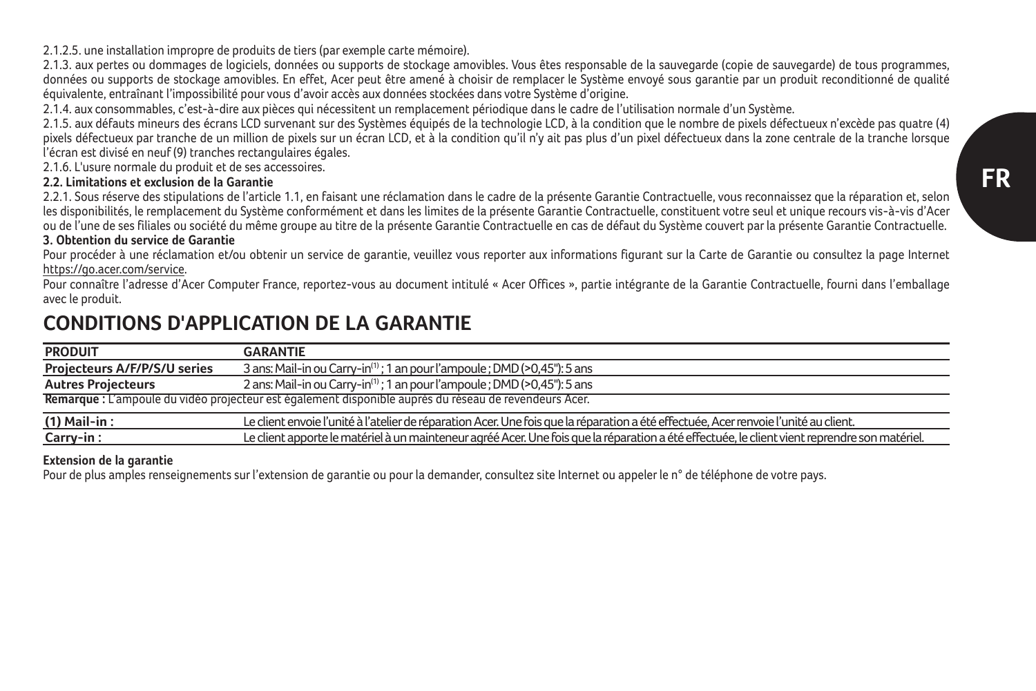2.1.2.5. une installation impropre de produits de tiers (par exemple carte mémoire).

2.1.3. aux pertes ou dommages de logiciels, données ou supports de stockage amovibles. Vous êtes responsable de la sauvegarde (copie de sauvegarde) de tous programmes, données ou supports de stockage amovibles. En effet, Acer peut être amené à choisir de remplacer le Système envoyé sous garantie par un produit reconditionné de qualité équivalente, entraînant l'impossibilité pour vous d'avoir accès aux données stockées dans votre Système d'origine.

2.1.4. aux consommables, c'est-à-dire aux pièces qui nécessitent un remplacement périodique dans le cadre de l'utilisation normale d'un Système.

2.1.5. aux défauts mineurs des écrans LCD survenant sur des Systèmes équipés de la technologie LCD, à la condition que le nombre de pixels défectueux n'excède pas quatre (4) pixels défectueux par tranche de un million de pixels sur un écran LCD, et à la condition qu'il n'y ait pas plus d'un pixel défectueux dans la zone centrale de la tranche lorsque l'écran est divisé en neuf (9) tranches rectangulaires égales.

2.1.6. L'usure normale du produit et de ses accessoires.

**2.2. Limitations et exclusion de la Garantie**

2.2.1. Sous réserve des stipulations de l'article 1.1, en faisant une réclamation dans le cadre de la présente Garantie Contractuelle, vous reconnaissez que la réparation et, selon les disponibilités, le remplacement du Système conformément et dans les limites de la présente Garantie Contractuelle, constituent votre seul et unique recours vis-à-vis d'Acer ou de l'une de ses filiales ou société du même groupe au titre de la présente Garantie Contractuelle en cas de défaut du Système couvert par la présente Garantie Contractuelle.

**3. Obtention du service de Garantie**

Pour procéder à une réclamation et/ou obtenir un service de garantie, veuillez vous reporter aux informations figurant sur la Carte de Garantie ou consultez la page Internet https://go.acer.com/service.

Pour connaître l'adresse d'Acer Computer France, reportez-vous au document intitulé « Acer Offices », partie intégrante de la Garantie Contractuelle, fourni dans l'emballage avec le produit.

## CONDITIONS D'APPLICATION DE LA GARANTIE

| PRODUIT | GARANTIE |
|---|---|
| **Projecteurs A/F/P/S/U series** | 3 ans: Mail-in ou Carry-in(1) ; 1 an pour l'ampoule ; DMD (>0,45"): 5 ans |
| **Autres Projecteurs** | 2 ans: Mail-in ou Carry-in(1) ; 1 an pour l'ampoule ; DMD (>0,45"): 5 ans |

**Remarque :** L'ampoule du vidéo projecteur est également disponible auprès du réseau de revendeurs Acer.

| | |
|---|---|
| **(1) Mail-in :** | Le client envoie l'unité à l'atelier de réparation Acer. Une fois que la réparation a été effectuée, Acer renvoie l'unité au client. |
| **Carry-in :** | Le client apporte le matériel à un mainteneur agréé Acer. Une fois que la réparation a été effectuée, le client vient reprendre son matériel. |

**Extension de la garantie**

Pour de plus amples renseignements sur l'extension de garantie ou pour la demander, consultez site Internet ou appeler le n° de téléphone de votre pays.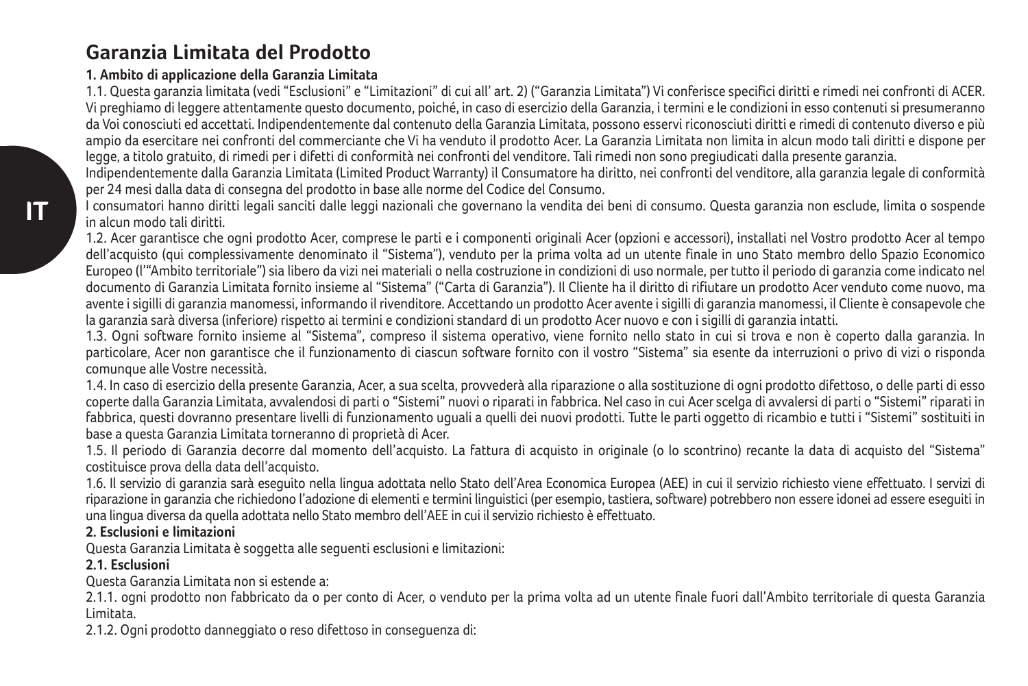# Garanzia Limitata del Prodotto

**1. Ambito di applicazione della Garanzia Limitata**

1.1. Questa garanzia limitata (vedi "Esclusioni" e "Limitazioni" di cui all' art. 2) ("Garanzia Limitata") Vi conferisce specifici diritti e rimedi nei confronti di ACER. Vi preghiamo di leggere attentamente questo documento, poiché, in caso di esercizio della Garanzia, i termini e le condizioni in esso contenuti si presumeranno da Voi conosciuti ed accettati. Indipendentemente dal contenuto della Garanzia Limitata, possono esservi riconosciuti diritti e rimedi di contenuto diverso e più ampio da esercitare nei confronti del commerciante che Vi ha venduto il prodotto Acer. La Garanzia Limitata non limita in alcun modo tali diritti e dispone per legge, a titolo gratuito, di rimedi per i difetti di conformità nei confronti del venditore. Tali rimedi non sono pregiudicati dalla presente garanzia.

Indipendentemente dalla Garanzia Limitata (Limited Product Warranty) il Consumatore ha diritto, nei confronti del venditore, alla garanzia legale di conformità per 24 mesi dalla data di consegna del prodotto in base alle norme del Codice del Consumo.

I consumatori hanno diritti legali sanciti dalle leggi nazionali che governano la vendita dei beni di consumo. Questa garanzia non esclude, limita o sospende in alcun modo tali diritti.

1.2. Acer garantisce che ogni prodotto Acer, comprese le parti e i componenti originali Acer (opzioni e accessori), installati nel Vostro prodotto Acer al tempo dell'acquisto (qui complessivamente denominato il "Sistema"), venduto per la prima volta ad un utente finale in uno Stato membro dello Spazio Economico Europeo (l'"Ambito territoriale") sia libero da vizi nei materiali o nella costruzione in condizioni di uso normale, per tutto il periodo di garanzia come indicato nel documento di Garanzia Limitata fornito insieme al "Sistema" ("Carta di Garanzia"). Il Cliente ha il diritto di rifiutare un prodotto Acer venduto come nuovo, ma avente i sigilli di garanzia manomessi, informando il rivenditore. Accettando un prodotto Acer avente i sigilli di garanzia manomessi, il Cliente è consapevole che la garanzia sarà diversa (inferiore) rispetto ai termini e condizioni standard di un prodotto Acer nuovo e con i sigilli di garanzia intatti.

1.3. Ogni software fornito insieme al "Sistema", compreso il sistema operativo, viene fornito nello stato in cui si trova e non è coperto dalla garanzia. In particolare, Acer non garantisce che il funzionamento di ciascun software fornito con il vostro "Sistema" sia esente da interruzioni o privo di vizi o risponda comunque alle Vostre necessità.

1.4. In caso di esercizio della presente Garanzia, Acer, a sua scelta, provvederà alla riparazione o alla sostituzione di ogni prodotto difettoso, o delle parti di esso coperte dalla Garanzia Limitata, avvalendosi di parti o "Sistemi" nuovi o riparati in fabbrica. Nel caso in cui Acer scelga di avvalersi di parti o "Sistemi" riparati in fabbrica, questi dovranno presentare livelli di funzionamento uguali a quelli dei nuovi prodotti. Tutte le parti oggetto di ricambio e tutti i "Sistemi" sostituiti in base a questa Garanzia Limitata torneranno di proprietà di Acer.

1.5. Il periodo di Garanzia decorre dal momento dell'acquisto. La fattura di acquisto in originale (o lo scontrino) recante la data di acquisto del "Sistema" costituisce prova della data dell'acquisto.

1.6. Il servizio di garanzia sarà eseguito nella lingua adottata nello Stato dell'Area Economica Europea (AEE) in cui il servizio richiesto viene effettuato. I servizi di riparazione in garanzia che richiedono l'adozione di elementi e termini linguistici (per esempio, tastiera, software) potrebbero non essere idonei ad essere eseguiti in una lingua diversa da quella adottata nello Stato membro dell'AEE in cui il servizio richiesto è effettuato.

**2. Esclusioni e limitazioni**

Questa Garanzia Limitata è soggetta alle seguenti esclusioni e limitazioni:

**2.1. Esclusioni**

Questa Garanzia Limitata non si estende a:

2.1.1. ogni prodotto non fabbricato da o per conto di Acer, o venduto per la prima volta ad un utente finale fuori dall'Ambito territoriale di questa Garanzia Limitata.

2.1.2. Ogni prodotto danneggiato o reso difettoso in conseguenza di: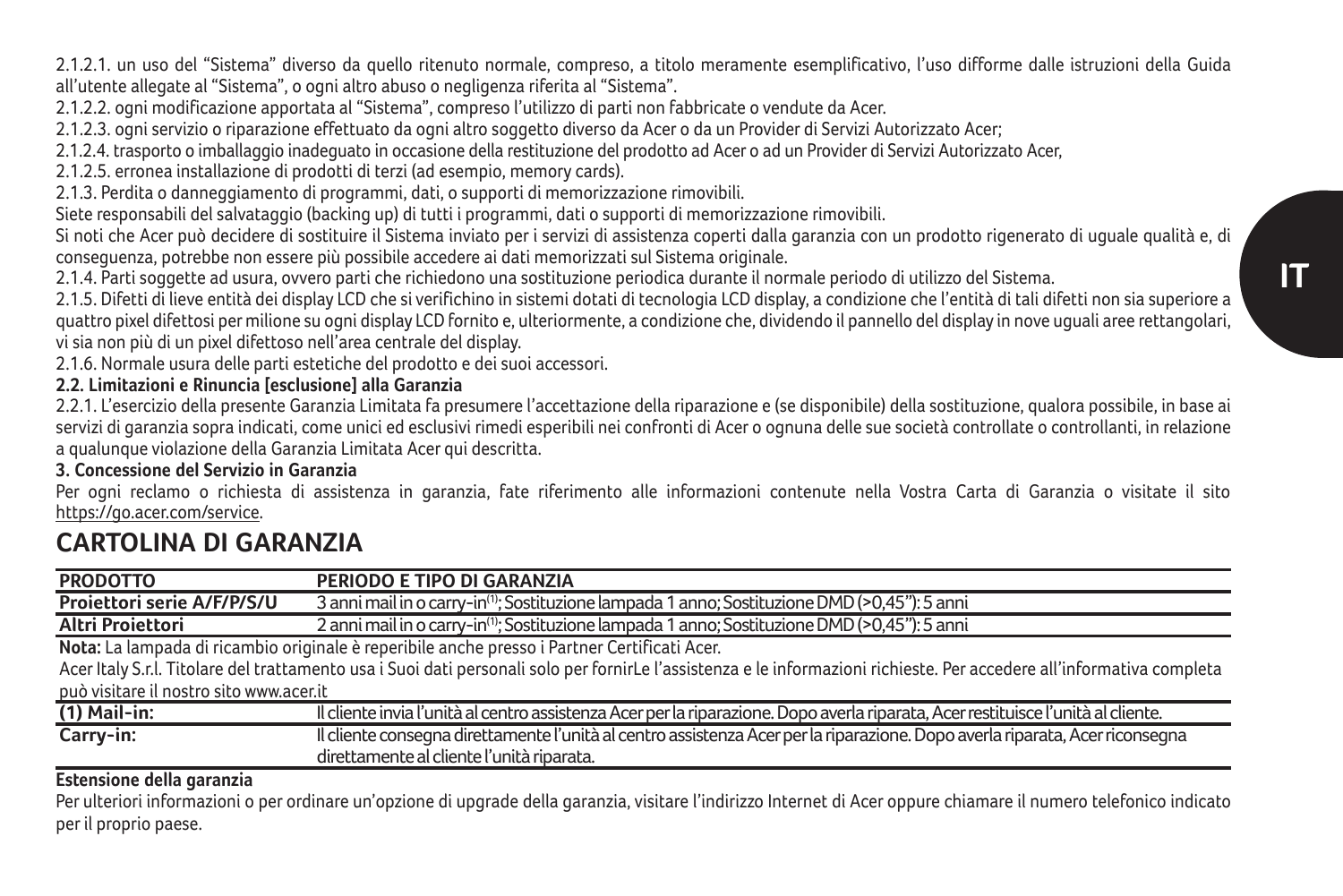2.1.2.1. un uso del "Sistema" diverso da quello ritenuto normale, compreso, a titolo meramente esemplificativo, l'uso difforme dalle istruzioni della Guida all'utente allegate al "Sistema", o ogni altro abuso o negligenza riferita al "Sistema".

2.1.2.2. ogni modificazione apportata al "Sistema", compreso l'utilizzo di parti non fabbricate o vendute da Acer.

2.1.2.3. ogni servizio o riparazione effettuato da ogni altro soggetto diverso da Acer o da un Provider di Servizi Autorizzato Acer;

2.1.2.4. trasporto o imballaggio inadeguato in occasione della restituzione del prodotto ad Acer o ad un Provider di Servizi Autorizzato Acer,

2.1.2.5. erronea installazione di prodotti di terzi (ad esempio, memory cards).

2.1.3. Perdita o danneggiamento di programmi, dati, o supporti di memorizzazione rimovibili.

Siete responsabili del salvataggio (backing up) di tutti i programmi, dati o supporti di memorizzazione rimovibili.

Si noti che Acer può decidere di sostituire il Sistema inviato per i servizi di assistenza coperti dalla garanzia con un prodotto rigenerato di uguale qualità e, di conseguenza, potrebbe non essere più possibile accedere ai dati memorizzati sul Sistema originale.

2.1.4. Parti soggette ad usura, ovvero parti che richiedono una sostituzione periodica durante il normale periodo di utilizzo del Sistema.

2.1.5. Difetti di lieve entità dei display LCD che si verifichino in sistemi dotati di tecnologia LCD display, a condizione che l'entità di tali difetti non sia superiore a quattro pixel difettosi per milione su ogni display LCD fornito e, ulteriormente, a condizione che, dividendo il pannello del display in nove uguali aree rettangolari, vi sia non più di un pixel difettoso nell'area centrale del display.

2.1.6. Normale usura delle parti estetiche del prodotto e dei suoi accessori.

**2.2. Limitazioni e Rinuncia [esclusione] alla Garanzia**

2.2.1. L'esercizio della presente Garanzia Limitata fa presumere l'accettazione della riparazione e (se disponibile) della sostituzione, qualora possibile, in base ai servizi di garanzia sopra indicati, come unici ed esclusivi rimedi esperibili nei confronti di Acer o ognuna delle sue società controllate o controllanti, in relazione a qualunque violazione della Garanzia Limitata Acer qui descritta.

**3. Concessione del Servizio in Garanzia**

Per ogni reclamo o richiesta di assistenza in garanzia, fate riferimento alle informazioni contenute nella Vostra Carta di Garanzia o visitate il sito https://go.acer.com/service.

## CARTOLINA DI GARANZIA

| PRODOTTO | PERIODO E TIPO DI GARANZIA |
|---|---|
| **Proiettori serie A/F/P/S/U** | 3 anni mail in o carry-in(1); Sostituzione lampada 1 anno; Sostituzione DMD (>0,45"): 5 anni |
| **Altri Proiettori** | 2 anni mail in o carry-in(1); Sostituzione lampada 1 anno; Sostituzione DMD (>0,45"): 5 anni |

**Nota:** La lampada di ricambio originale è reperibile anche presso i Partner Certificati Acer.

Acer Italy S.r.l. Titolare del trattamento usa i Suoi dati personali solo per fornirLe l'assistenza e le informazioni richieste. Per accedere all'informativa completa può visitare il nostro sito www.acer.it

| | |
|---|---|
| **(1) Mail-in:** | Il cliente invia l'unità al centro assistenza Acer per la riparazione. Dopo averla riparata, Acer restituisce l'unità al cliente. |
| **Carry-in:** | Il cliente consegna direttamente l'unità al centro assistenza Acer per la riparazione. Dopo averla riparata, Acer riconsegna direttamente al cliente l'unità riparata. |

**Estensione della garanzia**

Per ulteriori informazioni o per ordinare un'opzione di upgrade della garanzia, visitare l'indirizzo Internet di Acer oppure chiamare il numero telefonico indicato per il proprio paese.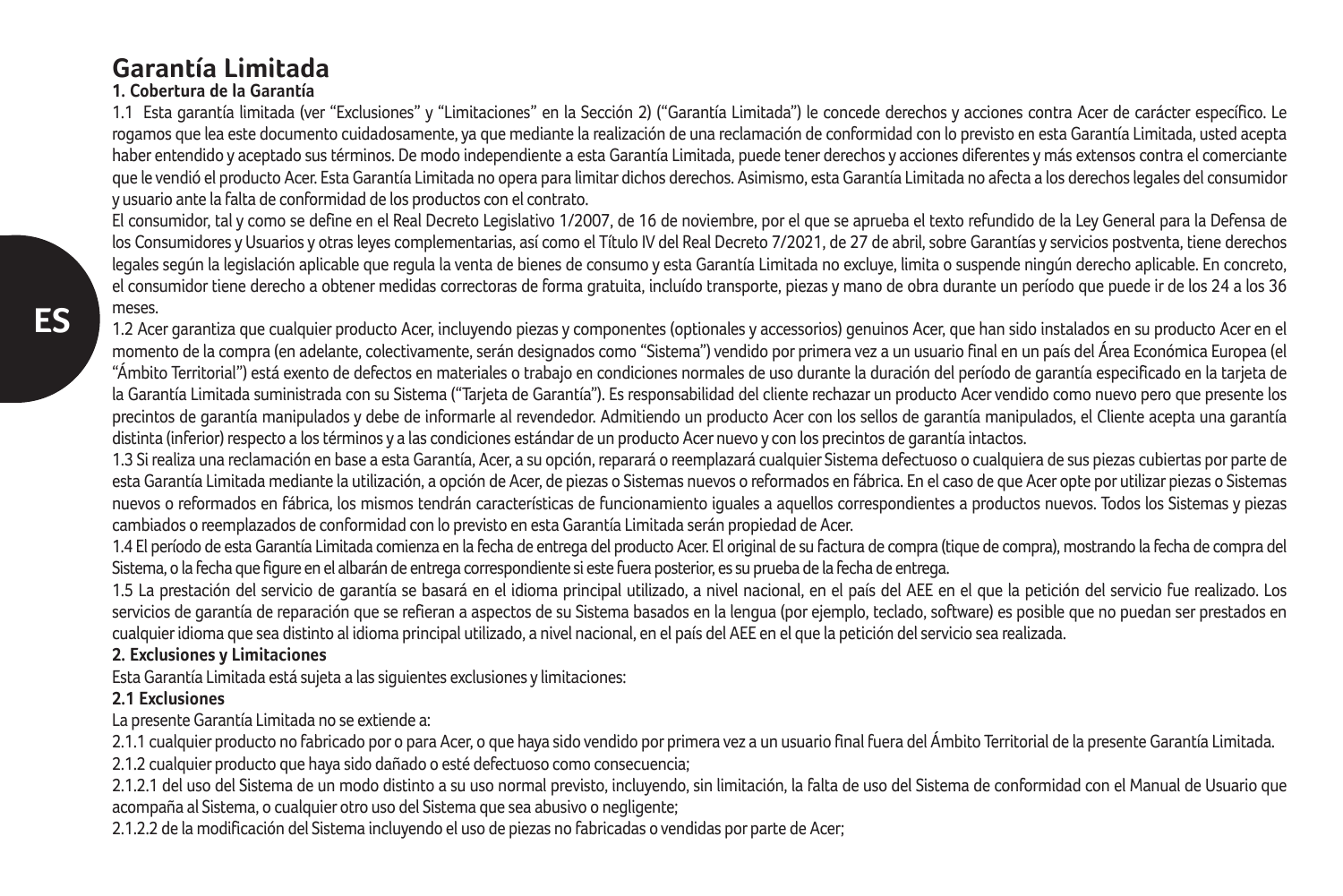# Garantía Limitada

### 1. Cobertura de la Garantía

1.1 Esta garantía limitada (ver “Exclusiones” y “Limitaciones” en la Sección 2) (“Garantía Limitada”) le concede derechos y acciones contra Acer de carácter específico. Le rogamos que lea este documento cuidadosamente, ya que mediante la realización de una reclamación de conformidad con lo previsto en esta Garantía Limitada, usted acepta haber entendido y aceptado sus términos. De modo independiente a esta Garantía Limitada, puede tener derechos y acciones diferentes y más extensos contra el comerciante que le vendió el producto Acer. Esta Garantía Limitada no opera para limitar dichos derechos. Asimismo, esta Garantía Limitada no afecta a los derechos legales del consumidor y usuario ante la falta de conformidad de los productos con el contrato.

El consumidor, tal y como se define en el Real Decreto Legislativo 1/2007, de 16 de noviembre, por el que se aprueba el texto refundido de la Ley General para la Defensa de los Consumidores y Usuarios y otras leyes complementarias, así como el Título IV del Real Decreto 7/2021, de 27 de abril, sobre Garantías y servicios postventa, tiene derechos legales según la legislación aplicable que regula la venta de bienes de consumo y esta Garantía Limitada no excluye, limita o suspende ningún derecho aplicable. En concreto, el consumidor tiene derecho a obtener medidas correctoras de forma gratuita, incluído transporte, piezas y mano de obra durante un período que puede ir de los 24 a los 36 meses.

1.2 Acer garantiza que cualquier producto Acer, incluyendo piezas y componentes (optionales y accessorios) genuinos Acer, que han sido instalados en su producto Acer en el momento de la compra (en adelante, colectivamente, serán designados como “Sistema”) vendido por primera vez a un usuario final en un país del Área Económica Europea (el “Ámbito Territorial”) está exento de defectos en materiales o trabajo en condiciones normales de uso durante la duración del período de garantía especificado en la tarjeta de la Garantía Limitada suministrada con su Sistema (“Tarjeta de Garantía”). Es responsabilidad del cliente rechazar un producto Acer vendido como nuevo pero que presente los precintos de garantía manipulados y debe de informarle al revendedor. Admitiendo un producto Acer con los sellos de garantía manipulados, el Cliente acepta una garantía distinta (inferior) respecto a los términos y a las condiciones estándar de un producto Acer nuevo y con los precintos de garantía intactos.

1.3 Si realiza una reclamación en base a esta Garantía, Acer, a su opción, reparará o reemplazará cualquier Sistema defectuoso o cualquiera de sus piezas cubiertas por parte de esta Garantía Limitada mediante la utilización, a opción de Acer, de piezas o Sistemas nuevos o reformados en fábrica. En el caso de que Acer opte por utilizar piezas o Sistemas nuevos o reformados en fábrica, los mismos tendrán características de funcionamiento iguales a aquellos correspondientes a productos nuevos. Todos los Sistemas y piezas cambiados o reemplazados de conformidad con lo previsto en esta Garantía Limitada serán propiedad de Acer.

1.4 El período de esta Garantía Limitada comienza en la fecha de entrega del producto Acer. El original de su factura de compra (tique de compra), mostrando la fecha de compra del Sistema, o la fecha que figure en el albarán de entrega correspondiente si este fuera posterior, es su prueba de la fecha de entrega.

1.5 La prestación del servicio de garantía se basará en el idioma principal utilizado, a nivel nacional, en el país del AEE en el que la petición del servicio fue realizado. Los servicios de garantía de reparación que se refieran a aspectos de su Sistema basados en la lengua (por ejemplo, teclado, software) es posible que no puedan ser prestados en cualquier idioma que sea distinto al idioma principal utilizado, a nivel nacional, en el país del AEE en el que la petición del servicio sea realizada.

### 2. Exclusiones y Limitaciones

Esta Garantía Limitada está sujeta a las siguientes exclusiones y limitaciones:

#### 2.1 Exclusiones

La presente Garantía Limitada no se extiende a:

2.1.1 cualquier producto no fabricado por o para Acer, o que haya sido vendido por primera vez a un usuario final fuera del Ámbito Territorial de la presente Garantía Limitada.

2.1.2 cualquier producto que haya sido dañado o esté defectuoso como consecuencia;

2.1.2.1 del uso del Sistema de un modo distinto a su uso normal previsto, incluyendo, sin limitación, la falta de uso del Sistema de conformidad con el Manual de Usuario que acompaña al Sistema, o cualquier otro uso del Sistema que sea abusivo o negligente;

2.1.2.2 de la modificación del Sistema incluyendo el uso de piezas no fabricadas o vendidas por parte de Acer;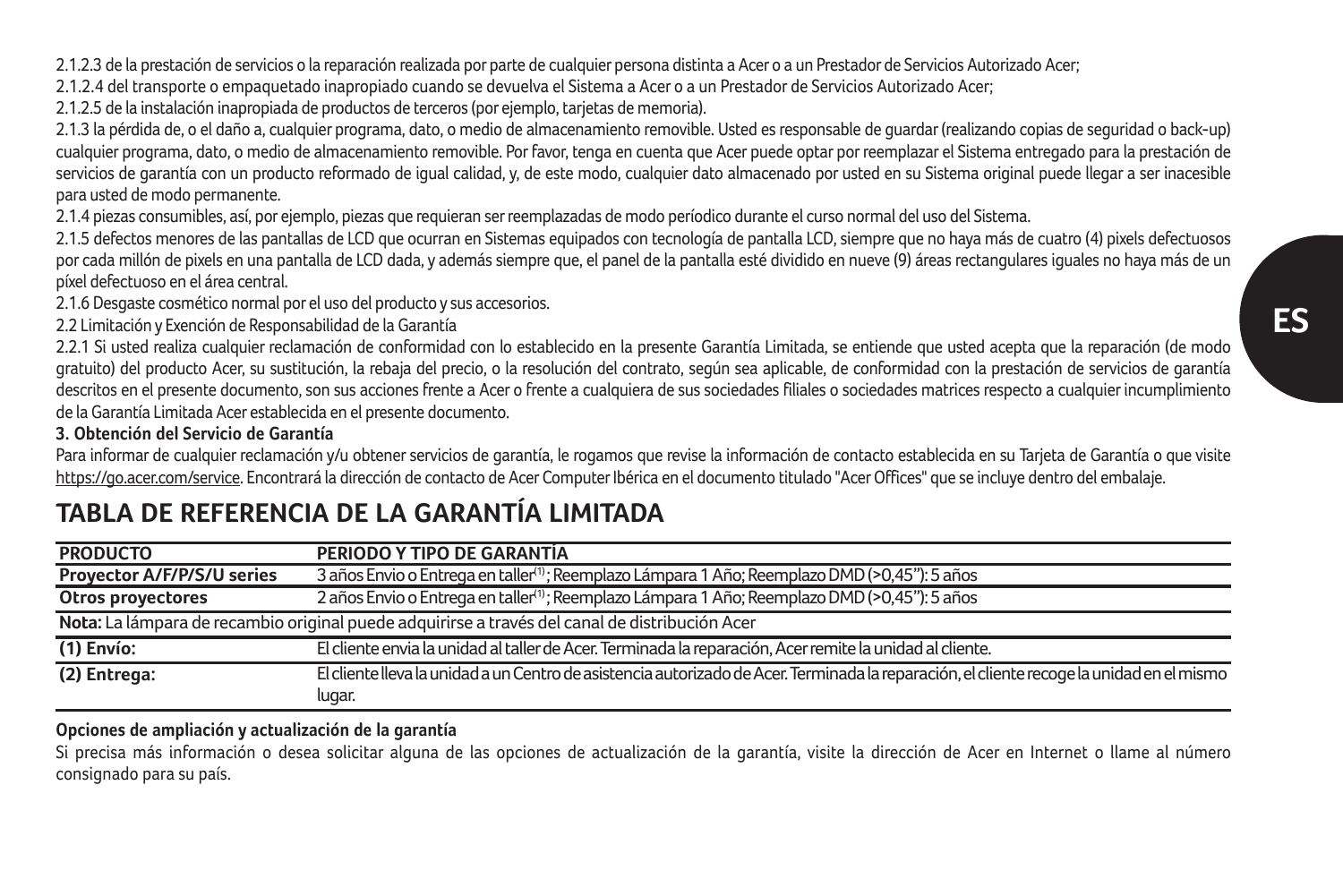2.1.2.3 de la prestación de servicios o la reparación realizada por parte de cualquier persona distinta a Acer o a un Prestador de Servicios Autorizado Acer;

2.1.2.4 del transporte o empaquetado inapropiado cuando se devuelva el Sistema a Acer o a un Prestador de Servicios Autorizado Acer;

2.1.2.5 de la instalación inapropiada de productos de terceros (por ejemplo, tarjetas de memoria).

2.1.3 la pérdida de, o el daño a, cualquier programa, dato, o medio de almacenamiento removible. Usted es responsable de guardar (realizando copias de seguridad o back-up) cualquier programa, dato, o medio de almacenamiento removible. Por favor, tenga en cuenta que Acer puede optar por reemplazar el Sistema entregado para la prestación de servicios de garantía con un producto reformado de igual calidad, y, de este modo, cualquier dato almacenado por usted en su Sistema original puede llegar a ser inacesible para usted de modo permanente.

2.1.4 piezas consumibles, así, por ejemplo, piezas que requieran ser reemplazadas de modo períodico durante el curso normal del uso del Sistema.

2.1.5 defectos menores de las pantallas de LCD que ocurran en Sistemas equipados con tecnología de pantalla LCD, siempre que no haya más de cuatro (4) pixels defectuosos por cada millón de pixels en una pantalla de LCD dada, y además siempre que, el panel de la pantalla esté dividido en nueve (9) áreas rectangulares iguales no haya más de un píxel defectuoso en el área central.

2.1.6 Desgaste cosmético normal por el uso del producto y sus accesorios.

2.2 Limitación y Exención de Responsabilidad de la Garantía

2.2.1 Si usted realiza cualquier reclamación de conformidad con lo establecido en la presente Garantía Limitada, se entiende que usted acepta que la reparación (de modo gratuito) del producto Acer, su sustitución, la rebaja del precio, o la resolución del contrato, según sea aplicable, de conformidad con la prestación de servicios de garantía descritos en el presente documento, son sus acciones frente a Acer o frente a cualquiera de sus sociedades filiales o sociedades matrices respecto a cualquier incumplimiento de la Garantía Limitada Acer establecida en el presente documento.

**3. Obtención del Servicio de Garantía**

Para informar de cualquier reclamación y/u obtener servicios de garantía, le rogamos que revise la información de contacto establecida en su Tarjeta de Garantía o que visite https://go.acer.com/service. Encontrará la dirección de contacto de Acer Computer Ibérica en el documento titulado "Acer Offices" que se incluye dentro del embalaje.

## TABLA DE REFERENCIA DE LA GARANTÍA LIMITADA

| PRODUCTO | PERIODO Y TIPO DE GARANTÍA |
|---|---|
| Proyector A/F/P/S/U series | 3 años Envio o Entrega en taller[1]; Reemplazo Lámpara 1 Año; Reemplazo DMD (>0,45"): 5 años |
| Otros proyectores | 2 años Envio o Entrega en taller[1]; Reemplazo Lámpara 1 Año; Reemplazo DMD (>0,45"): 5 años |
| **Nota:** La lámpara de recambio original puede adquirirse a través del canal de distribución Acer | |
| (1) Envío: | El cliente envia la unidad al taller de Acer. Terminada la reparación, Acer remite la unidad al cliente. |
| (2) Entrega: | El cliente lleva la unidad a un Centro de asistencia autorizado de Acer. Terminada la reparación, el cliente recoge la unidad en el mismo lugar. |

**Opciones de ampliación y actualización de la garantía**

Si precisa más información o desea solicitar alguna de las opciones de actualización de la garantía, visite la dirección de Acer en Internet o llame al número consignado para su país.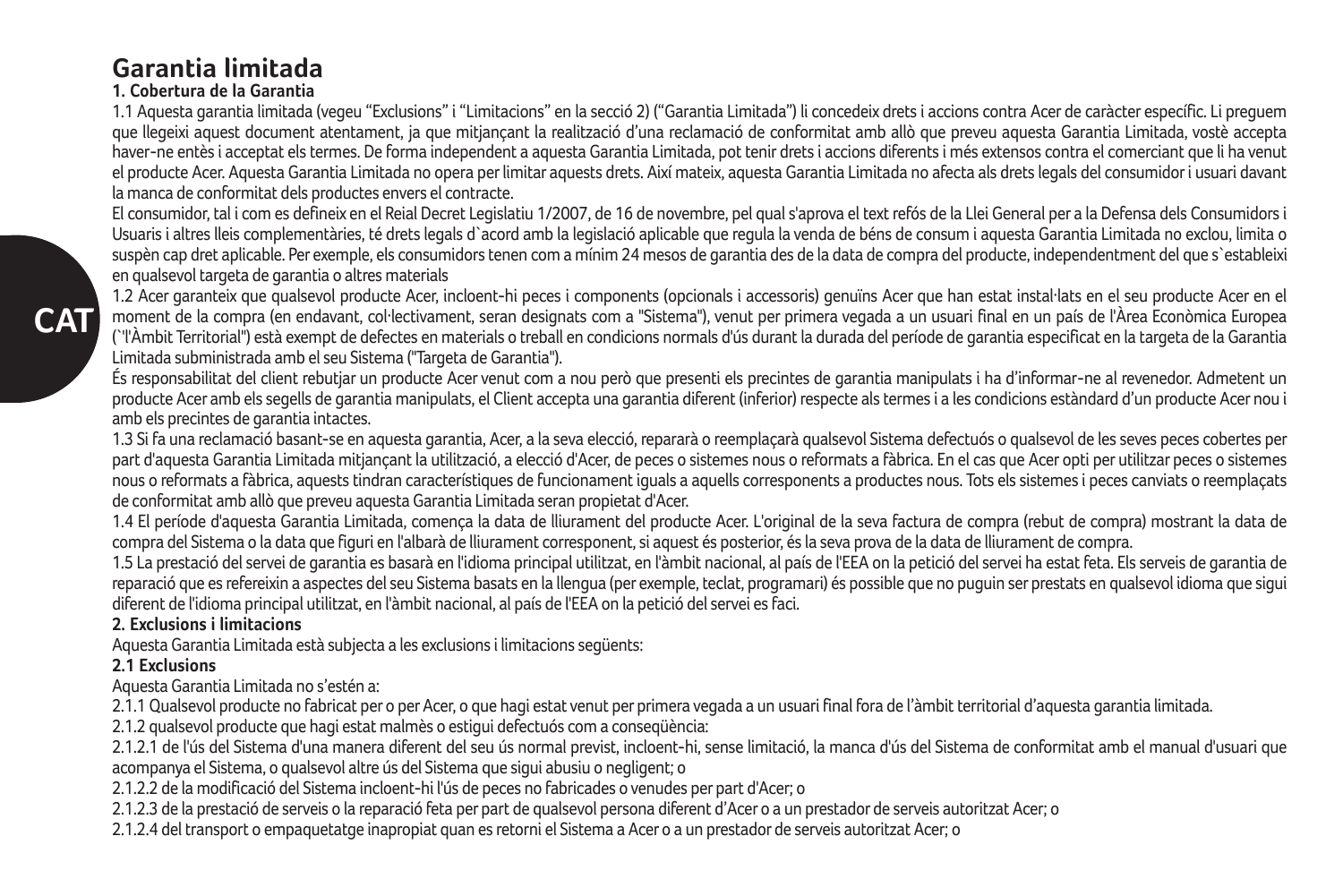# Garantia limitada

**1. Cobertura de la Garantia**

1.1 Aquesta garantia limitada (vegeu “Exclusions” i “Limitacions” en la secció 2) (“Garantia Limitada”) li concedeix drets i accions contra Acer de caràcter específic. Li preguem que llegeixi aquest document atentament, ja que mitjançant la realització d’una reclamació de conformitat amb allò que preveu aquesta Garantia Limitada, vostè accepta haver-ne entès i acceptat els termes. De forma independent a aquesta Garantia Limitada, pot tenir drets i accions diferents i més extensos contra el comerciant que li ha venut el producte Acer. Aquesta Garantia Limitada no opera per limitar aquests drets. Així mateix, aquesta Garantia Limitada no afecta als drets legals del consumidor i usuari davant la manca de conformitat dels productes envers el contracte.

El consumidor, tal i com es defineix en el Reial Decret Legislatiu 1/2007, de 16 de novembre, pel qual s'aprova el text refós de la Llei General per a la Defensa dels Consumidors i Usuaris i altres lleis complementàries, té drets legals d`acord amb la legislació aplicable que regula la venda de béns de consum i aquesta Garantia Limitada no exclou, limita o suspèn cap dret aplicable. Per exemple, els consumidors tenen com a mínim 24 mesos de garantia des de la data de compra del producte, independentment del que s`estableixi en qualsevol targeta de garantia o altres materials

1.2 Acer garanteix que qualsevol producte Acer, incloent-hi peces i components (opcionals i accessoris) genuïns Acer que han estat instal·lats en el seu producte Acer en el moment de la compra (en endavant, col·lectivament, seran designats com a "Sistema"), venut per primera vegada a un usuari final en un país de l'Àrea Econòmica Europea (`"l'Àmbit Territorial") està exempt de defectes en materials o treball en condicions normals d'ús durant la durada del període de garantia especificat en la targeta de la Garantia Limitada subministrada amb el seu Sistema ("Targeta de Garantia").

És responsabilitat del client rebutjar un producte Acer venut com a nou però que presenti els precintes de garantia manipulats i ha d’informar-ne al revenedor. Admetent un producte Acer amb els segells de garantia manipulats, el Client accepta una garantia diferent (inferior) respecte als termes i a les condicions estàndard d’un producte Acer nou i amb els precintes de garantia intactes.

1.3 Si fa una reclamació basant-se en aquesta garantia, Acer, a la seva elecció, repararà o reemplaçarà qualsevol Sistema defectuós o qualsevol de les seves peces cobertes per part d'aquesta Garantia Limitada mitjançant la utilització, a elecció d'Acer, de peces o sistemes nous o reformats a fàbrica. En el cas que Acer opti per utilitzar peces o sistemes nous o reformats a fàbrica, aquests tindran característiques de funcionament iguals a aquells corresponents a productes nous. Tots els sistemes i peces canviats o reemplaçats de conformitat amb allò que preveu aquesta Garantia Limitada seran propietat d'Acer.

1.4 El període d'aquesta Garantia Limitada, comença la data de lliurament del producte Acer. L'original de la seva factura de compra (rebut de compra) mostrant la data de compra del Sistema o la data que figuri en l'albarà de lliurament corresponent, si aquest és posterior, és la seva prova de la data de lliurament de compra.

1.5 La prestació del servei de garantia es basarà en l'idioma principal utilitzat, en l'àmbit nacional, al país de l'EEA on la petició del servei ha estat feta. Els serveis de garantia de reparació que es refereixin a aspectes del seu Sistema basats en la llengua (per exemple, teclat, programari) és possible que no puguin ser prestats en qualsevol idioma que sigui diferent de l'idioma principal utilitzat, en l'àmbit nacional, al país de l'EEA on la petició del servei es faci.

**2. Exclusions i limitacions**

Aquesta Garantia Limitada està subjecta a les exclusions i limitacions següents:

**2.1 Exclusions**

Aquesta Garantia Limitada no s’estén a:

2.1.1 Qualsevol producte no fabricat per o per Acer, o que hagi estat venut per primera vegada a un usuari final fora de l’àmbit territorial d’aquesta garantia limitada.

2.1.2 qualsevol producte que hagi estat malmès o estigui defectuós com a conseqüència:

2.1.2.1 de l'ús del Sistema d'una manera diferent del seu ús normal previst, incloent-hi, sense limitació, la manca d'ús del Sistema de conformitat amb el manual d'usuari que acompanya el Sistema, o qualsevol altre ús del Sistema que sigui abusiu o negligent; o

2.1.2.2 de la modificació del Sistema incloent-hi l'ús de peces no fabricades o venudes per part d'Acer; o

2.1.2.3 de la prestació de serveis o la reparació feta per part de qualsevol persona diferent d’Acer o a un prestador de serveis autoritzat Acer; o

2.1.2.4 del transport o empaquetatge inapropiat quan es retorni el Sistema a Acer o a un prestador de serveis autoritzat Acer; o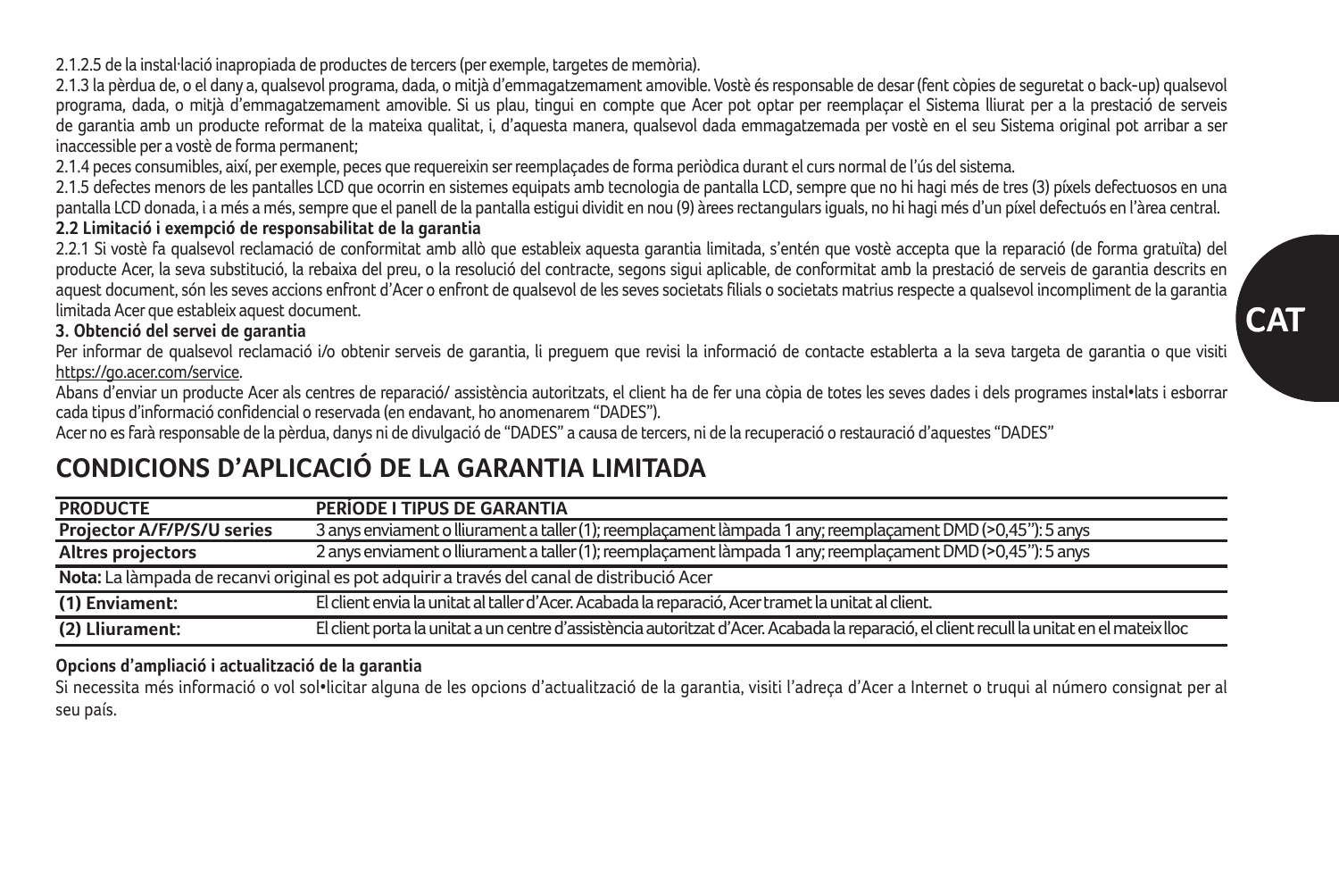2.1.2.5 de la instal·lació inapropiada de productes de tercers (per exemple, targetes de memòria).

2.1.3 la pèrdua de, o el dany a, qualsevol programa, dada, o mitjà d'emmagatzemament amovible. Vostè és responsable de desar (fent còpies de seguretat o back-up) qualsevol programa, dada, o mitjà d'emmagatzemament amovible. Si us plau, tingui en compte que Acer pot optar per reemplaçar el Sistema lliurat per a la prestació de serveis de garantia amb un producte reformat de la mateixa qualitat, i, d'aquesta manera, qualsevol dada emmagatzemada per vostè en el seu Sistema original pot arribar a ser inaccessible per a vostè de forma permanent;

2.1.4 peces consumibles, així, per exemple, peces que requereixin ser reemplaçades de forma periòdica durant el curs normal de l'ús del sistema.

2.1.5 defectes menors de les pantalles LCD que ocorrin en sistemes equipats amb tecnologia de pantalla LCD, sempre que no hi hagi més de tres (3) píxels defectuosos en una pantalla LCD donada, i a més a més, sempre que el panell de la pantalla estigui dividit en nou (9) àrees rectangulars iguals, no hi hagi més d'un píxel defectuós en l'àrea central.

**2.2 Limitació i exempció de responsabilitat de la garantia**

2.2.1 Si vostè fa qualsevol reclamació de conformitat amb allò que estableix aquesta garantia limitada, s'entén que vostè accepta que la reparació (de forma gratuïta) del producte Acer, la seva substitució, la rebaixa del preu, o la resolució del contracte, segons sigui aplicable, de conformitat amb la prestació de serveis de garantia descrits en aquest document, són les seves accions enfront d'Acer o enfront de qualsevol de les seves societats filials o societats matrius respecte a qualsevol incompliment de la garantia limitada Acer que estableix aquest document.

**3. Obtenció del servei de garantia**

Per informar de qualsevol reclamació i/o obtenir serveis de garantia, li preguem que revisi la informació de contacte establerta a la seva targeta de garantia o que visiti https://go.acer.com/service.

Abans d'enviar un producte Acer als centres de reparació/ assistència autoritzats, el client ha de fer una còpia de totes les seves dades i dels programes instal•lats i esborrar cada tipus d'informació confidencial o reservada (en endavant, ho anomenarem "DADES").

Acer no es farà responsable de la pèrdua, danys ni de divulgació de "DADES" a causa de tercers, ni de la recuperació o restauració d'aquestes "DADES"

## CONDICIONS D'APLICACIÓ DE LA GARANTIA LIMITADA

| PRODUCTE | PERÍODE I TIPUS DE GARANTIA |
|---|---|
| **Projector A/F/P/S/U series** | 3 anys enviament o lliurament a taller (1); reemplaçament làmpada 1 any; reemplaçament DMD (>0,45"): 5 anys |
| **Altres projectors** | 2 anys enviament o lliurament a taller (1); reemplaçament làmpada 1 any; reemplaçament DMD (>0,45"): 5 anys |
| **Nota:** La làmpada de recanvi original es pot adquirir a través del canal de distribució Acer | |
| **(1) Enviament:** | El client envia la unitat al taller d'Acer. Acabada la reparació, Acer tramet la unitat al client. |
| **(2) Lliurament:** | El client porta la unitat a un centre d'assistència autoritzat d'Acer. Acabada la reparació, el client recull la unitat en el mateix lloc |

**Opcions d'ampliació i actualització de la garantia**

Si necessita més informació o vol sol•licitar alguna de les opcions d'actualització de la garantia, visiti l'adreça d'Acer a Internet o truqui al número consignat per al seu país.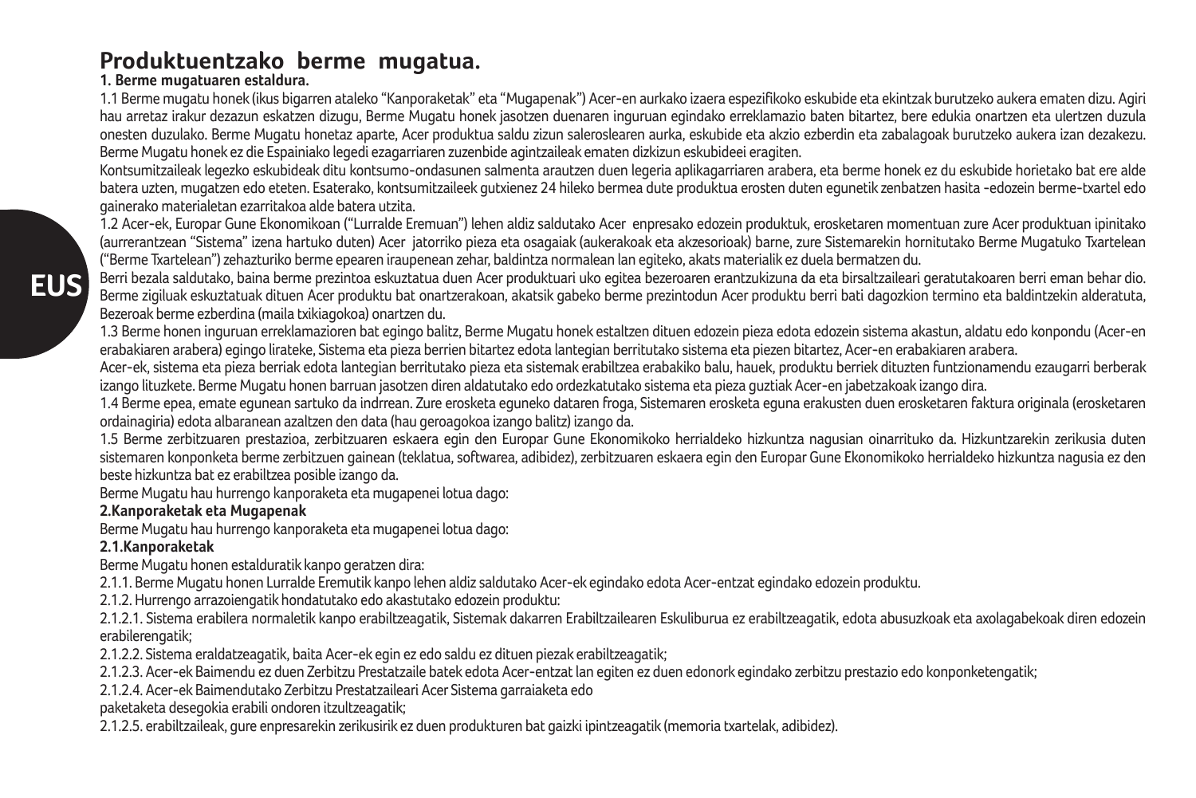# Produktuentzako berme mugatua.

## 1. Berme mugatuaren estaldura.

1.1 Berme mugatu honek (ikus bigarren ataleko "Kanporaketak" eta "Mugapenak") Acer-en aurkako izaera espezifikoko eskubide eta ekintzak burutzeko aukera ematen dizu. Agiri hau arretaz irakur dezazun eskatzen dizugu, Berme Mugatu honek jasotzen duenaren inguruan egindako erreklamazio baten bitartez, bere edukia onartzen eta ulertzen duzula onesten duzulako. Berme Mugatu honetaz aparte, Acer produktua saldu zizun saleroslearen aurka, eskubide eta akzio ezberdin eta zabalagoak burutzeko aukera izan dezakezu. Berme Mugatu honek ez die Espainiako legedi ezagarriaren zuzenbide agintzaileak ematen dizkizun eskubideei eragiten.

Kontsumitzaileak legezko eskubideak ditu kontsumo-ondasunen salmenta arautzen duen legeria aplikagarriaren arabera, eta berme honek ez du eskubide horietako bat ere alde batera uzten, mugatzen edo eteten. Esaterako, kontsumitzaileek gutxienez 24 hileko bermea dute produktua erosten duten egunetik zenbatzen hasita -edozein berme-txartel edo gainerako materialetan ezarritakoa alde batera utzita.

1.2 Acer-ek, Europar Gune Ekonomikoan ("Lurralde Eremuan") lehen aldiz saldutako Acer enpresako edozein produktuk, erosketaren momentuan zure Acer produktuan ipinitako (aurrerantzean "Sistema" izena hartuko duten) Acer jatorriko pieza eta osagaiak (aukerakoak eta akzesorioak) barne, zure Sistemarekin hornitutako Berme Mugatuko Txartelean ("Berme Txartelean") zehazturiko berme epearen iraupenean zehar, baldintza normalean lan egiteko, akats materialik ez duela bermatzen du.

Berri bezala saldutako, baina berme prezintoa eskuztatua duen Acer produktuari uko egitea bezeroaren erantzukizuna da eta birsaltzaileari geratutakoaren berri eman behar dio. Berme zigiluak eskuztatuak dituen Acer produktu bat onartzerakoan, akatsik gabeko berme prezintodun Acer produktu berri bati dagozkion termino eta baldintzekin alderatuta, Bezeroak berme ezberdina (maila txikiagokoa) onartzen du.

1.3 Berme honen inguruan erreklamazioren bat egingo balitz, Berme Mugatu honek estaltzen dituen edozein pieza edota edozein sistema akastun, aldatu edo konpondu (Acer-en erabakiaren arabera) egingo litzateke, Sistema eta pieza berrien bitartez edota lantegian berritutako sistema eta piezen bitartez, Acer-en erabakiaren arabera.

Acer-ek, sistema eta pieza berriak edota lantegian berritutako pieza eta sistemak erabiltzea erabakiko balu, hauek, produktu berriek dituzten funtzionamendu ezaugarri berberak izango lituzkete. Berme Mugatu honen barruan jasotzen diren aldatutako edo ordezkatutako sistema eta pieza guztiak Acer-en jabetzakoak izango dira.

1.4 Berme epea, emate egunean sartuko da indrrean. Zure erosketa eguneko dataren froga, Sistemaren erosketa eguna erakusten duen erosketaren faktura originala (erosketaren ordainagiria) edota albaranean azaltzen den data (hau geroagokoa izango balitz) izango da.

1.5 Berme zerbitzuaren prestazioa, zerbitzuaren eskaera egin den Europar Gune Ekonomikoko herrialdeko hizkuntza nagusian oinarrituko da. Hizkuntzarekin zerikusia duten sistemaren konponketa berme zerbitzuen gainean (teklatua, softwarea, adibidez), zerbitzuaren eskaera egin den Europar Gune Ekonomikoko herrialdeko hizkuntza nagusia ez den beste hizkuntza bat ez erabiltzea posible izango da.

Berme Mugatu hau hurrengo kanporaketa eta mugapenei lotua dago:

## 2.Kanporaketak eta Mugapenak

Berme Mugatu hau hurrengo kanporaketa eta mugapenei lotua dago:

### 2.1.Kanporaketak

Berme Mugatu honen estalduratik kanpo geratzen dira:

2.1.1. Berme Mugatu honen Lurralde Eremutik kanpo lehen aldiz saldutako Acer-ek egindako edota Acer-entzat egindako edozein produktu.

2.1.2. Hurrengo arrazoiengatik hondatutako edo akastutako edozein produktu:

2.1.2.1. Sistema erabilera normaletik kanpo erabiltzeagatik, Sistemak dakarren Erabiltzailearen Eskuliburua ez erabiltzeagatik, edota abusuzkoak eta axolagabekoak diren edozein erabilerengatik;

2.1.2.2. Sistema eraldatzeagatik, baita Acer-ek egin ez edo saldu ez dituen piezak erabiltzeagatik;

2.1.2.3. Acer-ek Baimendu ez duen Zerbitzu Prestatzaile batek edota Acer-entzat lan egiten ez duen edonork egindako zerbitzu prestazio edo konponketengatik;

2.1.2.4. Acer-ek Baimendutako Zerbitzu Prestatzaileari Acer Sistema garraiaketa edo paketaketa desegokia erabili ondoren itzultzeagatik;

2.1.2.5. erabiltzaileak, gure enpresarekin zerikusirik ez duen produkturen bat gaizki ipintzeagatik (memoria txartelak, adibidez).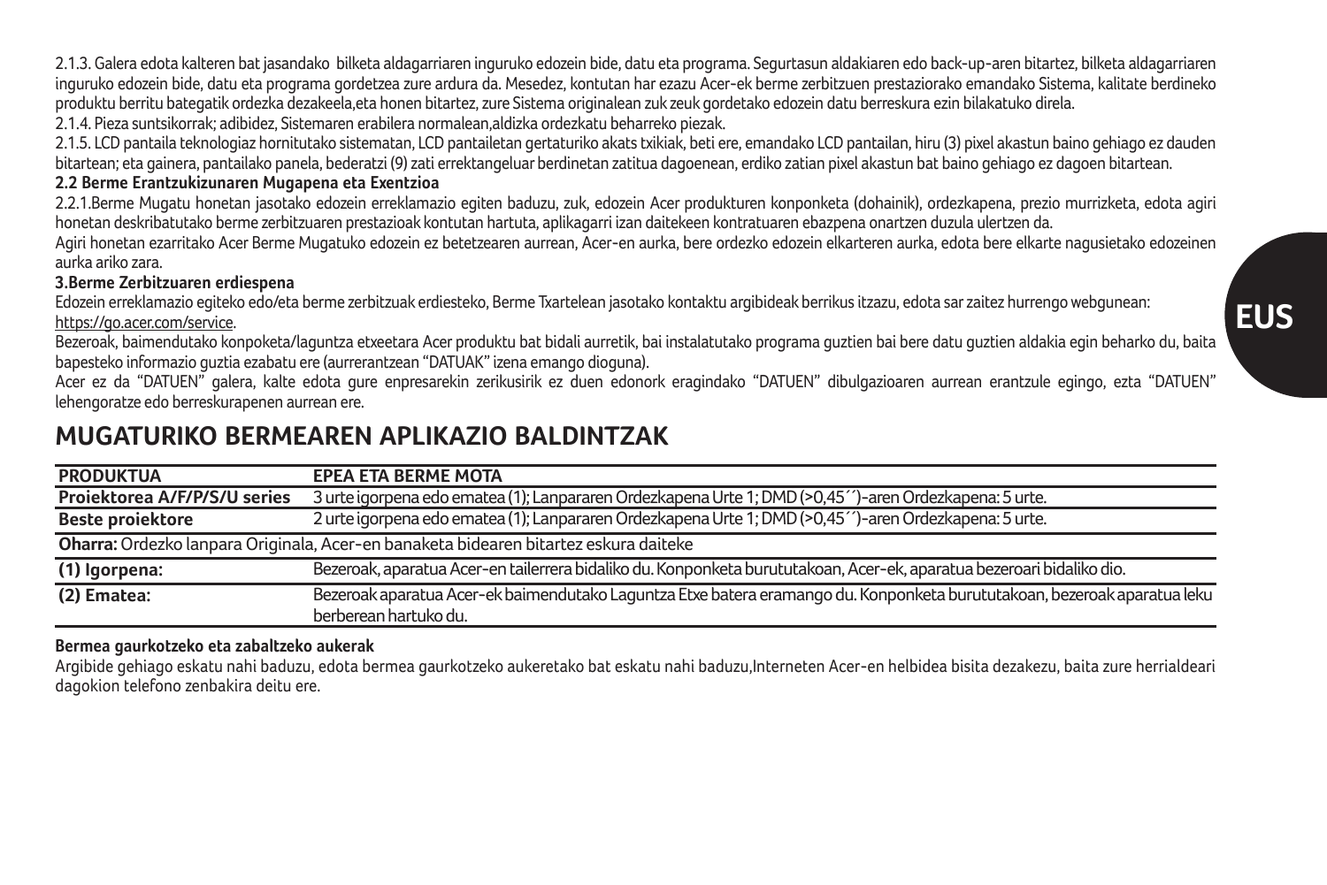2.1.3. Galera edota kalteren bat jasandako bilketa aldagarriaren inguruko edozein bide, datu eta programa. Segurtasun aldakiaren edo back-up-aren bitartez, bilketa aldagarriaren inguruko edozein bide, datu eta programa gordetzea zure ardura da. Mesedez, kontutan har ezazu Acer-ek berme zerbitzuen prestaziorako emandako Sistema, kalitate berdineko produktu berritu bategatik ordezka dezakeela,eta honen bitartez, zure Sistema originalean zuk zeuk gordetako edozein datu berreskura ezin bilakatuko direla.

2.1.4. Pieza suntsikorrak; adibidez, Sistemaren erabilera normalean,aldizka ordezkatu beharreko piezak.

2.1.5. LCD pantaila teknologiaz hornitutako sistematan, LCD pantailetan gertaturiko akats txikiak, beti ere, emandako LCD pantailan, hiru (3) pixel akastun baino gehiago ez dauden bitartean; eta gainera, pantailako panela, bederatzi (9) zati errektangeluar berdinetan zatitua dagoenean, erdiko zatian pixel akastun bat baino gehiago ez dagoen bitartean.

**2.2 Berme Erantzukizunaren Mugapena eta Exentzioa**

2.2.1.Berme Mugatu honetan jasotako edozein erreklamazio egiten baduzu, zuk, edozein Acer produkturen konponketa (dohainik), ordezkapena, prezio murrizketa, edota agiri honetan deskribatutako berme zerbitzuaren prestazioak kontutan hartuta, aplikagarri izan daitekeen kontratuaren ebazpena onartzen duzula ulertzen da.

Agiri honetan ezarritako Acer Berme Mugatuko edozein ez betetzearen aurrean, Acer-en aurka, bere ordezko edozein elkarteren aurka, edota bere elkarte nagusietako edozeinen aurka ariko zara.

**3.Berme Zerbitzuaren erdiespena**

Edozein erreklamazio egiteko edo/eta berme zerbitzuak erdiesteko, Berme Txartelean jasotako kontaktu argibideak berrikus itzazu, edota sar zaitez hurrengo webgunean: https://go.acer.com/service.

Bezeroak, baimendutako konpoketa/laguntza etxeetara Acer produktu bat bidali aurretik, bai instalatutako programa guztien bai bere datu guztien aldakia egin beharko du, baita bapesteko informazio guztia ezabatu ere (aurrerantzean "DATUAK" izena emango dioguna).

Acer ez da "DATUEN" galera, kalte edota gure enpresarekin zerikusirik ez duen edonork eragindako "DATUEN" dibulgazioaren aurrean erantzule egingo, ezta "DATUEN" lehengoratze edo berreskurapenen aurrean ere.

## MUGATURIKO BERMEAREN APLIKAZIO BALDINTZAK

| PRODUKTUA | EPEA ETA BERME MOTA |
|---|---|
| **Proiektorea A/F/P/S/U series** | 3 urte igorpena edo ematea (1); Lanpararen Ordezkapena Urte 1; DMD (>0,45´´)-aren Ordezkapena: 5 urte. |
| **Beste proiektore** | 2 urte igorpena edo ematea (1); Lanpararen Ordezkapena Urte 1; DMD (>0,45´´)-aren Ordezkapena: 5 urte. |
| **Oharra:** Ordezko lanpara Originala, Acer-en banaketa bidearen bitartez eskura daiteke | |
| **(1) Igorpena:** | Bezeroak, aparatua Acer-en tailerrera bidaliko du. Konponketa burututakoan, Acer-ek, aparatua bezeroari bidaliko dio. |
| **(2) Ematea:** | Bezeroak aparatua Acer-ek baimendutako Laguntza Etxe batera eramango du. Konponketa burututakoan, bezeroak aparatua leku berberean hartuko du. |

**Bermea gaurkotzeko eta zabaltzeko aukerak**

Argibide gehiago eskatu nahi baduzu, edota bermea gaurkotzeko aukeretako bat eskatu nahi baduzu,Interneten Acer-en helbidea bisita dezakezu, baita zure herrialdeari dagokion telefono zenbakira deitu ere.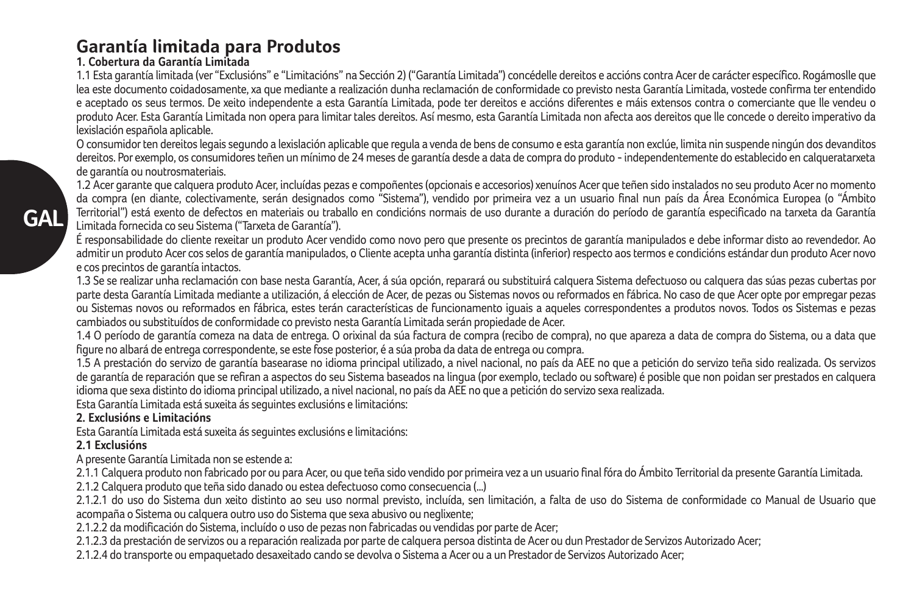# Garantía limitada para Produtos

**1. Cobertura da Garantía Limitada**

1.1 Esta garantía limitada (ver "Exclusións" e "Limitacións" na Sección 2) ("Garantía Limitada") concédelle dereitos e accións contra Acer de carácter específico. Rogámoslle que lea este documento coidadosamente, xa que mediante a realización dunha reclamación de conformidade co previsto nesta Garantía Limitada, vostede confirma ter entendido e aceptado os seus termos. De xeito independente a esta Garantía Limitada, pode ter dereitos e accións diferentes e máis extensos contra o comerciante que lle vendeu o produto Acer. Esta Garantía Limitada non opera para limitar tales dereitos. Así mesmo, esta Garantía Limitada non afecta aos dereitos que lle concede o dereito imperativo da lexislación española aplicable.

O consumidor ten dereitos legais segundo a lexislación aplicable que regula a venda de bens de consumo e esta garantía non exclúe, limita nin suspende ningún dos devanditos dereitos. Por exemplo, os consumidores teñen un mínimo de 24 meses de garantía desde a data de compra do produto - independentemente do establecido en calqueratarxeta de garantía ou noutrosmateriais.

1.2 Acer garante que calquera produto Acer, incluídas pezas e compoñentes (opcionais e accesorios) xenuínos Acer que teñen sido instalados no seu produto Acer no momento da compra (en diante, colectivamente, serán designados como "Sistema"), vendido por primeira vez a un usuario final nun país da Área Económica Europea (o "Ámbito Territorial") está exento de defectos en materiais ou traballo en condicións normais de uso durante a duración do período de garantía especificado na tarxeta da Garantía Limitada fornecida co seu Sistema ("Tarxeta de Garantía").

É responsabilidade do cliente rexeitar un produto Acer vendido como novo pero que presente os precintos de garantía manipulados e debe informar disto ao revendedor. Ao admitir un produto Acer cos selos de garantía manipulados, o Cliente acepta unha garantía distinta (inferior) respecto aos termos e condicións estándar dun produto Acer novo e cos precintos de garantía intactos.

1.3 Se se realizar unha reclamación con base nesta Garantía, Acer, á súa opción, reparará ou substituirá calquera Sistema defectuoso ou calquera das súas pezas cubertas por parte desta Garantía Limitada mediante a utilización, á elección de Acer, de pezas ou Sistemas novos ou reformados en fábrica. No caso de que Acer opte por empregar pezas ou Sistemas novos ou reformados en fábrica, estes terán características de funcionamento iguais a aqueles correspondentes a produtos novos. Todos os Sistemas e pezas cambiados ou substituídos de conformidade co previsto nesta Garantía Limitada serán propiedade de Acer.

1.4 O período de garantía comeza na data de entrega. O orixinal da súa factura de compra (recibo de compra), no que apareza a data de compra do Sistema, ou a data que figure no albará de entrega correspondente, se este fose posterior, é a súa proba da data de entrega ou compra.

1.5 A prestación do servizo de garantía basearase no idioma principal utilizado, a nivel nacional, no país da AEE no que a petición do servizo teña sido realizada. Os servizos de garantía de reparación que se refiran a aspectos do seu Sistema baseados na lingua (por exemplo, teclado ou software) é posible que non poidan ser prestados en calquera idioma que sexa distinto do idioma principal utilizado, a nivel nacional, no país da AEE no que a petición do servizo sexa realizada.

Esta Garantía Limitada está suxeita ás seguintes exclusións e limitacións:

**2. Exclusións e Limitacións**

Esta Garantía Limitada está suxeita ás seguintes exclusións e limitacións:

**2.1 Exclusións**

A presente Garantía Limitada non se estende a:

2.1.1 Calquera produto non fabricado por ou para Acer, ou que teña sido vendido por primeira vez a un usuario final fóra do Ámbito Territorial da presente Garantía Limitada.

2.1.2 Calquera produto que teña sido danado ou estea defectuoso como consecuencia (...)

2.1.2.1 do uso do Sistema dun xeito distinto ao seu uso normal previsto, incluída, sen limitación, a falta de uso do Sistema de conformidade co Manual de Usuario que acompaña o Sistema ou calquera outro uso do Sistema que sexa abusivo ou neglixente;

2.1.2.2 da modificación do Sistema, incluído o uso de pezas non fabricadas ou vendidas por parte de Acer;

2.1.2.3 da prestación de servizos ou a reparación realizada por parte de calquera persoa distinta de Acer ou dun Prestador de Servizos Autorizado Acer;

2.1.2.4 do transporte ou empaquetado desaxeitado cando se devolva o Sistema a Acer ou a un Prestador de Servizos Autorizado Acer;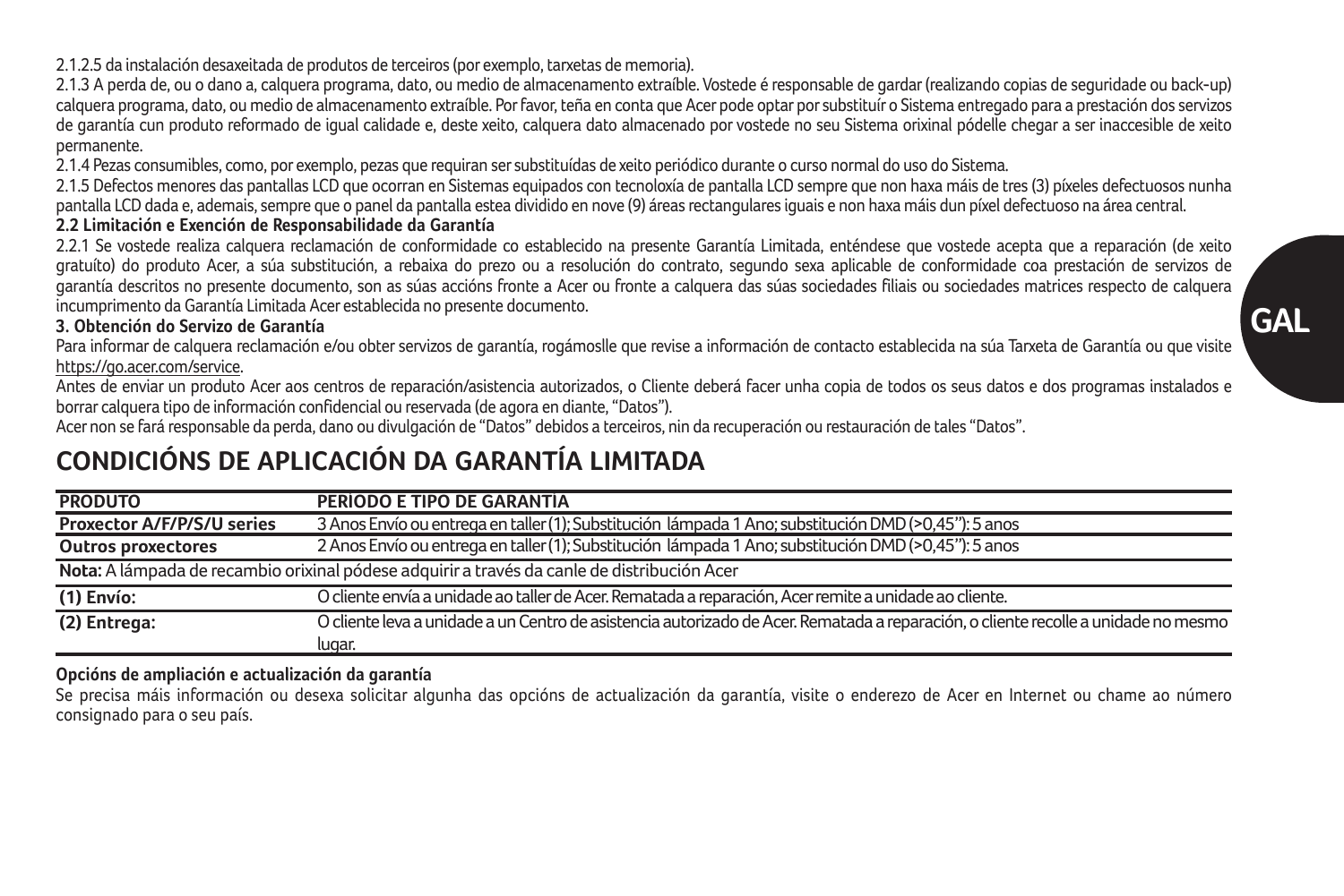2.1.2.5 da instalación desaxeitada de produtos de terceiros (por exemplo, tarxetas de memoria).

2.1.3 A perda de, ou o dano a, calquera programa, dato, ou medio de almacenamento extraíble. Vostede é responsable de gardar (realizando copias de seguridade ou back-up) calquera programa, dato, ou medio de almacenamento extraíble. Por favor, teña en conta que Acer pode optar por substituír o Sistema entregado para a prestación dos servizos de garantía cun produto reformado de igual calidade e, deste xeito, calquera dato almacenado por vostede no seu Sistema orixinal pódelle chegar a ser inaccesible de xeito permanente.

2.1.4 Pezas consumibles, como, por exemplo, pezas que requiran ser substituídas de xeito periódico durante o curso normal do uso do Sistema.

2.1.5 Defectos menores das pantallas LCD que ocorran en Sistemas equipados con tecnoloxía de pantalla LCD sempre que non haxa máis de tres (3) píxeles defectuosos nunha pantalla LCD dada e, ademais, sempre que o panel da pantalla estea dividido en nove (9) áreas rectangulares iguais e non haxa máis dun píxel defectuoso na área central.

**2.2 Limitación e Exención de Responsabilidade da Garantía**

2.2.1 Se vostede realiza calquera reclamación de conformidade co establecido na presente Garantía Limitada, enténdese que vostede acepta que a reparación (de xeito gratuíto) do produto Acer, a súa substitución, a rebaixa do prezo ou a resolución do contrato, segundo sexa aplicable de conformidade coa prestación de servizos de garantía descritos no presente documento, son as súas accións fronte a Acer ou fronte a calquera das súas sociedades filiais ou sociedades matrices respecto de calquera incumprimento da Garantía Limitada Acer establecida no presente documento.

**3. Obtención do Servizo de Garantía**

Para informar de calquera reclamación e/ou obter servizos de garantía, rogámoslle que revise a información de contacto establecida na súa Tarxeta de Garantía ou que visite https://go.acer.com/service.

Antes de enviar un produto Acer aos centros de reparación/asistencia autorizados, o Cliente deberá facer unha copia de todos os seus datos e dos programas instalados e borrar calquera tipo de información confidencial ou reservada (de agora en diante, "Datos").

Acer non se fará responsable da perda, dano ou divulgación de "Datos" debidos a terceiros, nin da recuperación ou restauración de tales "Datos".

## CONDICIÓNS DE APLICACIÓN DA GARANTÍA LIMITADA

| PRODUTO | PERIODO E TIPO DE GARANTIA |
|---|---|
| **Proxector A/F/P/S/U series** | 3 Anos Envío ou entrega en taller (1); Substitución lámpada 1 Ano; substitución DMD (>0,45"): 5 anos |
| **Outros proxectores** | 2 Anos Envío ou entrega en taller (1); Substitución lámpada 1 Ano; substitución DMD (>0,45"): 5 anos |
| **Nota:** A lámpada de recambio orixinal pódese adquirir a través da canle de distribución Acer | |
| **(1) Envío:** | O cliente envía a unidade ao taller de Acer. Rematada a reparación, Acer remite a unidade ao cliente. |
| **(2) Entrega:** | O cliente leva a unidade a un Centro de asistencia autorizado de Acer. Rematada a reparación, o cliente recolle a unidade no mesmo lugar. |

**Opcións de ampliación e actualización da garantía**

Se precisa máis información ou desexa solicitar algunha das opcións de actualización da garantía, visite o enderezo de Acer en Internet ou chame ao número consignado para o seu país.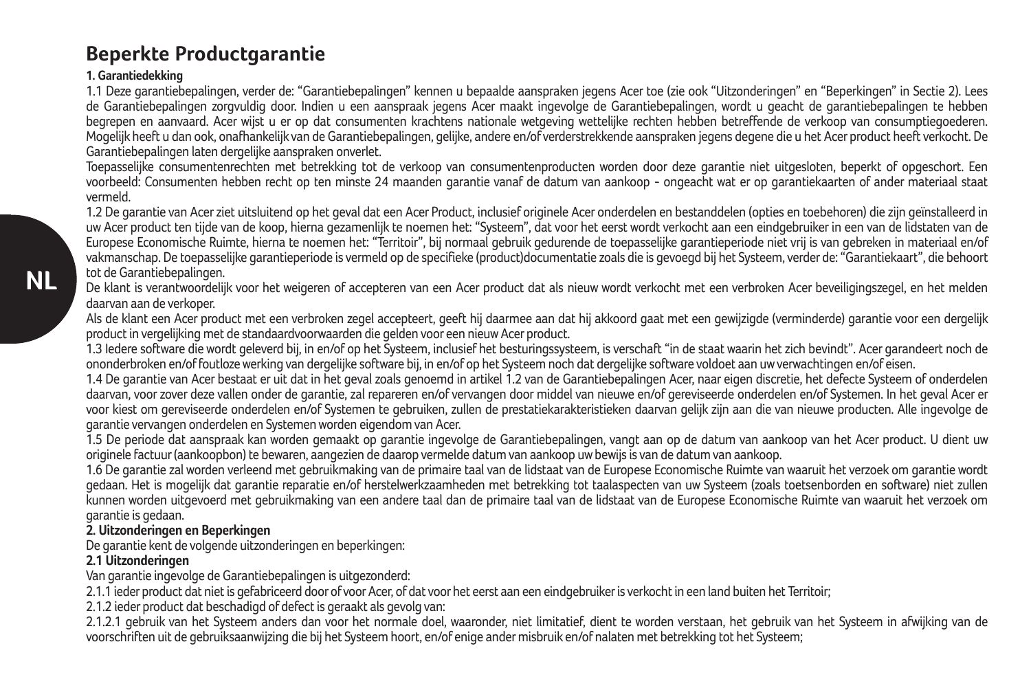# Beperkte Productgarantie

**1. Garantiedekking**

1.1 Deze garantiebepalingen, verder de: "Garantiebepalingen" kennen u bepaalde aanspraken jegens Acer toe (zie ook "Uitzonderingen" en "Beperkingen" in Sectie 2). Lees de Garantiebepalingen zorgvuldig door. Indien u een aanspraak jegens Acer maakt ingevolge de Garantiebepalingen, wordt u geacht de garantiebepalingen te hebben begrepen en aanvaard. Acer wijst u er op dat consumenten krachtens nationale wetgeving wettelijke rechten hebben betreffende de verkoop van consumptiegoederen. Mogelijk heeft u dan ook, onafhankelijk van de Garantiebepalingen, gelijke, andere en/of verderstrekkende aanspraken jegens degene die u het Acer product heeft verkocht. De Garantiebepalingen laten dergelijke aanspraken onverlet.

Toepasselijke consumentenrechten met betrekking tot de verkoop van consumentenproducten worden door deze garantie niet uitgesloten, beperkt of opgeschort. Een voorbeeld: Consumenten hebben recht op ten minste 24 maanden garantie vanaf de datum van aankoop - ongeacht wat er op garantiekaarten of ander materiaal staat vermeld.

1.2 De garantie van Acer ziet uitsluitend op het geval dat een Acer Product, inclusief originele Acer onderdelen en bestanddelen (opties en toebehoren) die zijn geïnstalleerd in uw Acer product ten tijde van de koop, hierna gezamenlijk te noemen het: "Systeem", dat voor het eerst wordt verkocht aan een eindgebruiker in een van de lidstaten van de Europese Economische Ruimte, hierna te noemen het: "Territoir", bij normaal gebruik gedurende de toepasselijke garantieperiode niet vrij is van gebreken in materiaal en/of vakmanschap. De toepasselijke garantieperiode is vermeld op de specifieke (product)documentatie zoals die is gevoegd bij het Systeem, verder de: "Garantiekaart", die behoort tot de Garantiebepalingen.

De klant is verantwoordelijk voor het weigeren of accepteren van een Acer product dat als nieuw wordt verkocht met een verbroken Acer beveiligingszegel, en het melden daarvan aan de verkoper.

Als de klant een Acer product met een verbroken zegel accepteert, geeft hij daarmee aan dat hij akkoord gaat met een gewijzigde (verminderde) garantie voor een dergelijk product in vergelijking met de standaardvoorwaarden die gelden voor een nieuw Acer product.

1.3 Iedere software die wordt geleverd bij, in en/of op het Systeem, inclusief het besturingssysteem, is verschaft "in de staat waarin het zich bevindt". Acer garandeert noch de ononderbroken en/of foutloze werking van dergelijke software bij, in en/of op het Systeem noch dat dergelijke software voldoet aan uw verwachtingen en/of eisen.

1.4 De garantie van Acer bestaat er uit dat in het geval zoals genoemd in artikel 1.2 van de Garantiebepalingen Acer, naar eigen discretie, het defecte Systeem of onderdelen daarvan, voor zover deze vallen onder de garantie, zal repareren en/of vervangen door middel van nieuwe en/of gereviseerde onderdelen en/of Systemen. In het geval Acer er voor kiest om gereviseerde onderdelen en/of Systemen te gebruiken, zullen de prestatiekarakteristieken daarvan gelijk zijn aan die van nieuwe producten. Alle ingevolge de garantie vervangen onderdelen en Systemen worden eigendom van Acer.

1.5 De periode dat aanspraak kan worden gemaakt op garantie ingevolge de Garantiebepalingen, vangt aan op de datum van aankoop van het Acer product. U dient uw originele factuur (aankoopbon) te bewaren, aangezien de daarop vermelde datum van aankoop uw bewijs is van de datum van aankoop.

1.6 De garantie zal worden verleend met gebruikmaking van de primaire taal van de lidstaat van de Europese Economische Ruimte van waaruit het verzoek om garantie wordt gedaan. Het is mogelijk dat garantie reparatie en/of herstelwerkzaamheden met betrekking tot taalaspecten van uw Systeem (zoals toetsenborden en software) niet zullen kunnen worden uitgevoerd met gebruikmaking van een andere taal dan de primaire taal van de lidstaat van de Europese Economische Ruimte van waaruit het verzoek om garantie is gedaan.

**2. Uitzonderingen en Beperkingen**

De garantie kent de volgende uitzonderingen en beperkingen:

**2.1 Uitzonderingen**

Van garantie ingevolge de Garantiebepalingen is uitgezonderd:

2.1.1 ieder product dat niet is gefabriceerd door of voor Acer, of dat voor het eerst aan een eindgebruiker is verkocht in een land buiten het Territoir;

2.1.2 ieder product dat beschadigd of defect is geraakt als gevolg van:

2.1.2.1 gebruik van het Systeem anders dan voor het normale doel, waaronder, niet limitatief, dient te worden verstaan, het gebruik van het Systeem in afwijking van de voorschriften uit de gebruiksaanwijzing die bij het Systeem hoort, en/of enige ander misbruik en/of nalaten met betrekking tot het Systeem;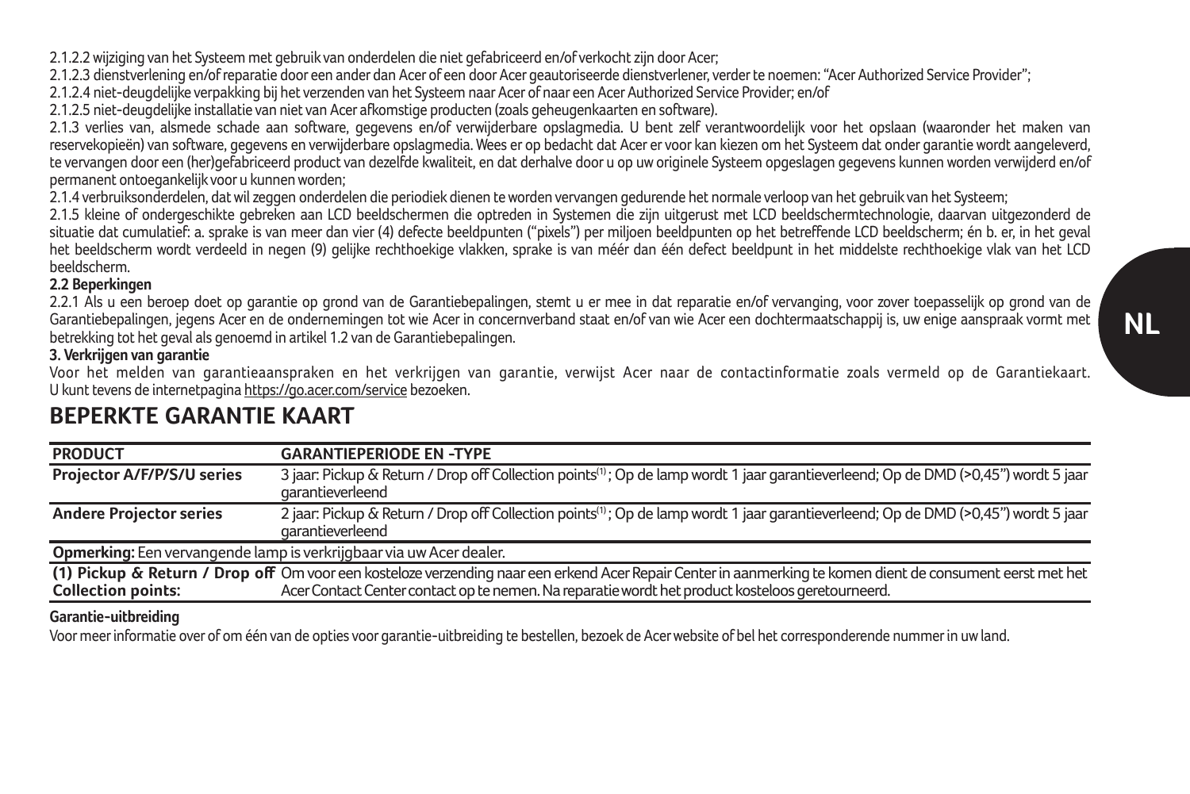2.1.2.2 wijziging van het Systeem met gebruik van onderdelen die niet gefabriceerd en/of verkocht zijn door Acer;

2.1.2.3 dienstverlening en/of reparatie door een ander dan Acer of een door Acer geautoriseerde dienstverlener, verder te noemen: "Acer Authorized Service Provider";

2.1.2.4 niet-deugdelijke verpakking bij het verzenden van het Systeem naar Acer of naar een Acer Authorized Service Provider; en/of

2.1.2.5 niet-deugdelijke installatie van niet van Acer afkomstige producten (zoals geheugenkaarten en software).

2.1.3 verlies van, alsmede schade aan software, gegevens en/of verwijderbare opslagmedia. U bent zelf verantwoordelijk voor het opslaan (waaronder het maken van reservekopieën) van software, gegevens en verwijderbare opslagmedia. Wees er op bedacht dat Acer er voor kan kiezen om het Systeem dat onder garantie wordt aangeleverd, te vervangen door een (her)gefabriceerd product van dezelfde kwaliteit, en dat derhalve door u op uw originele Systeem opgeslagen gegevens kunnen worden verwijderd en/of permanent ontoegankelijk voor u kunnen worden;

2.1.4 verbruiksonderdelen, dat wil zeggen onderdelen die periodiek dienen te worden vervangen gedurende het normale verloop van het gebruik van het Systeem;

2.1.5 kleine of ondergeschikte gebreken aan LCD beeldschermen die optreden in Systemen die zijn uitgerust met LCD beeldschermtechnologie, daarvan uitgezonderd de situatie dat cumulatief: a. sprake is van meer dan vier (4) defecte beeldpunten ("pixels") per miljoen beeldpunten op het betreffende LCD beeldscherm; én b. er, in het geval het beeldscherm wordt verdeeld in negen (9) gelijke rechthoekige vlakken, sprake is van méér dan één defect beeldpunt in het middelste rechthoekige vlak van het LCD beeldscherm.

**2.2 Beperkingen**

2.2.1 Als u een beroep doet op garantie op grond van de Garantiebepalingen, stemt u er mee in dat reparatie en/of vervanging, voor zover toepasselijk op grond van de Garantiebepalingen, jegens Acer en de ondernemingen tot wie Acer in concernverband staat en/of van wie Acer een dochtermaatschappij is, uw enige aanspraak vormt met betrekking tot het geval als genoemd in artikel 1.2 van de Garantiebepalingen.

**3. Verkrijgen van garantie**

Voor het melden van garantieaanspraken en het verkrijgen van garantie, verwijst Acer naar de contactinformatie zoals vermeld op de Garantiekaart. U kunt tevens de internetpagina https://go.acer.com/service bezoeken.

## BEPERKTE GARANTIE KAART

| PRODUCT | GARANTIEPERIODE EN -TYPE |
|---|---|
| **Projector A/F/P/S/U series** | 3 jaar: Pickup & Return / Drop off Collection points[1]; Op de lamp wordt 1 jaar garantieverleend; Op de DMD (>0,45") wordt 5 jaar garantieverleend |
| **Andere Projector series** | 2 jaar: Pickup & Return / Drop off Collection points[1]; Op de lamp wordt 1 jaar garantieverleend; Op de DMD (>0,45") wordt 5 jaar garantieverleend |
| **Opmerking:** Een vervangende lamp is verkrijgbaar via uw Acer dealer. | |
| **(1) Pickup & Return / Drop off Collection points:** | Om voor een kosteloze verzending naar een erkend Acer Repair Center in aanmerking te komen dient de consument eerst met het Acer Contact Center contact op te nemen. Na reparatie wordt het product kosteloos geretourneerd. |

**Garantie-uitbreiding**

Voor meer informatie over of om één van de opties voor garantie-uitbreiding te bestellen, bezoek de Acer website of bel het corresponderende nummer in uw land.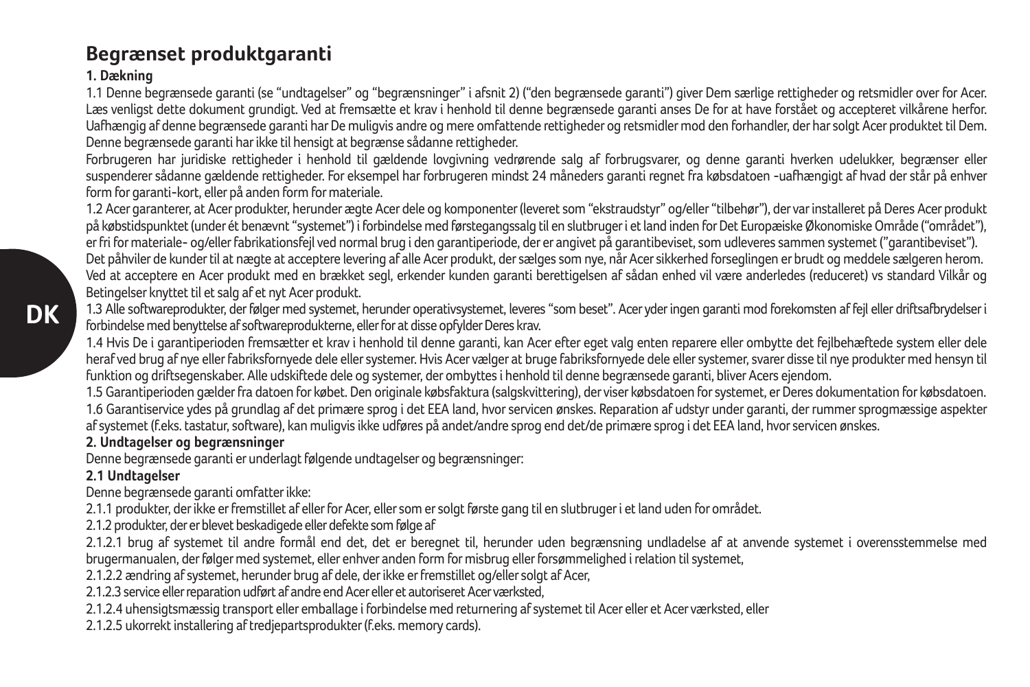# Begrænset produktgaranti

### 1. Dækning

1.1 Denne begrænsede garanti (se "undtagelser" og "begrænsninger" i afsnit 2) ("den begrænsede garanti") giver Dem særlige rettigheder og retsmidler over for Acer. Læs venligst dette dokument grundigt. Ved at fremsætte et krav i henhold til denne begrænsede garanti anses De for at have forstået og accepteret vilkårene herfor. Uafhængig af denne begrænsede garanti har De muligvis andre og mere omfattende rettigheder og retsmidler mod den forhandler, der har solgt Acer produktet til Dem. Denne begrænsede garanti har ikke til hensigt at begrænse sådanne rettigheder.

Forbrugeren har juridiske rettigheder i henhold til gældende lovgivning vedrørende salg af forbrugsvarer, og denne garanti hverken udelukker, begrænser eller suspenderer sådanne gældende rettigheder. For eksempel har forbrugeren mindst 24 måneders garanti regnet fra købsdatoen -uafhængigt af hvad der står på enhver form for garanti-kort, eller på anden form for materiale.

1.2 Acer garanterer, at Acer produkter, herunder ægte Acer dele og komponenter (leveret som "ekstraudstyr" og/eller "tilbehør"), der var installeret på Deres Acer produkt på købstidspunktet (under ét benævnt "systemet") i forbindelse med førstegangssalg til en slutbruger i et land inden for Det Europæiske Økonomiske Område ("området"), er fri for materiale- og/eller fabrikationsfejl ved normal brug i den garantiperiode, der er angivet på garantibeviset, som udleveres sammen systemet ("garantibeviset").

Det påviler de kunder til at nægte at acceptere levering af alle Acer produkt, der sælges som nye, når Acer sikkerhed forseglingen er brudt og meddele sælgeren herom.

Ved at acceptere en Acer produkt med en brække segl, erkender kunden garanti berettigelsen af sådan enhed vil være anderledes (reduceret) vs standard Vilkår og Betingelser knyttet til et salg af et nyt Acer produkt.

1.3 Alle softwareprodukter, der følger med systemet, herunder operativsystemet, leveres "som beset". Acer yder ingen garanti mod forekomsten af fejl eller driftsafbrydelser i forbindelse med benyttelse af softwareprodukterne, eller for at disse opfylder Deres krav.

1.4 Hvis De i garantiperioden fremsætter et krav i henhold til denne garanti, kan Acer efter eget valg enten reparere eller ombytte det fejlbehæftede system eller dele heraf ved brug af nye eller fabriksfornyede dele eller systemer. Hvis Acer vælger at bruge fabriksfornyede dele eller systemer, svarer disse til nye produkter med hensyn til funktion og driftsegenskaber. Alle udskiftede dele og systemer, der ombyttes i henhold til denne begrænsede garanti, bliver Acers ejendom.

1.5 Garantiperioden gælder fra datoen for købet. Den originale købsfaktura (salgskvittering), der viser købsdatoen for systemet, er Deres dokumentation for købsdatoen.

1.6 Garantiservice ydes på grundlag af det primære sprog i det EEA land, hvor servicen ønskes. Reparation af udstyr under garanti, der rummer sprogmæssige aspekter af systemet (f.eks. tastatur, software), kan muligvis ikke udføres på andet/andre sprog end det/de primære sprog i det EEA land, hvor servicen ønskes.

### 2. Undtagelser og begrænsninger

Denne begrænsede garanti er underlagt følgende undtagelser og begrænsninger:

#### 2.1 Undtagelser

Denne begrænsede garanti omfatter ikke:

2.1.1 produkter, der ikke er fremstillet af eller for Acer, eller som er solgt første gang til en slutbruger i et land uden for området.

2.1.2 produkter, der er blevet beskadigede eller defekte som følge af

2.1.2.1 brug af systemet til andre formål end det, det er beregnet til, herunder uden begrænsning undladelse af at anvende systemet i overensstemmelse med brugermanualen, der følger med systemet, eller enhver anden form for misbrug eller forsømmelighed i relation til systemet,

2.1.2.2 ændring af systemet, herunder brug af dele, der ikke er fremstillet og/eller solgt af Acer,

2.1.2.3 service eller reparation udført af andre end Acer eller et autoriseret Acer værksted,

2.1.2.4 uhensigtsmæssig transport eller emballage i forbindelse med returnering af systemet til Acer eller et Acer værksted, eller

2.1.2.5 ukorrekt installering af tredjepartsprodukter (f.eks. memory cards).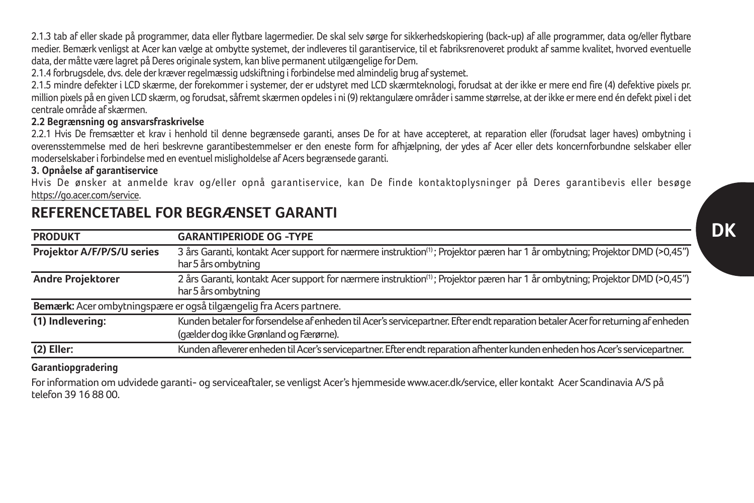2.1.3 tab af eller skade på programmer, data eller flytbare lagermedier. De skal selv sørge for sikkerhedskopiering (back-up) af alle programmer, data og/eller flytbare medier. Bemærk venligst at Acer kan vælge at ombytte systemet, der indleveres til garantiservice, til et fabriksrenoveret produkt af samme kvalitet, hvorved eventuelle data, der måtte være lagret på Deres originale system, kan blive permanent utilgængelige for Dem.

2.1.4 forbrugsdele, dvs. dele der kræver regelmæssig udskiftning i forbindelse med almindelig brug af systemet.

2.1.5 mindre defekter i LCD skærme, der forekommer i systemer, der er udstyret med LCD skærmteknologi, forudsat at der ikke er mere end fire (4) defektive pixels pr. million pixels på en given LCD skærm, og forudsat, såfremt skærmen opdeles i ni (9) rektangulære områder i samme størrelse, at der ikke er mere end én defekt pixel i det centrale område af skærmen.

**2.2 Begrænsning og ansvarsfraskrivelse**

2.2.1 Hvis De fremsætter et krav i henhold til denne begrænsede garanti, anses De for at have accepteret, at reparation eller (forudsat lager haves) ombytning i overensstemmelse med de heri beskrevne garantibestemmelser er den eneste form for afhjælpning, der ydes af Acer eller dets koncernforbundne selskaber eller moderselskaber i forbindelse med en eventuel misligholdelse af Acers begrænsede garanti.

**3. Opnåelse af garantiservice**

Hvis De ønsker at anmelde krav og/eller opnå garantiservice, kan De finde kontaktoplysninger på Deres garantibevis eller besøge https://go.acer.com/service.

## REFERENCETABEL FOR BEGRÆNSET GARANTI

| PRODUKT | GARANTIPERIODE OG -TYPE |
|---|---|
| **Projektor A/F/P/S/U series** | 3 års Garanti, kontakt Acer support for nærmere instruktion(1); Projektor pæren har 1 år ombytning; Projektor DMD (>0,45") har 5 års ombytning |
| **Andre Projektorer** | 2 års Garanti, kontakt Acer support for nærmere instruktion(1); Projektor pæren har 1 år ombytning; Projektor DMD (>0,45") har 5 års ombytning |
| **Bemærk:** Acer ombytningspære er også tilgængelig fra Acers partnere. | |
| **(1) Indlevering:** | Kunden betaler for forsendelse af enheden til Acer's servicepartner. Efter endt reparation betaler Acer for returning af enheden (gælder dog ikke Grønland og Færørne). |
| **(2) Eller:** | Kunden afleverer enheden til Acer's servicepartner. Efter endt reparation afhenter kunden enheden hos Acer's servicepartner. |

**Garantiopgradering**

For information om udvidede garanti- og serviceaftaler, se venligst Acer's hjemmeside www.acer.dk/service, eller kontakt Acer Scandinavia A/S på telefon 39 16 88 00.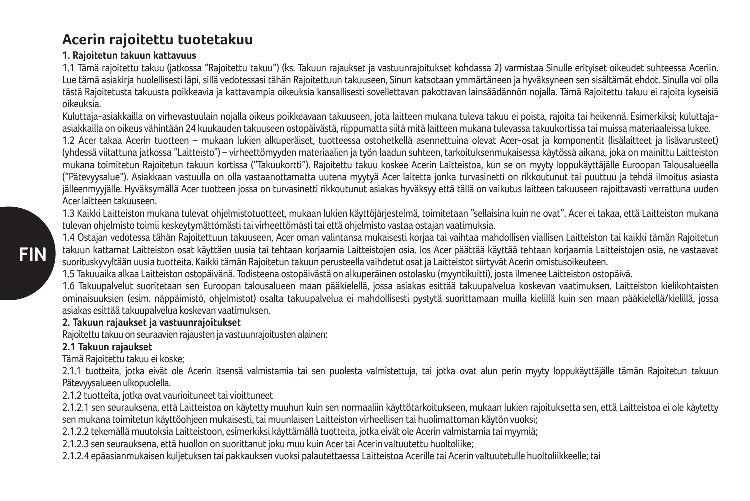# Acerin rajoitettu tuotetakuu

**1. Rajoitetun takuun kattavuus**

1.1 Tämä rajoitettu takuu (jatkossa "Rajoitettu takuu") (ks. Takuun rajaukset ja vastuunrajoitukset kohdassa 2) varmistaa Sinulle erityiset oikeudet suhteessa Aceriin. Lue tämä asiakirja huolellisesti läpi, sillä vedotessasi tähän Rajoitettuun takuuseen, Sinun katsotaan ymmärtäneen ja hyväksyneen sen sisältämät ehdot. Sinulla voi olla tästä Rajoitetusta takuusta poikkeavia ja kattavampia oikeuksia kansallisesti sovellettavan pakottavan lainsäädännön nojalla. Tämä Rajoitettu takuu ei rajoita kyseisiä oikeuksia.

Kuluttaja-asiakkailla on virhevastuulain nojalla oikeus poikkeavaan takuuseen, jota laitteen mukana tuleva takuu ei poista, rajoita tai heikennä. Esimerkiksi; kuluttaja-asiakkailla on oikeus vähintään 24 kuukauden takuuseen ostopäivästä, riippumatta siitä mitä laitteen mukana tulevassa takuukortissa tai muissa materiaaleissa lukee.

1.2 Acer takaa Acerin tuotteen – mukaan lukien alkuperäiset, tuotteessa ostohetkellä asennettuina olevat Acer-osat ja komponentit (lisälaitteet ja lisävarusteet) (yhdessä viitattuna jatkossa "Laitteisto") – virheettömyyden materiaalien ja työn laadun suhteen, tarkoituksenmukaisessa käytössä aikana, joka on mainittu Laitteiston mukana toimitetun Rajoitetun takuun kortissa ("Takuukortti"). Rajoitettu takuu koskee Acerin Laitteistoa, kun se on myyty loppukäyttäjälle Euroopan Talousalueella ("Pätevyysalue"). Asiakkaan vastuulla on olla vastaanottamatta uutena myytyä Acer laitetta jonka turvasinetti on rikkoutunut tai puuttuu ja tehdä ilmoitus asiasta jälleenmyyjälle. Hyväksymällä Acer tuotteen jossa on turvasinetti rikkoutunut asiakas hyväksyy että tällä on vaikutus laitteen takuuseen rajoittavasti verrattuna uuden Acer laitteen takuuseen.

1.3 Kaikki Laitteiston mukana tulevat ohjelmistotuotteet, mukaan lukien käyttöjärjestelmä, toimitetaan "sellaisina kuin ne ovat". Acer ei takaa, että Laitteiston mukana tulevan ohjelmisto toimii keskeytymättömästi tai virheettömästi tai että ohjelmisto vastaa ostajan vaatimuksia.

1.4 Ostajan vedotessa tähän Rajoitettuun takuuseen, Acer oman valintansa mukaisesti korjaa tai vaihtaa mahdollisen viallisen Laitteiston tai kaikki tämän Rajoitetun takuun kattamat Laitteiston osat käyttäen uusia tai tehtaan korjaamia Laitteistojen osia. Jos Acer päättää käyttää tehtaan korjaamia Laitteistojen osia, ne vastaavat suorituskyvyltään uusia tuotteita. Kaikki tämän Rajoitetun takuun perusteella vaihdetut osat ja Laitteistot siirtyvät Acerin omistusoikeuteen.

1.5 Takuuaika alkaa Laitteiston ostopäivänä. Todisteena ostopäivästä on alkuperäinen ostolasku (myyntikuitti), josta ilmenee Laitteiston ostopäivä.

1.6 Takuupalvelut suoritetaan sen Euroopan talousalueen maan pääkielellä, jossa asiakas esittää takuupalvelua koskevan vaatimuksen. Laitteiston kielikohtaisten ominaisuuksien (esim. näppäimistö, ohjelmistot) osalta takuupalvelua ei mahdollisesti pystytä suorittamaan muilla kielillä kuin sen maan pääkielellä/kielillä, jossa asiakas esittää takuupalvelua koskevan vaatimuksen.

**2. Takuun rajaukset ja vastuunrajoitukset**

Rajoitettu takuu on seuraavien rajausten ja vastuunrajoitusten alainen:

**2.1 Takuun rajaukset**

Tämä Rajoitettu takuu ei koske;

2.1.1 tuotteita, jotka eivät ole Acerin itsensä valmistamia tai sen puolesta valmistettuja, tai jotka ovat alun perin myyty loppukäyttäjälle tämän Rajoitetun takuun Pätevyysalueen ulkopuolella.

2.1.2 tuotteita, jotka ovat vaurioituneet tai vioittuneet

2.1.2.1 sen seurauksena, että Laitteistoa on käytetty muuhun kuin sen normaaliin käyttötarkoitukseen, mukaan lukien rajoituksetta sen, että Laitteistoa ei ole käytetty sen mukana toimitetun käyttöohjeen mukaisesti, tai muunlaisen Laitteiston virheellisen tai huolimattoman käytön vuoksi;

2.1.2.2 tekemällä muutoksia Laitteistoon, esimerkiksi käyttämällä tuotteita, jotka eivät ole Acerin valmistamia tai myymiä;

2.1.2.3 sen seurauksena, että huollon on suorittanut joku muu kuin Acer tai Acerin valtuutettu huoltoliike;

2.1.2.4 epäasianmukaisen kuljetuksen tai pakkauksen vuoksi palautettaessa Laitteistoa Acerille tai Acerin valtuutetulle huoltoliikkeelle; tai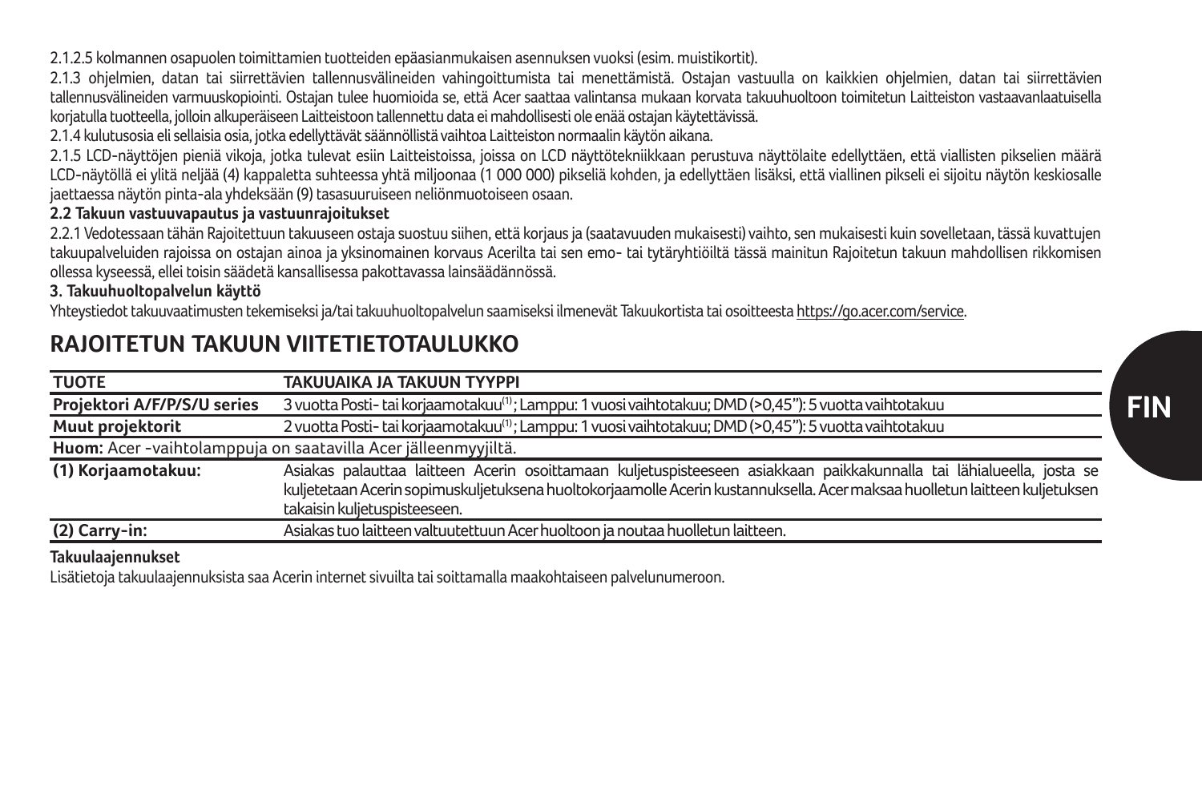2.1.2.5 kolmannen osapuolen toimittamien tuotteiden epäasianmukaisen asennuksen vuoksi (esim. muistikortit).

2.1.3 ohjelmien, datan tai siirrettävien tallennusvälineiden vahingoittumista tai menettämistä. Ostajan vastuulla on kaikkien ohjelmien, datan tai siirrettävien tallennusvälineiden varmuuskopiointi. Ostajan tulee huomioida se, että Acer saattaa valintansa mukaan korvata takuuhuoltoon toimitetun Laitteiston vastaavanlaatuisella korjatulla tuotteella, jolloin alkuperäiseen Laitteistoon tallennettu data ei mahdollisesti ole enää ostajan käytettävissä.

2.1.4 kulutusosia eli sellaisia osia, jotka edellyttävät säännöllistä vaihtoa Laitteiston normaalin käytön aikana.

2.1.5 LCD-näyttöjen pieniä vikoja, jotka tulevat esiin Laitteistoissa, joissa on LCD näyttötekniikkaan perustuva näyttölaite edellyttäen, että viallisten pikselien määrä LCD-näytöllä ei ylitä neljää (4) kappaletta suhteessa yhtä miljoonaa (1 000 000) pikseliä kohden, ja edellyttäen lisäksi, että viallinen pikseli ei sijoitu näytön keskiosalle jaettaessa näytön pinta-ala yhdeksään (9) tasasuuruiseen neliönmuotoiseen osaan.

**2.2 Takuun vastuuvapautus ja vastuunrajoitukset**

2.2.1 Vedotessaan tähän Rajoitettuun takuuseen ostaja suostuu siihen, että korjaus ja (saatavuuden mukaisesti) vaihto, sen mukaisesti kuin sovelletaan, tässä kuvattujen takuupalveluiden rajoissa on ostajan ainoa ja yksinomainen korvaus Acerilta tai sen emo- tai tytäryhtiöiltä tässä mainitun Rajoitetun takuun mahdollisen rikkomisen ollessa kyseessä, ellei toisin säädetä kansallisessa pakottavassa lainsäädännössä.

**3. Takuuhuoltopalvelun käyttö**

Yhteystiedot takuuvaatimusten tekemiseksi ja/tai takuuhuoltopalvelun saamiseksi ilmenevät Takuukortista tai osoitteesta https://go.acer.com/service.

## RAJOITETUN TAKUUN VIITETIETOTAULUKKO

| TUOTE | TAKUUAIKA JA TAKUUN TYYPPI |
|---|---|
| Projektori A/F/P/S/U series | 3 vuotta Posti- tai korjaamotakuu[1]; Lamppu: 1 vuosi vaihtotakuu; DMD (>0,45"): 5 vuotta vaihtotakuu |
| Muut projektorit | 2 vuotta Posti- tai korjaamotakuu[1]; Lamppu: 1 vuosi vaihtotakuu; DMD (>0,45"): 5 vuotta vaihtotakuu |
| **Huom**: Acer -vaihtolamppuja on saatavilla Acer jälleenmyyjiltä. | |
| (1) Korjaamotakuu: | Asiakas palauttaa laitteen Acerin osoittamaan kuljetuspisteeseen asiakkaan paikkakunnalla tai lähialueella, josta se kuljetetaan Acerin sopimuskuljetuksena huoltokorjaamolle Acerin kustannuksella. Acer maksaa huolletun laitteen kuljetuksen takaisin kuljetuspisteeseen. |
| (2) Carry-in: | Asiakas tuo laitteen valtuutettuun Acer huoltoon ja noutaa huolletun laitteen. |

**Takuulaajennukset**

Lisätietoja takuulaajennuksista saa Acerin internet sivuilta tai soittamalla maakohtaiseen palvelunumeroon.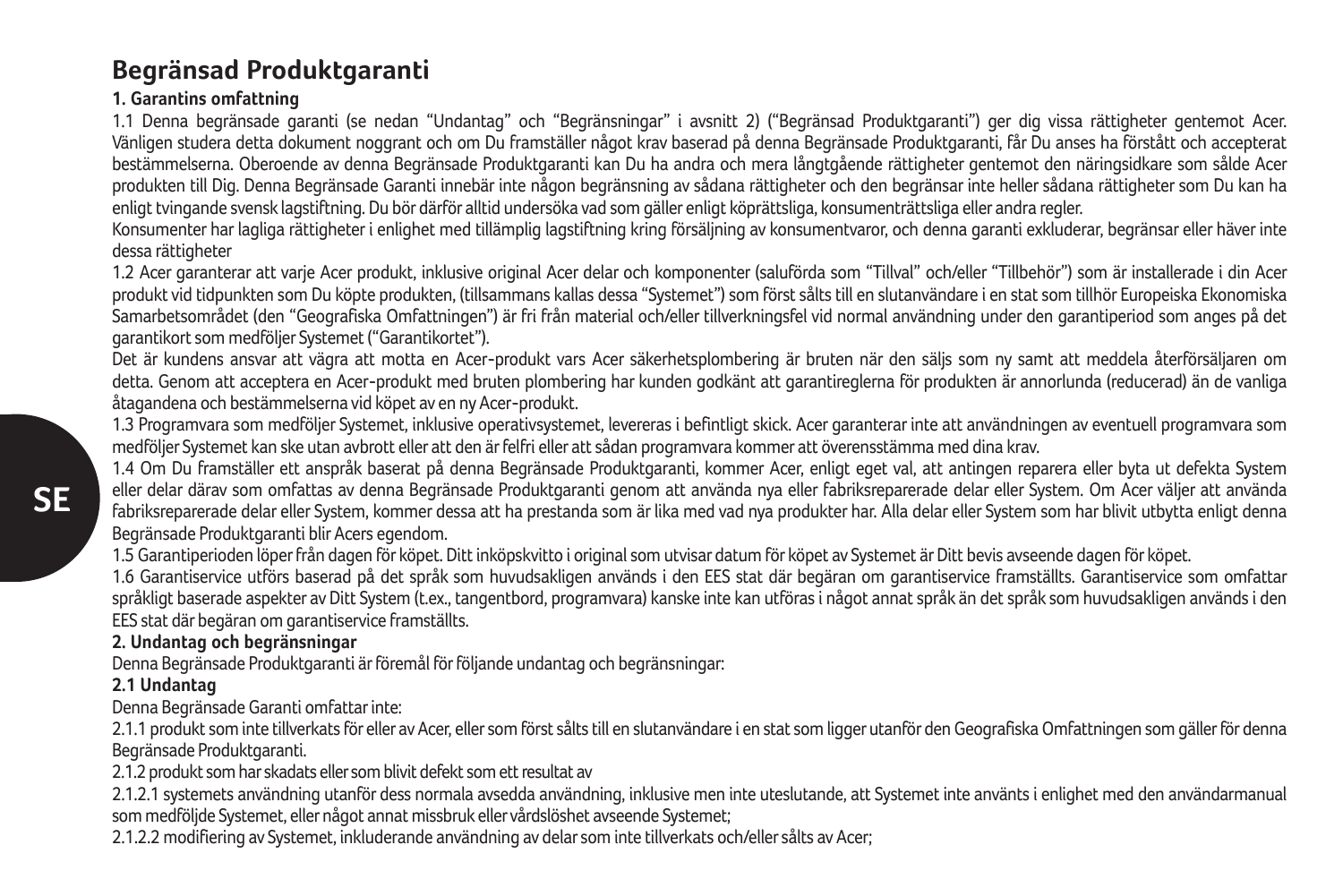# Begränsad Produktgaranti

**1. Garantins omfattning**

1.1 Denna begränsade garanti (se nedan "Undantag" och "Begränsningar" i avsnitt 2) ("Begränsad Produktgaranti") ger dig vissa rättigheter gentemot Acer. Vänligen studera detta dokument noggrant och om Du framställer något krav baserad på denna Begränsade Produktgaranti, får Du anses ha förstått och accepterat bestämmelserna. Oberoende av denna Begränsade Produktgaranti kan Du ha andra och mera långtgående rättigheter gentemot den näringsidkare som sålde Acer produkten till Dig. Denna Begränsade Garanti innebär inte någon begränsning av sådana rättigheter och den begränsar inte heller sådana rättigheter som Du kan ha enligt tvingande svensk lagstiftning. Du bör därför alltid undersöka vad som gäller enligt köprättsliga, konsumenträttsliga eller andra regler.

Konsumenter har lagliga rättigheter i enlighet med tillämplig lagstiftning kring försäljning av konsumentvaror, och denna garanti exkluderar, begränsar eller häver inte dessa rättigheter

1.2 Acer garanterar att varje Acer produkt, inklusive original Acer delar och komponenter (saluförda som "Tillval" och/eller "Tillbehör") som är installerade i din Acer produkt vid tidpunkten som Du köpte produkten, (tillsammans kallas dessa "Systemet") som först sålts till en slutanvändare i en stat som tillhör Europeiska Ekonomiska Samarbetsområdet (den "Geografiska Omfattningen") är fri från material och/eller tillverkningsfel vid normal användning under den garantiperiod som anges på det garantikort som medföljer Systemet ("Garantikortet").

Det är kundens ansvar att vägra att motta en Acer-produkt vars Acer säkerhetsplombering är bruten när den säljs som ny samt att meddela återförsäljaren om detta. Genom att acceptera en Acer-produkt med bruten plombering har kunden godkänt att garantireglerna för produkten är annorlunda (reducerad) än de vanliga åtagandena och bestämmelserna vid köpet av en ny Acer-produkt.

1.3 Programvara som medföljer Systemet, inklusive operativsystemet, levereras i befintligt skick. Acer garanterar inte att användningen av eventuell programvara som medföljer Systemet kan ske utan avbrott eller att den är felfri eller att sådan programvara kommer att överensstämma med dina krav.

1.4 Om Du framställer ett anspråk baserat på denna Begränsade Produktgaranti, kommer Acer, enligt eget val, att antingen reparera eller byta ut defekta System eller delar därav som omfattas av denna Begränsade Produktgaranti genom att använda nya eller fabriksreparerade delar eller System. Om Acer väljer att använda fabriksreparerade delar eller System, kommer dessa att ha prestanda som är lika med vad nya produkter har. Alla delar eller System som har blivit utbytta enligt denna Begränsade Produktgaranti blir Acers egendom.

1.5 Garantiperioden löper från dagen för köpet. Ditt inköpskvitto i original som utvisar datum för köpet av Systemet är Ditt bevis avseende dagen för köpet.

1.6 Garantiservice utförs baserad på det språk som huvudsakligen används i den EES stat där begäran om garantiservice framställts. Garantiservice som omfattar språkligt baserade aspekter av Ditt System (t.ex., tangentbord, programvara) kanske inte kan utföras i något annat språk än det språk som huvudsakligen används i den EES stat där begäran om garantiservice framställts.

**2. Undantag och begränsningar**

Denna Begränsade Produktgaranti är föremål för följande undantag och begränsningar:

**2.1 Undantag**

Denna Begränsade Garanti omfattar inte:

2.1.1 produkt som inte tillverkats för eller av Acer, eller som först sålts till en slutanvändare i en stat som ligger utanför den Geografiska Omfattningen som gäller för denna Begränsade Produktgaranti.

2.1.2 produkt som har skadats eller som blivit defekt som ett resultat av

2.1.2.1 systemets användning utanför dess normala avsedda användning, inklusive men inte uteslutande, att Systemet inte använts i enlighet med den användarmanual som medföljde Systemet, eller något annat missbruk eller vårdslöshet avseende Systemet;

2.1.2.2 modifiering av Systemet, inkluderande användning av delar som inte tillverkats och/eller sålts av Acer;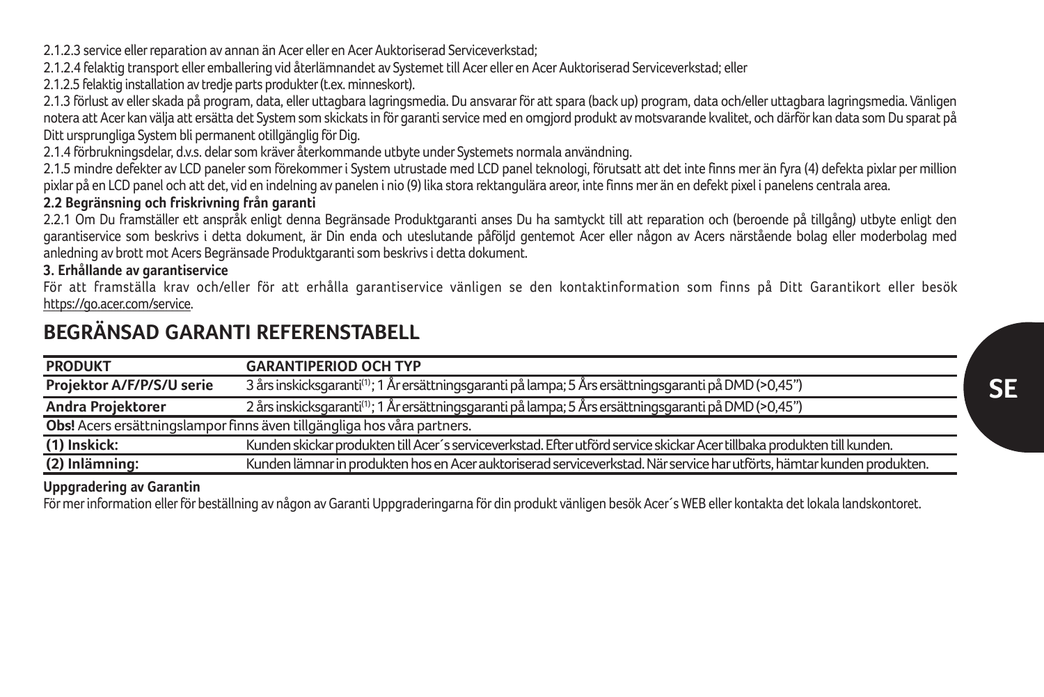2.1.2.3 service eller reparation av annan än Acer eller en Acer Auktoriserad Serviceverkstad;

2.1.2.4 felaktig transport eller emballering vid återlämnandet av Systemet till Acer eller en Acer Auktoriserad Serviceverkstad; eller

2.1.2.5 felaktig installation av tredje parts produkter (t.ex. minneskort).

2.1.3 förlust av eller skada på program, data, eller uttagbara lagringsmedia. Du ansvarar för att spara (back up) program, data och/eller uttagbara lagringsmedia. Vänligen notera att Acer kan välja att ersätta det System som skickats in för garanti service med en omgjord produkt av motsvarande kvalitet, och därför kan data som Du sparat på Ditt ursprungliga System bli permanent otillgänglig för Dig.

2.1.4 förbrukningsdelar, d.v.s. delar som kräver återkommande utbyte under Systemets normala användning.

2.1.5 mindre defekter av LCD paneler som förekommer i System utrustade med LCD panel teknologi, förutsatt att det inte finns mer än fyra (4) defekta pixlar per million pixlar på en LCD panel och att det, vid en indelning av panelen i nio (9) lika stora rektangulära areor, inte finns mer än en defekt pixel i panelens centrala area.

**2.2 Begränsning och friskrivning från garanti**

2.2.1 Om Du framställer ett anspråk enligt denna Begränsade Produktgaranti anses Du ha samtyckt till att reparation och (beroende på tillgång) utbyte enligt den garantiservice som beskrivs i detta dokument, är Din enda och uteslutande påföljd gentemot Acer eller någon av Acers närstående bolag eller moderbolag med anledning av brott mot Acers Begränsade Produktgaranti som beskrivs i detta dokument.

**3. Erhållande av garantiservice**

För att framställa krav och/eller för att erhålla garantiservice vänligen se den kontaktinformation som finns på Ditt Garantikort eller besök https://go.acer.com/service.

## BEGRÄNSAD GARANTI REFERENSTABELL

| PRODUKT | GARANTIPERIOD OCH TYP |
|---|---|
| Projektor A/F/P/S/U serie | 3 års inskicksgaranti(1); 1 År ersättningsgaranti på lampa; 5 Års ersättningsgaranti på DMD (>0,45") |
| Andra Projektorer | 2 års inskicksgaranti(1); 1 År ersättningsgaranti på lampa; 5 Års ersättningsgaranti på DMD (>0,45") |
| **Obs!** Acers ersättningslampor finns även tillgängliga hos våra partners. | |
| (1) Inskick: | Kunden skickar produkten till Acer´s serviceverkstad. Efter utförd service skickar Acer tillbaka produkten till kunden. |
| (2) Inlämning: | Kunden lämnar in produkten hos en Acer auktoriserad serviceverkstad. När service har utförts, hämtar kunden produkten. |

**Uppgradering av Garantin**

För mer information eller för beställning av någon av Garanti Uppgraderingarna för din produkt vänligen besök Acer´s WEB eller kontakta det lokala landskontoret.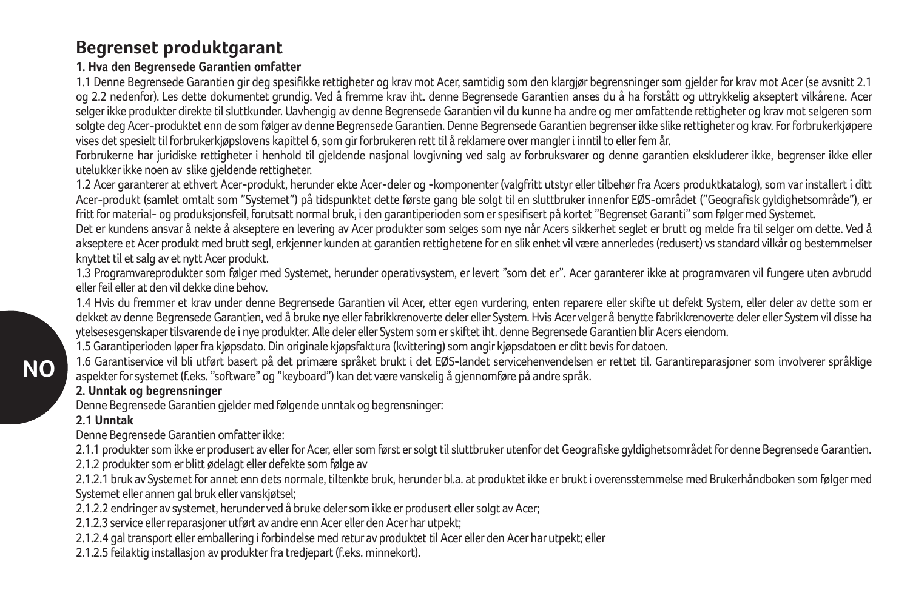# Begrenset produktgaranti

### 1. Hva den Begrensede Garantien omfatter

1.1 Denne Begrensede Garantien gir deg spesifikke rettigheter og krav mot Acer, samtidig som den klargjør begrensninger som gjelder for krav mot Acer (se avsnitt 2.1 og 2.2 nedenfor). Les dette dokumentet grundig. Ved å fremme krav iht. denne Begrensede Garantien anses du å ha forstått og uttrykkelig akseptert vilkårene. Acer selger ikke produkter direkte til sluttkunder. Uavhengig av denne Begrensede Garantien vil du kunne ha andre og mer omfattende rettigheter og krav mot selgeren som solgte deg Acer-produktet enn de som følger av denne Begrensede Garantien. Denne Begrensede Garantien begrenser ikke slike rettigheter og krav. For forbrukerkjøpere vises det spesielt til forbrukerkjøpslovens kapittel 6, som gir forbrukeren rett til å reklamere over mangler i inntil to eller fem år.

Forbrukerne har juridiske rettigheter i henhold til gjeldende nasjonal lovgivning ved salg av forbruksvarer og denne garantien ekskluderer ikke, begrenser ikke eller utelukker ikke noen av slike gjeldende rettigheter.

1.2 Acer garanterer at ethvert Acer-produkt, herunder ekte Acer-deler og -komponenter (valgfritt utstyr eller tilbehør fra Acers produktkatalog), som var installert i ditt Acer-produkt (samlet omtalt som "Systemet") på tidspunktet dette første gang ble solgt til en sluttbruker innenfor EØS-området ("Geografisk gyldighetsområde"), er fritt for material- og produksjonsfeil, forutsatt normal bruk, i den garantiperioden som er spesifisert på kortet "Begrenset Garanti" som følger med Systemet.

Det er kundens ansvar å nekte å akseptere en levering av Acer produkter som selges som nye når Acers sikkerhet seglet er brutt og melde fra til selger om dette. Ved å akseptere et Acer produkt med brutt segl, erkjenner kunden at garantien rettighetene for en slik enhet vil være annerledes (redusert) vs standard vilkår og bestemmelser knyttet til et salg av et nytt Acer produkt.

1.3 Programvareprodukter som følger med Systemet, herunder operativsystem, er levert "som det er". Acer garanterer ikke at programvaren vil fungere uten avbrudd eller feil eller at den vil dekke dine behov.

1.4 Hvis du fremmer et krav under denne Begrensede Garantien vil Acer, etter egen vurdering, enten reparere eller skifte ut defekt System, eller deler av dette som er dekket av denne Begrensede Garantien, ved å bruke nye eller fabrikkrenoverte deler eller System. Hvis Acer velger å benytte fabrikkrenoverte deler eller System vil disse ha ytelsesesgenskaper tilsvarende de i nye produkter. Alle deler eller System som er skiftet iht. denne Begrensede Garantien blir Acers eiendom.

1.5 Garantiperioden løper fra kjøpsdato. Din originale kjøpsfaktura (kvittering) som angir kjøpsdatoen er ditt bevis for datoen.

1.6 Garantiservice vil bli utført basert på det primære språket brukt i det EØS-landet servicehenvendelsen er rettet til. Garantireparasjoner som involverer språklige aspekter for systemet (f.eks. "software" og "keyboard") kan det være vanskelig å gjennomføre på andre språk.

### 2. Unntak og begrensninger

Denne Begrensede Garantien gjelder med følgende unntak og begrensninger:

#### 2.1 Unntak

Denne Begrensede Garantien omfatter ikke:

2.1.1 produkter som ikke er produsert av eller for Acer, eller som først er solgt til sluttbruker utenfor det Geografiske gyldighetsområdet for denne Begrensede Garantien.

2.1.2 produkter som er blitt ødelagt eller defekte som følge av

2.1.2.1 bruk av Systemet for annet enn dets normale, tiltenkte bruk, herunder bl.a. at produktet ikke er brukt i overensstemmelse med Brukerhåndboken som følger med Systemet eller annen gal bruk eller vanskjøtsel;

2.1.2.2 endringer av systemet, herunder ved å bruke deler som ikke er produsert eller solgt av Acer;

2.1.2.3 service eller reparasjoner utført av andre enn Acer eller den Acer har utpekt;

2.1.2.4 gal transport eller emballering i forbindelse med retur av produktet til Acer eller den Acer har utpekt; eller

2.1.2.5 feilaktig installasjon av produkter fra tredjepart (f.eks. minnekort).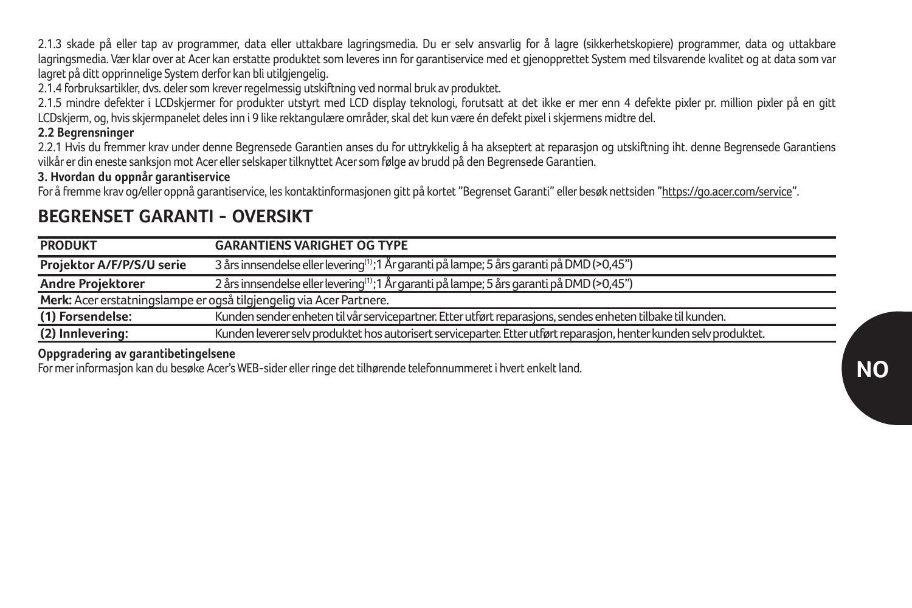2.1.3 skade på eller tap av programmer, data eller uttakbare lagringsmedia. Du er selv ansvarlig for å lagre (sikkerhetskopiere) programmer, data og uttakbare lagringsmedia. Vær klar over at Acer kan erstatte produktet som leveres inn for garantiservice med et gjenopprettet System med tilsvarende kvalitet og at data som var lagret på ditt opprinnelige System derfor kan bli utilgjengelig.

2.1.4 forbruksartikler, dvs. deler som krever regelmessig utskiftning ved normal bruk av produktet.

2.1.5 mindre defekter i LCDskjermer for produkter utstyrt med LCD display teknologi, forutsatt at det ikke er mer enn 4 defekte pixler pr. million pixler på en gitt LCDskjerm, og, hvis skjermpanelet deles inn i 9 like rektangulære områder, skal det kun være én defekt pixel i skjermens midtre del.

**2.2 Begrensninger**

2.2.1 Hvis du fremmer krav under denne Begrensede Garantien anses du for uttrykkelig å ha akseptert at reparasjon og utskiftning iht. denne Begrensede Garantiens vilkår er din eneste sanksjon mot Acer eller selskaper tilknyttet Acer som følge av brudd på den Begrensede Garantien.

**3. Hvordan du oppnår garantiservice**

For å fremme krav og/eller oppnå garantiservice, les kontaktinformasjonen gitt på kortet "Begrenset Garanti" eller besøk nettsiden "https://go.acer.com/service".

## BEGRENSET GARANTI - OVERSIKT

| PRODUKT | GARANTIENS VARIGHET OG TYPE |
|---|---|
| **Projektor A/F/P/S/U serie** | 3 års innsendelse eller levering[1];1 År garanti på lampe; 5 års garanti på DMD (>0,45") |
| **Andre Projektorer** | 2 års innsendelse eller levering[1];1 År garanti på lampe; 5 års garanti på DMD (>0,45") |
| **Merk:** Acer erstatningslampe er også tilgjengelig via Acer Partnere. | |
| **(1) Forsendelse:** | Kunden sender enheten til vår servicepartner. Etter utført reparasjons, sendes enheten tilbake til kunden. |
| **(2) Innlevering:** | Kunden leverer selv produktet hos autorisert serviceparter. Etter utført reparasjon, henter kunden selv produktet. |

**Oppgradering av garantibetingelsene**

For mer informasjon kan du besøke Acer's WEB-sider eller ringe det tilhørende telefonnummeret i hvert enkelt land.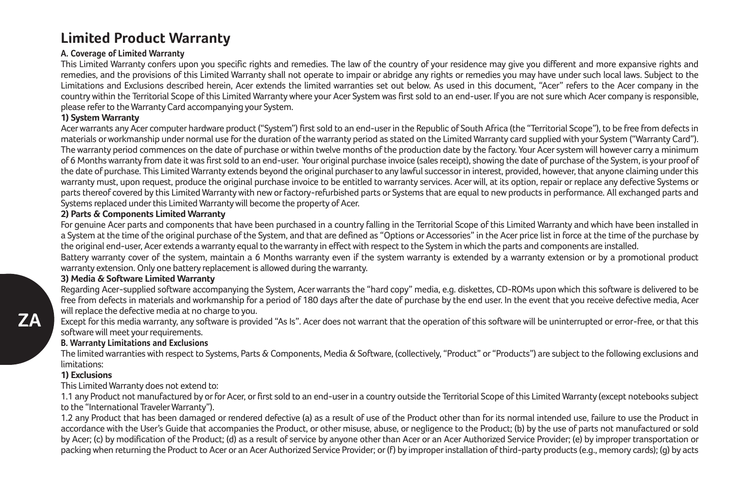# Limited Product Warranty

### A. Coverage of Limited Warranty

This Limited Warranty confers upon you specific rights and remedies. The law of the country of your residence may give you different and more expansive rights and remedies, and the provisions of this Limited Warranty shall not operate to impair or abridge any rights or remedies you may have under such local laws. Subject to the Limitations and Exclusions described herein, Acer extends the limited warranties set out below. As used in this document, "Acer" refers to the Acer company in the country within the Territorial Scope of this Limited Warranty where your Acer System was first sold to an end-user. If you are not sure which Acer company is responsible, please refer to the Warranty Card accompanying your System.

#### 1) System Warranty

Acer warrants any Acer computer hardware product ("System") first sold to an end-user in the Republic of South Africa (the "Territorial Scope"), to be free from defects in materials or workmanship under normal use for the duration of the warranty period as stated on the Limited Warranty card supplied with your System ("Warranty Card"). The warranty period commences on the date of purchase or within twelve months of the production date by the factory. Your Acer system will however carry a minimum of 6 Months warranty from date it was first sold to an end-user. Your original purchase invoice (sales receipt), showing the date of purchase of the System, is your proof of the date of purchase. This Limited Warranty extends beyond the original purchaser to any lawful successor in interest, provided, however, that anyone claiming under this warranty must, upon request, produce the original purchase invoice to be entitled to warranty services. Acer will, at its option, repair or replace any defective Systems or parts thereof covered by this Limited Warranty with new or factory-refurbished parts or Systems that are equal to new products in performance. All exchanged parts and Systems replaced under this Limited Warranty will become the property of Acer.

#### 2) Parts & Components Limited Warranty

For genuine Acer parts and components that have been purchased in a country falling in the Territorial Scope of this Limited Warranty and which have been installed in a System at the time of the original purchase of the System, and that are defined as "Options or Accessories" in the Acer price list in force at the time of the purchase by the original end-user, Acer extends a warranty equal to the warranty in effect with respect to the System in which the parts and components are installed.

Battery warranty cover of the system, maintain a 6 Months warranty even if the system warranty is extended by a warranty extension or by a promotional product warranty extension. Only one battery replacement is allowed during the warranty.

#### 3) Media & Software Limited Warranty

Regarding Acer-supplied software accompanying the System, Acer warrants the "hard copy" media, e.g. diskettes, CD-ROMs upon which this software is delivered to be free from defects in materials and workmanship for a period of 180 days after the date of purchase by the end user. In the event that you receive defective media, Acer will replace the defective media at no charge to you.

Except for this media warranty, any software is provided "As Is". Acer does not warrant that the operation of this software will be uninterrupted or error-free, or that this software will meet your requirements.

### B. Warranty Limitations and Exclusions

The limited warranties with respect to Systems, Parts & Components, Media & Software, (collectively, "Product" or "Products") are subject to the following exclusions and limitations:

#### 1) Exclusions

This Limited Warranty does not extend to:

1.1 any Product not manufactured by or for Acer, or first sold to an end-user in a country outside the Territorial Scope of this Limited Warranty (except notebooks subject to the "International Traveler Warranty").

1.2 any Product that has been damaged or rendered defective (a) as a result of use of the Product other than for its normal intended use, failure to use the Product in accordance with the User's Guide that accompanies the Product, or other misuse, abuse, or negligence to the Product; (b) by the use of parts not manufactured or sold by Acer; (c) by modification of the Product; (d) as a result of service by anyone other than Acer or an Acer Authorized Service Provider; (e) by improper transportation or packing when returning the Product to Acer or an Acer Authorized Service Provider; or (f) by improper installation of third-party products (e.g., memory cards); (g) by acts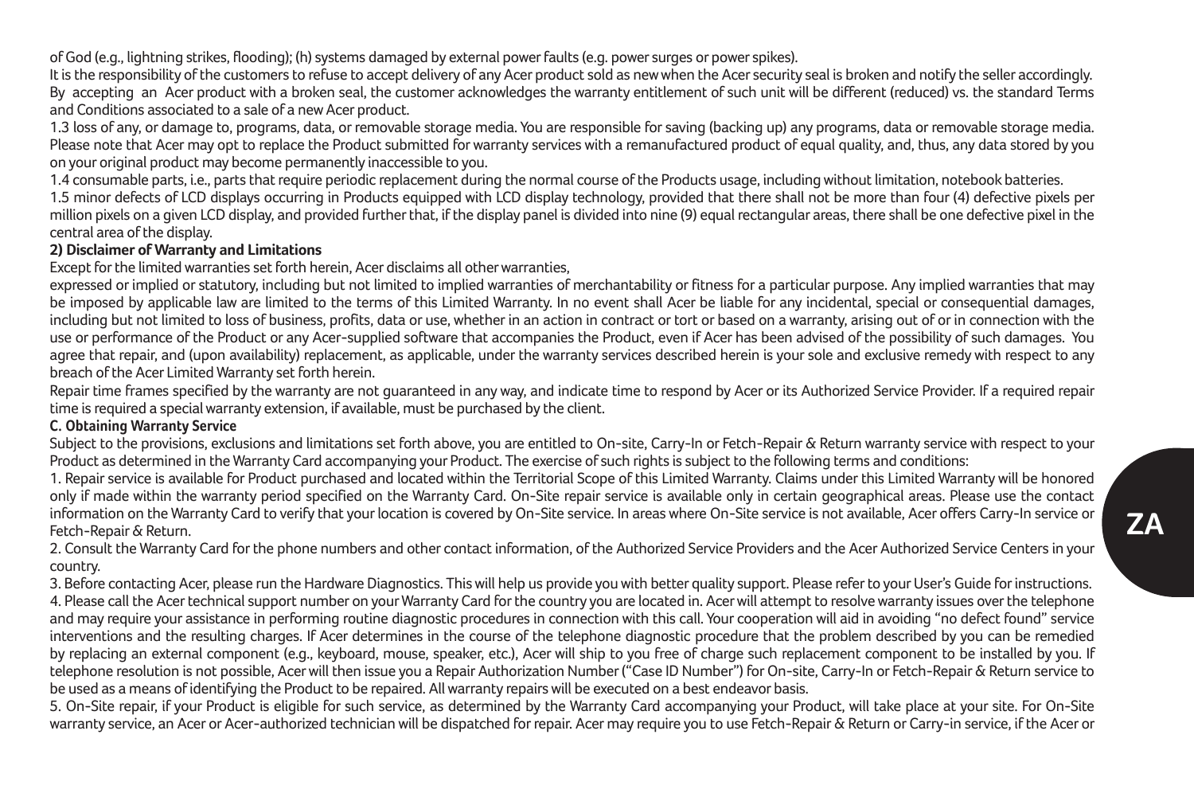of God (e.g., lightning strikes, flooding); (h) systems damaged by external power faults (e.g. power surges or power spikes).

It is the responsibility of the customers to refuse to accept delivery of any Acer product sold as new when the Acer security seal is broken and notify the seller accordingly. By accepting an Acer product with a broken seal, the customer acknowledges the warranty entitlement of such unit will be different (reduced) vs. the standard Terms and Conditions associated to a sale of a new Acer product.

1.3 loss of any, or damage to, programs, data, or removable storage media. You are responsible for saving (backing up) any programs, data or removable storage media. Please note that Acer may opt to replace the Product submitted for warranty services with a remanufactured product of equal quality, and, thus, any data stored by you on your original product may become permanently inaccessible to you.

1.4 consumable parts, i.e., parts that require periodic replacement during the normal course of the Products usage, including without limitation, notebook batteries.

1.5 minor defects of LCD displays occurring in Products equipped with LCD display technology, provided that there shall not be more than four (4) defective pixels per million pixels on a given LCD display, and provided further that, if the display panel is divided into nine (9) equal rectangular areas, there shall be one defective pixel in the central area of the display.

**2) Disclaimer of Warranty and Limitations**

Except for the limited warranties set forth herein, Acer disclaims all other warranties, expressed or implied or statutory, including but not limited to implied warranties of merchantability or fitness for a particular purpose. Any implied warranties that may be imposed by applicable law are limited to the terms of this Limited Warranty. In no event shall Acer be liable for any incidental, special or consequential damages, including but not limited to loss of business, profits, data or use, whether in an action in contract or tort or based on a warranty, arising out of or in connection with the use or performance of the Product or any Acer-supplied software that accompanies the Product, even if Acer has been advised of the possibility of such damages. You agree that repair, and (upon availability) replacement, as applicable, under the warranty services described herein is your sole and exclusive remedy with respect to any breach of the Acer Limited Warranty set forth herein.

Repair time frames specified by the warranty are not guaranteed in any way, and indicate time to respond by Acer or its Authorized Service Provider. If a required repair time is required a special warranty extension, if available, must be purchased by the client.

**C. Obtaining Warranty Service**

Subject to the provisions, exclusions and limitations set forth above, you are entitled to On-site, Carry-In or Fetch-Repair & Return warranty service with respect to your Product as determined in the Warranty Card accompanying your Product. The exercise of such rights is subject to the following terms and conditions:

1. Repair service is available for Product purchased and located within the Territorial Scope of this Limited Warranty. Claims under this Limited Warranty will be honored only if made within the warranty period specified on the Warranty Card. On-Site repair service is available only in certain geographical areas. Please use the contact information on the Warranty Card to verify that your location is covered by On-Site service. In areas where On-Site service is not available, Acer offers Carry-In service or Fetch-Repair & Return.
2. Consult the Warranty Card for the phone numbers and other contact information, of the Authorized Service Providers and the Acer Authorized Service Centers in your country.
3. Before contacting Acer, please run the Hardware Diagnostics. This will help us provide you with better quality support. Please refer to your User's Guide for instructions.
4. Please call the Acer technical support number on your Warranty Card for the country you are located in. Acer will attempt to resolve warranty issues over the telephone and may require your assistance in performing routine diagnostic procedures in connection with this call. Your cooperation will aid in avoiding "no defect found" service interventions and the resulting charges. If Acer determines in the course of the telephone diagnostic procedure that the problem described by you can be remedied by replacing an external component (e.g., keyboard, mouse, speaker, etc.), Acer will ship to you free of charge such replacement component to be installed by you. If telephone resolution is not possible, Acer will then issue you a Repair Authorization Number ("Case ID Number") for On-site, Carry-In or Fetch-Repair & Return service to be used as a means of identifying the Product to be repaired. All warranty repairs will be executed on a best endeavor basis.
5. On-Site repair, if your Product is eligible for such service, as determined by the Warranty Card accompanying your Product, will take place at your site. For On-Site warranty service, an Acer or Acer-authorized technician will be dispatched for repair. Acer may require you to use Fetch-Repair & Return or Carry-in service, if the Acer or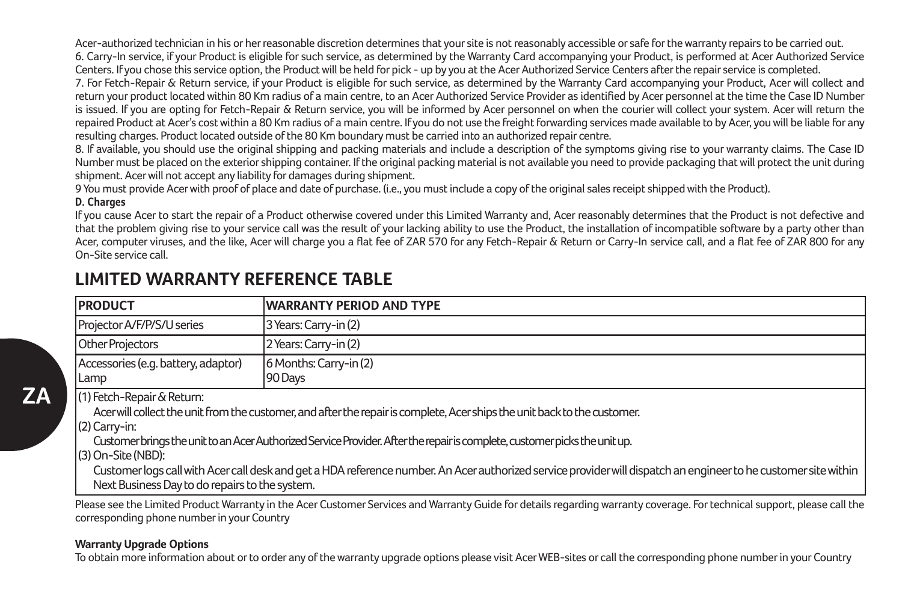Acer-authorized technician in his or her reasonable discretion determines that your site is not reasonably accessible or safe for the warranty repairs to be carried out.

6. Carry-In service, if your Product is eligible for such service, as determined by the Warranty Card accompanying your Product, is performed at Acer Authorized Service Centers. If you chose this service option, the Product will be held for pick - up by you at the Acer Authorized Service Centers after the repair service is completed.

7. For Fetch-Repair & Return service, if your Product is eligible for such service, as determined by the Warranty Card accompanying your Product, Acer will collect and return your product located within 80 Km radius of a main centre, to an Acer Authorized Service Provider as identified by Acer personnel at the time the Case ID Number is issued. If you are opting for Fetch-Repair & Return service, you will be informed by Acer personnel on when the courier will collect your system. Acer will return the repaired Product at Acer's cost within a 80 Km radius of a main centre. If you do not use the freight forwarding services made available to by Acer, you will be liable for any resulting charges. Product located outside of the 80 Km boundary must be carried into an authorized repair centre.

8. If available, you should use the original shipping and packing materials and include a description of the symptoms giving rise to your warranty claims. The Case ID Number must be placed on the exterior shipping container. If the original packing material is not available you need to provide packaging that will protect the unit during shipment. Acer will not accept any liability for damages during shipment.

9 You must provide Acer with proof of place and date of purchase. (i.e., you must include a copy of the original sales receipt shipped with the Product).

**D. Charges**

If you cause Acer to start the repair of a Product otherwise covered under this Limited Warranty and, Acer reasonably determines that the Product is not defective and that the problem giving rise to your service call was the result of your lacking ability to use the Product, the installation of incompatible software by a party other than Acer, computer viruses, and the like, Acer will charge you a flat fee of ZAR 570 for any Fetch-Repair & Return or Carry-In service call, and a flat fee of ZAR 800 for any On-Site service call.

## LIMITED WARRANTY REFERENCE TABLE

| PRODUCT | WARRANTY PERIOD AND TYPE |
|---|---|
| Projector A/F/P/S/U series | 3 Years: Carry-in (2) |
| Other Projectors | 2 Years: Carry-in (2) |
| Accessories (e.g. battery, adaptor)<br>Lamp | 6 Months: Carry-in (2)<br>90 Days |

(1) Fetch-Repair & Return:
Acer will collect the unit from the customer, and after the repair is complete, Acer ships the unit back to the customer.

(2) Carry-in:
Customer brings the unit to an Acer Authorized Service Provider. After the repair is complete, customer picks the unit up.

(3) On-Site (NBD):
Customer logs call with Acer call desk and get a HDA reference number. An Acer authorized service provider will dispatch an engineer to he customer site within Next Business Day to do repairs to the system.

Please see the Limited Product Warranty in the Acer Customer Services and Warranty Guide for details regarding warranty coverage. For technical support, please call the corresponding phone number in your Country

**Warranty Upgrade Options**

To obtain more information about or to order any of the warranty upgrade options please visit Acer WEB-sites or call the corresponding phone number in your Country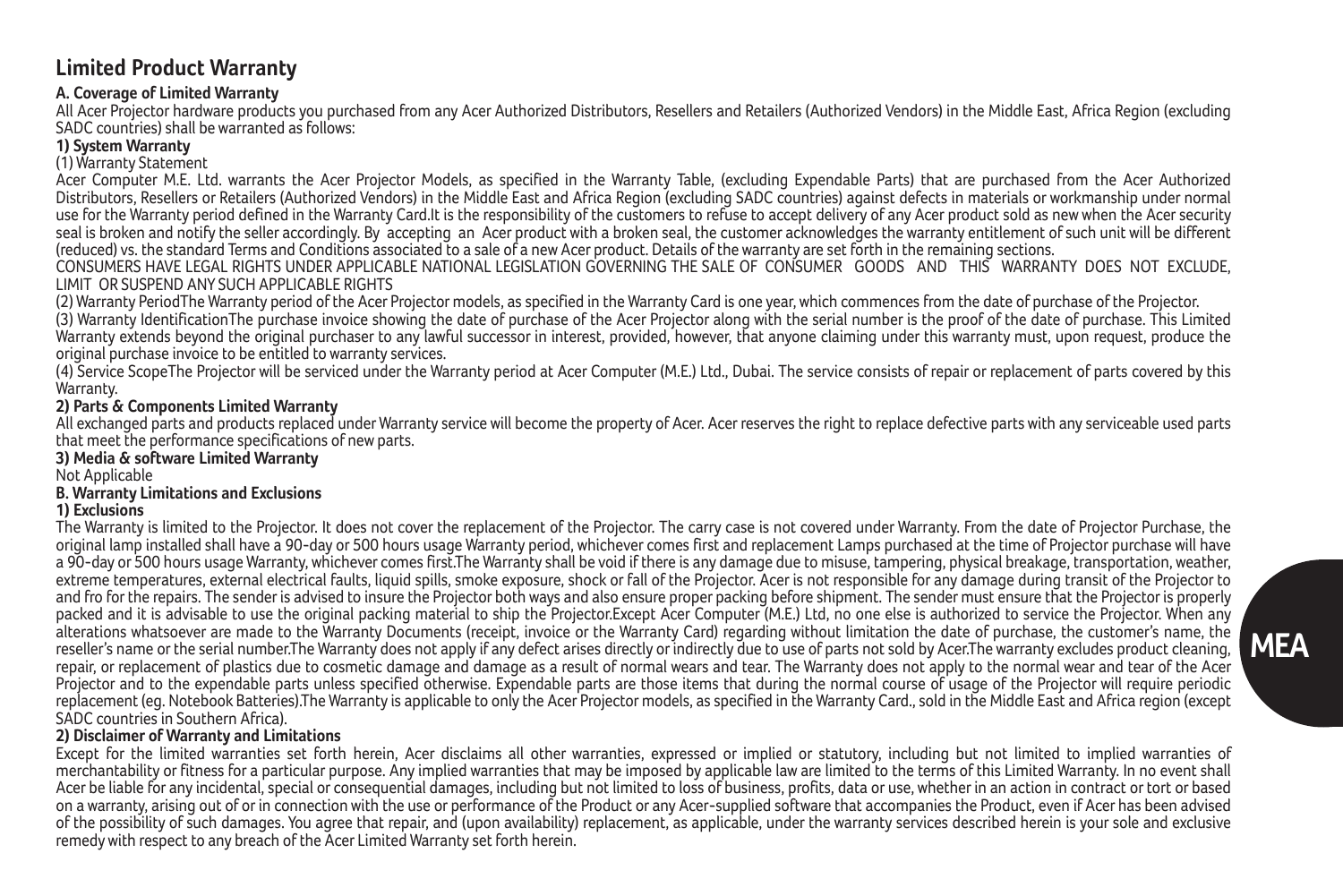## Limited Product Warranty

### A. Coverage of Limited Warranty

All Acer Projector hardware products you purchased from any Acer Authorized Distributors, Resellers and Retailers (Authorized Vendors) in the Middle East, Africa Region (excluding SADC countries) shall be warranted as follows:

#### 1) System Warranty

(1) Warranty Statement

Acer Computer M.E. Ltd. warrants the Acer Projector Models, as specified in the Warranty Table, (excluding Expendable Parts) that are purchased from the Acer Authorized Distributors, Resellers or Retailers (Authorized Vendors) in the Middle East and Africa Region (excluding SADC countries) against defects in materials or workmanship under normal use for the Warranty period defined in the Warranty Card.It is the responsibility of the customers to refuse to accept delivery of any Acer product sold as new when the Acer security seal is broken and notify the seller accordingly. By accepting an Acer product with a broken seal, the customer acknowledges the warranty entitlement of such unit will be different (reduced) vs. the standard Terms and Conditions associated to a sale of a new Acer product. Details of the warranty are set forth in the remaining sections.

CONSUMERS HAVE LEGAL RIGHTS UNDER APPLICABLE NATIONAL LEGISLATION GOVERNING THE SALE OF CONSUMER GOODS AND THIS WARRANTY DOES NOT EXCLUDE, LIMIT OR SUSPEND ANY SUCH APPLICABLE RIGHTS

(2) Warranty PeriodThe Warranty period of the Acer Projector models, as specified in the Warranty Card is one year, which commences from the date of purchase of the Projector.

(3) Warranty IdentificationThe purchase invoice showing the date of purchase of the Acer Projector along with the serial number is the proof of the date of purchase. This Limited Warranty extends beyond the original purchaser to any lawful successor in interest, provided, however, that anyone claiming under this warranty must, upon request, produce the original purchase invoice to be entitled to warranty services.

(4) Service ScopeThe Projector will be serviced under the Warranty period at Acer Computer (M.E.) Ltd., Dubai. The service consists of repair or replacement of parts covered by this Warranty.

#### 2) Parts & Components Limited Warranty

All exchanged parts and products replaced under Warranty service will become the property of Acer. Acer reserves the right to replace defective parts with any serviceable used parts that meet the performance specifications of new parts.

#### 3) Media & software Limited Warranty

Not Applicable

### B. Warranty Limitations and Exclusions

#### 1) Exclusions

The Warranty is limited to the Projector. It does not cover the replacement of the Projector. The carry case is not covered under Warranty. From the date of Projector Purchase, the original lamp installed shall have a 90-day or 500 hours usage Warranty period, whichever comes first and replacement Lamps purchased at the time of Projector purchase will have a 90-day or 500 hours usage Warranty, whichever comes first.The Warranty shall be void if there is any damage due to misuse, tampering, physical breakage, transportation, weather, extreme temperatures, external electrical faults, liquid spills, smoke exposure, shock or fall of the Projector. Acer is not responsible for any damage during transit of the Projector to and fro for the repairs. The sender is advised to insure the Projector both ways and also ensure proper packing before shipment. The sender must ensure that the Projector is properly packed and it is advisable to use the original packing material to ship the Projector.Except Acer Computer (M.E.) Ltd, no one else is authorized to service the Projector. When any alterations whatsoever are made to the Warranty Documents (receipt, invoice or the Warranty Card) regarding without limitation the date of purchase, the customer's name, the reseller's name or the serial number.The Warranty does not apply if any defect arises directly or indirectly due to use of parts not sold by Acer.The warranty excludes product cleaning, repair, or replacement of plastics due to cosmetic damage and damage as a result of normal wears and tear. The Warranty does not apply to the normal wear and tear of the Acer Projector and to the expendable parts unless specified otherwise. Expendable parts are those items that during the normal course of usage of the Projector will require periodic replacement (eg. Notebook Batteries).The Warranty is applicable to only the Acer Projector models, as specified in the Warranty Card., sold in the Middle East and Africa region (except SADC countries in Southern Africa).

#### 2) Disclaimer of Warranty and Limitations

Except for the limited warranties set forth herein, Acer disclaims all other warranties, expressed or implied or statutory, including but not limited to implied warranties of merchantability or fitness for a particular purpose. Any implied warranties that may be imposed by applicable law are limited to the terms of this Limited Warranty. In no event shall Acer be liable for any incidental, special or consequential damages, including but not limited to loss of business, profits, data or use, whether in an action in contract or tort or based on a warranty, arising out of or in connection with the use or performance of the Product or any Acer-supplied software that accompanies the Product, even if Acer has been advised of the possibility of such damages. You agree that repair, and (upon availability) replacement, as applicable, under the warranty services described herein is your sole and exclusive remedy with respect to any breach of the Acer Limited Warranty set forth herein.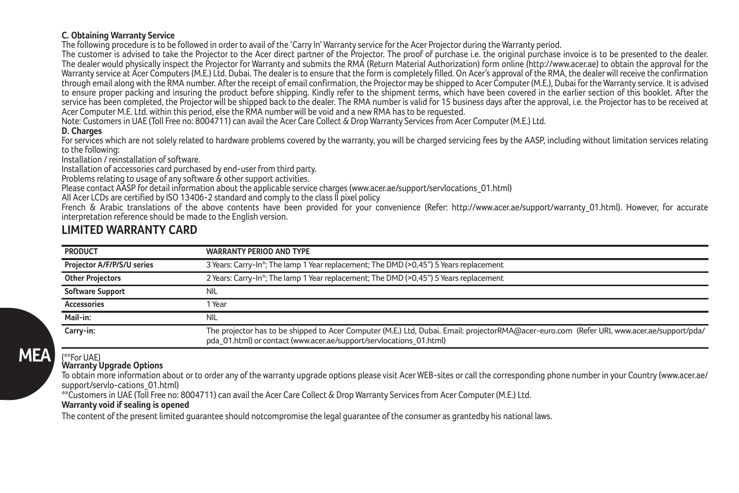**C. Obtaining Warranty Service**

The following procedure is to be followed in order to avail of the 'Carry In' Warranty service for the Acer Projector during the Warranty period.

The customer is advised to take the Projector to the Acer direct partner of the Projector. The proof of purchase i.e. the original purchase invoice is to be presented to the dealer. The dealer would physically inspect the Projector for Warranty and submits the RMA (Return Material Authorization) form online (http://www.acer.ae) to obtain the approval for the Warranty service at Acer Computers (M.E.) Ltd. Dubai. The dealer is to ensure that the form is completely filled. On Acer's approval of the RMA, the dealer will receive the confirmation through email along with the RMA number. After the receipt of email confirmation, the Projector may be shipped to Acer Computer (M.E.), Dubai for the Warranty service. It is advised to ensure proper packing and insuring the product before shipping. Kindly refer to the shipment terms, which have been covered in the earlier section of this booklet. After the service has been completed, the Projector will be shipped back to the dealer. The RMA number is valid for 15 business days after the approval, i.e. the Projector has to be received at Acer Computer M.E. Ltd. within this period, else the RMA number will be void and a new RMA has to be requested.

Note: Customers in UAE (Toll Free no: 8004711) can avail the Acer Care Collect & Drop Warranty Services from Acer Computer (M.E.) Ltd.

**D. Charges**

For services which are not solely related to hardware problems covered by the warranty, you will be charged servicing fees by the AASP, including without limitation services relating to the following:

Installation / reinstallation of software.

Installation of accessories card purchased by end-user from third party.

Problems relating to usage of any software & other support activities.

Please contact AASP for detail information about the applicable service charges (www.acer.ae/support/servlocations_01.html)

All Acer LCDs are certified by ISO 13406-2 standard and comply to the class II pixel policy

French & Arabic translations of the above contents have been provided for your convenience (Refer: http://www.acer.ae/support/warranty_01.html). However, for accurate interpretation reference should be made to the English version.

## LIMITED WARRANTY CARD

| PRODUCT | WARRANTY PERIOD AND TYPE |
|---|---|
| Projector A/F/P/S/U series | 3 Years: Carry-In*; The lamp 1 Year replacement; The DMD (>0,45") 5 Years replacement |
| Other Projectors | 2 Years: Carry-In*; The lamp 1 Year replacement; The DMD (>0,45") 5 Years replacement |
| Software Support | NIL |
| Accessories | 1 Year |
| Mail-in: | NIL |
| Carry-in: | The projector has to be shipped to Acer Computer (M.E.) Ltd, Dubai. Email: projectorRMA@acer-euro.com (Refer URL www.acer.ae/support/pda/pda_01.html) or contact (www.acer.ae/support/servlocations_01.html) |

(**For UAE)

**Warranty Upgrade Options**

To obtain more information about or to order any of the warranty upgrade options please visit Acer WEB-sites or call the corresponding phone number in your Country (www.acer.ae/support/servlo-cations_01.html)

**Customers in UAE (Toll Free no: 8004711) can avail the Acer Care Collect & Drop Warranty Services from Acer Computer (M.E.) Ltd.

**Warranty void if sealing is opened**

The content of the present limited guarantee should notcompromise the legal guarantee of the consumer as grantedby his national laws.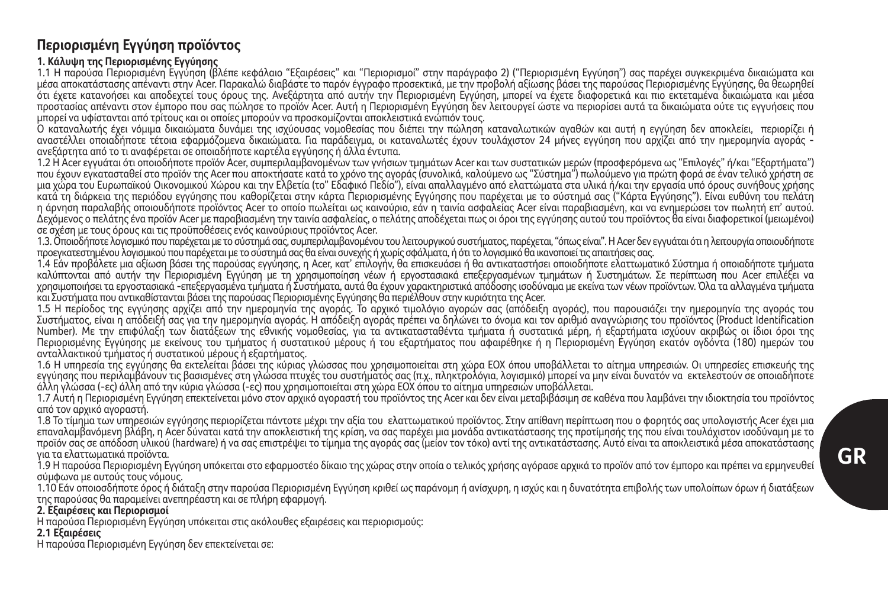## Περιορισμένη Εγγύηση προϊόντος

**1. Κάλυψη της Περιορισμένης Εγγύησης**

1.1 Η παρούσα Περιορισμένη Εγγύηση (βλέπε κεφάλαιο "Εξαιρέσεις" και "Περιορισμοί" στην παράγραφο 2) ("Περιορισμένη Εγγύηση") σας παρέχει συγκεκριμένα δικαιώματα και μέσα αποκατάστασης απέναντι στην Acer. Παρακαλώ διαβάστε το παρόν έγγραφο προσεκτικά, με την προβολή αξίωσης βάσει της παρούσας Περιορισμένης Εγγύησης, θα θεωρηθεί ότι έχετε κατανοήσει και αποδεχτεί τους όρους της. Ανεξάρτητα από αυτήν την Περιορισμένη Εγγύηση, μπορεί να έχετε διαφορετικά και πιο εκτεταμένα δικαιώματα και μέσα προστασίας απέναντι στον έμπορο που σας πώλησε το προϊόν Acer. Αυτή η Περιορισμένη Εγγύηση δεν λειτουργεί ώστε να περιορίσει αυτά τα δικαιώματα ούτε τις εγγυήσεις που μπορεί να υφίστανται από τρίτους και οι οποίες μπορούν να προσκομίζονται αποκλειστικά ενώπιόν τους.
Ο καταναλωτής έχει νόμιμα δικαιώματα δυνάμει της ισχύουσας νομοθεσίας που διέπει την πώληση καταναλωτικών αγαθών και αυτή η εγγύηση δεν αποκλείει, περιορίζει ή αναστέλλει οποιαδήποτε τέτοια εφαρμόζομενα δικαιώματα. Για παράδειγμα, οι καταναλωτές έχουν τουλάχιστον 24 μήνες εγγύηση που αρχίζει από την ημερομηνία αγοράς - ανεξάρτητα από το τι αναφέρεται σε οποιαδήποτε καρτέλα εγγύησης ή άλλα έντυπα.

1.2 Η Acer εγγυάται ότι οποιοδήποτε προϊόν Acer, συμπεριλαμβανομένων των γνήσιων τμημάτων Acer και των συστατικών μερών (προσφερόμενα ως "Επιλογές" ή/και "Εξαρτήματα") που έχουν εγκατασταθεί στο προϊόν της Acer που αποκτήσατε κατά το χρόνο της αγοράς (συνολικά, καλούμενο ως "Σύστημα") πωλούμενο για πρώτη φορά σε έναν τελικό χρήστη σε μια χώρα του Ευρωπαϊκού Οικονομικού Χώρου και την Ελβετία (το" Εδαφικό Πεδίο"), είναι απαλλαγμένο από ελαττώματα στα υλικά ή/και την εργασία υπό όρους συνήθους χρήσης κατά τη διάρκεια της περιόδου εγγύησης που καθορίζεται στην κάρτα Περιορισμένης Εγγύησης που παρέχεται με το σύστημά σας ("Κάρτα Εγγύησης"). Είναι ευθύνη του πελάτη η άρνηση παραλαβής οποιουδήποτε προϊόντος Acer το οποίο πωλείται ως καινούριο, εάν η ταινία ασφαλείας Acer είναι παραβιασμένη, και να ενημερώσει τον πωλητή επ' αυτού. Δεχόμενος ο πελάτης ένα προϊόν Acer με παραβιασμένη την ταινία ασφαλείας, ο πελάτης αποδέχεται πως οι όροι της εγγύησης αυτού του προϊόντος θα είναι διαφορετικοί (μειωμένοι) σε σχέση με τους όρους και τις προϋποθέσεις ενός καινούριους προϊόντος Acer.

1.3. Οποιοδήποτε λογισμικό που παρέχεται με το σύστημά σας, συμπεριλαμβανομένου του λειτουργικού συστήματος, παρέχεται, "όπως είναι". Η Acer δεν εγγυάται ότι η λειτουργία οποιουδήποτε προεγκατεστημένου λογισμικού που παρέχεται με το σύστημά σας θα είναι συνεχής ή χωρίς σφάλματα, ή ότι το λογισμικό θα ικανοποιεί τις απαιτήσεις σας.

1.4 Εάν προβάλετε μια αξίωση βάσει της παρούσας εγγύησης, η Acer, κατ' επιλογήν, θα επισκευάσει ή θα αντικαταστήσει οποιοδήποτε ελαττωματικό Σύστημα ή οποιαδήποτε τμήματα καλύπτονται από αυτήν την Περιορισμένη Εγγύηση με τη χρησιμοποίηση νέων ή εργοστασιακά επεξεργασμένων τμημάτων ή Συστημάτων. Σε περίπτωση που Acer επιλέξει να χρησιμοποιήσει τα εργοστασιακά -επεξεργασμένα τμήματα ή Συστήματα, αυτά θα έχουν χαρακτηριστικά απόδοσης ισοδύναμα με εκείνα των νέων προϊόντων. Όλα τα αλλαγμένα τμήματα και Συστήματα που αντικαθίστανται βάσει της παρούσας Περιορισμένης Εγγύησης θα περιέλθουν στην κυριότητα της Acer.

1.5 Η περίοδος της εγγύησης αρχίζει από την ημερομηνία της αγοράς. Το αρχικό τιμολόγιο αγορών σας (απόδειξη αγοράς), που παρουσιάζει την ημερομηνία της αγοράς του Συστήματος, είναι η απόδειξή σας για την ημερομηνία αγοράς. Η απόδειξη αγοράς πρέπει να δηλώνει το όνομα και τον αριθμό αναγνώρισης του προϊόντος (Product Identification Number). Με την επιφύλαξη των διατάξεων της εθνικής νομοθεσίας, για τα αντικατασταθέντα τμήματα ή συστατικά μέρη, ή εξαρτήματα ισχύουν ακριβώς οι ίδιοι όροι της Περιορισμένης Εγγύησης με εκείνους του τμήματος ή συστατικού μέρους ή του εξαρτήματος που αφαιρέθηκε ή η Περιορισμένη Εγγύηση εκατόν ογδόντα (180) ημερών του ανταλλακτικού τμήματος ή συστατικού μέρους ή εξαρτήματος.

1.6 Η υπηρεσία της εγγύησης θα εκτελείται βάσει της κύριας γλώσσας που χρησιμοποιείται στη χώρα ΕΟΧ όπου υποβάλλεται το αίτημα υπηρεσιών. Οι υπηρεσίες επισκευής της εγγύησης που περιλαμβάνουν τις βασισμένες στη γλώσσα πτυχές του συστήματός σας (π.χ., πληκτρολόγια, λογισμικό) μπορεί να μην είναι δυνατόν να εκτελεστούν σε οποιαδήποτε άλλη γλώσσα (-ες) άλλη από την κύρια γλώσσα (-ες) που χρησιμοποιείται στη χώρα ΕΟΧ όπου το αίτημα υπηρεσιών υποβάλλεται.

1.7 Αυτή η Περιορισμένη Εγγύηση επεκτείνεται μόνο στον αρχικό αγοραστή του προϊόντος της Acer και δεν είναι μεταβιβάσιμη σε καθένα που λαμβάνει την ιδιοκτησία του προϊόντος από τον αρχικό αγοραστή.

1.8 Το τίμημα των υπηρεσιών εγγύησης περιορίζεται πάντοτε μέχρι την αξία του ελαττωματικού προϊόντος. Στην απίθανη περίπτωση που ο φορητός σας υπολογιστής Acer έχει μια επαναλαμβανόμενη βλάβη, η Acer δύναται κατά την αποκλειστική της κρίση, να σας παρέχει μια μονάδα αντικατάστασης της προτίμησής της που είναι τουλάχιστον ισοδύναμη με το προϊόν σας σε απόδοση υλικού (hardware) ή να σας επιστρέψει το τίμημα της αγοράς σας (μείον τον τόκο) αντί της αντικατάστασης. Αυτό είναι τα αποκλειστικά μέσα αποκατάστασης για τα ελαττωματικά προϊόντα.

1.9 Η παρούσα Περιορισμένη Εγγύηση υπόκειται στο εφαρμοστέο δίκαιο της χώρας στην οποία ο τελικός χρήσης αγόρασε αρχικά το προϊόν από τον έμπορο και πρέπει να ερμηνευθεί σύμφωνα με αυτούς τους νόμους.

1.10 Εάν οποιοσδήποτε όρος ή διάταξη στην παρούσα Περιορισμένη Εγγύηση κριθεί ως παράνομη ή ανίσχυρη, η ισχύς και η δυνατότητα επιβολής των υπολοίπων όρων ή διατάξεων της παρούσας θα παραμείνει ανεπηρέαστη και σε πλήρη εφαρμογή.

**2. Εξαιρέσεις και Περιορισμοί**

Η παρούσα Περιορισμένη Εγγύηση υπόκειται στις ακόλουθες εξαιρέσεις και περιορισμούς:

**2.1 Εξαιρέσεις**

Η παρούσα Περιορισμένη Εγγύηση δεν επεκτείνεται σε: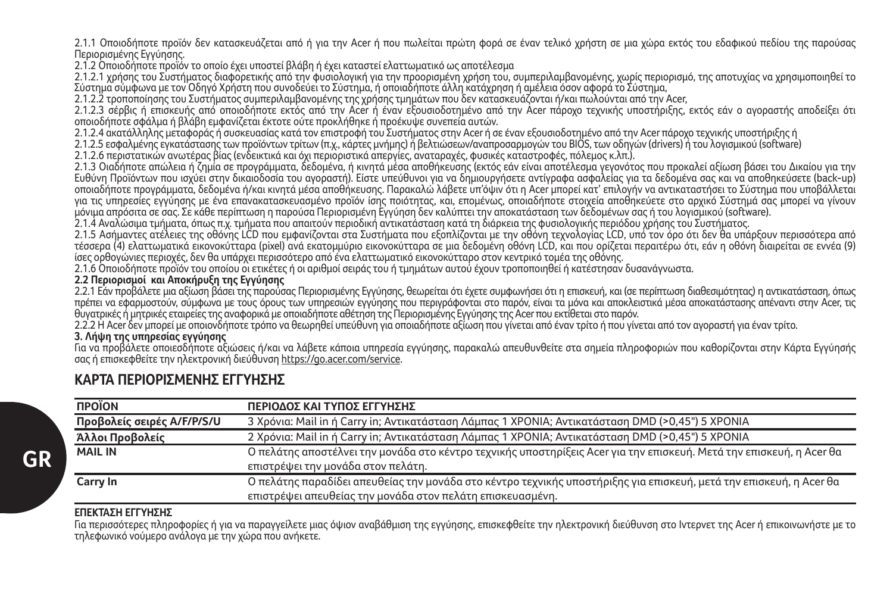2.1.1 Οποιοδήποτε προϊόν δεν κατασκευάζεται από ή για την Acer ή που πωλείται πρώτη φορά σε έναν τελικό χρήστη σε μια χώρα εκτός του εδαφικού πεδίου της παρούσας Περιορισμένης Εγγύησης.

2.1.2 Οποιοδήποτε προϊόν το οποίο έχει υποστεί βλάβη ή έχει καταστεί ελαττωματικό ως αποτέλεσμα

2.1.2.1 χρήσης του Συστήματος διαφορετικής από την φυσιολογική για την προοριζόμενη χρήση του, συμπεριλαμβανομένης, χωρίς περιορισμό, της αποτυχίας να χρησιμοποιηθεί το Σύστημα σύμφωνα με τον Οδηγό Χρήστη που συνοδεύει το Σύστημα, ή οποιαδήποτε άλλη κατάχρηση ή αμέλεια όσον αφορά το Σύστημα,

2.1.2.2 τροποποίησης του Συστήματος συμπεριλαμβανομένης της χρήσης τμημάτων που δεν κατασκευάζονται ή/και πωλούνται από την Acer,

2.1.2.3 σέρβις ή επισκευής από οποιοδήποτε εκτός από την Acer ή έναν εξουσιοδοτημένο από την Acer πάροχο τεχνικής υποστήριξης, εκτός εάν ο αγοραστής αποδείξει ότι οποιοδήποτε σφάλμα ή βλάβη εμφανίζεται έκτοτε ούτε προκλήθηκε ή προέκυψε συνεπεία αυτών.

2.1.2.4 ακατάλληλης μεταφοράς ή συσκευασίας κατά τον επιστροφή του Συστήματος στην Acer ή σε έναν εξουσιοδοτημένο από την Acer πάροχο τεχνικής υποστήριξης ή

2.1.2.5 εσφαλμένης εγκατάστασης των προϊόντων τρίτων (π.χ., κάρτες μνήμης) ή βελτιώσεων/αναπροσαρμογών του BIOS, των οδηγών (drivers) ή του λογισμικού (software)

2.1.2.6 περιστατικών ανωτέρας βίας (ενδεικτικά και όχι περιοριστικά απεργίες, αναταραχές, φυσικές καταστροφές, πόλεμος κ.λπ.).

2.1.3 Οιαδήποτε απώλεια ή ζημία σε προγράμματα, δεδομένα, ή κινητά μέσα αποθήκευσης (εκτός εάν είναι αποτέλεσμα γεγονότος που προκαλεί αξίωση βάσει του Δικαίου για την Ευθύνη Προϊόντων που ισχύει στην δικαιοδοσία του αγοραστή). Είστε υπεύθυνοι για να δημιουργήσετε αντίγραφα ασφαλείας για τα δεδομένα σας και να αποθηκεύσετε (back-up) οποιαδήποτε προγράμματα, δεδομένα ή/και κινητά μέσα αποθήκευσης. Παρακαλώ λάβετε υπ'όψιν ότι η Acer μπορεί κατ' επιλογήν να αντικαταστήσει το Σύστημα που υποβάλλεται για τις υπηρεσίες εγγύησης με ένα επανακατασκευασμένο προϊόν ίσης ποιότητας, και, επομένως, οποιαδήποτε στοιχεία αποθηκεύετε στο αρχικό Σύστημά σας μπορεί να γίνουν μόνιμα απρόσιτα σε σας. Σε κάθε περίπτωση η παρούσα Περιορισμένη Εγγύηση δεν καλύπτει την αποκατάσταση των δεδομένων σας ή του λογισμικού (software).

2.1.4 Αναλώσιμα τμήματα, όπως π.χ. τμήματα που απαιτούν περιοδική αντικατάσταση κατά τη διάρκεια της φυσιολογικής περιόδου χρήσης του Συστήματος.

2.1.5 Ασήμαντες ατέλειες της οθόνης LCD που εμφανίζονται στα Συστήματα που εξοπλίζονται με την οθόνη τεχνολογίας LCD, υπό τον όρο ότι δεν θα υπάρξουν περισσότερα από τέσσερα (4) ελαττωματικά εικονοκύτταρα (pixel) ανά εκατομμύριο εικονοκύτταρα σε μια δεδομένη οθόνη LCD, και που ορίζεται περαιτέρω ότι, εάν η οθόνη διαιρείται σε εννέα (9) ίσες ορθογώνιες περιοχές, δεν θα υπάρχει περισσότερο από ένα ελαττωματικό εικονοκύτταρο στον κεντρικό τομέα της οθόνης.

2.1.6 Οποιοδήποτε προϊόν του οποίου οι ετικέτες ή οι αριθμοί σειράς του ή τμημάτων αυτού έχουν τροποποιηθεί ή κατέστησαν δυσανάγνωστα.

**2.2 Περιορισμοί και Αποκήρυξη της Εγγύησης**

2.2.1 Εάν προβάλετε μια αξίωση βάσει της παρούσας Περιορισμένης Εγγύησης, θεωρείται ότι έχετε συμφωνήσει ότι η επισκευή, και (σε περίπτωση διαθεσιμότητας) η αντικατάσταση, όπως πρέπει να εφαρμοστούν, σύμφωνα με τους όρους των υπηρεσιών εγγύησης που περιγράφονται στο παρόν, είναι τα μόνα και αποκλειστικά μέσα αποκατάστασης απέναντι στην Acer, τις θυγατρικές ή μητρικές εταιρείες της αναφορικά με οποιαδήποτε αθέτηση της Περιορισμένης Εγγύησης της Acer που εκτίθεται στο παρόν.

2.2.2 Η Acer δεν μπορεί με οποιονδήποτε τρόπο να θεωρηθεί υπεύθυνη για οποιαδήποτε αξίωση που γίνεται από έναν τρίτο ή που γίνεται από τον αγοραστή για έναν τρίτο.

**3. Λήψη της υπηρεσίας εγγύησης**

Για να προβάλετε οποιεσδήποτε αξιώσεις ή/και να λάβετε κάποια υπηρεσία εγγύησης, παρακαλώ απευθυνθείτε στα σημεία πληροφοριών που καθορίζονται στην Κάρτα Εγγύησής σας ή επισκεφθείτε την ηλεκτρονική διεύθυνση https://go.acer.com/service.

## ΚΑΡΤΑ ΠΕΡΙΟΡΙΣΜΕΝΗΣ ΕΓΓΥΗΣΗΣ

| ΠΡΟΪΟΝ | ΠΕΡΙΟΔΟΣ ΚΑΙ ΤΥΠΟΣ ΕΓΓΥΗΣΗΣ |
|---|---|
| Προβολείς σειρές A/F/P/S/U | 3 Χρόνια: Mail in ή Carry in; Αντικατάσταση Λάμπας 1 ΧΡΟΝΙΑ; Αντικατάσταση DMD (>0,45") 5 ΧΡΟΝΙΑ |
| Άλλοι Προβολείς | 2 Χρόνια: Mail in ή Carry in; Αντικατάσταση Λάμπας 1 ΧΡΟΝΙΑ; Αντικατάσταση DMD (>0,45") 5 ΧΡΟΝΙΑ |
| MAIL IN | Ο πελάτης αποστέλνει την μονάδα στο κέντρο τεχνικής υποστηρίξεις Acer για την επισκευή. Μετά την επισκευή, η Acer θα επιστρέψει την μονάδα στον πελάτη. |
| Carry In | Ο πελάτης παραδίδει απευθείας την μονάδα στο κέντρο τεχνικής υποστήριξης για επισκευή, μετά την επισκευή, η Acer θα επιστρέψει απευθείας την μονάδα στον πελάτη επισκευασμένη. |

**ΕΠΕΚΤΑΣΗ ΕΓΓΥΗΣΗΣ**

Για περισσότερες πληροφορίες ή για να παραγγείλετε μιας όψιον αναβάθμιση της εγγύησης, επισκεφθείτε την ηλεκτρονική διεύθυνση στο Ιντερνετ της Acer ή επικοινωνήστε με το τηλεφωνικό νούμερο ανάλογα με την χώρα που ανήκετε.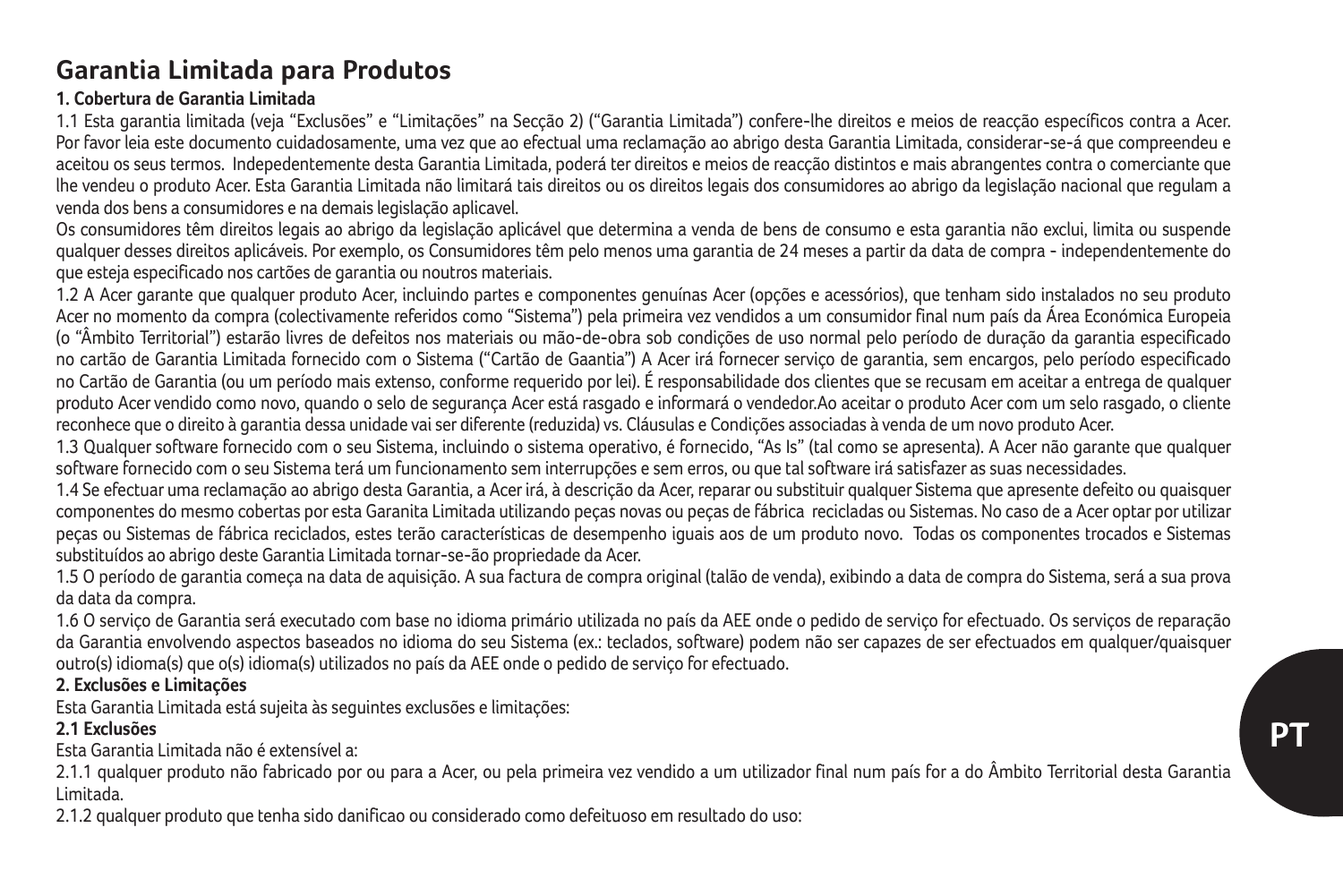# Garantia Limitada para Produtos

### 1. Cobertura de Garantia Limitada

1.1 Esta garantia limitada (veja "Exclusões" e "Limitações" na Secção 2) ("Garantia Limitada") confere-lhe direitos e meios de reacção específicos contra a Acer. Por favor leia este documento cuidadosamente, uma vez que ao efectual uma reclamação ao abrigo desta Garantia Limitada, considerar-se-á que compreendeu e aceitou os seus termos. Indepedentemente desta Garantia Limitada, poderá ter direitos e meios de reacção distintos e mais abrangentes contra o comerciante que lhe vendeu o produto Acer. Esta Garantia Limitada não limitará tais direitos ou os direitos legais dos consumidores ao abrigo da legislação nacional que regulam a venda dos bens a consumidores e na demais legislação aplicavel.

Os consumidores têm direitos legais ao abrigo da legislação aplicável que determina a venda de bens de consumo e esta garantia não exclui, limita ou suspende qualquer desses direitos aplicáveis. Por exemplo, os Consumidores têm pelo menos uma garantia de 24 meses a partir da data de compra - independentemente do que esteja especificado nos cartões de garantia ou noutros materiais.

1.2 A Acer garante que qualquer produto Acer, incluindo partes e componentes genuínas Acer (opções e acessórios), que tenham sido instalados no seu produto Acer no momento da compra (colectivamente referidos como "Sistema") pela primeira vez vendidos a um consumidor final num país da Área Económica Europeia (o "Âmbito Territorial") estarão livres de defeitos nos materiais ou mão-de-obra sob condições de uso normal pelo período de duração da garantia especificado no cartão de Garantia Limitada fornecido com o Sistema ("Cartão de Gaantia") A Acer irá fornecer serviço de garantia, sem encargos, pelo período especificado no Cartão de Garantia (ou um período mais extenso, conforme requerido por lei). É responsabilidade dos clientes que se recusam em aceitar a entrega de qualquer produto Acer vendido como novo, quando o selo de segurança Acer está rasgado e informará o vendedor.Ao aceitar o produto Acer com um selo rasgado, o cliente reconhece que o direito à garantia dessa unidade vai ser diferente (reduzida) vs. Cláusulas e Condições associadas à venda de um novo produto Acer.

1.3 Qualquer software fornecido com o seu Sistema, incluindo o sistema operativo, é fornecido, "As Is" (tal como se apresenta). A Acer não garante que qualquer software fornecido com o seu Sistema terá um funcionamento sem interrupções e sem erros, ou que tal software irá satisfazer as suas necessidades.

1.4 Se efectuar uma reclamação ao abrigo desta Garantia, a Acer irá, à descrição da Acer, reparar ou substituir qualquer Sistema que apresente defeito ou quaisquer componentes do mesmo cobertas por esta Garanita Limitada utilizando peças novas ou peças de fábrica recicladas ou Sistemas. No caso de a Acer optar por utilizar peças ou Sistemas de fábrica reciclados, estes terão características de desempenho iguais aos de um produto novo. Todas os componentes trocados e Sistemas substituídos ao abrigo deste Garantia Limitada tornar-se-ão propriedade da Acer.

1.5 O período de garantia começa na data de aquisição. A sua factura de compra original (talão de venda), exibindo a data de compra do Sistema, será a sua prova da data da compra.

1.6 O serviço de Garantia será executado com base no idioma primário utilizada no país da AEE onde o pedido de serviço for efectuado. Os serviços de reparação da Garantia envolvendo aspectos baseados no idioma do seu Sistema (ex.: teclados, software) podem não ser capazes de ser efectuados em qualquer/quaisquer outro(s) idioma(s) que o(s) idioma(s) utilizados no país da AEE onde o pedido de serviço for efectuado.

### 2. Exclusões e Limitações

Esta Garantia Limitada está sujeita às seguintes exclusões e limitações:

#### 2.1 Exclusões

Esta Garantia Limitada não é extensível a:

2.1.1 qualquer produto não fabricado por ou para a Acer, ou pela primeira vez vendido a um utilizador final num país for a do Âmbito Territorial desta Garantia Limitada.

2.1.2 qualquer produto que tenha sido danificao ou considerado como defeituoso em resultado do uso: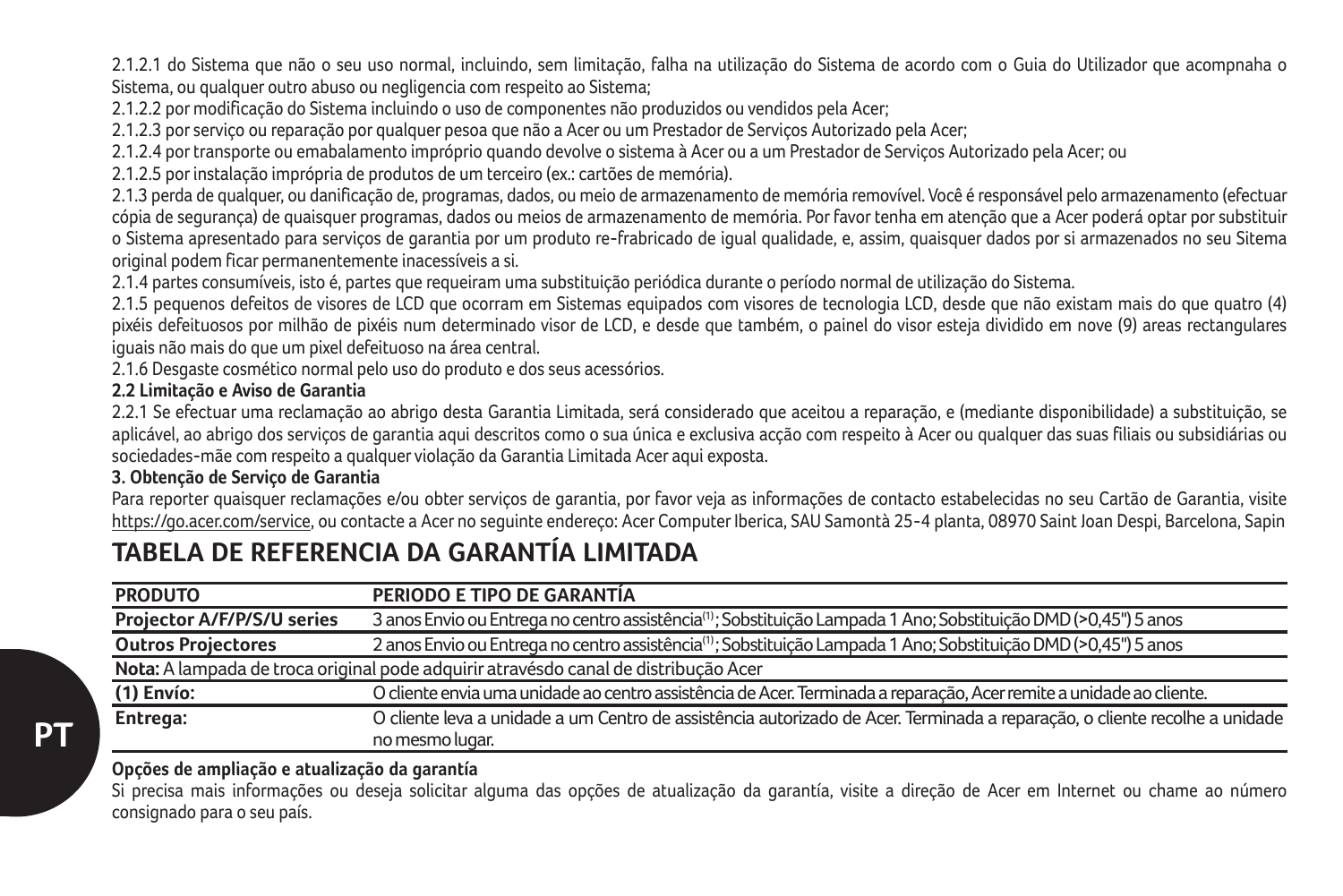2.1.2.1 do Sistema que não o seu uso normal, incluindo, sem limitação, falha na utilização do Sistema de acordo com o Guia do Utilizador que acompnaha o Sistema, ou qualquer outro abuso ou negligencia com respeito ao Sistema;

2.1.2.2 por modificação do Sistema incluindo o uso de componentes não produzidos ou vendidos pela Acer;

2.1.2.3 por serviço ou reparação por qualquer pesoa que não a Acer ou um Prestador de Serviços Autorizado pela Acer;

2.1.2.4 por transporte ou emabalamento impróprio quando devolve o sistema à Acer ou a um Prestador de Serviços Autorizado pela Acer; ou

2.1.2.5 por instalação imprópria de produtos de um terceiro (ex.: cartões de memória).

2.1.3 perda de qualquer, ou danificação de, programas, dados, ou meio de armazenamento de memória removível. Você é responsável pelo armazenamento (efectuar cópia de segurança) de quaisquer programas, dados ou meios de armazenamento de memória. Por favor tenha em atenção que a Acer poderá optar por substituir o Sistema apresentado para serviços de garantia por um produto re-frabricado de igual qualidade, e, assim, quaisquer dados por si armazenados no seu Sitema original podem ficar permanentemente inacessíveis a si.

2.1.4 partes consumíveis, isto é, partes que requeiram uma substituição periódica durante o período normal de utilização do Sistema.

2.1.5 pequenos defeitos de visores de LCD que ocorram em Sistemas equipados com visores de tecnologia LCD, desde que não existam mais do que quatro (4) pixéis defeituosos por milhão de pixéis num determinado visor de LCD, e desde que também, o painel do visor esteja dividido em nove (9) areas rectangulares iguais não mais do que um pixel defeituoso na área central.

2.1.6 Desgaste cosmético normal pelo uso do produto e dos seus acessórios.

**2.2 Limitação e Aviso de Garantia**

2.2.1 Se efectuar uma reclamação ao abrigo desta Garantia Limitada, será considerado que aceitou a reparação, e (mediante disponibilidade) a substituição, se aplicável, ao abrigo dos serviços de garantia aqui descritos como o sua única e exclusiva acção com respeito à Acer ou qualquer das suas filiais ou subsidiárias ou sociedades-mãe com respeito a qualquer violação da Garantia Limitada Acer aqui exposta.

**3. Obtenção de Serviço de Garantia**

Para reporter quaisquer reclamações e/ou obter serviços de garantia, por favor veja as informações de contacto estabelecidas no seu Cartão de Garantia, visite https://go.acer.com/service, ou contacte a Acer no seguinte endereço: Acer Computer Iberica, SAU Samontà 25-4 planta, 08970 Saint Joan Despi, Barcelona, Sapin

## TABELA DE REFERENCIA DA GARANTÍA LIMITADA

| PRODUTO | PERIODO E TIPO DE GARANTÍA |
|---|---|
| **Projector A/F/P/S/U series** | 3 anos Envio ou Entrega no centro assistência(1); Sobstituição Lampada 1 Ano; Sobstituição DMD (>0,45") 5 anos |
| **Outros Projectores** | 2 anos Envio ou Entrega no centro assistência(1); Sobstituição Lampada 1 Ano; Sobstituição DMD (>0,45") 5 anos |
| **Nota:** A lampada de troca original pode adquirir atravésdo canal de distribução Acer | |
| **(1) Envío:** | O cliente envia uma unidade ao centro assistência de Acer. Terminada a reparação, Acer remite a unidade ao cliente. |
| **Entrega:** | O cliente leva a unidade a um Centro de assistência autorizado de Acer. Terminada a reparação, o cliente recolhe a unidade no mesmo lugar. |

**Opções de ampliação e atualização da garantía**

Si precisa mais informações ou deseja solicitar alguma das opções de atualização da garantía, visite a direção de Acer em Internet ou chame ao número consignado para o seu país.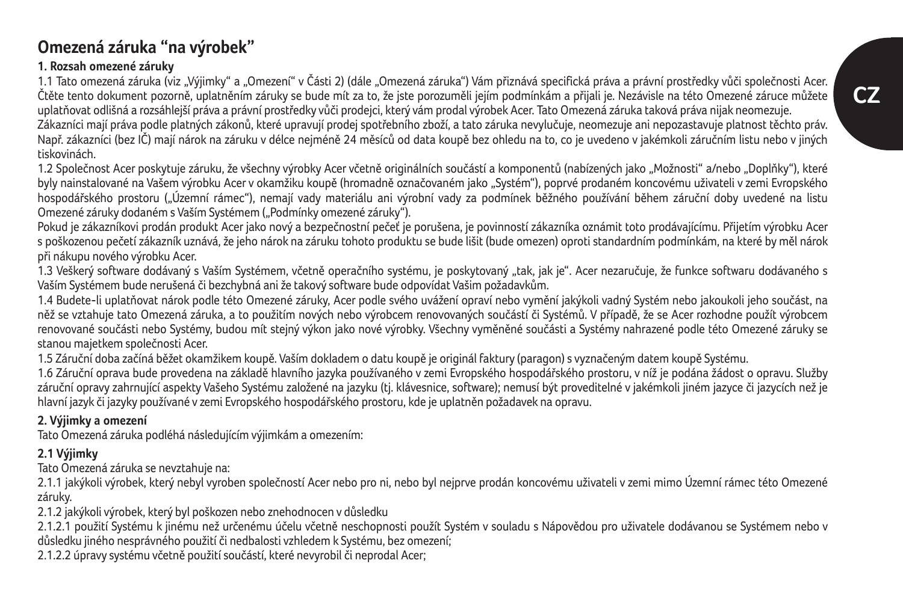# Omezená záruka "na výrobek"

## 1. Rozsah omezené záruky

1.1 Tato omezená záruka (viz „Výjimky" a „Omezení" v Části 2) (dále „Omezená záruka") Vám přiznává specifická práva a právní prostředky vůči společnosti Acer. Čtěte tento dokument pozorně, uplatněním záruky se bude mít za to, že jste porozuměli jejím podmínkám a přijali je. Nezávisle na této Omezené záruce můžete uplatňovat odlišná a rozsáhlejší práva a právní prostředky vůči prodejci, který vám prodal výrobek Acer. Tato Omezená záruka taková práva nijak neomezuje.

Zákazníci mají práva podle platných zákonů, které upravují prodej spotřebního zboží, a tato záruka nevylučuje, neomezuje ani nepozastavuje platnost těchto práv. Např. zákazníci (bez IČ) mají nárok na záruku v délce nejméně 24 měsíců od data koupě bez ohledu na to, co je uvedeno v jakémkoli záručním listu nebo v jiných tiskovinách.

1.2 Společnost Acer poskytuje záruku, že všechny výrobky Acer včetně originálních součástí a komponentů (nabízených jako „Možnosti" a/nebo „Doplňky"), které byly nainstalované na Vašem výrobku Acer v okamžiku koupě (hromadně označovaném jako „Systém"), poprvé prodaném koncovému uživateli v zemi Evropského hospodářského prostoru („Územní rámec"), nemají vady materiálu ani výrobní vady za podmínek běžného používání během záruční doby uvedené na listu Omezené záruky dodaném s Vaším Systémem („Podmínky omezené záruky").

Pokud je zákazníkovi prodán produkt Acer jako nový a bezpečnostní pečeť je porušena, je povinností zákazníka oznámit toto prodávajícímu. Přijetím výrobku Acer s poškozenou pečetí zákazník uznává, že jeho nárok na záruku tohoto produktu se bude lišit (bude omezen) oproti standardním podmínkám, na které by měl nárok při nákupu nového výrobku Acer.

1.3 Veškerý software dodávaný s Vaším Systémem, včetně operačního systému, je poskytovaný „tak, jak je". Acer nezaručuje, že funkce softwaru dodávaného s Vaším Systémem bude nerušená či bezchybná ani že takový software bude odpovídat Vašim požadavkům.

1.4 Budete-li uplatňovat nárok podle této Omezené záruky, Acer podle svého uvážení opraví nebo vymění jakýkoli vadný Systém nebo jakoukoli jeho součást, na něž se vztahuje tato Omezená záruka, a to použitím nových nebo výrobcem renovovaných součástí či Systémů. V případě, že se Acer rozhodne použít výrobcem renovované součásti nebo Systémy, budou mít stejný výkon jako nové výrobky. Všechny vyměněné součásti a Systémy nahrazené podle této Omezené záruky se stanou majetkem společnosti Acer.

1.5 Záruční doba začíná běžet okamžikem koupě. Vaším dokladem o datu koupě je originál faktury (paragon) s vyznačeným datem koupě Systému.

1.6 Záruční oprava bude provedena na základě hlavního jazyka používaného v zemi Evropského hospodářského prostoru, v níž je podána žádost o opravu. Služby záruční opravy zahrnující aspekty Vašeho Systému založené na jazyku (tj. klávesnice, software); nemusí být proveditelné v jakémkoli jiném jazyce či jazycích než je hlavní jazyk či jazyky používané v zemi Evropského hospodářského prostoru, kde je uplatněn požadavek na opravu.

## 2. Výjimky a omezení

Tato Omezená záruka podléhá následujícím výjimkám a omezením:

### 2.1 Výjimky

Tato Omezená záruka se nevztahuje na:

2.1.1 jakýkoli výrobek, který nebyl vyroben společností Acer nebo pro ni, nebo byl nejprve prodán koncovému uživateli v zemi mimo Územní rámec této Omezené záruky.

2.1.2 jakýkoli výrobek, který byl poškozen nebo znehodnocen v důsledku

2.1.2.1 použití Systému k jinému než určenému účelu včetně neschopnosti použít Systém v souladu s Nápovědou pro uživatele dodávanou se Systémem nebo v důsledku jiného nesprávného použití či nedbalosti vzhledem k Systému, bez omezení;

2.1.2.2 úpravy systému včetně použití součástí, které nevyrobil či neprodal Acer;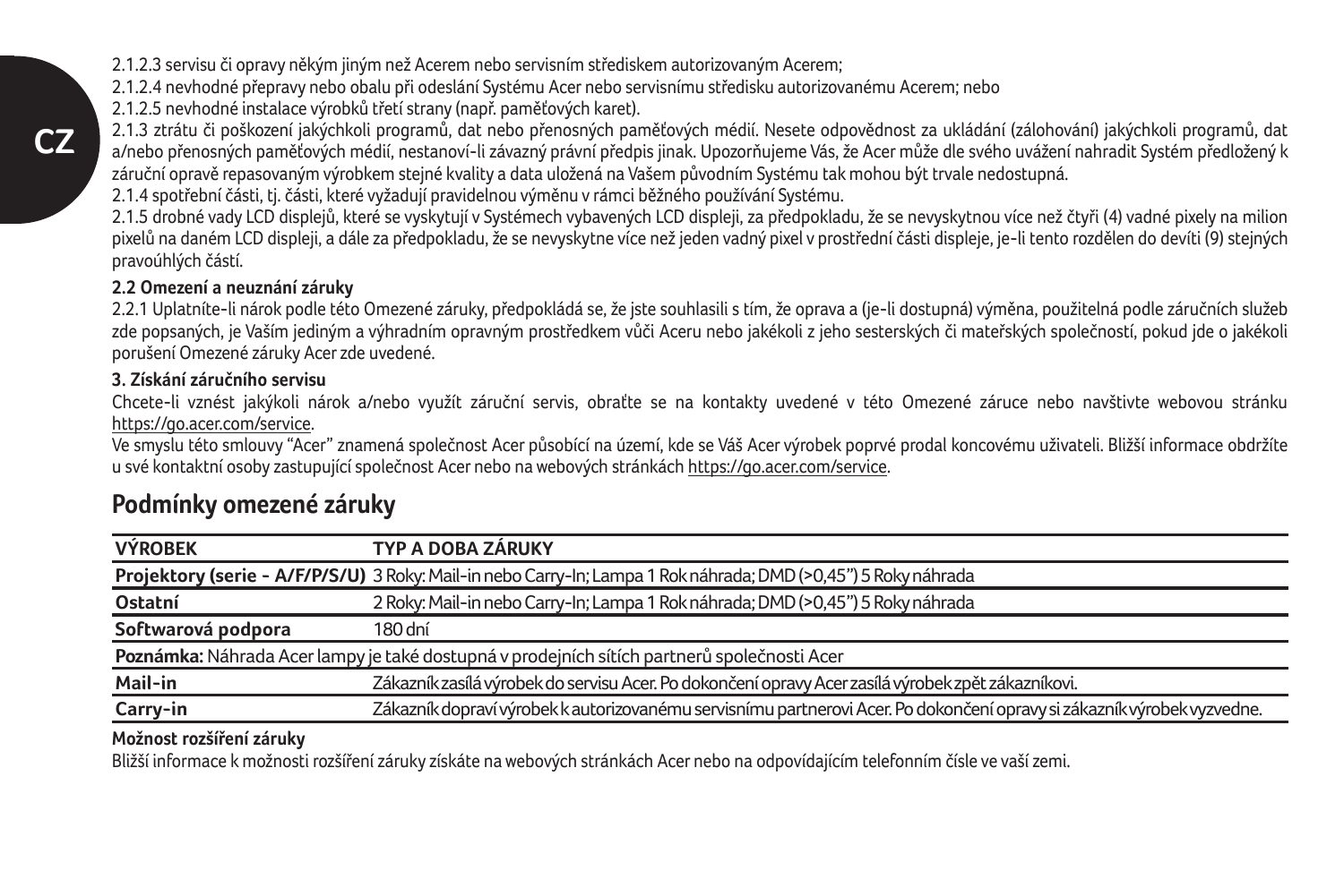2.1.2.3 servisu či opravy někým jiným než Acerem nebo servisním střediskem autorizovaným Acerem;

2.1.2.4 nevhodné přepravy nebo obalu při odeslání Systému Acer nebo servisnímu středisku autorizovanému Acerem; nebo

2.1.2.5 nevhodné instalace výrobků třetí strany (např. paměťových karet).

2.1.3 ztrátu či poškození jakýchkoli programů, dat nebo přenosných paměťových médií. Nesete odpovědnost za ukládání (zálohování) jakýchkoli programů, dat a/nebo přenosných paměťových médií, nestanoví-li závazný právní předpis jinak. Upozorňujeme Vás, že Acer může dle svého uvážení nahradit Systém předložený k záruční opravě repasovaným výrobkem stejné kvality a data uložená na Vašem původním Systému tak mohou být trvale nedostupná.

2.1.4 spotřební části, tj. části, které vyžadují pravidelnou výměnu v rámci běžného používání Systému.

2.1.5 drobné vady LCD displejů, které se vyskytují v Systémech vybavených LCD displeji, za předpokladu, že se nevyskytnou více než čtyři (4) vadné pixely na milion pixelů na daném LCD displeji, a dále za předpokladu, že se nevyskytne více než jeden vadný pixel v prostřední části displeje, je-li tento rozdělen do devíti (9) stejných pravoúhlých částí.

**2.2 Omezení a neuznání záruky**

2.2.1 Uplatníte-li nárok podle této Omezené záruky, předpokládá se, že jste souhlasili s tím, že oprava a (je-li dostupná) výměna, použitelná podle záručních služeb zde popsaných, je Vaším jediným a výhradním opravným prostředkem vůči Aceru nebo jakékoli z jeho sesterských či mateřských společností, pokud jde o jakékoli porušení Omezené záruky Acer zde uvedené.

**3. Získání záručního servisu**

Chcete-li vznést jakýkoli nárok a/nebo využít záruční servis, obraťte se na kontakty uvedené v této Omezené záruce nebo navštivte webovou stránku https://go.acer.com/service.

Ve smyslu této smlouvy "Acer" znamená společnost Acer působící na území, kde se Váš Acer výrobek poprvé prodal koncovému uživateli. Bližší informace obdržíte u své kontaktní osoby zastupující společnost Acer nebo na webových stránkách https://go.acer.com/service.

## Podmínky omezené záruky

| VÝROBEK | TYP A DOBA ZÁRUKY |
|---|---|
| **Projektory (serie - A/F/P/S/U)** | 3 Roky: Mail-in nebo Carry-In; Lampa 1 Rok náhrada; DMD (>0,45") 5 Roky náhrada |
| **Ostatní** | 2 Roky: Mail-in nebo Carry-In; Lampa 1 Rok náhrada; DMD (>0,45") 5 Roky náhrada |
| **Softwarová podpora** | 180 dní |
| **Poznámka:** Náhrada Acer lampy je také dostupná v prodejních sítích partnerů společnosti Acer | |
| **Mail-in** | Zákazník zasílá výrobek do servisu Acer. Po dokončení opravy Acer zasílá výrobek zpět zákazníkovi. |
| **Carry-in** | Zákazník dopraví výrobek k autorizovanému servisnímu partnerovi Acer. Po dokončení opravy si zákazník výrobek vyzvedne. |

**Možnost rozšíření záruky**

Bližší informace k možnosti rozšíření záruky získáte na webových stránkách Acer nebo na odpovídajícím telefonním čísle ve vaší zemi.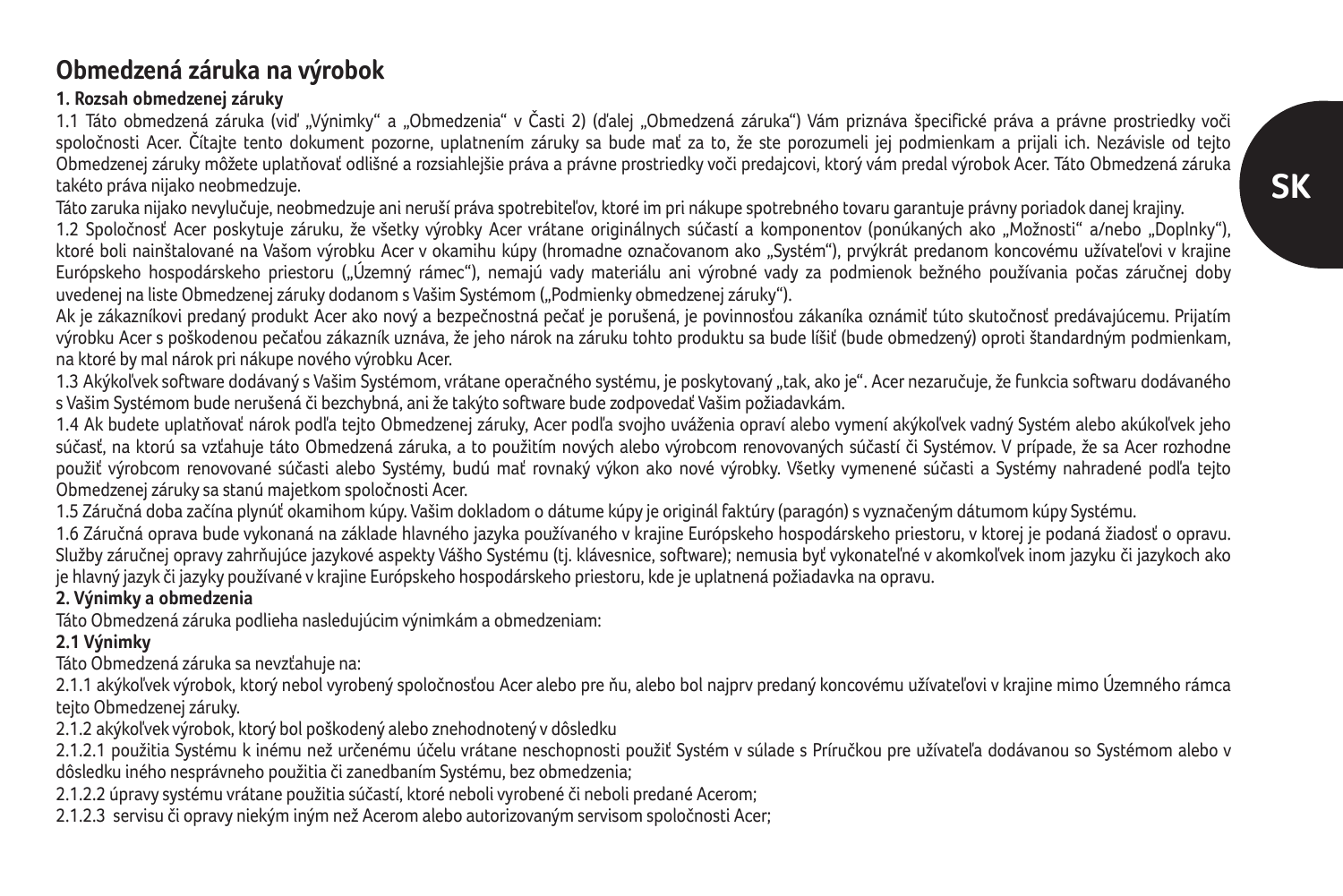# Obmedzená záruka na výrobok

**1. Rozsah obmedzenej záruky**

1.1 Táto obmedzená záruka (viď „Výnimky" a „Obmedzenia" v Časti 2) (ďalej „Obmedzená záruka") Vám priznáva špecifické práva a právne prostriedky voči spoločnosti Acer. Čítajte tento dokument pozorne, uplatnením záruky sa bude mať za to, že ste porozumeli jej podmienkam a prijali ich. Nezávisle od tejto Obmedzenej záruky môžete uplatňovať odlišné a rozsiahlejšie práva a právne prostriedky voči predajcovi, ktorý vám predal výrobok Acer. Táto Obmedzená záruka takéto práva nijako neobmedzuje.

Táto zaruka nijako nevylučuje, neobmedzuje ani neruší práva spotrebiteľov, ktoré im pri nákupe spotrebného tovaru garantuje právny poriadok danej krajiny.

1.2 Spoločnosť Acer poskytuje záruku, že všetky výrobky Acer vrátane originálnych súčastí a komponentov (ponúkaných ako „Možnosti" a/nebo „Doplnky"), ktoré boli nainštalované na Vašom výrobku Acer v okamihu kúpy (hromadne označovanom ako „Systém"), prvýkrát predanom koncovému užívateľovi v krajine Európskeho hospodárskeho priestoru („Územný rámec"), nemajú vady materiálu ani výrobné vady za podmienok bežného používania počas záručnej doby uvedenej na liste Obmedzenej záruky dodanom s Vašim Systémom („Podmienky obmedzenej záruky").

Ak je zákazníkovi predaný produkt Acer ako nový a bezpečnostná pečať je porušená, je povinnosťou zákaníka oznámiť túto skutočnosť predávajúcemu. Prijatím výrobku Acer s poškodenou pečaťou zákazník uznáva, že jeho nárok na záruku tohto produktu sa bude líšiť (bude obmedzený) oproti štandardným podmienkam, na ktoré by mal nárok pri nákupe nového výrobku Acer.

1.3 Akýkoľvek software dodávaný s Vašim Systémom, vrátane operačného systému, je poskytovaný „tak, ako je". Acer nezaručuje, že funkcia softwaru dodávaného s Vašim Systémom bude nerušená či bezchybná, ani že takýto software bude zodpovedať Vašim požiadavkám.

1.4 Ak budete uplatňovať nárok podľa tejto Obmedzenej záruky, Acer podľa svojho uváženia opraví alebo vymení akýkoľvek vadný Systém alebo akúkoľvek jeho súčasť, na ktorú sa vzťahuje táto Obmedzená záruka, a to použitím nových alebo výrobcom renovovaných súčastí či Systémov. V prípade, že sa Acer rozhodne použiť výrobcom renovované súčasti alebo Systémy, budú mať rovnaký výkon ako nové výrobky. Všetky vymenené súčasti a Systémy nahradené podľa tejto Obmedzenej záruky sa stanú majetkom spoločnosti Acer.

1.5 Záručná doba začína plynúť okamihom kúpy. Vašim dokladom o dátume kúpy je originál faktúry (paragón) s vyznačeným dátumom kúpy Systému.

1.6 Záručná oprava bude vykonaná na základe hlavného jazyka používaného v krajine Európskeho hospodárskeho priestoru, v ktorej je podaná žiadosť o opravu. Služby záručnej opravy zahrňujúce jazykové aspekty Vášho Systému (tj. klávesnice, software); nemusia byť vykonateľné v akomkoľvek inom jazyku či jazykoch ako je hlavný jazyk či jazyky používané v krajine Európskeho hospodárskeho priestoru, kde je uplatnená požiadavka na opravu.

**2. Výnimky a obmedzenia**

Táto Obmedzená záruka podlieha nasledujúcim výnimkám a obmedzeniam:

**2.1 Výnimky**

Táto Obmedzená záruka sa nevzťahuje na:

2.1.1 akýkoľvek výrobok, ktorý nebol vyrobený spoločnosťou Acer alebo pre ňu, alebo bol najprv predaný koncovému užívateľovi v krajine mimo Územného rámca tejto Obmedzenej záruky.

2.1.2 akýkoľvek výrobok, ktorý bol poškodený alebo znehodnotený v dôsledku

2.1.2.1 použitia Systému k inému než určenému účelu vrátane neschopnosti použiť Systém v súlade s Príručkou pre užívateľa dodávanou so Systémom alebo v dôsledku iného nesprávneho použitia či zanedbaním Systému, bez obmedzenia;

2.1.2.2 úpravy systému vrátane použitia súčastí, ktoré neboli vyrobené či neboli predané Acerom;

2.1.2.3 servisu či opravy niekým iným než Acerom alebo autorizovaným servisom spoločnosti Acer;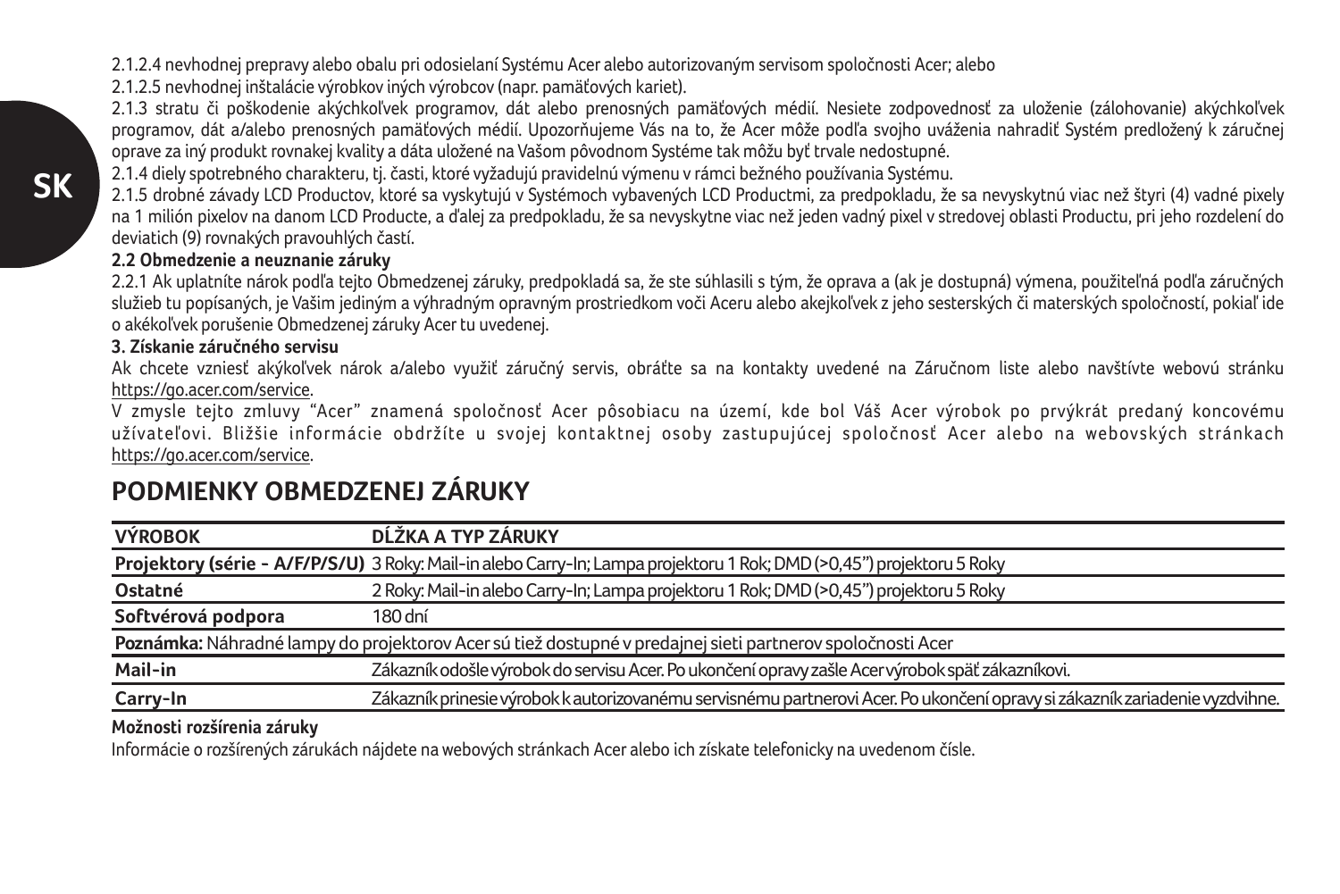2.1.2.4 nevhodnej prepravy alebo obalu pri odosielaní Systému Acer alebo autorizovaným servisom spoločnosti Acer; alebo

2.1.2.5 nevhodnej inštalácie výrobkov iných výrobcov (napr. pamäťových kariet).

2.1.3 stratu či poškodenie akýchkoľvek programov, dát alebo prenosných pamäťových médií. Nesiete zodpovednosť za uloženie (zálohovanie) akýchkoľvek programov, dát a/alebo prenosných pamäťových médií. Upozorňujeme Vás na to, že Acer môže podľa svojho uváženia nahradiť Systém predložený k záručnej oprave za iný produkt rovnakej kvality a dáta uložené na Vašom pôvodnom Systéme tak môžu byť trvale nedostupné.

2.1.4 diely spotrebného charakteru, tj. časti, ktoré vyžadujú pravidelnú výmenu v rámci bežného používania Systému.

2.1.5 drobné závady LCD Productov, ktoré sa vyskytujú v Systémoch vybavených LCD Productmi, za predpokladu, že sa nevyskytnú viac než štyri (4) vadné pixely na 1 milión pixelov na danom LCD Producte, a ďalej za predpokladu, že sa nevyskytne viac než jeden vadný pixel v stredovej oblasti Productu, pri jeho rozdelení do deviatich (9) rovnakých pravouhlých častí.

**2.2 Obmedzenie a neuznanie záruky**

2.2.1 Ak uplatníte nárok podľa tejto Obmedzenej záruky, predpokladá sa, že ste súhlasili s tým, že oprava a (ak je dostupná) výmena, použiteľná podľa záručných služieb tu popísaných, je Vašim jediným a výhradným opravným prostriedkom voči Aceru alebo akejkoľvek z jeho sesterských či materských spoločností, pokiaľ ide o akékoľvek porušenie Obmedzenej záruky Acer tu uvedenej.

**3. Získanie záručného servisu**

Ak chcete vzniesť akýkoľvek nárok a/alebo využiť záručný servis, obráťte sa na kontakty uvedené na Záručnom liste alebo navštívte webovú stránku https://go.acer.com/service.

V zmysle tejto zmluvy "Acer" znamená spoločnosť Acer pôsobiacu na území, kde bol Váš Acer výrobok po prvýkrát predaný koncovému užívateľovi. Bližšie informácie obdržíte u svojej kontaktnej osoby zastupujúcej spoločnosť Acer alebo na webovských stránkach https://go.acer.com/service.

## PODMIENKY OBMEDZENEJ ZÁRUKY

| VÝROBOK | DĹŽKA A TYP ZÁRUKY |
|---|---|
| **Projektory (série - A/F/P/S/U)** | 3 Roky: Mail-in alebo Carry-In; Lampa projektoru 1 Rok; DMD (>0,45") projektoru 5 Roky |
| **Ostatné** | 2 Roky: Mail-in alebo Carry-In; Lampa projektoru 1 Rok; DMD (>0,45") projektoru 5 Roky |
| **Softvérová podpora** | 180 dní |
| **Poznámka:** Náhradné lampy do projektorov Acer sú tiež dostupné v predajnej sieti partnerov spoločnosti Acer | |
| **Mail-in** | Zákazník odošle výrobok do servisu Acer. Po ukončení opravy zašle Acer výrobok späť zákazníkovi. |
| **Carry-In** | Zákazník prinesie výrobok k autorizovanému servisnému partnerovi Acer. Po ukončení opravy si zákazník zariadenie vyzdvihne. |

**Možnosti rozšírenia záruky**

Informácie o rozšírených zárukách nájdete na webových stránkach Acer alebo ich získate telefonicky na uvedenom čísle.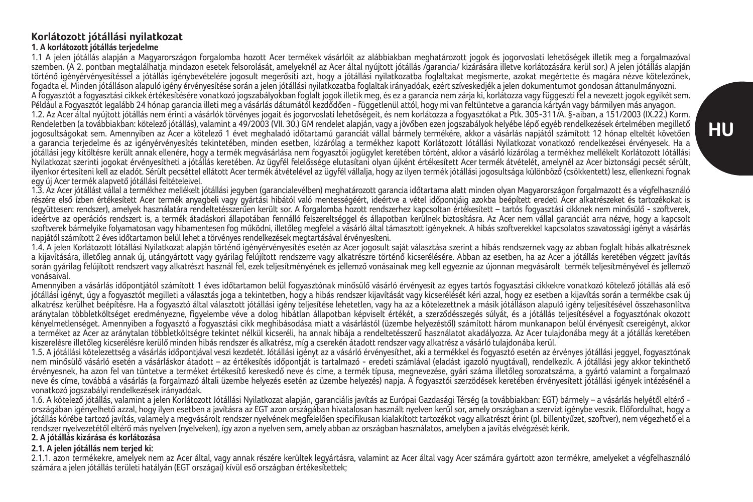# Korlátozott jótállási nyilatkozat

## 1. A korlátozott jótállás terjedelme

1.1 A jelen jótállás alapján a Magyarországon forgalomba hozott Acer termékek vásárlóit az alábbiakban meghatározott jogok és jogorvoslati lehetőségek illetik meg a forgalmazóval szemben. (A 2. pontban megtalálhatja mindazon esetek felsorolását, amelyeknél az Acer által nyújtott jótállás /garancia/ kizárására illetve korlátozására kerül sor.) A jelen jótállás alapján történő igényérvényesítéssel a jótállás igénybevételére jogosult megerősíti azt, hogy a jótállási nyilatkozatba foglaltakat megismerte, azokat megértette és magára nézve kötelezőnek, fogadta el. Minden jótálláson alapuló igény érvényesítése során a jelen jótállási nyilatkozatba foglaltak irányadóak, ezért szíveskedjék a jelen dokumentumot gondosan áttanulmányozni.

A fogyasztót a fogyasztási cikkek értékesítésére vonatkozó jogszabályokban foglalt jogok illetik meg, és ez a garancia nem zárja ki, korlátozza vagy függeszti fel a nevezett jogok egyikét sem. Például a Fogyasztót legalább 24 hónap garancia illeti meg a vásárlás dátumától kezdődően - függetlenül attól, hogy mi van feltüntetve a garancia kártyán vagy bármilyen más anyagon.

1.2. Az Acer által nyújtott jótállás nem érinti a vásárlók törvényes jogait és jogorvoslati lehetőségeit, és nem korlátozza a fogyasztókat a Ptk. 305-311/A. §-aiban, a 151/2003 (IX.22.) Korm. Rendeletben (a továbbiakban: kötelező jótállás), valamint a 49/2003 (VII. 30.) GM rendelet alapján, vagy a jövőben ezen jogszabályok helyébe lépő egyéb rendelkezések értelmében megillető jogosultságokat sem. Amennyiben az Acer a kötelező 1 évet meghaladó időtartamú garanciát vállal bármely termékére, akkor a vásárlás napjától számított 12 hónap elteltét követően a garancia terjedelme és az igényérvényesítés tekintetében, minden esetben, kizárólag a termékhez kapott Korlátozott Jótállási Nyilatkozat vonatkozó rendelkezései érvényesek. Ha a jótállási jegy kitöltésre került annak ellenére, hogy a termék megvásárlása nem fogyasztói jogügylet keretében történt, akkor a vásárló kizárólag a termékhez mellékelt Korlátozott Jótállási Nyilatkozat szerinti jogokat érvényesítheti a jótállás keretében. Az ügyfél felelőssége elutasítani olyan újként értékesített Acer termék átvételét, amelynél az Acer biztonsági pecsét sérült, ilyenkor értesíteni kell az eladót. Sérült pecséttel ellátott Acer termék átvételével az ügyfél vállalja, hogy az ilyen termék jótállási jogosultsága különböző (csökkentett) lesz, ellenkezni fognak egy új Acer termék alapvető jótállási feltételeivel.

1.3. Az Acer jótállást vállal a termékhez mellékelt jótállási jegyben (garancialevélben) meghatározott garancia időtartama alatt minden olyan Magyarországon forgalmazott és a végfelhasználó részére első ízben értékesített Acer termék anyagbeli vagy gyártási hibától való mentességéért, ideértve a vétel időpontjáig azokba beépített eredeti Acer alkatrészeket és tartozékokat is (együttesen: rendszer), amelyek használatára rendeltetésszerűen került sor. A forgalomba hozott rendszerhez kapcsoltan értékesített – tartós fogyasztási cikknek nem minősülő - szoftverek, ideértve az operációs rendszert is, a termék átadáskori állapotában fennálló felszereltséggel és állapotban kerülnek biztosításra. Az Acer nem vállal garanciát arra nézve, hogy a kapcsolt szoftverek bármelyike folyamatosan vagy hibamentesen fog működni, illetőleg megfelel a vásárló által támasztott igényeknek. A hibás szoftverekkel kapcsolatos szavatossági igényt a vásárlás napjától számított 2 éves időtartamon belül lehet a törvényes rendelkezések megtartásával érvényesíteni.

1.4. A jelen Korlátozott Jótállási Nyilatkozat alapján történő igényérvényesítés esetén az Acer jogosult saját választása szerint a hibás rendszernek vagy az abban foglalt hibás alkatrésznek a kijavítására, illetőleg annak új, utángyártott vagy gyárilag felújított rendszerre vagy alkatrészre történő kicserélésére. Abban az esetben, ha az Acer a jótállás keretében végzett javítás során gyárilag felújított rendszert vagy alkatrészt használ fel, ezek teljesítményének és jellemző vonásainak meg kell egyeznie az újonnan megvásárolt termék teljesítményével és jellemző vonásaival.

Amennyiben a vásárlás időpontjától számított 1 éves időtartamon belül fogyasztónak minősülő vásárló érvényesít az egyes tartós fogyasztási cikkekre vonatkozó kötelező jótállás alá eső jótállási igényt, úgy a fogyasztót megilleti a választás joga a tekintetben, hogy a hibás rendszer kijavítását vagy kicserélését kéri azzal, hogy ez esetben a kijavítás során a termékbe csak új alkatrész kerülhet beépítésre. Ha a fogyasztó által választott jótállási igény teljesítése lehetetlen, vagy ha az a kötelezettnek a másik jótálláson alapuló igény teljesítésével összehasonlítva aránytalan többletköltséget eredményezne, figyelembe véve a dolog hibátlan állapotban képviselt értékét, a szerződésszegés súlyát, és a jótállás teljesítésével a fogyasztóknak okozott kényelmetlenséget. Amennyiben a fogyasztó a fogyasztási cikk meghibásodása miatt a vásárlástól (üzembe helyezéstől) számított három munkanapon belül érvényesít csereigényt, akkor a terméket az Acer az aránytalan többletköltségre tekintet nélkül kicseréli, ha annak hibája a rendeltetésszerű használatot akadályozza. Az Acer tulajdonába megy át a jótállás keretében kiszerelésre illetőleg kicserélésre kerülő minden hibás rendszer és alkatrész, míg a cserekén átadott rendszer vagy alkatrész a vásárló tulajdonába kerül.

1.5. A jótállási kötelezettség a vásárlás időpontjával veszi kezdetét. Jótállási igényt az a vásárló érvényesíthet, aki a termékkel és fogyasztó esetén az érvényes jótállási jeggyel, fogyasztónak nem minősülő vásárló esetén a vásárláskor átadott – az értékesítés időpontját is tartalmazó - eredeti számlával (eladást igazoló nyugtával), rendelkezik. A jótállási jegy akkor tekinthető érvényesnek, ha azon fel van tüntetve a terméket értékesítő kereskedő neve és címe, a termék típusa, megnevezése, gyári száma illetőleg sorozatszáma, a gyártó valamint a forgalmazó neve és címe, továbbá a vásárlás (a forgalmazó általi üzembe helyezés esetén az üzembe helyezés) napja. A fogyasztói szerződések keretében érvényesített jótállási igények intézésénél a vonatkozó jogszabályi rendelkezések irányadóak.

1.6. A kötelező jótállás, valamint a jelen Korlátozott Jótállási Nyilatkozat alapján, garanciális javítás az Európai Gazdasági Térség (a továbbiakban: EGT) bármely – a vásárlás helyétől eltérő - országában igényelhető azzal, hogy ilyen esetben a javításra az EGT azon országában hivatalosan használt nyelven kerül sor, amely országban a szervizt igénybe veszik. Előfordulhat, hogy a jótállás körébe tartozó javítás, valamely a megvásárolt rendszer nyelvének megfelelően specifikusan kialakított tartozékot vagy alkatrészt érint (pl. billentyűzet, szoftver), nem végezhető el a rendszer nyelvezetétől eltérő más nyelven (nyelveken), így azon a nyelven sem, amely abban az országban használatos, amelyben a javítás elvégzését kérik.

## 2. A jótállás kizárása és korlátozása

### 2.1. A jelen jótállás nem terjed ki:

2.1.1. azon termékekre, amelyek nem az Acer által, vagy annak részére kerültek legyártásra, valamint az Acer által vagy Acer számára gyártott azon termékre, amelyeket a végfelhasználó számára a jelen jótállás területi hatályán (EGT országai) kívül eső országban értékesítettek;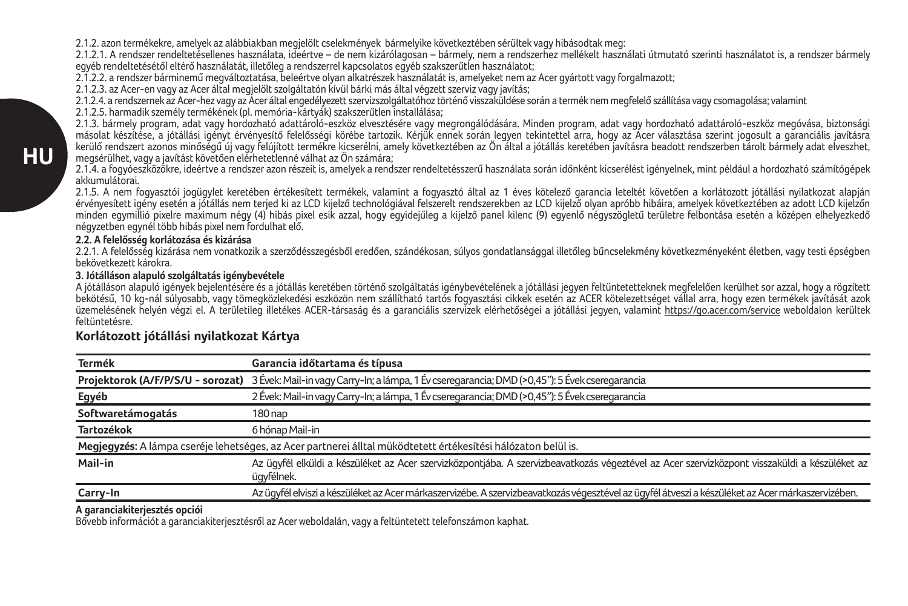2.1.2. azon termékekre, amelyek az alábbiakban megjelölt cselekmények bármelyike következtében sérültek vagy hibásodtak meg:

2.1.2.1. A rendszer rendeltetésellenes használata, ideértve – de nem kizárólagosan – bármely, nem a rendszerhez mellékelt használati útmutató szerinti használatot is, a rendszer bármely egyéb rendeltetésétől eltérő használatát, illetőleg a rendszerrel kapcsolatos egyéb szakszerűtlen használatot;

2.1.2.2. a rendszer bárminemű megváltoztatása, beleértve olyan alkatrészek használatát is, amelyeket nem az Acer gyártott vagy forgalmazott;

2.1.2.3. az Acer-en vagy az Acer által megjelölt szolgáltatón kívül bárki más által végzett szerviz vagy javítás;

2.1.2.4. a rendszernek az Acer-hez vagy az Acer által engedélyezett szervizszolgáltatóhoz történő visszaküldése során a termék nem megfelelő szállítása vagy csomagolása; valamint

2.1.2.5. harmadik személy termékének (pl. memória-kártyák) szakszerűtlen installálása;

2.1.3. bármely program, adat vagy hordozható adattároló-eszköz elvesztésére vagy megrongálódására. Minden program, adat vagy hordozható adattároló-eszköz megóvása, biztonsági másolat készítése, a jótállási igényt érvényesítő felelősségi körébe tartozik. Kérjük ennek során legyen tekintettel arra, hogy az Acer választása szerint jogosult a garanciális javításra kerülő rendszert azonos minőségű új vagy felújított termékre kicserélni, amely következtében az Ön által a jótállás keretében javításra beadott rendszerben tárolt bármely adat elveszhet, megsérülhet, vagy a javítást követően elérhetetlenné válhat az Ön számára;

2.1.4. a fogyóeszközökre, ideértve a rendszer azon részeit is, amelyek a rendszer rendeltetésszerű használata során időnként kicserélést igényelnek, mint például a hordozható számítógépek akkumulátorai.

2.1.5. A nem fogyasztói jogügylet keretében értékesített termékek, valamint a fogyasztó által az 1 éves kötelező garancia leteltét követően a korlátozott jótállási nyilatkozat alapján érvényesített igény esetén a jótállás nem terjed ki az LCD kijelző technológiával felszerelt rendszerekben az LCD kijelző olyan apróbb hibáira, amelyek következtében az adott LCD kijelzőn minden egymillió pixelre maximum négy (4) hibás pixel esik azzal, hogy egyidejűleg a kijelző panel kilenc (9) egyenlő négyszögletű területre felbontása esetén a középen elhelyezkedő négyzetben egynél több hibás pixel nem fordulhat elő.

**2.2. A felelősség korlátozása és kizárása**

2.2.1. A felelősség kizárása nem vonatkozik a szerződésszegésből eredően, szándékosan, súlyos gondatlansággal illetőleg bűncselekmény következményeként életben, vagy testi épségben bekövetkezett károkra.

**3. Jótálláson alapuló szolgáltatás igénybevétele**

A jótálláson alapuló igények bejelentésére és a jótállás keretében történő szolgáltatás igénybevételének a jótállási jegyen feltüntetetteknek megfelelően kerülhet sor azzal, hogy a rögzített bekötésű, 10 kg-nál súlyosabb, vagy tömegközlekedési eszközön nem szállítható tartós fogyasztási cikkek esetén az ACER kötelezettséget vállal arra, hogy ezen termékek javítását azok üzemelésének helyén végzi el. A területileg illetékes ACER-társaság és a garanciális szervizek elérhetőségei a jótállási jegyen, valamint https://go.acer.com/service weboldalon kerültek feltüntetésre.

## Korlátozott jótállási nyilatkozat Kártya

| Termék | Garancia időtartama és típusa |
|---|---|
| **Projektorok (A/F/P/S/U - sorozat)** | 3 Évek: Mail-in vagy Carry-In; a lámpa, 1 Év cseregarancia; DMD (>0,45"): 5 Évek cseregarancia |
| **Egyéb** | 2 Évek: Mail-in vagy Carry-In; a lámpa, 1 Év cseregarancia; DMD (>0,45"): 5 Évek cseregarancia |
| **Softwaretámogatás** | 180 nap |
| **Tartozékok** | 6 hónap Mail-in |
| **Megjegyzés:** A lámpa cseréje lehetséges, az Acer partnerei álltal müködtetett értékesítési hálózaton belül is. | |
| **Mail-in** | Az ügyfél elküldi a készüléket az Acer szervizközpontjába. A szervizbeavatkozás végeztével az Acer szervizközpont visszaküldi a készüléket az ügyfélnek. |
| **Carry-In** | Az ügyfél elviszi a készüléket az Acer márkaszervizébe. A szervizbeavatkozás végeztével az ügyfél átveszi a készüléket az Acer márkaszervizében. |

**A garanciakiterjesztés opciói**

Bővebb információt a garanciakiterjesztésről az Acer weboldalán, vagy a feltüntetett telefonszámon kaphat.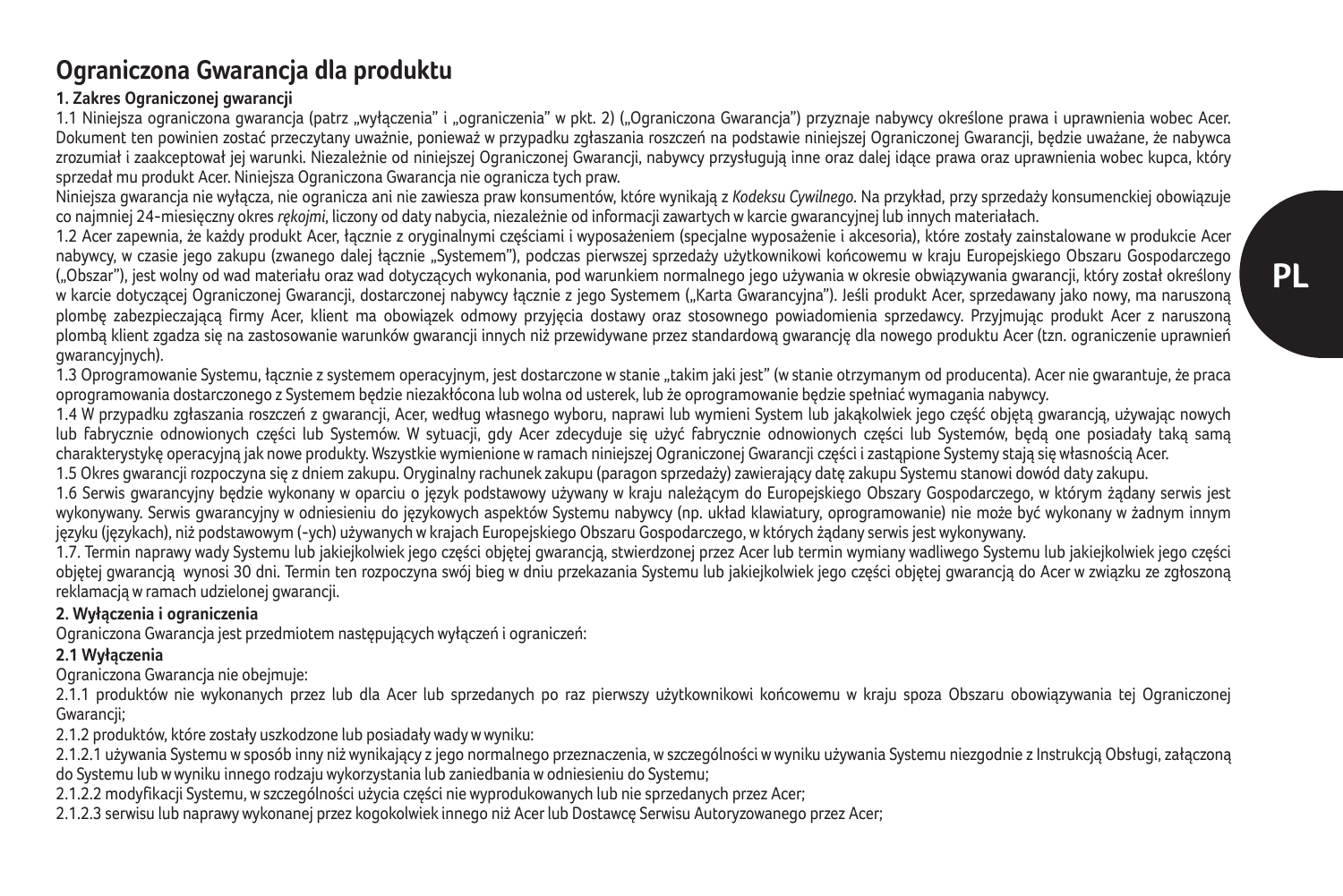# Ograniczona Gwarancja dla produktu

**1. Zakres Ograniczonej gwarancji**

1.1 Niniejsza ograniczona gwarancja (patrz „wyłączenia" i „ograniczenia" w pkt. 2) („Ograniczona Gwarancja") przyznaje nabywcy określone prawa i uprawnienia wobec Acer. Dokument ten powinien zostać przeczytany uważnie, ponieważ w przypadku zgłaszania roszczeń na podstawie niniejszej Ograniczonej Gwarancji, będzie uważane, że nabywca zrozumiał i zaakceptował jej warunki. Niezależnie od niniejszej Ograniczonej Gwarancji, nabywcy przysługują inne oraz dalej idące prawa oraz uprawnienia wobec kupca, który sprzedał mu produkt Acer. Niniejsza Ograniczona Gwarancja nie ogranicza tych praw.

Niniejsza gwarancja nie wyłącza, nie ogranicza ani nie zawiesza praw konsumentów, które wynikają z *Kodeksu Cywilnego*. Na przykład, przy sprzedaży konsumenckiej obowiązuje co najmniej 24-miesięczny okres *rękojmi*, liczony od daty nabycia, niezależnie od informacji zawartych w karcie gwarancyjnej lub innych materiałach.

1.2 Acer zapewnia, że każdy produkt Acer, łącznie z oryginalnymi częściami i wyposażeniem (specjalne wyposażenie i akcesoria), które zostały zainstalowane w produkcie Acer nabywcy, w czasie jego zakupu (zwanego dalej łącznie „Systemem"), podczas pierwszej sprzedaży użytkownikowi końcowemu w kraju Europejskiego Obszaru Gospodarczego („Obszar"), jest wolny od wad materiału oraz wad dotyczących wykonania, pod warunkiem normalnego jego używania w okresie obwiązywania gwarancji, który został określony w karcie dotyczącej Ograniczonej Gwarancji, dostarczonej nabywcy łącznie z jego Systemem („Karta Gwarancyjna"). Jeśli produkt Acer, sprzedawany jako nowy, ma naruszoną plombę zabezpieczającą firmy Acer, klient ma obowiązek odmowy przyjęcia dostawy oraz stosownego powiadomienia sprzedawcy. Przyjmując produkt Acer z naruszoną plombą klient zgadza się na zastosowanie warunków gwarancji innych niż przewidywane przez standardową gwarancję dla nowego produktu Acer (tzn. ograniczenie uprawnień gwarancyjnych).

1.3 Oprogramowanie Systemu, łącznie z systemem operacyjnym, jest dostarczone w stanie „takim jaki jest" (w stanie otrzymanym od producenta). Acer nie gwarantuje, że praca oprogramowania dostarczonego z Systemem będzie niezakłócona lub wolna od usterek, lub że oprogramowanie będzie spełniać wymagania nabywcy.

1.4 W przypadku zgłaszania roszczeń z gwarancji, Acer, według własnego wyboru, naprawi lub wymieni System lub jakąkolwiek jego część objętą gwarancją, używając nowych lub fabrycznie odnowionych części lub Systemów. W sytuacji, gdy Acer zdecyduje się użyć fabrycznie odnowionych części lub Systemów, będą one posiadały taką samą charakterystykę operacyjną jak nowe produkty. Wszystkie wymienione w ramach niniejszej Ograniczonej Gwarancji części i zastąpione Systemy stają się własnością Acer.

1.5 Okres gwarancji rozpoczyna się z dniem zakupu. Oryginalny rachunek zakupu (paragon sprzedaży) zawierający datę zakupu Systemu stanowi dowód daty zakupu.

1.6 Serwis gwarancyjny będzie wykonany w oparciu o język podstawowy używany w kraju należącym do Europejskiego Obszary Gospodarczego, w którym żądany serwis jest wykonywany. Serwis gwarancyjny w odniesieniu do językowych aspektów Systemu nabywcy (np. układ klawiatury, oprogramowanie) nie może być wykonany w żadnym innym języku (językach), niż podstawowym (-ych) używanych w krajach Europejskiego Obszaru Gospodarczego, w których żądany serwis jest wykonywany.

1.7. Termin naprawy wady Systemu lub jakiejkolwiek jego części objętej gwarancją, stwierdzonej przez Acer lub termin wymiany wadliwego Systemu lub jakiejkolwiek jego części objętej gwarancją wynosi 30 dni. Termin ten rozpoczyna swój bieg w dniu przekazania Systemu lub jakiejkolwiek jego części objętej gwarancją do Acer w związku ze zgłoszoną reklamacją w ramach udzielonej gwarancji.

**2. Wyłączenia i ograniczenia**

Ograniczona Gwarancja jest przedmiotem następujących wyłączeń i ograniczeń:

**2.1 Wyłączenia**

Ograniczona Gwarancja nie obejmuje:

2.1.1 produktów nie wykonanych przez lub dla Acer lub sprzedanych po raz pierwszy użytkownikowi końcowemu w kraju spoza Obszaru obowiązywania tej Ograniczonej Gwarancji;

2.1.2 produktów, które zostały uszkodzone lub posiadały wady w wyniku:

2.1.2.1 używania Systemu w sposób inny niż wynikający z jego normalnego przeznaczenia, w szczególności w wyniku używania Systemu niezgodnie z Instrukcją Obsługi, załączoną do Systemu lub w wyniku innego rodzaju wykorzystania lub zaniedbania w odniesieniu do Systemu;

2.1.2.2 modyfikacji Systemu, w szczególności użycia części nie wyprodukowanych lub nie sprzedanych przez Acer;

2.1.2.3 serwisu lub naprawy wykonanej przez kogokolwiek innego niż Acer lub Dostawcę Serwisu Autoryzowanego przez Acer;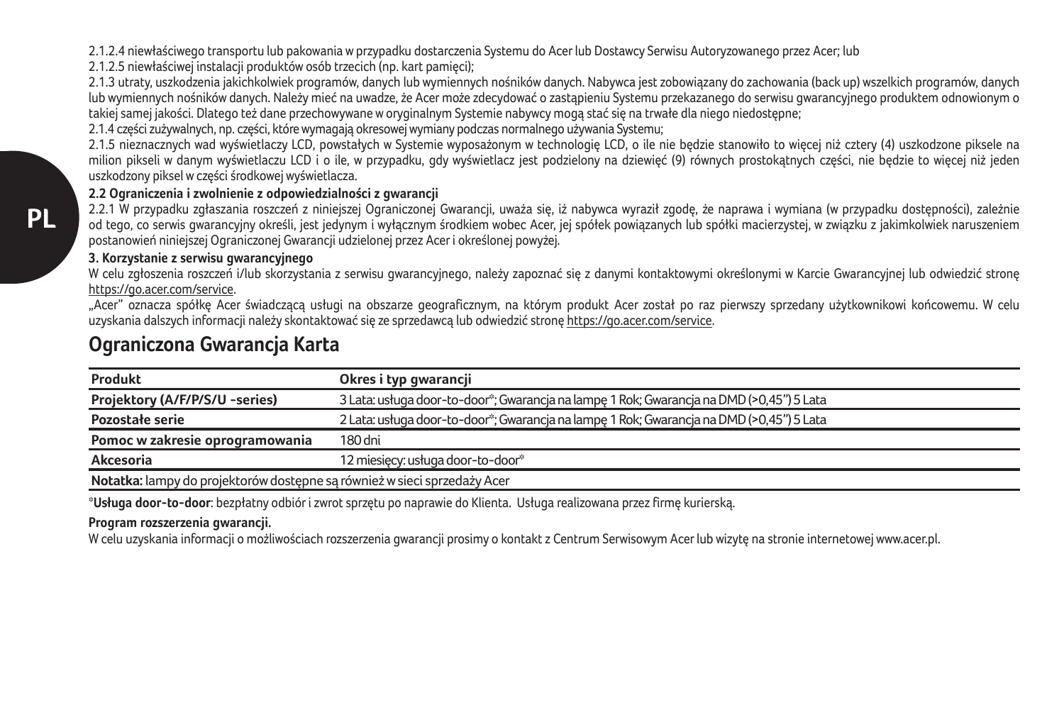2.1.2.4 niewłaściwego transportu lub pakowania w przypadku dostarczenia Systemu do Acer lub Dostawcy Serwisu Autoryzowanego przez Acer; lub

2.1.2.5 niewłaściwej instalacji produktów osób trzecich (np. kart pamięci);

2.1.3 utraty, uszkodzenia jakichkolwiek programów, danych lub wymiennych nośników danych. Nabywca jest zobowiązany do zachowania (back up) wszelkich programów, danych lub wymiennych nośników danych. Należy mieć na uwadze, że Acer może zdecydować o zastąpieniu Systemu przekazanego do serwisu gwarancyjnego produktem odnowionym o takiej samej jakości. Dlatego też dane przechowywane w oryginalnym Systemie nabywcy mogą stać się na trwałe dla niego niedostępne;

2.1.4 części zużywalnych, np. części, które wymagają okresowej wymiany podczas normalnego używania Systemu;

2.1.5 nieznacznych wad wyświetlaczy LCD, powstałych w Systemie wyposażonym w technologię LCD, o ile nie będzie stanowiło to więcej niż cztery (4) uszkodzone piksele na milion pikseli w danym wyświetlaczu LCD i o ile, w przypadku, gdy wyświetlacz jest podzielony na dziewięć (9) równych prostokątnych części, nie będzie to więcej niż jeden uszkodzony piksel w części środkowej wyświetlacza.

**2.2 Ograniczenia i zwolnienie z odpowiedzialności z gwarancji**

2.2.1 W przypadku zgłaszania roszczeń z niniejszej Ograniczonej Gwarancji, uważa się, iż nabywca wyraził zgodę, że naprawa i wymiana (w przypadku dostępności), zależnie od tego, co serwis gwarancyjny określi, jest jedynym i wyłącznym środkiem wobec Acer, jej spółek powiązanych lub spółki macierzystej, w związku z jakimkolwiek naruszeniem postanowień niniejszej Ograniczonej Gwarancji udzielonej przez Acer i określonej powyżej.

**3. Korzystanie z serwisu gwarancyjnego**

W celu zgłoszenia roszczeń i/lub skorzystania z serwisu gwarancyjnego, należy zapoznać się z danymi kontaktowymi określonymi w Karcie Gwarancyjnej lub odwiedzić stronę https://go.acer.com/service.

„Acer" oznacza spółkę Acer świadczącą usługi na obszarze geograficznym, na którym produkt Acer został po raz pierwszy sprzedany użytkownikowi końcowemu. W celu uzyskania dalszych informacji należy skontaktować się ze sprzedawcą lub odwiedzić stronę https://go.acer.com/service.

## Ograniczona Gwarancja Karta

| Produkt | Okres i typ gwarancji |
|---|---|
| Projektory (A/F/P/S/U -series) | 3 Lata: usługa door-to-door*; Gwarancja na lampę 1 Rok; Gwarancja na DMD (>0,45") 5 Lata |
| Pozostałe serie | 2 Lata: usługa door-to-door*; Gwarancja na lampę 1 Rok; Gwarancja na DMD (>0,45") 5 Lata |
| Pomoc w zakresie oprogramowania | 180 dni |
| Akcesoria | 12 miesięcy: usługa door-to-door* |
| **Notatka:** lampy do projektorów dostępne są również w sieci sprzedaży Acer | |

***Usługa door-to-door**: bezpłatny odbiór i zwrot sprzętu po naprawie do Klienta. Usługa realizowana przez firmę kurierską.

**Program rozszerzenia gwarancji.**

W celu uzyskania informacji o możliwościach rozszerzenia gwarancji prosimy o kontakt z Centrum Serwisowym Acer lub wizytę na stronie internetowej www.acer.pl.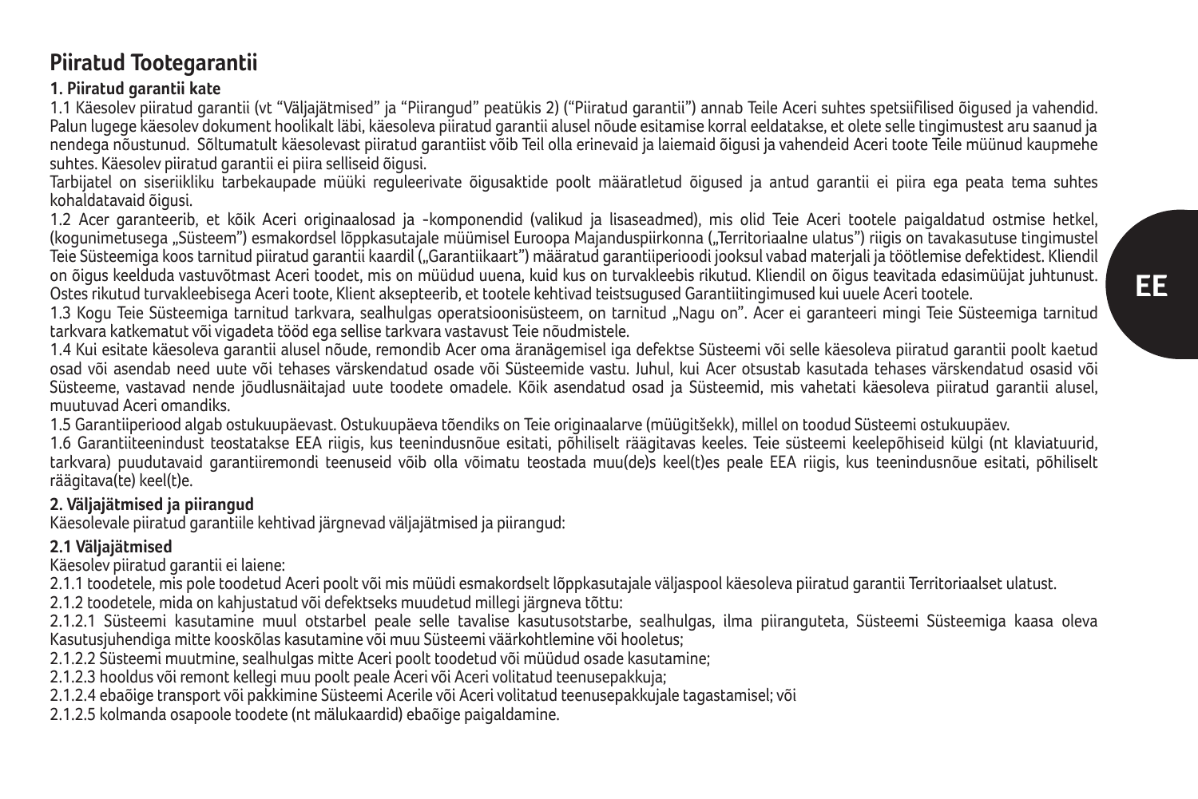# Piiratud Tootegarantii

### 1. Piiratud garantii kate

1.1 Käesolev piiratud garantii (vt "Väljajätmised" ja "Piirangud" peatükis 2) ("Piiratud garantii") annab Teile Aceri suhtes spetsiifilised õigused ja vahendid. Palun lugege käesolev dokument hoolikalt läbi, käesoleva piiratud garantii alusel nõude esitamise korral eeldatakse, et olete selle tingimustest aru saanud ja nendega nõustunud. Sõltumatult käesolevast piiratud garantiist võib Teil olla erinevaid ja laiemaid õigusi ja vahendeid Aceri toote Teile müünud kaupmehe suhtes. Käesolev piiratud garantii ei piira selliseid õigusi.

Tarbijatel on siseriikliku tarbekaupade müüki reguleerivate õigusaktide poolt määratletud õigused ja antud garantii ei piira ega peata tema suhtes kohaldatavaid õigusi.

1.2 Acer garanteerib, et kõik Aceri originaalosad ja -komponendid (valikud ja lisaseadmed), mis olid Teie Aceri tootele paigaldatud ostmise hetkel, (kogunimetusega „Süsteem") esmakordsel lõppkasutajale müümisel Euroopa Majanduspiirkonna („Territoriaalne ulatus") riigis on tavakasutuse tingimustel Teie Süsteemiga koos tarnitud piiratud garantii kaardil („Garantiikaart") määratud garantiiperioodi jooksul vabad materjali ja töötlemise defektidest. Kliendil on õigus keelduda vastuvõtmast Aceri toodet, mis on müüdud uuena, kuid kus on turvakleebis rikutud. Kliendil on õigus teavitada edasimüüjat juhtunust. Ostes rikutud turvakleebisega Aceri toote, Klient aksepteerib, et tootele kehtivad teistsugused Garantiitingimused kui uuele Aceri tootele.

1.3 Kogu Teie Süsteemiga tarnitud tarkvara, sealhulgas operatsioonisüsteem, on tarnitud „Nagu on". Acer ei garanteeri mingi Teie Süsteemiga tarnitud tarkvara katkematut või vigadeta tööd ega sellise tarkvara vastavust Teie nõudmistele.

1.4 Kui esitate käesoleva garantii alusel nõude, remondib Acer oma äranägemisel iga defektse Süsteemi või selle käesoleva piiratud garantii poolt kaetud osad või asendab need uute või tehases värskendatud osade või Süsteemide vastu. Juhul, kui Acer otsustab kasutada tehases värskendatud osasid või Süsteeme, vastavad nende jõudlusnäitajad uute toodete omadele. Kõik asendatud osad ja Süsteemid, mis vahetati käesoleva piiratud garantii alusel, muutuvad Aceri omandiks.

1.5 Garantiiperiood algab ostukuupäevast. Ostukuupäeva tõendiks on Teie originaalarve (müügitšekk), millel on toodud Süsteemi ostukuupäev.

1.6 Garantiiteenindust teostatakse EEA riigis, kus teenindusnõue esitati, põhiliselt räägitavas keeles. Teie süsteemi keelepõhiseid külgi (nt klaviatuurid, tarkvara) puudutavaid garantiiremondi teenuseid võib olla võimatu teostada muu(de)s keel(t)es peale EEA riigis, kus teenindusnõue esitati, põhiliselt räägitava(te) keel(t)e.

### 2. Väljajätmised ja piirangud

Käesolevale piiratud garantiile kehtivad järgnevad väljajätmised ja piirangud:

### 2.1 Väljajätmised

Käesolev piiratud garantii ei laiene:

2.1.1 toodetele, mis pole toodetud Aceri poolt või mis müüdi esmakordselt lõppkasutajale väljaspool käesoleva piiratud garantii Territoriaalset ulatust.

2.1.2 toodetele, mida on kahjustatud või defektseks muudetud millegi järgneva tõttu:

2.1.2.1 Süsteemi kasutamine muul otstarbel peale selle tavalise kasutusotstarbe, sealhulgas, ilma piiranguteta, Süsteemi Süsteemiga kaasa oleva Kasutusjuhendiga mitte kooskõlas kasutamine või muu Süsteemi väärkohtlemine või hooletus;

2.1.2.2 Süsteemi muutmine, sealhulgas mitte Aceri poolt toodetud või müüdud osade kasutamine;

2.1.2.3 hooldus või remont kellegi muu poolt peale Aceri või Aceri volitatud teenusepakkuja;

2.1.2.4 ebaõige transport või pakkimine Süsteemi Acerile või Aceri volitatud teenusepakkujale tagastamisel; või

2.1.2.5 kolmanda osapoole toodete (nt mälukaardid) ebaõige paigaldamine.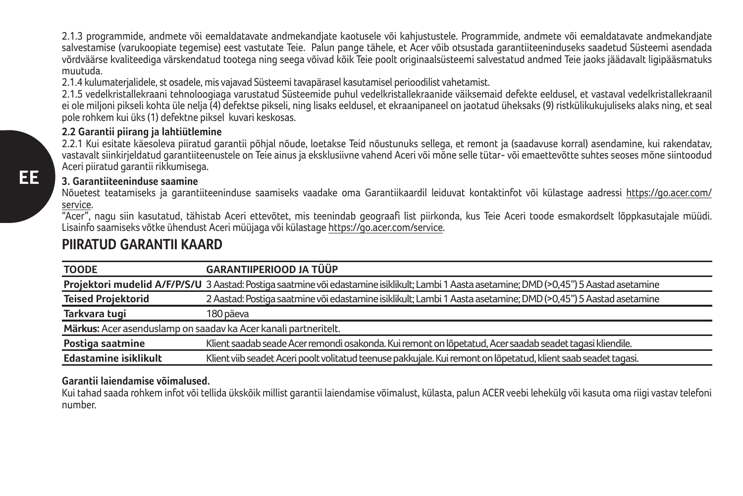2.1.3 programmide, andmete või eemaldatavate andmekandjate kaotusele või kahjustustele. Programmide, andmete või eemaldatavate andmekandjate salvestamise (varukoopiate tegemise) eest vastutate Teie. Palun pange tähele, et Acer võib otsustada garantiiteeninduseks saadetud Süsteemi asendada võrdväärse kvaliteediga värskendatud tootega ning seega võivad kõik Teie poolt originaalsüsteemi salvestatud andmed Teie jaoks jäädavalt ligipääsmatuks muutuda.

2.1.4 kulumaterjalidele, st osadele, mis vajavad Süsteemi tavapärasel kasutamisel perioodilist vahetamist.

2.1.5 vedelkristallekraani tehnoloogiaga varustatud Süsteemide puhul vedelkristallekraanide väiksemaid defekte eeldusel, et vastaval vedelkristallekraanil ei ole miljoni pikseli kohta üle nelja (4) defektse pikseli, ning lisaks eeldusel, et ekraanipaneel on jaotatud üheksaks (9) ristkülikukujuliseks alaks ning, et seal pole rohkem kui üks (1) defektne piksel kuvari keskosas.

**2.2 Garantii piirang ja lahtiütlemine**

2.2.1 Kui esitate käesoleva piiratud garantii põhjal nõude, loetakse Teid nõustunuks sellega, et remont ja (saadavuse korral) asendamine, kui rakendatav, vastavalt siinkirjeldatud garantiiteenustele on Teie ainus ja eksklusiivne vahend Aceri või mõne selle tütar- või emaettevõtte suhtes seoses mõne siintoodud Aceri piiratud garantii rikkumisega.

**3. Garantiiteeninduse saamine**

Nõuetest teatamiseks ja garantiiteeninduse saamiseks vaadake oma Garantiikaardil leiduvat kontaktinfot või külastage aadressi https://go.acer.com/service.

"Acer", nagu siin kasutatud, tähistab Aceri ettevõtet, mis teenindab geograafi list piirkonda, kus Teie Aceri toode esmakordselt lõppkasutajale müüdi. Lisainfo saamiseks võtke ühendust Aceri müüjaga või külastage https://go.acer.com/service.

## PIIRATUD GARANTII KAARD

| TOODE | GARANTIIPERIOOD JA TÜÜP |
|---|---|
| **Projektori mudelid A/F/P/S/U** | 3 Aastad: Postiga saatmine või edastamine isiklikult; Lambi 1 Aasta asetamine; DMD (>0,45") 5 Aastad asetamine |
| **Teised Projektorid** | 2 Aastad: Postiga saatmine või edastamine isiklikult; Lambi 1 Aasta asetamine; DMD (>0,45") 5 Aastad asetamine |
| **Tarkvara tugi** | 180 päeva |
| **Märkus:** Acer asenduslamp on saadav ka Acer kanali partneritelt. | |
| **Postiga saatmine** | Klient saadab seade Acer remondi osakonda. Kui remont on lõpetatud, Acer saadab seadet tagasi kliendile. |
| **Edastamine isiklikult** | Klient viib seadet Aceri poolt volitatud teenuse pakkujale. Kui remont on lõpetatud, klient saab seadet tagasi. |

**Garantii laiendamise võimalused.**

Kui tahad saada rohkem infot või tellida ükskõik millist garantii laiendamise võimalust, külasta, palun ACER veebi lehekülg või kasuta oma riigi vastav telefoni number.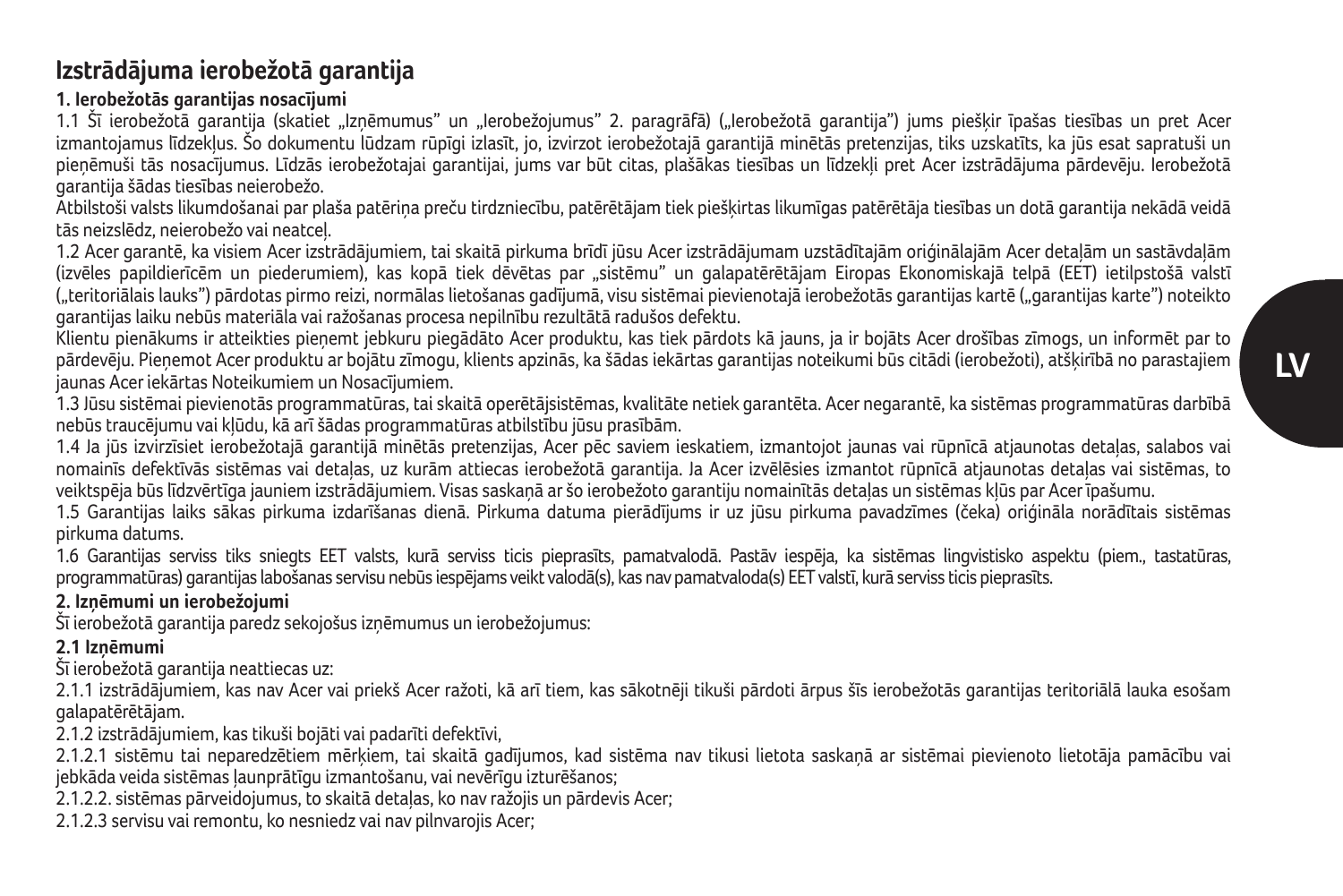# Izstrādājuma ierobežotā garantija

**1. Ierobežotās garantijas nosacījumi**

1.1 Šī ierobežotā garantija (skatiet „Izņēmumus" un „Ierobežojumus" 2. paragrāfā) („Ierobežotā garantija") jums piešķir īpašas tiesības un pret Acer izmantojamus līdzekļus. Šo dokumentu lūdzam rūpīgi izlasīt, jo, izvirzot ierobežotajā garantijā minētās pretenzijas, tiks uzskatīts, ka jūs esat sapratuši un pieņēmuši tās nosacījumus. Līdzās ierobežotajai garantijai, jums var būt citas, plašākas tiesības un līdzekļi pret Acer izstrādājuma pārdevēju. Ierobežotā garantija šādas tiesības neierobežo.

Atbilstoši valsts likumdošanai par plaša patēriņa preču tirdzniecību, patērētājam tiek piešķirtas likumīgas patērētāja tiesības un dotā garantija nekādā veidā tās neizslēdz, neierobežo vai neatceļ.

1.2 Acer garantē, ka visiem Acer izstrādājumiem, tai skaitā pirkuma brīdī jūsu Acer izstrādājumam uzstādītajām oriģinālajām Acer detaļām un sastāvdaļām (izvēles papildierīcēm un piederumiem), kas kopā tiek dēvētas par „sistēmu" un galapatērētājam Eiropas Ekonomiskajā telpā (EET) ietilpstošā valstī („teritoriālais lauks") pārdotas pirmo reizi, normālas lietošanas gadījumā, visu sistēmai pievienotajā ierobežotās garantijas kartē („garantijas karte") noteikto garantijas laiku nebūs materiāla vai ražošanas procesa nepilnību rezultātā radušos defektu.

Klientu pienākums ir atteikties pieņemt jebkuru piegādāto Acer produktu, kas tiek pārdots kā jauns, ja ir bojāts Acer drošības zīmogs, un informēt par to pārdevēju. Pieņemot Acer produktu ar bojātu zīmogu, klients apzinās, ka šādas iekārtas garantijas noteikumi būs citādi (ierobežoti), atšķirībā no parastajiem jaunas Acer iekārtas Noteikumiem un Nosacījumiem.

1.3 Jūsu sistēmai pievienotās programmatūras, tai skaitā operētājsistēmas, kvalitāte netiek garantēta. Acer negarantē, ka sistēmas programmatūras darbībā nebūs traucējumu vai kļūdu, kā arī šādas programmatūras atbilstību jūsu prasībām.

1.4 Ja jūs izvirzīsiet ierobežotajā garantijā minētās pretenzijas, Acer pēc saviem ieskatiem, izmantojot jaunas vai rūpnīcā atjaunotas detaļas, salabos vai nomainīs defektīvās sistēmas vai detaļas, uz kurām attiecas ierobežotā garantija. Ja Acer izvēlēsies izmantot rūpnīcā atjaunotas detaļas vai sistēmas, to veiktspēja būs līdzvērtīga jauniem izstrādājumiem. Visas saskaņā ar šo ierobežoto garantiju nomainītās detaļas un sistēmas kļūs par Acer īpašumu.

1.5 Garantijas laiks sākas pirkuma izdarīšanas dienā. Pirkuma datuma pierādījums ir uz jūsu pirkuma pavadzīmes (čeka) oriģināla norādītais sistēmas pirkuma datums.

1.6 Garantijas serviss tiks sniegts EET valsts, kurā serviss ticis pieprasīts, pamatvalodā. Pastāv iespēja, ka sistēmas lingvistisko aspektu (piem., tastatūras, programmatūras) garantijas labošanas servisu nebūs iespējams veikt valodā(s), kas nav pamatvaloda(s) EET valstī, kurā serviss ticis pieprasīts.

**2. Izņēmumi un ierobežojumi**

Šī ierobežotā garantija paredz sekojošus izņēmumus un ierobežojumus:

**2.1 Izņēmumi**

Šī ierobežotā garantija neattiecas uz:

2.1.1 izstrādājumiem, kas nav Acer vai priekš Acer ražoti, kā arī tiem, kas sākotnēji tikuši pārdoti ārpus šīs ierobežotās garantijas teritoriālā lauka esošam galapatērētājam.

2.1.2 izstrādājumiem, kas tikuši bojāti vai padarīti defektīvi,

2.1.2.1 sistēmu tai neparedzētiem mērķiem, tai skaitā gadījumos, kad sistēma nav tikusi lietota saskaņā ar sistēmai pievienoto lietotāja pamācību vai jebkāda veida sistēmas ļaunprātīgu izmantošanu, vai nevērīgu izturēšanos;

2.1.2.2. sistēmas pārveidojumus, to skaitā detaļas, ko nav ražojis un pārdevis Acer;

2.1.2.3 servisu vai remontu, ko nesniedz vai nav pilnvarojis Acer;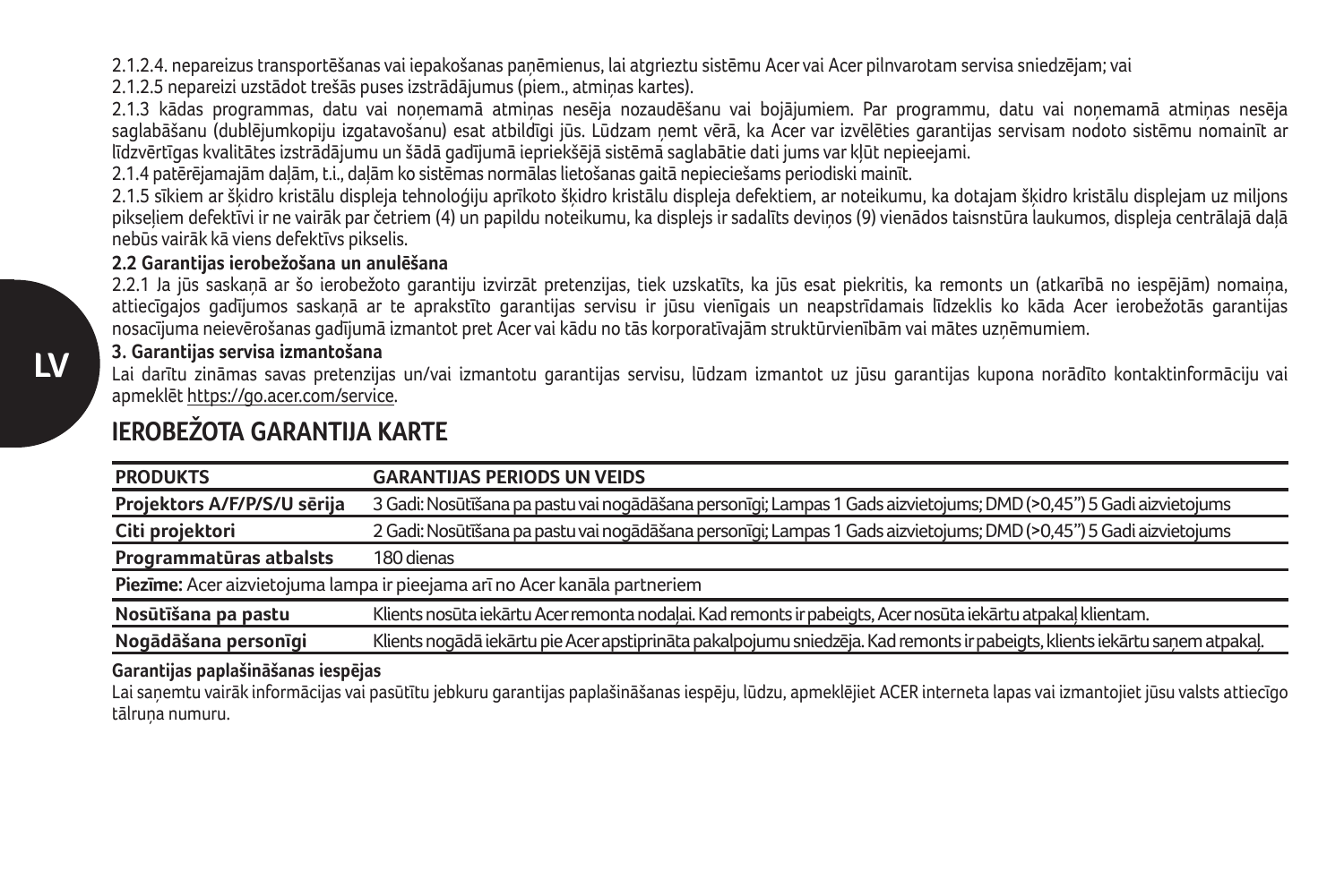2.1.2.4. nepareizus transportēšanas vai iepakošanas paņēmienus, lai atgrieztu sistēmu Acer vai Acer pilnvarotam servisa sniedzējam; vai

2.1.2.5 nepareizi uzstādot trešās puses izstrādājumus (piem., atmiņas kartes).

2.1.3 kādas programmas, datu vai noņemamā atmiņas nesēja nozaudēšanu vai bojājumiem. Par programmu, datu vai noņemamā atmiņas nesēja saglabāšanu (dublējumkopiju izgatavošanu) esat atbildīgi jūs. Lūdzam ņemt vērā, ka Acer var izvēlēties garantijas servisam nodoto sistēmu nomainīt ar līdzvērtīgas kvalitātes izstrādājumu un šādā gadījumā iepriekšējā sistēmā saglabātie dati jums var kļūt nepieejami.

2.1.4 patērējamajām daļām, t.i., daļām ko sistēmas normālas lietošanas gaitā nepieciešams periodiski mainīt.

2.1.5 sīkiem ar šķidro kristālu displeja tehnoloģiju aprīkoto šķidro kristālu displeja defektiem, ar noteikumu, ka dotajam šķidro kristālu displejam uz miljons pikseļiem defektīvi ir ne vairāk par četriem (4) un papildu noteikumu, ka displejs ir sadalīts deviņos (9) vienādos taisnstūra laukumos, displeja centrālajā daļā nebūs vairāk kā viens defektīvs pikselis.

**2.2 Garantijas ierobežošana un anulēšana**

2.2.1 Ja jūs saskaņā ar šo ierobežoto garantiju izvirzāt pretenzijas, tiek uzskatīts, ka jūs esat piekritis, ka remonts un (atkarībā no iespējām) nomaiņa, attiecīgajos gadījumos saskaņā ar te aprakstīto garantijas servisu ir jūsu vienīgais un neapstrīdamais līdzeklis ko kāda Acer ierobežotās garantijas nosacījuma neievērošanas gadījumā izmantot pret Acer vai kādu no tās korporatīvajām struktūrvienībām vai mātes uzņēmumiem.

**3. Garantijas servisa izmantošana**

Lai darītu zināmas savas pretenzijas un/vai izmantotu garantijas servisu, lūdzam izmantot uz jūsu garantijas kupona norādīto kontaktinformāciju vai apmeklēt https://go.acer.com/service.

## IEROBEŽOTA GARANTIJA KARTE

| PRODUKTS | GARANTIJAS PERIODS UN VEIDS |
|---|---|
| Projektors A/F/P/S/U sērija | 3 Gadi: Nosūtīšana pa pastu vai nogādāšana personīgi; Lampas 1 Gads aizvietojums; DMD (>0,45") 5 Gadi aizvietojums |
| Citi projektori | 2 Gadi: Nosūtīšana pa pastu vai nogādāšana personīgi; Lampas 1 Gads aizvietojums; DMD (>0,45") 5 Gadi aizvietojums |
| Programmatūras atbalsts | 180 dienas |
| **Piezīme:** Acer aizvietojuma lampa ir pieejama arī no Acer kanāla partneriem | |
| Nosūtīšana pa pastu | Klients nosūta iekārtu Acer remonta nodaļai. Kad remonts ir pabeigts, Acer nosūta iekārtu atpakaļ klientam. |
| Nogādāšana personīgi | Klients nogādā iekārtu pie Acer apstiprināta pakalpojumu sniedzēja. Kad remonts ir pabeigts, klients iekārtu saņem atpakaļ. |

**Garantijas paplašināšanas iespējas**

Lai saņemtu vairāk informācijas vai pasūtītu jebkuru garantijas paplašināšanas iespēju, lūdzu, apmeklējiet ACER interneta lapas vai izmantojiet jūsu valsts attiecīgo tālruņa numuru.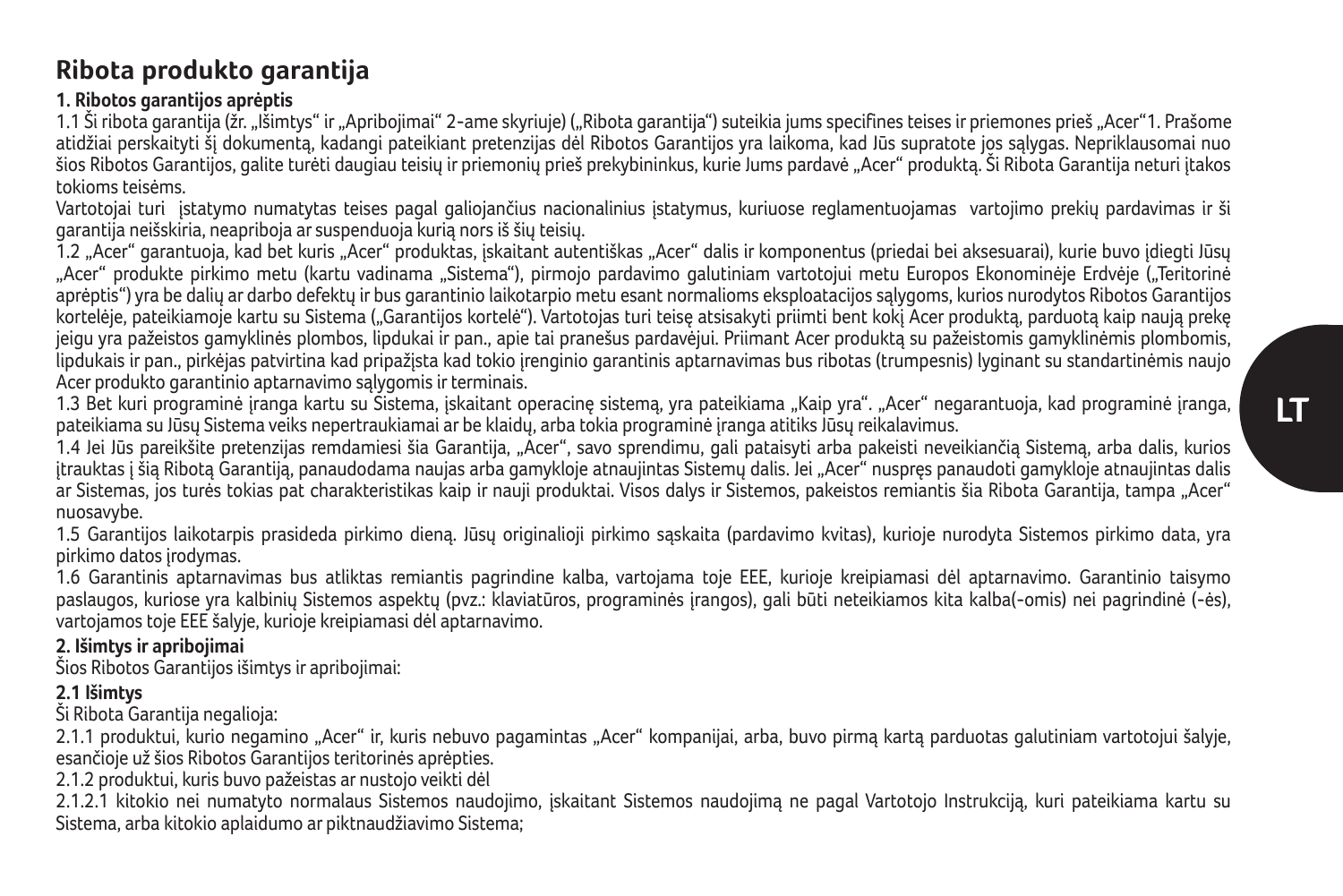# Ribota produkto garantija

### 1. Ribotos garantijos aprėptis

1.1 Ši ribota garantija (žr. „Išimtys" ir „Apribojimai" 2-ame skyriuje) („Ribota garantija") suteikia jums specifines teises ir priemones prieš „Acer"1. Prašome atidžiai perskaityti šį dokumentą, kadangi pateikiant pretenzijas dėl Ribotos Garantijos yra laikoma, kad Jūs supratote jos sąlygas. Nepriklausomai nuo šios Ribotos Garantijos, galite turėti daugiau teisių ir priemonių prieš prekybininkus, kurie Jums pardavė „Acer" produktą. Ši Ribota Garantija neturi įtakos tokioms teisėms.

Vartotojai turi įstatymo numatytas teises pagal galiojančius nacionalinius įstatymus, kuriuose reglamentuojamas vartojimo prekių pardavimas ir ši garantija neišskiria, neapriboja ar suspenduoja kurią nors iš šių teisių.

1.2 „Acer" garantuoja, kad bet kuris „Acer" produktas, įskaitant autentiškas „Acer" dalis ir komponentus (priedai bei aksesuarai), kurie buvo įdiegti Jūsų „Acer" produkte pirkimo metu (kartu vadinama „Sistema"), pirmojo pardavimo galutiniam vartotojui metu Europos Ekonominėje Erdvėje („Teritorinė aprėptis") yra be dalių ar darbo defektų ir bus garantinio laikotarpio metu esant normalioms eksploatacijos sąlygoms, kurios nurodytos Ribotos Garantijos kortelėje, pateikiamoje kartu su Sistema („Garantijos kortelė"). Vartotojas turi teisę atsisakyti priimti bent kokį Acer produktą, parduotą kaip naują prekę jeigu yra pažeistos gamyklinės plombos, lipdukai ir pan., apie tai pranešus pardavėjui. Priimant Acer produktą su pažeistomis gamyklinėmis plombomis, lipdukais ir pan., pirkėjas patvirtina kad pripažįsta kad tokio įrenginio garantinis aptarnavimas bus ribotas (trumpesnis) lyginant su standartinėmis naujo Acer produkto garantinio aptarnavimo sąlygomis ir terminais.

1.3 Bet kuri programinė įranga kartu su Sistema, įskaitant operacinę sistemą, yra pateikiama „Kaip yra". „Acer" negarantuoja, kad programinė įranga, pateikiama su Jūsų Sistema veiks nepertraukiamai ar be klaidų, arba tokia programinė įranga atitiks Jūsų reikalavimus.

1.4 Jei Jūs pareikšite pretenzijas remdamiesi šia Garantija, „Acer", savo sprendimu, gali pataisyti arba pakeisti neveikiančią Sistemą, arba dalis, kurios įtrauktas į šią Ribotą Garantiją, panaudodama naujas arba gamykloje atnaujintas Sistemų dalis. Jei „Acer" nuspręs panaudoti gamykloje atnaujintas dalis ar Sistemas, jos turės tokias pat charakteristikas kaip ir nauji produktai. Visos dalys ir Sistemos, pakeistos remiantis šia Ribota Garantija, tampa „Acer" nuosavybe.

1.5 Garantijos laikotarpis prasideda pirkimo dieną. Jūsų originalioji pirkimo sąskaita (pardavimo kvitas), kurioje nurodyta Sistemos pirkimo data, yra pirkimo datos įrodymas.

1.6 Garantinis aptarnavimas bus atliktas remiantis pagrindine kalba, vartojama toje EEE, kurioje kreipiamasi dėl aptarnavimo. Garantinio taisymo paslaugos, kuriose yra kalbinių Sistemos aspektų (pvz.: klaviatūros, programinės įrangos), gali būti neteikiamos kita kalba(-omis) nei pagrindinė (-ės), vartojamos toje EEE šalyje, kurioje kreipiamasi dėl aptarnavimo.

### 2. Išimtys ir apribojimai

Šios Ribotos Garantijos išimtys ir apribojimai:

#### 2.1 Išimtys

Ši Ribota Garantija negalioja:

2.1.1 produktui, kurio negamino „Acer" ir, kuris nebuvo pagamintas „Acer" kompanijai, arba, buvo pirmą kartą parduotas galutiniam vartotojui šalyje, esančioje už šios Ribotos Garantijos teritorinės aprėpties.

2.1.2 produktui, kuris buvo pažeistas ar nustojo veikti dėl

2.1.2.1 kitokio nei numatyto normalaus Sistemos naudojimo, įskaitant Sistemos naudojimą ne pagal Vartotojo Instrukciją, kuri pateikiama kartu su Sistema, arba kitokio aplaidumo ar piktnaudžiavimo Sistema;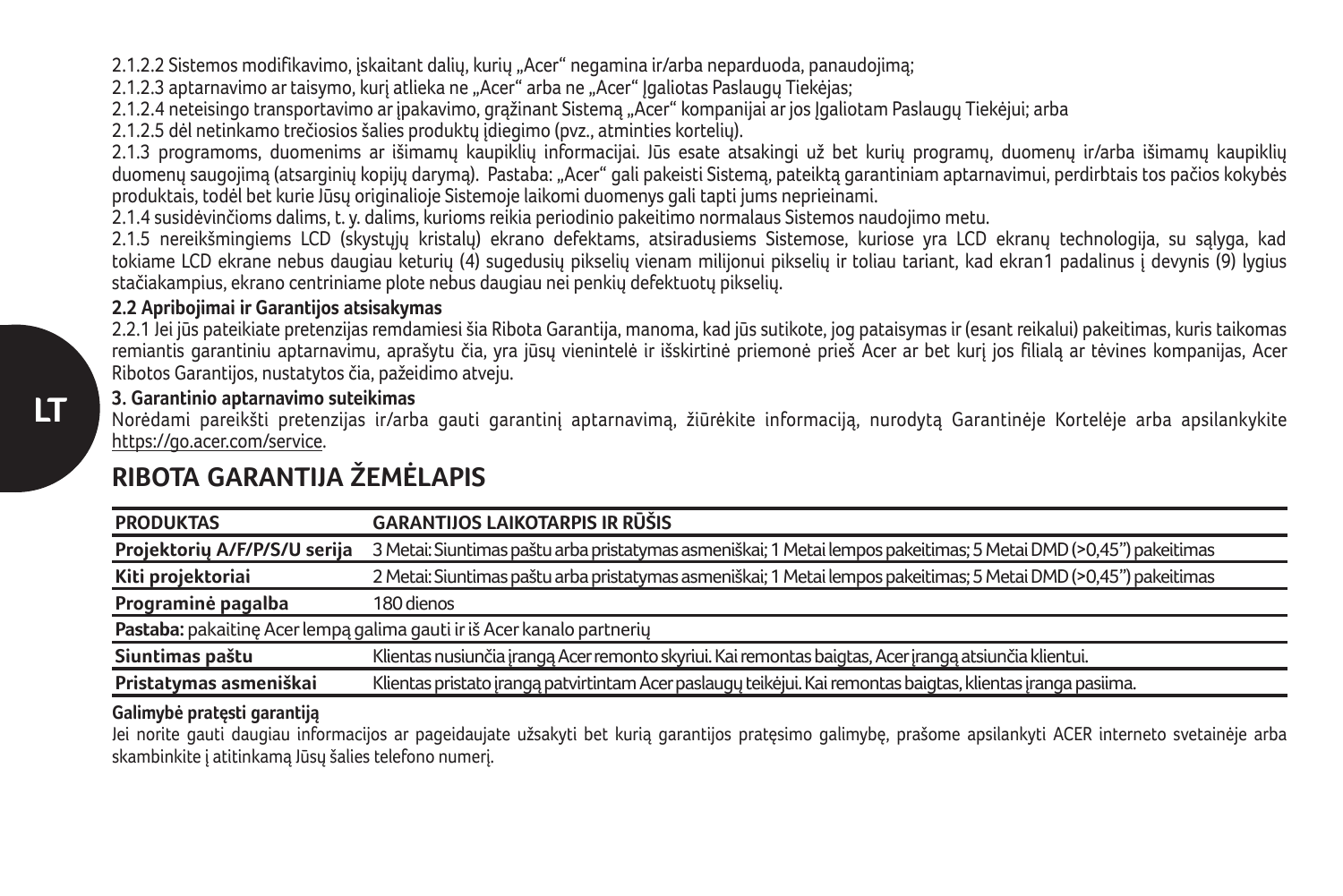2.1.2.2 Sistemos modifikavimo, įskaitant dalių, kurių „Acer" negamina ir/arba neparduoda, panaudojimą;

2.1.2.3 aptarnavimo ar taisymo, kurį atlieka ne „Acer" arba ne „Acer" Įgaliotas Paslaugų Tiekėjas;

2.1.2.4 neteisingo transportavimo ar įpakavimo, grąžinant Sistemą „Acer" kompanijai ar jos Įgaliotam Paslaugų Tiekėjui; arba

2.1.2.5 dėl netinkamo trečiosios šalies produktų įdiegimo (pvz., atminties kortelių).

2.1.3 programoms, duomenims ar išimamų kaupiklių informacijai. Jūs esate atsakingi už bet kurių programų, duomenų ir/arba išimamų kaupiklių duomenų saugojimą (atsarginių kopijų darymą). Pastaba: „Acer" gali pakeisti Sistemą, pateiktą garantiniam aptarnavimui, perdirbtais tos pačios kokybės produktais, todėl bet kurie Jūsų originalioje Sistemoje laikomi duomenys gali tapti jums neprieinami.

2.1.4 susidėvinčioms dalims, t. y. dalims, kurioms reikia periodinio pakeitimo normalaus Sistemos naudojimo metu.

2.1.5 nereikšmingiems LCD (skystųjų kristalų) ekrano defektams, atsiradusiems Sistemose, kuriose yra LCD ekranų technologija, su sąlyga, kad tokiame LCD ekrane nebus daugiau keturių (4) sugedusių pikselių vienam milijonui pikselių ir toliau tariant, kad ekran1 padalinus į devynis (9) lygius stačiakampius, ekrano centriniame plote nebus daugiau nei penkių defektuotų pikselių.

**2.2 Apribojimai ir Garantijos atsisakymas**

2.2.1 Jei jūs pateikiate pretenzijas remdamiesi šia Ribota Garantija, manoma, kad jūs sutikote, jog pataisymas ir (esant reikalui) pakeitimas, kuris taikomas remiantis garantiniu aptarnavimu, aprašytu čia, yra jūsų vienintelė ir išskirtinė priemonė prieš Acer ar bet kurį jos filialą ar tėvines kompanijas, Acer Ribotos Garantijos, nustatytos čia, pažeidimo atveju.

**3. Garantinio aptarnavimo suteikimas**

Norėdami pareikšti pretenzijas ir/arba gauti garantinį aptarnavimą, žiūrėkite informaciją, nurodytą Garantinėje Kortelėje arba apsilankykite https://go.acer.com/service.

## RIBOTA GARANTIJA ŽEMĖLAPIS

| PRODUKTAS | GARANTIJOS LAIKOTARPIS IR RŪŠIS |
|---|---|
| Projektorių A/F/P/S/U serija | 3 Metai: Siuntimas paštu arba pristatymas asmeniškai; 1 Metai lempos pakeitimas; 5 Metai DMD (>0,45") pakeitimas |
| Kiti projektoriai | 2 Metai: Siuntimas paštu arba pristatymas asmeniškai; 1 Metai lempos pakeitimas; 5 Metai DMD (>0,45") pakeitimas |
| Programinė pagalba | 180 dienos |
| **Pastaba:** pakaitinę Acer lempą galima gauti ir iš Acer kanalo partnerių | |
| Siuntimas paštu | Klientas nusiunčia įrangą Acer remonto skyriui. Kai remontas baigtas, Acer įrangą atsiunčia klientui. |
| Pristatymas asmeniškai | Klientas pristato įrangą patvirtintam Acer paslaugų teikėjui. Kai remontas baigtas, klientas įranga pasiima. |

**Galimybė pratęsti garantiją**

Jei norite gauti daugiau informacijos ar pageidaujate užsakyti bet kurią garantijos pratęsimo galimybę, prašome apsilankyti ACER interneto svetainėje arba skambinkite į atitinkamą Jūsų šalies telefono numerį.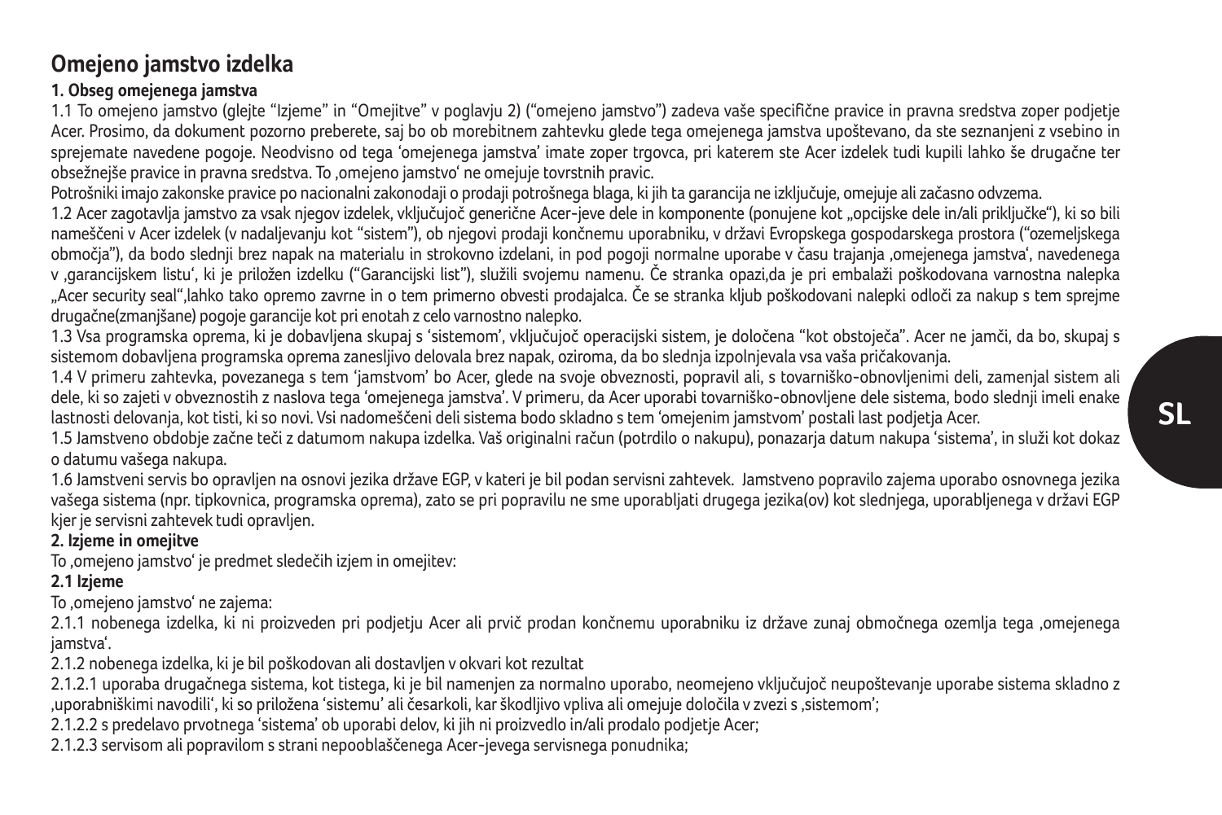# Omejeno jamstvo izdelka

### 1. Obseg omejenega jamstva

1.1 To omejeno jamstvo (glejte "Izjeme" in "Omejitve" v poglavju 2) ("omejeno jamstvo") zadeva vaše specifične pravice in pravna sredstva zoper podjetje Acer. Prosimo, da dokument pozorno preberete, saj bo ob morebitnem zahtevku glede tega omejenega jamstva upoštevano, da ste seznanjeni z vsebino in sprejemate navedene pogoje. Neodvisno od tega 'omejenega jamstva' imate zoper trgovca, pri katerem ste Acer izdelek tudi kupili lahko še drugačne ter obsežnejše pravice in pravna sredstva. To ‚omejeno jamstvo' ne omejuje tovrstnih pravic.

Potrošniki imajo zakonske pravice po nacionalni zakonodaji o prodaji potrošnega blaga, ki jih ta garancija ne izključuje, omejuje ali začasno odvzema.

1.2 Acer zagotavlja jamstvo za vsak njegov izdelek, vključujoč generične Acer-jeve dele in komponente (ponujene kot „opcijske dele in/ali priključke"), ki so bili nameščeni v Acer izdelek (v nadaljevanju kot "sistem"), ob njegovi prodaji končnemu uporabniku, v državi Evropskega gospodarskega prostora ("ozemeljskega območja"), da bodo slednji brez napak na materialu in strokovno izdelani, in pod pogoji normalne uporabe v času trajanja ‚omejenega jamstva', navedenega v ‚garancijskem listu', ki je priložen izdelku ("Garancijski list"), služili svojemu namenu. Če stranka opazi,da je pri embalaži poškodovana varnostna nalepka „Acer security seal",lahko tako opremo zavrne in o tem primerno obvesti prodajalca. Če se stranka kljub poškodovani nalepki odloči za nakup s tem sprejme drugačne(zmanjšane) pogoje garancije kot pri enotah z celo varnostno nalepko.

1.3 Vsa programska oprema, ki je dobavljena skupaj s 'sistemom', vključujoč operacijski sistem, je določena "kot obstoječa". Acer ne jamči, da bo, skupaj s sistemom dobavljena programska oprema zanesljivo delovala brez napak, oziroma, da bo slednja izpolnjevala vsa vaša pričakovanja.

1.4 V primeru zahtevka, povezanega s tem 'jamstvom' bo Acer, glede na svoje obveznosti, popravil ali, s tovarniško-obnovljenimi deli, zamenjal sistem ali dele, ki so zajeti v obveznostih z naslova tega 'omejenega jamstva'. V primeru, da Acer uporabi tovarniško-obnovljene dele sistema, bodo slednji imeli enake lastnosti delovanja, kot tisti, ki so novi. Vsi nadomeščeni deli sistema bodo skladno s tem 'omejenim jamstvom' postali last podjetja Acer.

1.5 Jamstveno obdobje začne teči z datumom nakupa izdelka. Vaš originalni račun (potrdilo o nakupu), ponazarja datum nakupa 'sistema', in služi kot dokaz o datumu vašega nakupa.

1.6 Jamstveni servis bo opravljen na osnovi jezika države EGP, v kateri je bil podan servisni zahtevek. Jamstveno popravilo zajema uporabo osnovnega jezika vašega sistema (npr. tipkovnica, programska oprema), zato se pri popravilu ne sme uporabljati drugega jezika(ov) kot slednjega, uporabljenega v državi EGP kjer je servisni zahtevek tudi opravljen.

### 2. Izjeme in omejitve

To ‚omejeno jamstvo' je predmet sledečih izjem in omejitev:

#### 2.1 Izjeme

To ‚omejeno jamstvo' ne zajema:

2.1.1 nobenega izdelka, ki ni proizveden pri podjetju Acer ali prvič prodan končnemu uporabniku iz države zunaj območnega ozemlja tega ‚omejenega jamstva'.

2.1.2 nobenega izdelka, ki je bil poškodovan ali dostavljen v okvari kot rezultat

2.1.2.1 uporaba drugačnega sistema, kot tistega, ki je bil namenjen za normalno uporabo, neomejeno vključujoč neupoštevanje uporabe sistema skladno z ‚uporabniškimi navodili', ki so priložena 'sistemu' ali česarkoli, kar škodljivo vpliva ali omejuje določila v zvezi s ‚sistemom';

2.1.2.2 s predelavo prvotnega 'sistema' ob uporabi delov, ki jih ni proizvedlo in/ali prodalo podjetje Acer;

2.1.2.3 servisom ali popravilom s strani nepooblaščenega Acer-jevega servisnega ponudnika;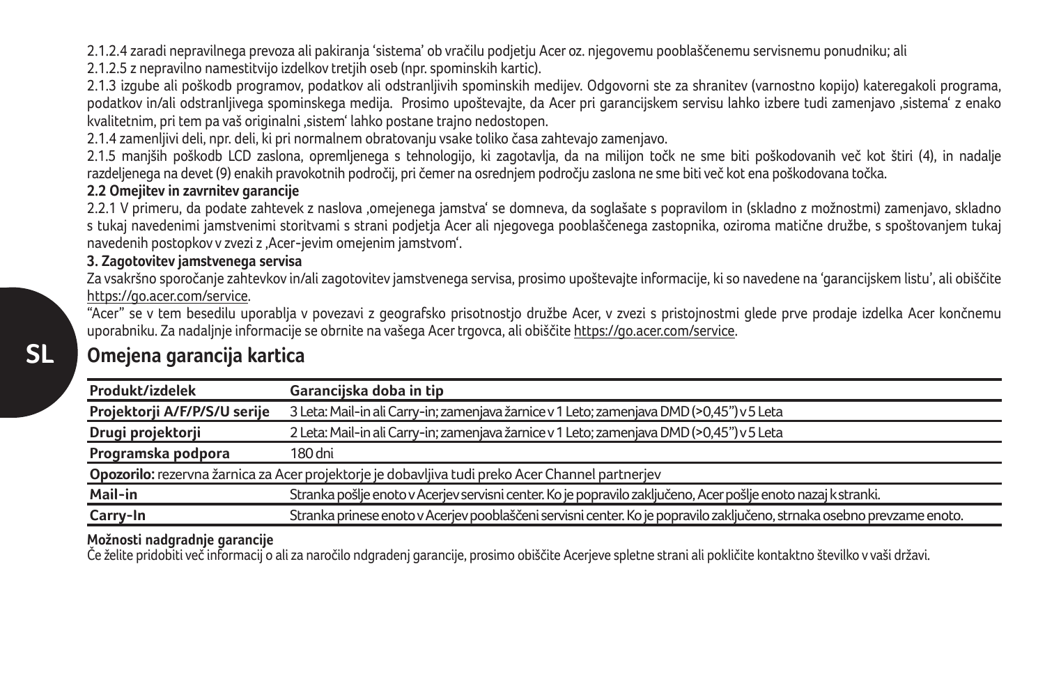2.1.2.4 zaradi nepravilnega prevoza ali pakiranja 'sistema' ob vračilu podjetju Acer oz. njegovemu pooblaščenemu servisnemu ponudniku; ali

2.1.2.5 z nepravilno namestitvijo izdelkov tretjih oseb (npr. spominskih kartic).

2.1.3 izgube ali poškodb programov, podatkov ali odstranljivih spominskih medijev. Odgovorni ste za shranitev (varnostno kopijo) kateregakoli programa, podatkov in/ali odstranljivega spominskega medija. Prosimo upoštevajte, da Acer pri garancijskem servisu lahko izbere tudi zamenjavo ,sistema' z enako kvalitetnim, pri tem pa vaš originalni ,sistem' lahko postane trajno nedostopen.

2.1.4 zamenljivi deli, npr. deli, ki pri normalnem obratovanju vsake toliko časa zahtevajo zamenjavo.

2.1.5 manjših poškodb LCD zaslona, opremljenega s tehnologijo, ki zagotavlja, da na milijon točk ne sme biti poškodovanih več kot štiri (4), in nadalje razdeljenega na devet (9) enakih pravokotnih področij, pri čemer na osrednjem področju zaslona ne sme biti več kot ena poškodovana točka.

**2.2 Omejitev in zavrnitev garancije**

2.2.1 V primeru, da podate zahtevek z naslova ,omejenega jamstva' se domneva, da soglašate s popravilom in (skladno z možnostmi) zamenjavo, skladno s tukaj navedenimi jamstvenimi storitvami s strani podjetja Acer ali njegovega pooblaščenega zastopnika, oziroma matične družbe, s spoštovanjem tukaj navedenih postopkov v zvezi z ,Acer-jevim omejenim jamstvom'.

**3. Zagotovitev jamstvenega servisa**

Za vsakršno sporočanje zahtevkov in/ali zagotovitev jamstvenega servisa, prosimo upoštevajte informacije, ki so navedene na 'garancijskem listu', ali obiščite https://go.acer.com/service.

"Acer" se v tem besedilu uporablja v povezavi z geografsko prisotnostjo družbe Acer, v zvezi s pristojnostmi glede prve prodaje izdelka Acer končnemu uporabniku. Za nadaljnje informacije se obrnite na vašega Acer trgovca, ali obiščite https://go.acer.com/service.

## Omejena garancija kartica

| Produkt/izdelek | Garancijska doba in tip |
|---|---|
| Projektorji A/F/P/S/U serije | 3 Leta: Mail-in ali Carry-in; zamenjava žarnice v 1 Leto; zamenjava DMD (>0,45") v 5 Leta |
| Drugi projektorji | 2 Leta: Mail-in ali Carry-in; zamenjava žarnice v 1 Leto; zamenjava DMD (>0,45") v 5 Leta |
| Programska podpora | 180 dni |
| **Opozorilo:** rezervna žarnica za Acer projektorje je dobavljiva tudi preko Acer Channel partnerjev | |
| Mail-in | Stranka pošlje enoto v Acerjev servisni center. Ko je popravilo zaključeno, Acer pošlje enoto nazaj k stranki. |
| Carry-In | Stranka prinese enoto v Acerjev pooblaščeni servisni center. Ko je popravilo zaključeno, strnaka osebno prevzame enoto. |

**Možnosti nadgradnje garancije**

Če želite pridobiti več informacij o ali za naročilo ndgradenj garancije, prosimo obiščite Acerjeve spletne strani ali pokličite kontaktno številko v vaši državi.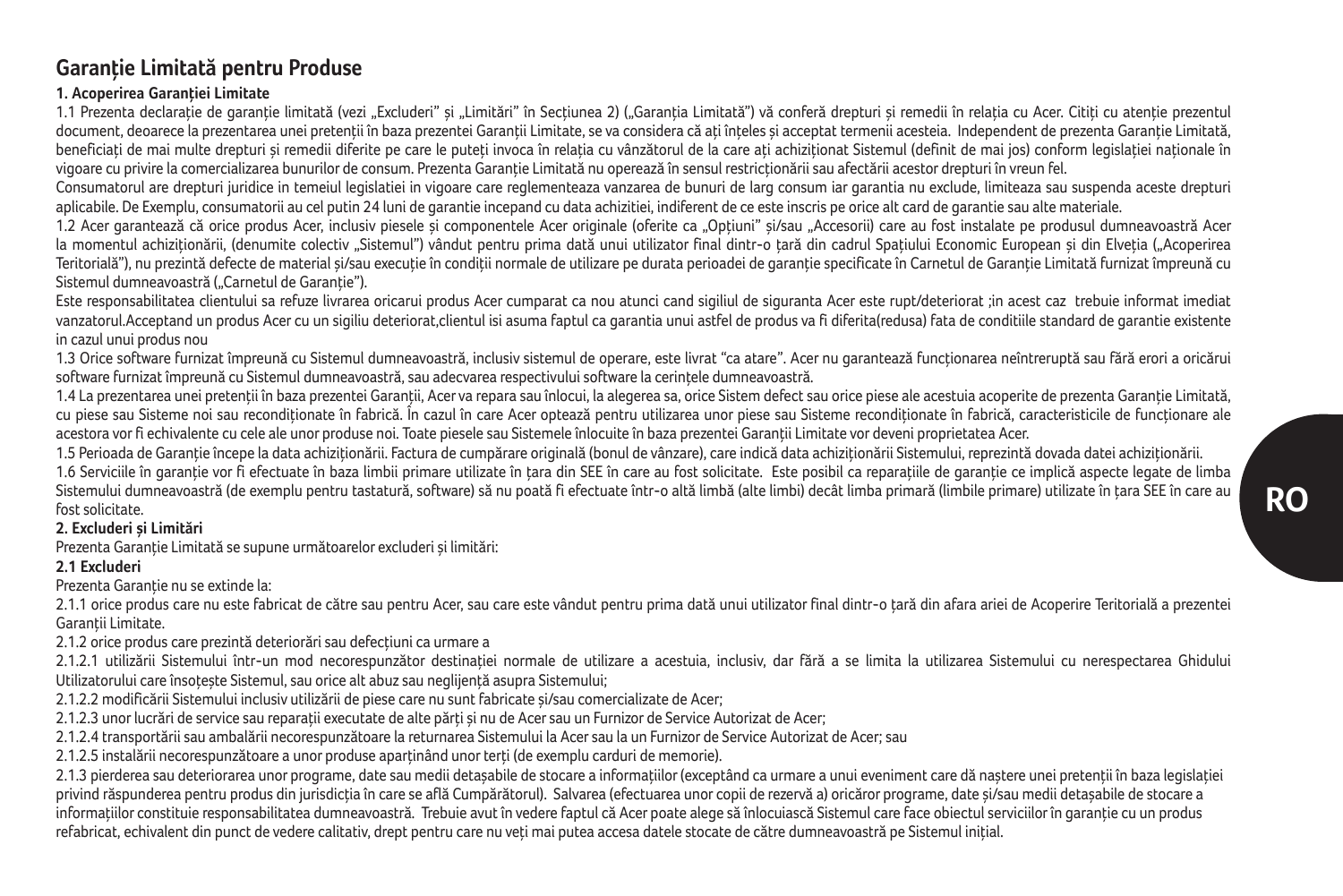# Garanție Limitată pentru Produse

### 1. Acoperirea Garanției Limitate

1.1 Prezenta declarație de garanție limitată (vezi „Excluderi" și „Limitări" în Secțiunea 2) („Garanția Limitată") vă conferă drepturi și remedii în relația cu Acer. Citiți cu atenție prezentul document, deoarece la prezentarea unei pretenții în baza prezentei Garanții Limitate, se va considera că ați înțeles și acceptat termenii acesteia. Independent de prezenta Garanție Limitată, beneficiați de mai multe drepturi și remedii diferite pe care le puteți invoca în relația cu vânzătorul de la care ați achiziționat Sistemul (definit de mai jos) conform legislației naționale în vigoare cu privire la comercializarea bunurilor de consum. Prezenta Garanție Limitată nu operează în sensul restricționării sau afectării acestor drepturi în vreun fel.

Consumatorul are drepturi juridice in temeiul legislatiei in vigoare care reglementeaza vanzarea de bunuri de larg consum iar garantia nu exclude, limiteaza sau suspenda aceste drepturi aplicabile. De Exemplu, consumatorii au cel putin 24 luni de garantie incepand cu data achizitiei, indiferent de ce este inscris pe orice alt card de garantie sau alte materiale.

1.2 Acer garantează că orice produs Acer, inclusiv piesele și componentele Acer originale (oferite ca „Opțiuni" și/sau „Accesorii) care au fost instalate pe produsul dumneavoastră Acer la momentul achiziționării, (denumite colectiv „Sistemul") vândut pentru prima dată unui utilizator final dintr-o țară din cadrul Spațiului Economic European și din Elveția („Acoperirea Teritorială"), nu prezintă defecte de material și/sau execuție în condiții normale de utilizare pe durata perioadei de garanție specificate în Carnetul de Garanție Limitată furnizat împreună cu Sistemul dumneavoastră („Carnetul de Garanție").

Este responsabilitatea clientului sa refuze livrarea oricarui produs Acer cumparat ca nou atunci cand sigiliul de siguranta Acer este rupt/deteriorat ;in acest caz trebuie informat imediat vanzatorul.Acceptand un produs Acer cu un sigiliu deteriorat,clientul isi asuma faptul ca garantia unui astfel de produs va fi diferita(redusa) fata de conditiile standard de garantie existente in cazul unui produs nou

1.3 Orice software furnizat împreună cu Sistemul dumneavoastră, inclusiv sistemul de operare, este livrat "ca atare". Acer nu garantează funcționarea neîntreruptă sau fără erori a oricărui software furnizat împreună cu Sistemul dumneavoastră, sau adecvarea respectivului software la cerințele dumneavoastră.

1.4 La prezentarea unei pretenții în baza prezentei Garanții, Acer va repara sau înlocui, la alegerea sa, orice Sistem defect sau orice piese ale acestuia acoperite de prezenta Garanție Limitată, cu piese sau Sisteme noi sau recondiționate în fabrică. În cazul în care Acer optează pentru utilizarea unor piese sau Sisteme recondiționate în fabrică, caracteristicile de funcționare ale acestora vor fi echivalente cu cele ale unor produse noi. Toate piesele sau Sistemele înlocuite în baza prezentei Garanții Limitate vor deveni proprietatea Acer.

1.5 Perioada de Garanție începe la data achiziționării. Factura de cumpărare originală (bonul de vânzare), care indică data achiziționării Sistemului, reprezintă dovada datei achiziționării.

1.6 Serviciile în garanție vor fi efectuate în baza limbii primare utilizate în țara din SEE în care au fost solicitate. Este posibil ca reparațiile de garanție ce implică aspecte legate de limba Sistemului dumneavoastră (de exemplu pentru tastatură, software) să nu poată fi efectuate într-o altă limbă (alte limbi) decât limba primară (limbile primare) utilizate în țara SEE în care au fost solicitate.

### 2. Excluderi și Limitări

Prezenta Garanție Limitată se supune următoarelor excluderi și limitări:

#### 2.1 Excluderi

Prezenta Garanție nu se extinde la:

2.1.1 orice produs care nu este fabricat de către sau pentru Acer, sau care este vândut pentru prima dată unui utilizator final dintr-o țară din afara ariei de Acoperire Teritorială a prezentei Garanții Limitate.

2.1.2 orice produs care prezintă deteriorări sau defecțiuni ca urmare a

2.1.2.1 utilizării Sistemului într-un mod necorespunzător destinației normale de utilizare a acestuia, inclusiv, dar fără a se limita la utilizarea Sistemului cu nerespectarea Ghidului Utilizatorului care însoțește Sistemul, sau orice alt abuz sau neglijență asupra Sistemului;

2.1.2.2 modificării Sistemului inclusiv utilizării de piese care nu sunt fabricate și/sau comercializate de Acer;

2.1.2.3 unor lucrări de service sau reparații executate de alte părți și nu de Acer sau un Furnizor de Service Autorizat de Acer;

2.1.2.4 transportării sau ambalării necorespunzătoare la returnarea Sistemului la Acer sau la un Furnizor de Service Autorizat de Acer; sau

2.1.2.5 instalării necorespunzătoare a unor produse aparținând unor terți (de exemplu carduri de memorie).

2.1.3 pierderea sau deteriorarea unor programe, date sau medii detașabile de stocare a informațiilor (exceptând ca urmare a unui eveniment care dă naștere unei pretenții în baza legislației privind răspunderea pentru produs din jurisdicția în care se află Cumpărătorul). Salvarea (efectuarea unor copii de rezervă a) oricăror programe, date și/sau medii detașabile de stocare a informațiilor constituie responsabilitatea dumneavoastră. Trebuie avut în vedere faptul că Acer poate alege să înlocuiască Sistemul care face obiectul serviciilor în garanție cu un produs refabricat, echivalent din punct de vedere calitativ, drept pentru care nu veți mai putea accesa datele stocate de către dumneavoastră pe Sistemul inițial.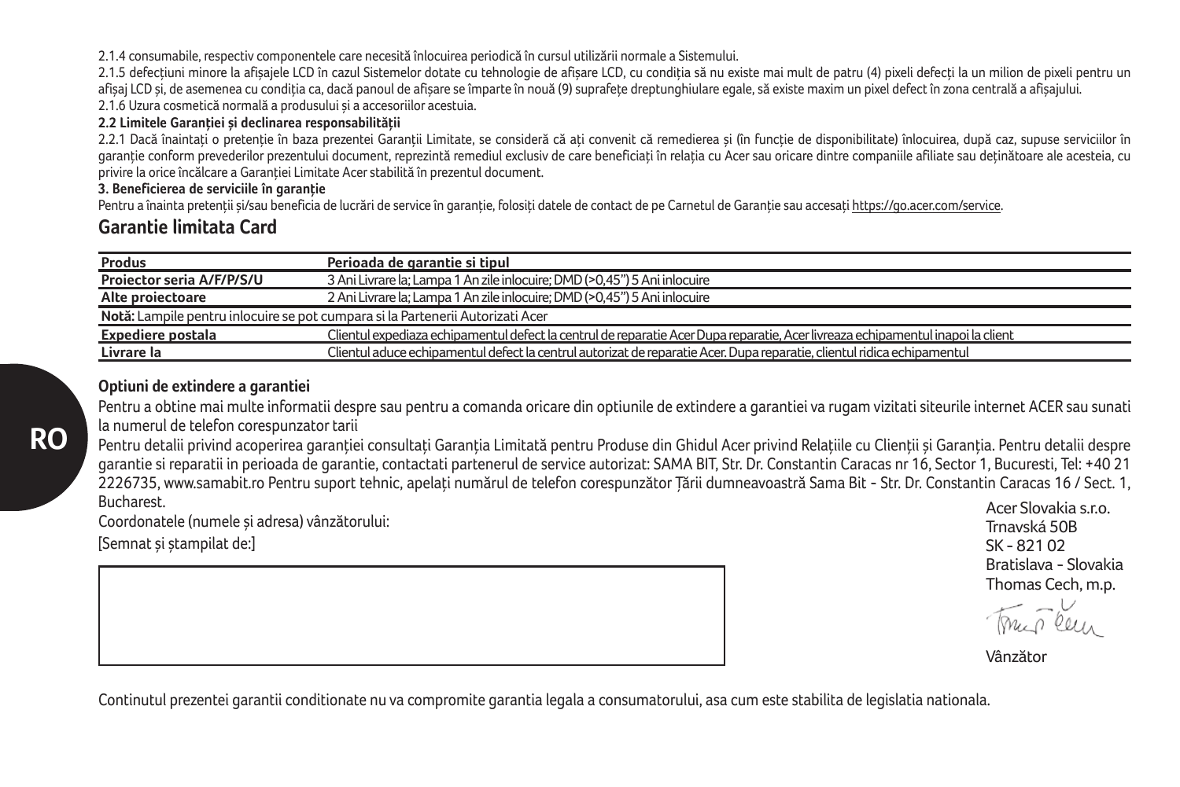2.1.4 consumabile, respectiv componentele care necesită înlocuirea periodică în cursul utilizării normale a Sistemului.

2.1.5 defecțiuni minore la afișajele LCD în cazul Sistemelor dotate cu tehnologie de afișare LCD, cu condiția să nu existe mai mult de patru (4) pixeli defecți la un milion de pixeli pentru un afișaj LCD și, de asemenea cu condiția ca, dacă panoul de afișare se împarte în nouă (9) suprafețe dreptunghiulare egale, să existe maxim un pixel defect în zona centrală a afișajului.

2.1.6 Uzura cosmetică normală a produsului și a accesoriilor acestuia.

**2.2 Limitele Garanției și declinarea responsabilității**

2.2.1 Dacă înaintați o pretenție în baza prezentei Garanții Limitate, se consideră că ați convenit că remedierea și (în funcție de disponibilitate) înlocuirea, după caz, supuse serviciilor în garanție conform prevederilor prezentului document, reprezintă remediul exclusiv de care beneficiați în relația cu Acer sau oricare dintre companiile afiliate sau deținătoare ale acesteia, cu privire la orice încălcare a Garanției Limitate Acer stabilită în prezentul document.

**3. Beneficierea de serviciile în garanție**

Pentru a înainta pretenții și/sau beneficia de lucrări de service în garanție, folosiți datele de contact de pe Carnetul de Garanție sau accesați https://go.acer.com/service.

## Garantie limitata Card

| Produs | Perioada de garantie si tipul |
|---|---|
| Proiector seria A/F/P/S/U | 3 Ani Livrare la; Lampa 1 An zile inlocuire; DMD (>0,45") 5 Ani inlocuire |
| Alte proiectoare | 2 Ani Livrare la; Lampa 1 An zile inlocuire; DMD (>0,45") 5 Ani inlocuire |
| **Notă:** Lampile pentru inlocuire se pot cumpara si la Partenerii Autorizati Acer | |
| Expediere postala | Clientul expediaza echipamentul defect la centrul de reparatie Acer Dupa reparatie, Acer livreaza echipamentul inapoi la client |
| Livrare la | Clientul aduce echipamentul defect la centrul autorizat de reparatie Acer. Dupa reparatie, clientul ridica echipamentul |

**Optiuni de extindere a garantiei**

Pentru a obtine mai multe informatii despre sau pentru a comanda oricare din optiunile de extindere a garantiei va rugam vizitati siteurile internet ACER sau sunati la numerul de telefon corespunzator tarii

Pentru detalii privind acoperirea garanției consultați Garanția Limitată pentru Produse din Ghidul Acer privind Relațiile cu Clienții și Garanția. Pentru detalii despre garantie si reparatii in perioada de garantie, contactati partenerul de service autorizat: SAMA BIT, Str. Dr. Constantin Caracas nr 16, Sector 1, Bucuresti, Tel: +40 21 2226735, www.samabit.ro Pentru suport tehnic, apelați numărul de telefon corespunzător Țării dumneavoastră Sama Bit - Str. Dr. Constantin Caracas 16 / Sect. 1, Bucharest.

Coordonatele (numele și adresa) vânzătorului:

[Semnat și ștampilat de:]

Acer Slovakia s.r.o.
Trnavská 50B
SK - 821 02
Bratislava - Slovakia
Thomas Cech, m.p.

Vânzător

Continutul prezentei garantii conditionate nu va compromite garantia legala a consumatorului, asa cum este stabilita de legislatia nationala.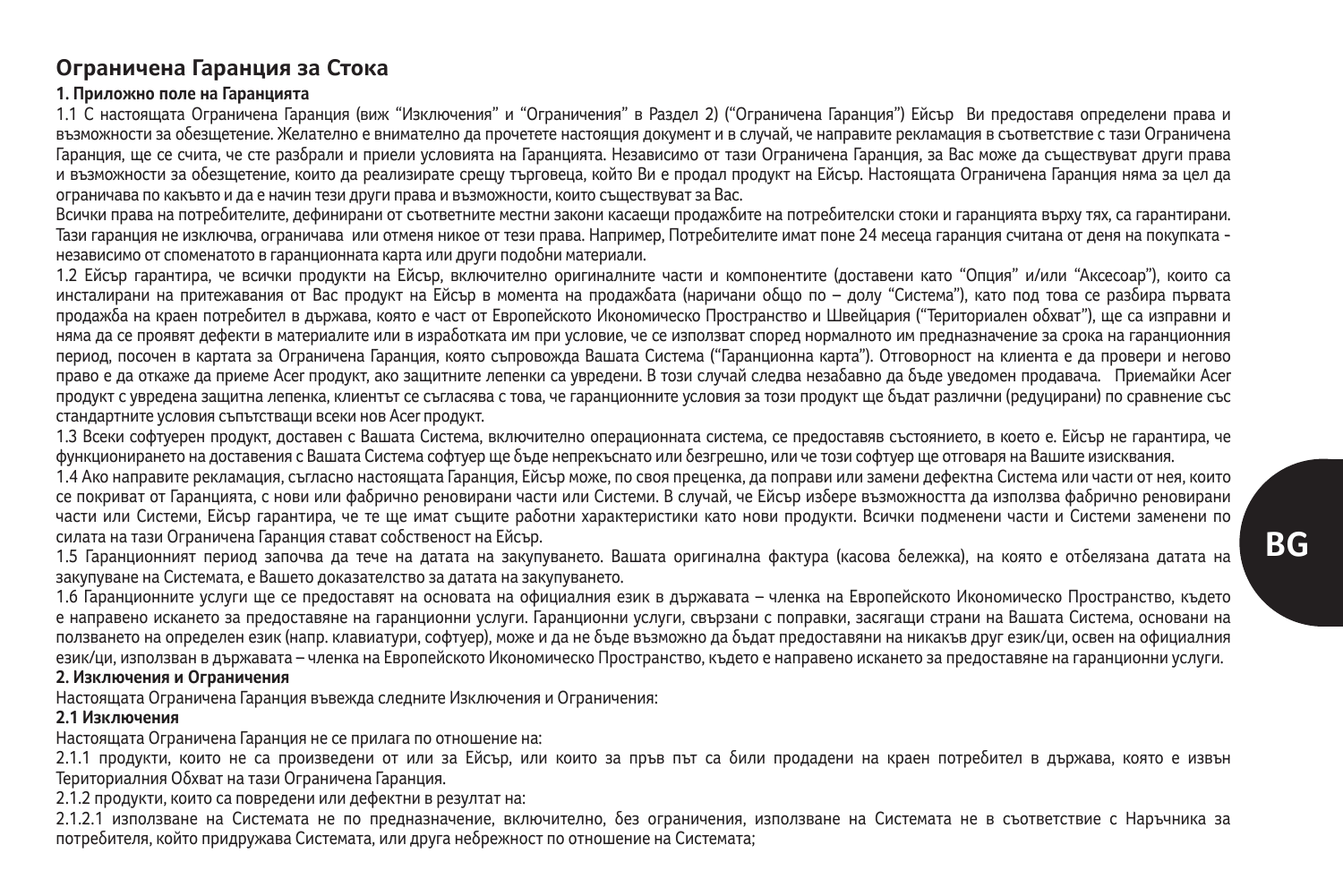## Ограничена Гаранция за Стока

**1. Приложно поле на Гаранцията**

1.1 С настоящата Ограничена Гаранция (виж "Изключения" и "Ограничения" в Раздел 2) ("Ограничена Гаранция") Ейсър Ви предоставя определени права и възможности за обезщетение. Желателно е внимателно да прочетете настоящия документ и в случай, че направите рекламация в съответствие с тази Ограничена Гаранция, ще се счита, че сте разбрали и приели условията на Гаранцията. Независимо от тази Ограничена Гаранция, за Вас може да съществуват други права и възможности за обезщетение, които да реализирате срещу търговеца, който Ви е продал продукт на Ейсър. Настоящата Ограничена Гаранция няма за цел да ограничава по какъвто и да е начин тези други права и възможности, които съществуват за Вас.

Всички права на потребителите, дефинирани от съответните местни закони касаещи продажбите на потребителски стоки и гаранцията върху тях, са гарантирани. Тази гаранция не изключва, ограничава или отменя никое от тези права. Например, Потребителите имат поне 24 месеца гаранция считана от деня на покупката - независимо от споменатото в гаранционната карта или други подобни материали.

1.2 Ейсър гарантира, че всички продукти на Ейсър, включително оригиналните части и компонентите (доставени като "Опция" и/или "Аксесоар"), които са инсталирани на притежавания от Вас продукт на Ейсър в момента на продажбата (наричани общо по – долу "Система"), като под това се разбира първата продажба на краен потребител в държава, която е част от Европейското Икономическо Пространство и Швейцария ("Териториален обхват"), ще са изправни и няма да се проявят дефекти в материалите или в изработката им при условие, че се използват според нормалното им предназначение за срока на гаранционния период, посочен в картата за Ограничена Гаранция, която съпровожда Вашата Система ("Гаранционна карта"). Отговорност на клиента е да провери и негово право е да откаже да приеме Acer продукт, ако защитните лепенки са увредени. В този случай следва незабавно да бъде уведомен продавача. Приемайки Acer продукт с увредена защитна лепенка, клиентът се съгласява с това, че гаранционните условия за този продукт ще бъдат различни (редуцирани) по сравнение със стандартните условия съпътстващи всеки нов Acer продукт.

1.3 Всеки софтуерен продукт, доставен с Вашата Система, включително операционната система, се предоставяв състоянието, в което е. Ейсър не гарантира, че функционирането на доставения с Вашата Система софтуер ще бъде непрекъснато или безгрешно, или че този софтуер ще отговаря на Вашите изисквания.

1.4 Ако направите рекламация, съгласно настоящата Гаранция, Ейсър може, по своя преценка, да поправи или замени дефектна Система или части от нея, които се покриват от Гаранцията, с нови или фабрично реновирани части или Системи. В случай, че Ейсър избере възможността да използва фабрично реновирани части или Системи, Ейсър гарантира, че те ще имат същите работни характеристики като нови продукти. Всички подменени части и Системи заменени по силата на тази Ограничена Гаранция стават собственост на Ейсър.

1.5 Гаранционният период започва да тече на датата на закупуването. Вашата оригинална фактура (касова бележка), на която е отбелязана датата на закупуване на Системата, е Вашето доказателство за датата на закупуването.

1.6 Гаранционните услуги ще се предоставят на основата на официалния език в държавата – членка на Европейското Икономическо Пространство, където е направено искането за предоставяне на гаранционни услуги. Гаранционни услуги, свързани с поправки, засягащи страни на Вашата Система, основани на ползването на определен език (напр. клавиатури, софтуер), може и да не бъде възможно да бъдат предоставяни на никакъв друг език/ци, освен на официалния език/ци, използван в държавата – членка на Европейското Икономическо Пространство, където е направено искането за предоставяне на гаранционни услуги.

**2. Изключения и Ограничения**

Настоящата Ограничена Гаранция въвежда следните Изключения и Ограничения:

**2.1 Изключения**

Настоящата Ограничена Гаранция не се прилага по отношение на:

2.1.1 продукти, които не са произведени от или за Ейсър, или които за пръв път са били продадени на краен потребител в държава, която е извън Териториалния Обхват на тази Ограничена Гаранция.

2.1.2 продукти, които са повредени или дефектни в резултат на:

2.1.2.1 използване на Системата не по предназначение, включително, без ограничения, използване на Системата не в съответствие с Наръчника за потребителя, който придружава Системата, или друга небрежност по отношение на Системата;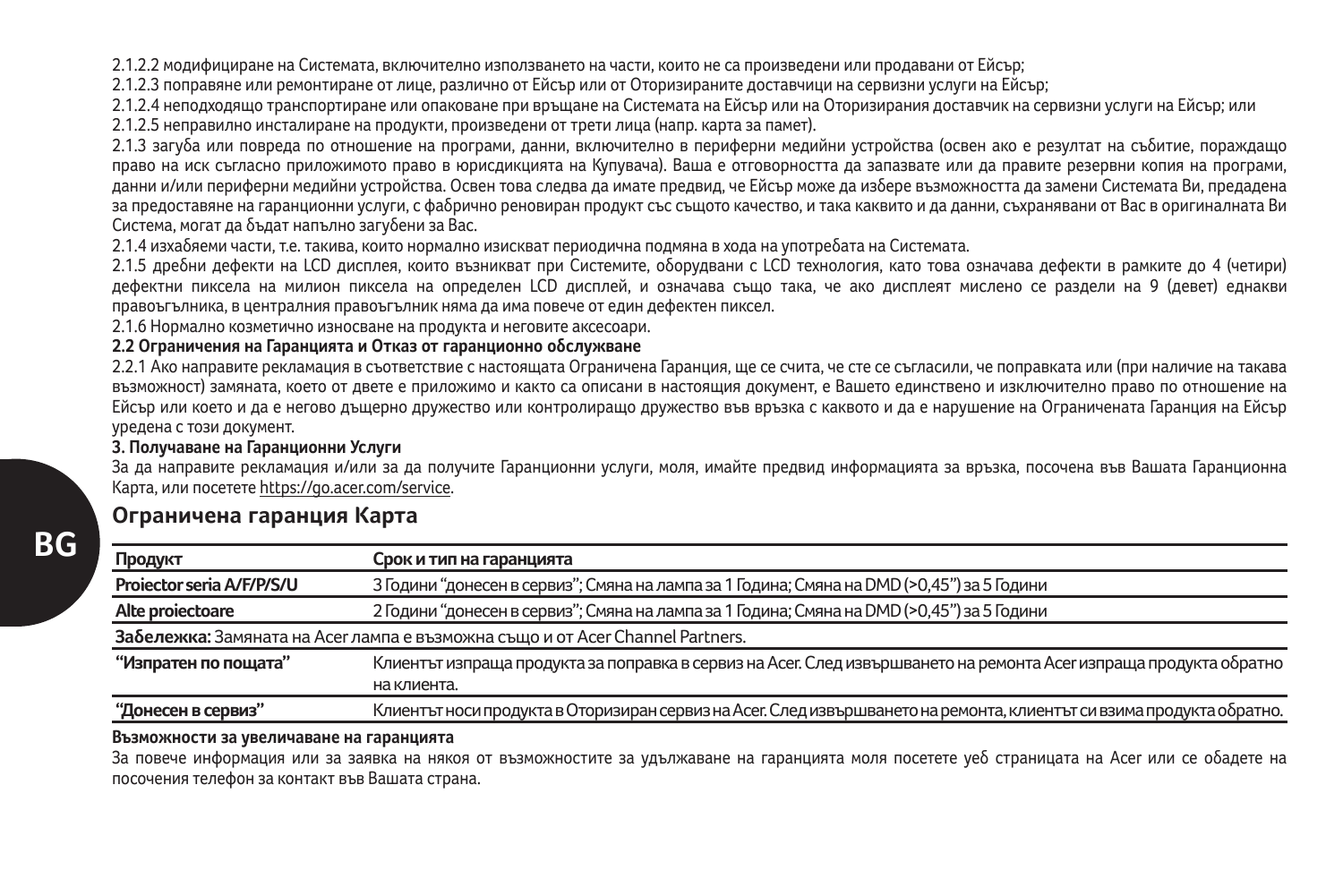2.1.2.2 модифициране на Системата, включително използването на части, които не са произведени или продавани от Ейсър;

2.1.2.3 поправяне или ремонтиране от лице, различно от Ейсър или от Оторизираните доставчици на сервизни услуги на Ейсър;

2.1.2.4 неподходящо транспортиране или опаковане при връщане на Системата на Ейсър или на Оторизирания доставчик на сервизни услуги на Ейсър; или

2.1.2.5 неправилно инсталиране на продукти, произведени от трети лица (напр. карта за памет).

2.1.3 загуба или повреда по отношение на програми, данни, включително в периферни медийни устройства (освен ако е резултат на събитие, пораждащо право на иск съгласно приложимото право в юрисдикцията на Купувача). Ваша е отговорността да запазвате или да правите резервни копия на програми, данни и/или периферни медийни устройства. Освен това следва да имате предвид, че Ейсър може да избере възможността да замени Системата Ви, предадена за предоставяне на гаранционни услуги, с фабрично реновиран продукт със същото качество, и така каквито и да данни, съхранявани от Вас в оригиналната Ви Система, могат да бъдат напълно загубени за Вас.

2.1.4 изхабяеми части, т.е. такива, които нормално изискват периодична подмяна в хода на употребата на Системата.

2.1.5 дребни дефекти на LCD дисплея, които възникват при Системите, оборудвани с LCD технология, като това означава дефекти в рамките до 4 (четири) дефектни пиксела на милион пиксела на определен LCD дисплей, и означава също така, че ако дисплеят мислено се раздели на 9 (девет) еднакви правоъгълника, в централния правоъгълник няма да има повече от един дефектен пиксел.

2.1.6 Нормално козметично износване на продукта и неговите аксесоари.

**2.2 Ограничения на Гаранцията и Отказ от гаранционно обслужване**

2.2.1 Ако направите рекламация в съответствие с настоящата Ограничена Гаранция, ще се счита, че сте се съгласили, че поправката или (при наличие на такава възможност) замяната, което от двете е приложимо и както са описани в настоящия документ, е Вашето единствено и изключително право по отношение на Ейсър или което и да е негово дъщерно дружество или контролиращо дружество във връзка с каквото и да е нарушение на Ограничената Гаранция на Ейсър уредена с този документ.

**3. Получаване на Гаранционни Услуги**

За да направите рекламация и/или за да получите Гаранционни услуги, моля, имайте предвид информацията за връзка, посочена във Вашата Гаранционна Карта, или посетете https://go.acer.com/service.

## Ограничена гаранция Карта

| Продукт | Срок и тип на гаранцията |
|---|---|
| Proiector seria A/F/P/S/U | 3 Години "донесен в сервиз"; Смяна на лампа за 1 Година; Смяна на DMD (>0,45") за 5 Години |
| Alte proiectoare | 2 Години "донесен в сервиз"; Смяна на лампа за 1 Година; Смяна на DMD (>0,45") за 5 Години |
| **Забележка:** Замяната на Acer лампа е възможна също и от Acer Channel Partners. | |
| "Изпратен по пощата" | Клиентът изпраща продукта за поправка в сервиз на Acer. След извършването на ремонта Acer изпраща продукта обратно на клиента. |
| "Донесен в сервиз" | Клиентът носи продукта в Оторизиран сервиз на Acer. След извършването на ремонта, клиентът си взима продукта обратно. |

**Възможности за увеличаване на гаранцията**

За повече информация или за заявка на някоя от възможностите за удължаване на гаранцията моля посетете уеб страницата на Acer или се обадете на посочения телефон за контакт във Вашата страна.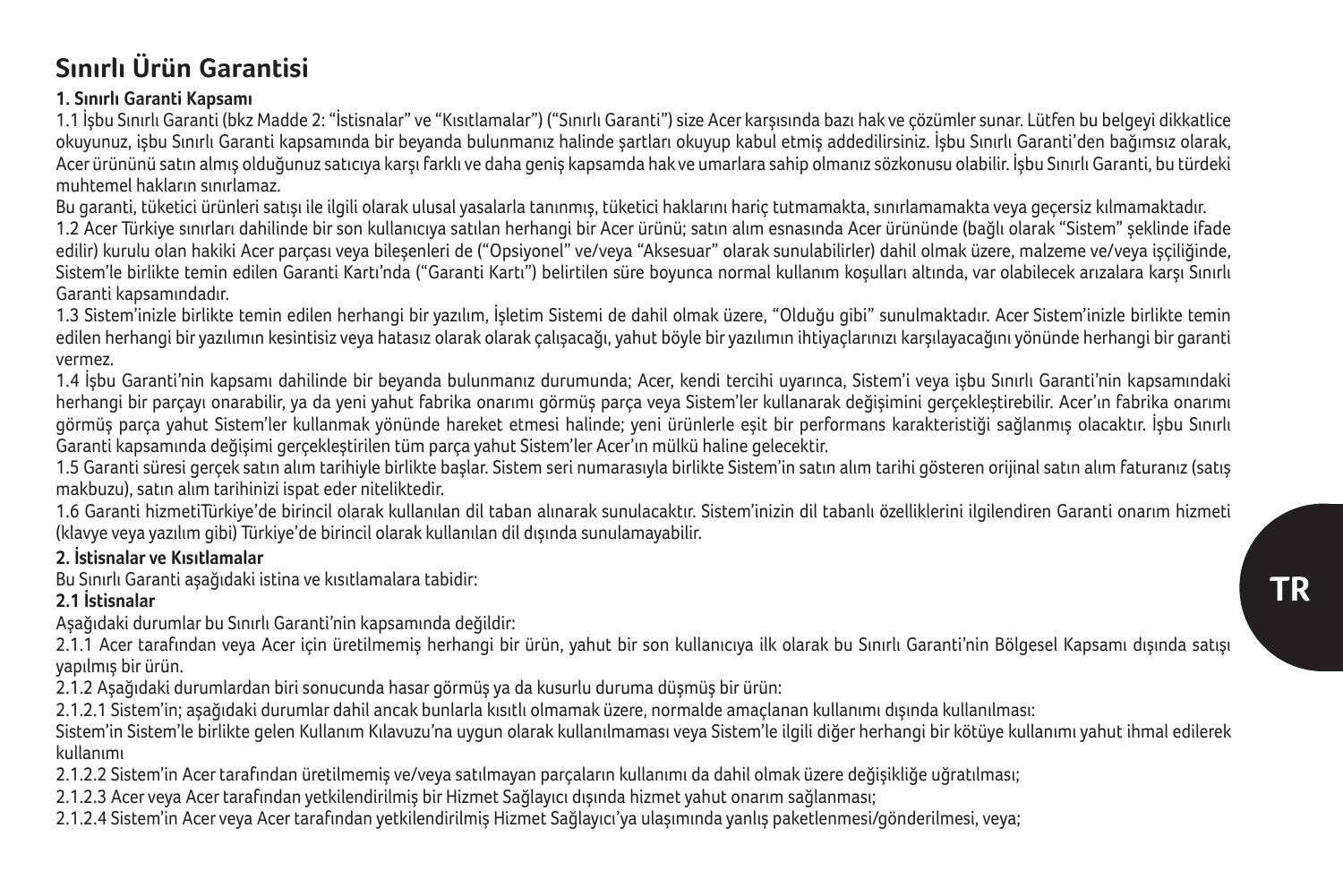# Sınırlı Ürün Garantisi

### 1. Sınırlı Garanti Kapsamı

1.1 İşbu Sınırlı Garanti (bkz Madde 2: "İstisnalar" ve "Kısıtlamalar") ("Sınırlı Garanti") size Acer karşısında bazı hak ve çözümler sunar. Lütfen bu belgeyi dikkatlice okuyunuz, işbu Sınırlı Garanti kapsamında bir beyanda bulunmanız halinde şartları okuyup kabul etmiş addedilirsiniz. İşbu Sınırlı Garanti'den bağımsız olarak, Acer ürününü satın almış olduğunuz satıcıya karşı farklı ve daha geniş kapsamda hak ve umarlara sahip olmanız sözkonusu olabilir. İşbu Sınırlı Garanti, bu türdeki muhtemel hakların sınırlamaz.

Bu garanti, tüketici ürünleri satışı ile ilgili olarak ulusal yasalarla tanınmış, tüketici haklarını hariç tutmamakta, sınırlamamakta veya geçersiz kılmamaktadır.

1.2 Acer Türkiye sınırları dahilinde bir son kullanıcıya satılan herhangi bir Acer ürünü; satın alım esnasında Acer ürününde (bağlı olarak "Sistem" şeklinde ifade edilir) kurulu olan hakiki Acer parçası veya bileşenleri de ("Opsiyonel" ve/veya "Aksesuar" olarak sunulabilirler) dahil olmak üzere, malzeme ve/veya işçiliğinde, Sistem'le birlikte temin edilen Garanti Kartı'nda ("Garanti Kartı") belirtilen süre boyunca normal kullanım koşulları altında, var olabilecek arızalara karşı Sınırlı Garanti kapsamındadır.

1.3 Sistem'inizle birlikte temin edilen herhangi bir yazılım, İşletim Sistemi de dahil olmak üzere, "Olduğu gibi" sunulmaktadır. Acer Sistem'inizle birlikte temin edilen herhangi bir yazılımın kesintisiz veya hatasız olarak olarak çalışacağı, yahut böyle bir yazılımın ihtiyaçlarınızı karşılayacağını yönünde herhangi bir garanti vermez.

1.4 İşbu Garanti'nin kapsamı dahilinde bir beyanda bulunmanız durumunda; Acer, kendi tercihi uyarınca, Sistem'i veya işbu Sınırlı Garanti'nin kapsamındaki herhangi bir parçayı onarabilir, ya da yeni yahut fabrika onarımı görmüş parça veya Sistem'ler kullanarak değişimini gerçekleştirebilir. Acer'ın fabrika onarımı görmüş parça yahut Sistem'ler kullanmak yönünde hareket etmesi halinde; yeni ürünlerle eşit bir performans karakteristiği sağlanmış olacaktır. İşbu Sınırlı Garanti kapsamında değişimi gerçekleştirilen tüm parça yahut Sistem'ler Acer'ın mülkü haline gelecektir.

1.5 Garanti süresi gerçek satın alım tarihiyle birlikte başlar. Sistem seri numarasıyla birlikte Sistem'in satın alım tarihi gösteren orijinal satın alım faturanız (satış makbuzu), satın alım tarihinizi ispat eder niteliktedir.

1.6 Garanti hizmetiTürkiye'de birincil olarak kullanılan dil taban alınarak sunulacaktır. Sistem'inizin dil tabanlı özelliklerini ilgilendiren Garanti onarım hizmeti (klavye veya yazılım gibi) Türkiye'de birincil olarak kullanılan dil dışında sunulamayabilir.

### 2. İstisnalar ve Kısıtlamalar

Bu Sınırlı Garanti aşağıdaki istina ve kısıtlamalara tabidir:

#### 2.1 İstisnalar

Aşağıdaki durumlar bu Sınırlı Garanti'nin kapsamında değildir:

2.1.1 Acer tarafından veya Acer için üretilmemiş herhangi bir ürün, yahut bir son kullanıcıya ilk olarak bu Sınırlı Garanti'nin Bölgesel Kapsamı dışında satışı yapılmış bir ürün.

2.1.2 Aşağıdaki durumlardan biri sonucunda hasar görmüş ya da kusurlu duruma düşmüş bir ürün:

2.1.2.1 Sistem'in; aşağıdaki durumlar dahil ancak bunlarla kısıtlı olmamak üzere, normalde amaçlanan kullanımı dışında kullanılması:

Sistem'in Sistem'le birlikte gelen Kullanım Kılavuzu'na uygun olarak kullanılmaması veya Sistem'le ilgili diğer herhangi bir kötüye kullanımı yahut ihmal edilerek kullanımı

2.1.2.2 Sistem'in Acer tarafından üretilmemiş ve/veya satılmayan parçaların kullanımı da dahil olmak üzere değişikliğe uğratılması;

2.1.2.3 Acer veya Acer tarafından yetkilendirilmiş bir Hizmet Sağlayıcı dışında hizmet yahut onarım sağlanması;

2.1.2.4 Sistem'in Acer veya Acer tarafından yetkilendirilmiş Hizmet Sağlayıcı'ya ulaşımında yanlış paketlenmesi/gönderilmesi, veya;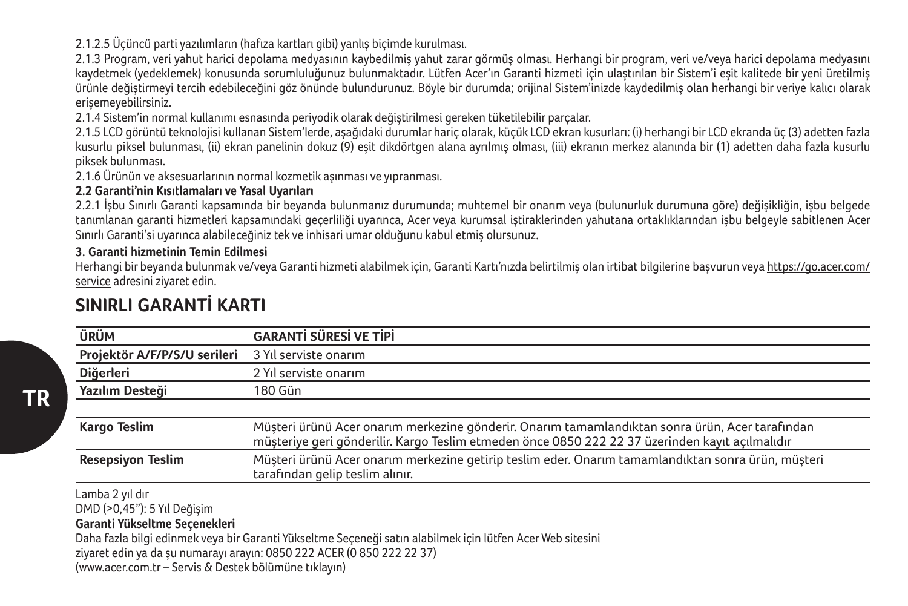2.1.2.5 Üçüncü parti yazılımların (hafıza kartları gibi) yanlış biçimde kurulması.

2.1.3 Program, veri yahut harici depolama medyasının kaybedilmiş yahut zarar görmüş olması. Herhangi bir program, veri ve/veya harici depolama medyasını kaydetmek (yedeklemek) konusunda sorumluluğunuz bulunmaktadır. Lütfen Acer'ın Garanti hizmeti için ulaştırılan bir Sistem'i eşit kalitede bir yeni üretilmiş ürünle değiştirmeyi tercih edebileceğini göz önünde bulundurunuz. Böyle bir durumda; orijinal Sistem'inizde kaydedilmiş olan herhangi bir veriye kalıcı olarak erişemeyebilirsiniz.

2.1.4 Sistem'in normal kullanımı esnasında periyodik olarak değiştirilmesi gereken tüketilebilir parçalar.

2.1.5 LCD görüntü teknolojisi kullanan Sistem'lerde, aşağıdaki durumlar hariç olarak, küçük LCD ekran kusurları: (i) herhangi bir LCD ekranda üç (3) adetten fazla kusurlu piksel bulunması, (ii) ekran panelinin dokuz (9) eşit dikdörtgen alana ayrılmış olması, (iii) ekranın merkez alanında bir (1) adetten daha fazla kusurlu piksek bulunması.

2.1.6 Ürünün ve aksesuarlarının normal kozmetik aşınması ve yıpranması.

**2.2 Garanti'nin Kısıtlamaları ve Yasal Uyarıları**

2.2.1 İşbu Sınırlı Garanti kapsamında bir beyanda bulunmanız durumunda; muhtemel bir onarım veya (bulunurluk durumuna göre) değişikliğin, işbu belgede tanımlanan garanti hizmetleri kapsamındaki geçerliliği uyarınca, Acer veya kurumsal iştiraklerinden yahutana ortaklıklarından işbu belgeyle sabitlenen Acer Sınırlı Garanti'si uyarınca alabileceğiniz tek ve inhisari umar olduğunu kabul etmiş olursunuz.

**3. Garanti hizmetinin Temin Edilmesi**

Herhangi bir beyanda bulunmak ve/veya Garanti hizmeti alabilmek için, Garanti Kartı'nızda belirtilmiş olan irtibat bilgilerine başvurun veya https://go.acer.com/service adresini ziyaret edin.

## SINIRLI GARANTİ KARTI

| ÜRÜM | GARANTİ SÜRESİ VE TİPİ |
|---|---|
| Projektör A/F/P/S/U serileri | 3 Yıl serviste onarım |
| Diğerleri | 2 Yıl serviste onarım |
| Yazılım Desteği | 180 Gün |
| | |
| Kargo Teslim | Müşteri ürünü Acer onarım merkezine gönderir. Onarım tamamlandıktan sonra ürün, Acer tarafından müşteriye geri gönderilir. Kargo Teslim etmeden önce 0850 222 22 37 üzerinden kayıt açılmalıdır |
| Resepsiyon Teslim | Müşteri ürünü Acer onarım merkezine getirip teslim eder. Onarım tamamlandıktan sonra ürün, müşteri tarafından gelip teslim alınır. |

Lamba 2 yıl dır

DMD (>0,45"): 5 Yıl Değişim

**Garanti Yükseltme Seçenekleri**

Daha fazla bilgi edinmek veya bir Garanti Yükseltme Seçeneği satın alabilmek için lütfen Acer Web sitesini ziyaret edin ya da şu numarayı arayın: 0850 222 ACER (0 850 222 22 37)
(www.acer.com.tr – Servis & Destek bölümüne tıklayın)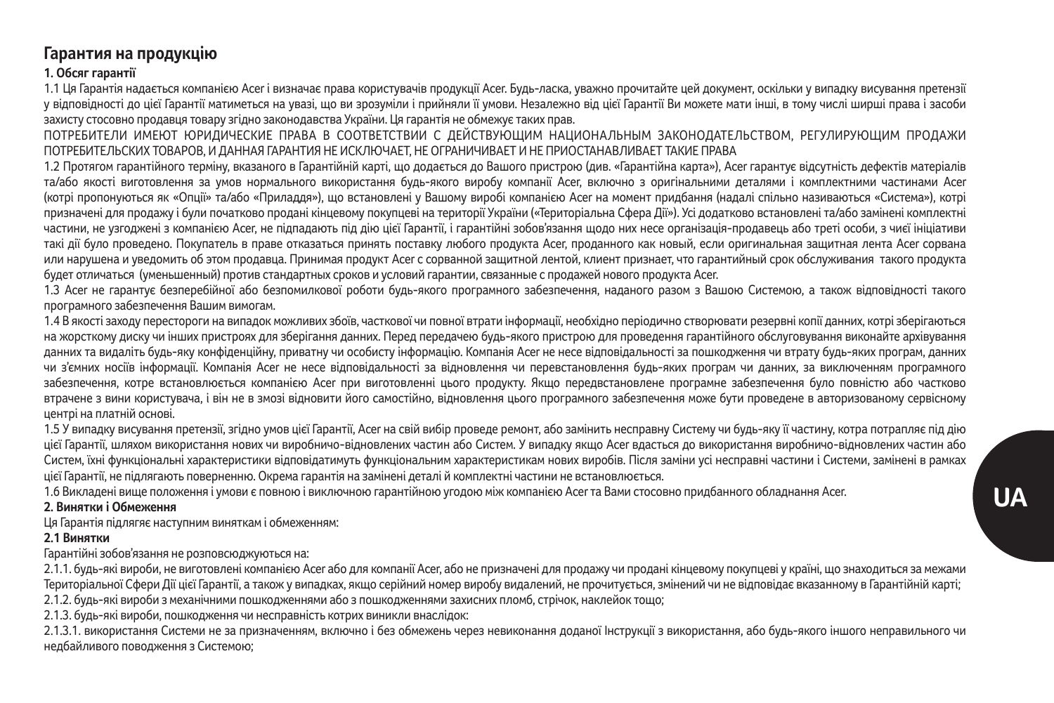## Гарантия на продукцію

### 1. Обсяг гарантії

1.1 Ця Гарантія надається компанією Acer і визначає права користувачів продукції Acer. Будь-ласка, уважно прочитайте цей документ, оскільки у випадку висування претензії у відповідності до цієї Гарантії матиметься на увазі, що ви зрозуміли і прийняли її умови. Незалежно від цієї Гарантії Ви можете мати інші, в тому числі ширші права і засоби захисту стосовно продавця товару згідно законодавства України. Ця гарантія не обмежує таких прав.

ПОТРЕБИТЕЛИ ИМЕЮТ ЮРИДИЧЕСКИЕ ПРАВА В СООТВЕТСТВИИ С ДЕЙСТВУЮЩИМ НАЦИОНАЛЬНЫМ ЗАКОНОДАТЕЛЬСТВОМ, РЕГУЛИРУЮЩИМ ПРОДАЖИ ПОТРЕБИТЕЛЬСКИХ ТОВАРОВ, И ДАННАЯ ГАРАНТИЯ НЕ ИСКЛЮЧАЕТ, НЕ ОГРАНИЧИВАЕТ И НЕ ПРИОСТАНАВЛИВАЕТ ТАКИЕ ПРАВА

1.2 Протягом гарантійного терміну, вказаного в Гарантійній карті, що додається до Вашого пристрою (див. «Гарантійна карта»), Acer гарантує відсутність дефектів матеріалів та/або якості виготовлення за умов нормального використання будь-якого виробу компанії Acer, включно з оригінальними деталями і комплектними частинами Acer (котрі пропонуються як «Опції» та/або «Приладдя»), що встановлені у Вашому виробі компанією Acer на момент придбання (надалі спільно називаються «Система»), котрі призначені для продажу і були початково продані кінцевому покупцеві на території України («Територіальна Сфера Дії»). Усі додатково встановлені та/або замінені комплектні частини, не узгоджені з компанією Acer, не підпадають під дію цієї Гарантії, і гарантійні зобов'язання щодо них несе організація-продавець або треті особи, з чиєї ініціативи такі дії було проведено. Покупатель в праве отказаться принять поставку любого продукта Acer, проданного как новый, если оригинальная защитная лента Acer сорвана или нарушена и уведомить об этом продавца. Принимая продукт Acer с сорванной защитной лентой, клиент признает, что гарантийный срок обслуживания такого продукта будет отличаться (уменьшенный) против стандартных сроков и условий гарантии, связанные с продажей нового продукта Acer.

1.3 Acer не гарантує безперебійної або безпомилкової роботи будь-якого програмного забезпечення, наданого разом з Вашою Системою, а також відповідності такого програмного забезпечення Вашим вимогам.

1.4 В якості заходу перестороги на випадок можливих збоїв, часткової чи повної втрати інформації, необхідно періодично створювати резервні копії даних, котрі зберігаються на жорсткому диску чи інших пристроях для зберігання даних. Перед передачею будь-якого пристрою для проведення гарантійного обслуговування виконайте архівування данних та видаліть будь-яку конфіденційну, приватну чи особисту інформацію. Компанія Acer не несе відповідальність за пошкодження чи втрату будь-яких програм, данних чи з'ємних носіїв інформації. Компанія Acer не несе відповідальності за відновлення чи перевстановлення будь-яких програм чи данних, за виключенням програмного забезпечення, котре встановлюється компанією Acer при виготовленні цього продукту. Якщо передвстановлене програмне забезпечення було повністю або частково втрачене з вини користувача, і він не в змозі відновити його самостійно, відновлення цього програмного забезпечення може бути проведене в авторизованому сервісному центрі на платній основі.

1.5 У випадку висування претензії, згідно умов цієї Гарантії, Acer на свій вибір проведе ремонт, або замінить несправну Систему чи будь-яку її частину, котра потрапляє під дію цієї Гарантії, шляхом використання нових чи виробничо-відновлених частин або Систем. У випадку якщо Acer вдасться до використання виробничо-відновлених частин або Систем, їхні функціональні характеристики відповідатимуть функціональним характеристикам нових виробів. Після заміни усі несправні частини і Системи, замінені в рамках цієї Гарантії, не підлягають поверненню. Окрема гарантія на замінені деталі й комплектні частини не встановлюється.

1.6 Викладені вище положення і умови є повною і виключною гарантійною угодою між компанією Acer та Вами стосовно придбанного обладнання Acer.

### 2. Винятки і Обмеження

Ця Гарантія підлягає наступним виняткам і обмеженням:

#### 2.1 Винятки

Гарантійні зобов'язання не розповсюджуються на:

2.1.1. будь-які вироби, не виготовлені компанією Acer або для компанії Acer, або не призначені для продажу чи продані кінцевому покупцеві у країні, що знаходиться за межами Територіальної Сфери Дії цієї Гарантії, а також у випадках, якщо серійний номер виробу видалений, не прочитується, змінений чи не відповідає вказанному в Гарантійній карті;

2.1.2. будь-які вироби з механічними пошкодженнями або з пошкодженнями захисних пломб, стрічок, наклейок тощо;

2.1.3. будь-які вироби, пошкодження чи несправність котрих виникли внаслідок:

2.1.3.1. використання Системи не за призначенням, включно і без обмежень через невиконання доданої Інструкції з використання, або будь-якого іншого неправильного чи недбайливого поводження з Системою;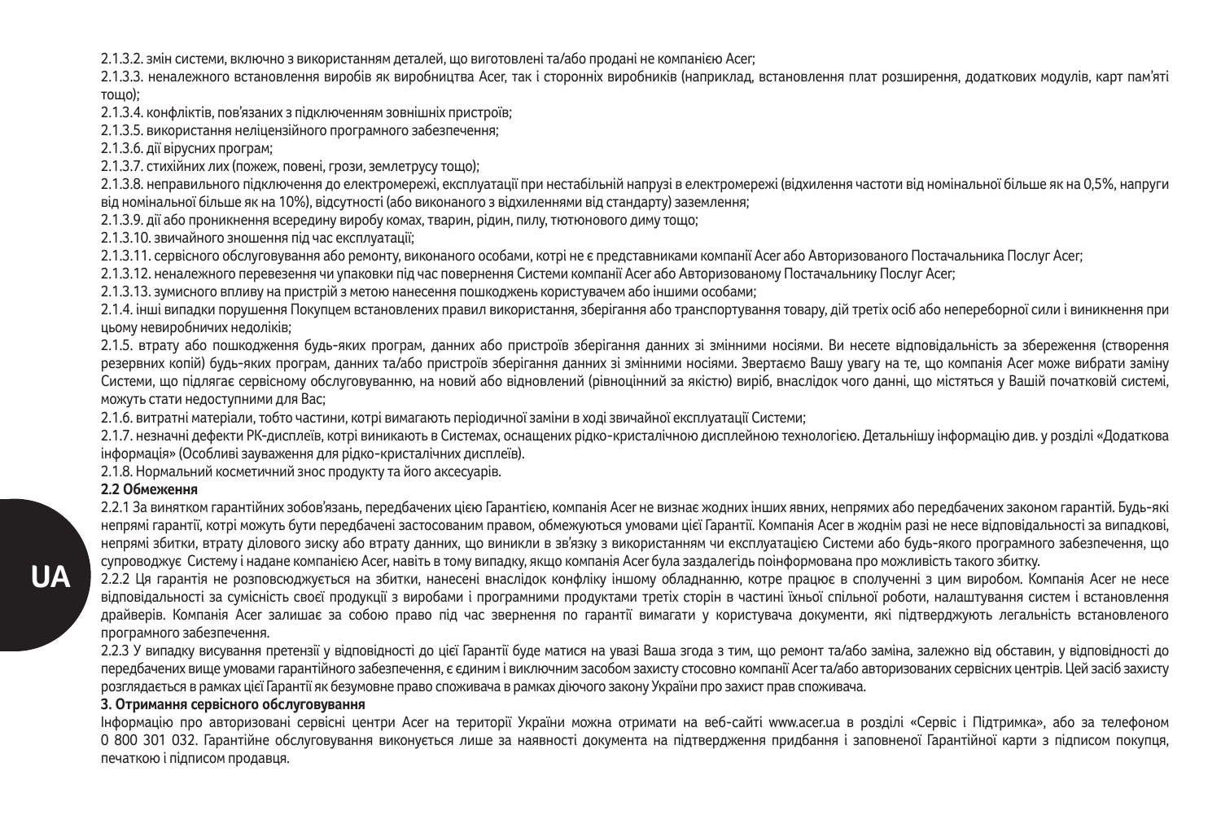2.1.3.2. змін системи, включно з використанням деталей, що виготовлені та/або продані не компанією Acer;

2.1.3.3. неналежного встановлення виробів як виробництва Acer, так і сторонніх виробників (наприклад, встановлення плат розширення, додаткових модулів, карт пам'яті тощо);

2.1.3.4. конфліктів, пов'язаних з підключенням зовнішніх пристроїв;

2.1.3.5. використання неліцензійного програмного забезпечення;

2.1.3.6. дії вірусних програм;

2.1.3.7. стихійних лих (пожеж, повені, грози, землетрусу тощо);

2.1.3.8. неправильного підключення до електромережі, експлуатації при нестабільній напрузі в електромережі (відхилення частоти від номінальної більше як на 0,5%, напруги від номінальної більше як на 10%), відсутності (або виконаного з відхиленнями від стандарту) заземлення;

2.1.3.9. дії або проникнення всередину виробу комах, тварин, рідин, пилу, тютюнового диму тощо;

2.1.3.10. звичайного зношення під час експлуатації;

2.1.3.11. сервісного обслуговування або ремонту, виконаного особами, котрі не є представниками компанії Acer або Авторизованого Постачальника Послуг Acer;

2.1.3.12. неналежного перевезення чи упаковки під час повернення Системи компанії Acer або Авторизованому Постачальнику Послуг Acer;

2.1.3.13. зумисного впливу на пристрій з метою нанесення пошкоджень користувачем або іншими особами;

2.1.4. інші випадки порушення Покупцем встановлених правил використання, зберігання або транспортування товару, дій третіх осіб або непереборної сили і виникнення при цьому невиробничих недоліків;

2.1.5. втрату або пошкодження будь-яких програм, данних або пристроїв зберігання данних зі змінними носіями. Ви несете відповідальність за збереження (створення резервних копій) будь-яких програм, данних та/або пристроїв зберігання данних зі змінними носіями. Звертаємо Вашу увагу на те, що компанія Acer може вибрати заміну Системи, що підлягає сервісному обслуговуванню, на новий або відновлений (рівноцінний за якістю) виріб, внаслідок чого данні, що містяться у Вашій початковій системі, можуть стати недоступними для Вас;

2.1.6. витратні матеріали, тобто частини, котрі вимагають періодичної заміни в ході звичайної експлуатації Системи;

2.1.7. незначні дефекти РК-дисплеїв, котрі виникають в Системах, оснащених рідко-кристалічною дисплейною технологією. Детальнішу інформацію див. у розділі «Додаткова інформація» (Особливі зауваження для рідко-кристалічних дисплеїв).

2.1.8. Нормальний косметичний знос продукту та його аксесуарів.

**2.2 Обмеження**

2.2.1 За винятком гарантійних зобов'язань, передбачених цією Гарантією, компанія Acer не визнає жодних інших явних, непрямих або передбачених законом гарантій. Будь-які непрямі гарантії, котрі можуть бути передбачені застосованим правом, обмежуються умовами цієї Гарантії. Компанія Acer в жодні разі не несе відповідальності за випадкові, непрямі збитки, втрату ділового зиску або втрату данних, що виникли в зв'язку з використанням чи експлуатацією Системи або будь-якого програмного забезпечення, що супроводжує Систему і надане компанією Acer, навіть в тому випадку, якщо компанія Acer була заздалегідь поінформована про можливість такого збитку.

2.2.2 Ця гарантія не розповсюджується на збитки, нанесені внаслідок конфліку іншому обладнанню, котре працює в сполученні з цим виробом. Компанія Acer не несе відповідальності за сумісність своєї продукції з виробами і програмними продуктами третіх сторін в частині їхньої спільної роботи, налаштування систем і встановлення драйверів. Компанія Acer залишає за собою право під час звернення по гарантії вимагати у користувача документи, які підтверджують легальність встановленого програмного забезпечення.

2.2.3 У випадку висування претензії у відповідності до цієї Гарантії буде матися на увазі Ваша згода з тим, що ремонт та/або заміна, залежно від обставин, у відповідності до передбачених вище умовами гарантійного забезпечення, є єдиним і виключним засобом захисту стосовно компанії Acer та/або авторизованих сервісних центрів. Цей засіб захисту розглядається в рамках цієї Гарантії як безумовне право споживача в рамках діючого закону України про захист прав споживача.

**3. Отримання сервісного обслуговування**

Інформацію про авторизовані сервісні центри Acer на території України можна отримати на веб-сайті www.acer.ua в розділі «Сервіс і Підтримка», або за телефоном 0 800 301 032. Гарантійне обслуговування виконується лише за наявності документа на підтвердження придбання і заповненої Гарантійної карти з підписом покупця, печаткою і підписом продавця.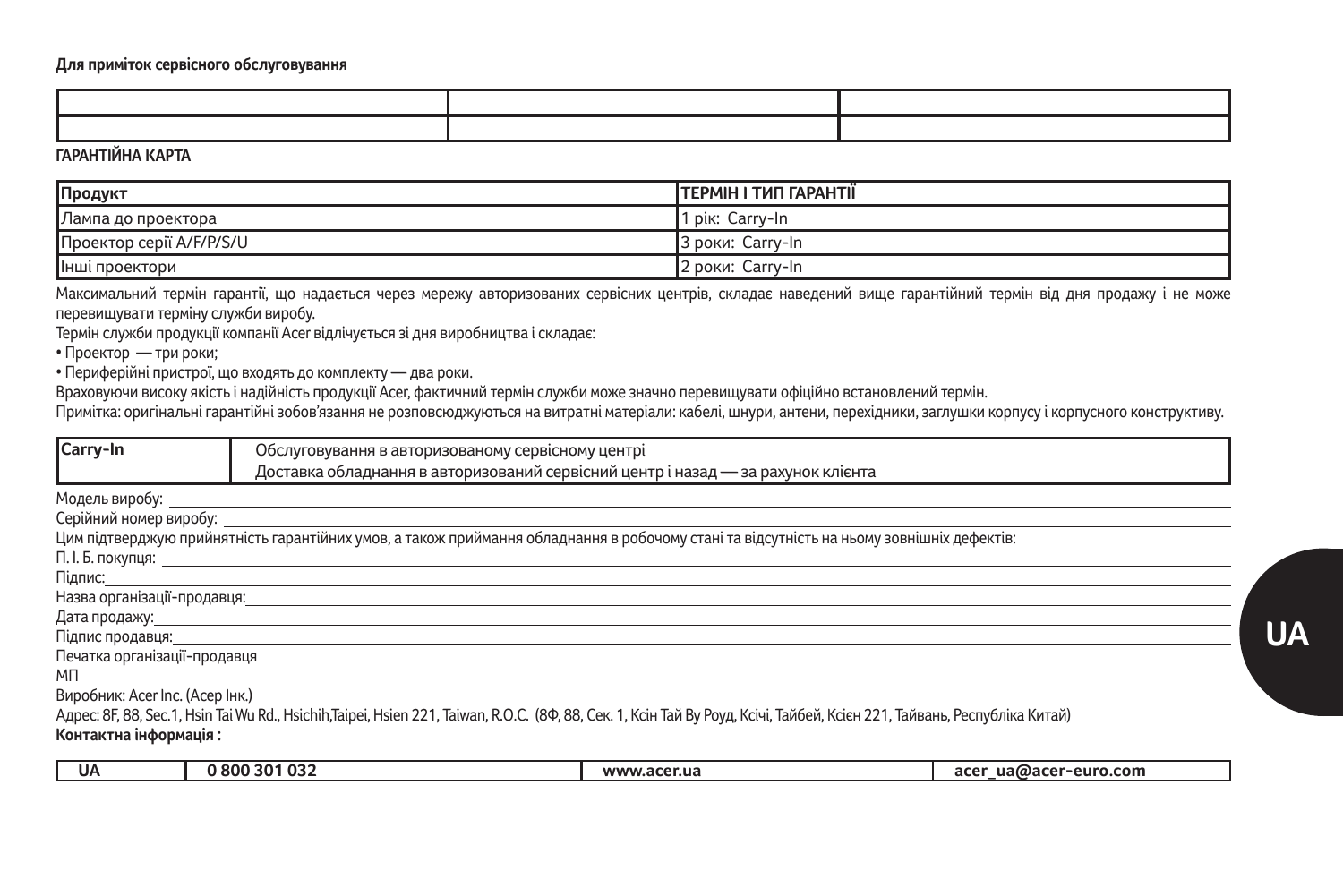**Для приміток сервісного обслуговування**

| | | |
|---|---|---|
| | | |
| | | |

**ГАРАНТІЙНА КАРТА**

| Продукт | ТЕРМІН І ТИП ГАРАНТІЇ |
|---|---|
| Лампа до проектора | 1 рік: Carry-In |
| Проектор серії A/F/P/S/U | 3 роки: Carry-In |
| Інші проектори | 2 роки: Carry-In |

Максимальний термін гарантії, що надається через мережу авторизованих сервісних центрів, складає наведений вище гарантійний термін від дня продажу і не може перевищувати терміну служби виробу.

Термін служби продукції компанії Acer відлічується зі дня виробництва і складає:

- Проектор — три роки;
- Периферійні пристрої, що входять до комплекту — два роки.

Враховуючи високу якість і надійність продукції Acer, фактичний термін служби може значно перевищувати офіційно встановлений термін.

Примітка: оригінальні гарантійні зобов'язання не розповсюджуються на витратні матеріали: кабелі, шнури, антени, перехідники, заглушки корпусу і корпусного конструктиву.

| Carry-In | Обслуговування в авторизованому сервісному центрі<br>Доставка обладнання в авторизований сервісний центр і назад — за рахунок клієнта |
|---|---|

Модель виробу: \_\_\_\_\_\_\_\_\_\_\_\_\_\_\_\_\_\_\_\_

Серійний номер виробу: \_\_\_\_\_\_\_\_\_\_\_\_\_\_\_\_\_\_\_\_

Цим підтверджую прийнятність гарантійних умов, а також приймання обладнання в робочому стані та відсутність на ньому зовнішніх дефектів:

П. І. Б. покупця: \_\_\_\_\_\_\_\_\_\_\_\_\_\_\_\_\_\_\_\_

Підпис: \_\_\_\_\_\_\_\_\_\_\_\_\_\_\_\_\_\_\_\_

Назва організації-продавця: \_\_\_\_\_\_\_\_\_\_\_\_\_\_\_\_\_\_\_\_

Дата продажу: \_\_\_\_\_\_\_\_\_\_\_\_\_\_\_\_\_\_\_\_

Підпис продавця: \_\_\_\_\_\_\_\_\_\_\_\_\_\_\_\_\_\_\_\_

Печатка організації-продавця

МП

Виробник: Acer Inc. (Асер Інк.)

Адрес: 8F, 88, Sec.1, Hsin Tai Wu Rd., Hsichih,Taipei, Hsien 221, Taiwan, R.O.C. (8Ф, 88, Сек. 1, Ксін Тай Ву Роуд, Ксічі, Тайбей, Ксієн 221, Тайвань, Республіка Китай)

**Контактна інформація :**

| UA | 0 800 301 032 | www.acer.ua | acer_ua@acer-euro.com |
|---|---|---|---|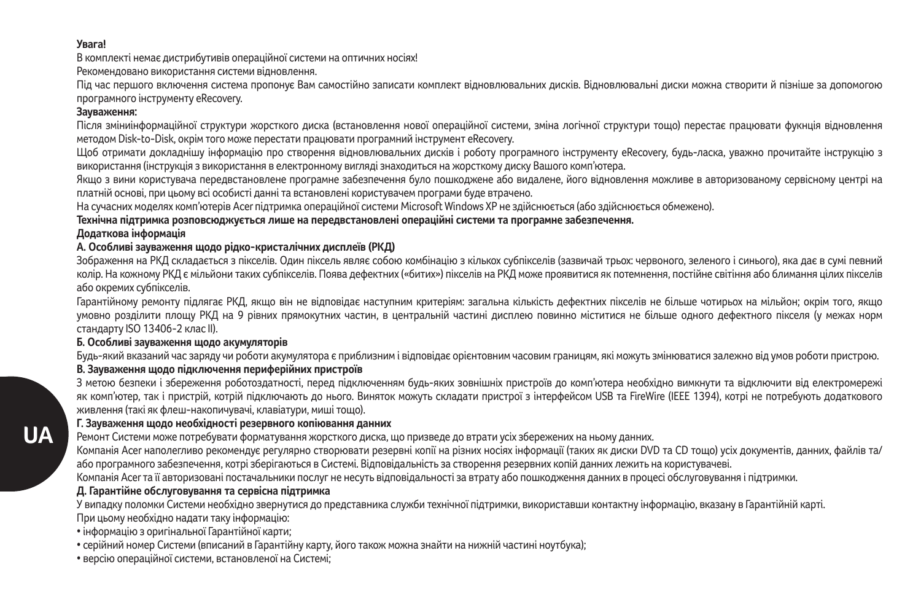**Увага!**

В комплекті немає дистрибутивів операційної системи на оптичних носіях!

Рекомендовано використання системи відновлення.

Під час першого включення система пропонує Вам самостійно записати комплект відновлювальних дисків. Відновлювальні диски можна створити й пізніше за допомогою програмного інструменту eRecovery.

**Зауваження:**

Після зміниінформаційної структури жорсткого диска (встановлення нової операційної системи, зміна логічної структури тощо) перестає працювати фукнція відновлення методом Disk-to-Disk, окрім того може перестати працювати програмний інструмент eRecovery.

Щоб отримати докладнішу інформацію про створення відновлювальних дисків і роботу програмного інструменту eRecovery, будь-ласка, уважно прочитайте інструкцію з використання (інструкція з використання в електронному вигляді знаходиться на жорсткому диску Вашого комп'ютера.

Якщо з вини користувача передвстановлене програмне забезпечення було пошкоджене або видалене, його відновлення можливе в авторизованому сервісному центрі на платній основі, при цьому всі особисті данні та встановлені користувачем програми буде втрачено.

На сучасних моделях комп'ютерів Acer підтримка операційної системи Microsoft Windows XP не здійснюється (або здійснюється обмежено).

**Технічна підтримка розповсюджується лише на передвстановлені операційні системи та програмне забезпечення.**

**Додаткова інформація**

**А. Особливі зауваження щодо рідко-кристалічних дисплеїв (РКД)**

Зображення на РКД складається з пікселів. Один піксель являє собою комбінацію з кількох субпікселів (зазвичай трьох: червоного, зеленого і синього), яка дає в сумі певний колір. На кожному РКД є мільйони таких субпікселів. Поява дефектних («битих») пікселів на РКД може проявитися як потемнення, постійне світіння або блимання цілих пікселів або окремих субпікселів.

Гарантійному ремонту підлягає РКД, якщо він не відповідає наступним критеріям: загальна кількість дефектних пікселів не більше чотирьох на мільйон; окрім того, якщо умовно розділити площу РКД на 9 рівних прямокутних частин, в центральній частині дисплею повинно міститися не більше одного дефектного пікселя (у межах норм стандарту ISO 13406-2 клас II).

**Б. Особливі зауваження щодо акумуляторів**

Будь-який вказаний час заряду чи роботи акумулятора є приблизним і відповідає орієнтовним часовим границям, які можуть змінюватися залежно від умов роботи пристрою.

**В. Зауваження щодо підключення периферійних пристроїв**

З метою безпеки і збереження роботоздатності, перед підключенням будь-яких зовнішніх пристроїв до комп'ютера необхідно вимкнути та відключити від електромережі як комп'ютер, так і пристрій, котрій підключають до нього. Виняток можуть складати пристрої з інтерфейсом USB та FireWire (IEEE 1394), котрі не потребують додаткового живлення (такі як флеш-накопичувачі, клавіатури, миші тощо).

**Г. Зауваження щодо необхідності резервного копіювання данних**

Ремонт Системи може потребувати форматування жорсткого диска, що призведе до втрати усіх збережених на ньому данних.

Компанія Acer наполегливо рекомендує регулярно створювати резервні копії на різних носіях інформації (таких як диски DVD та CD тощо) усіх документів, данних, файлів та/або програмного забезпечення, котрі зберігаються в Системі. Відповідальність за створення резервних копій данних лежить на користувачеві.

Компанія Acer та її авторизовані постачальники послуг не несуть відповідальності за втрату або пошкодження данних в процесі обслуговування і підтримки.

**Д. Гарантійне обслуговування та сервісна підтримка**

У випадку поломки Системи необхідно звернутися до представника служби технічної підтримки, використавши контактну інформацію, вказану в Гарантійній карті.

При цьому необхідно надати таку інформацію:

- інформацію з оригінальної Гарантійної карти;
- серійний номер Системи (вписаний в Гарантійну карту, його також можна знайти на нижній частині ноутбука);
- версію операційної системи, встановленої на Системі;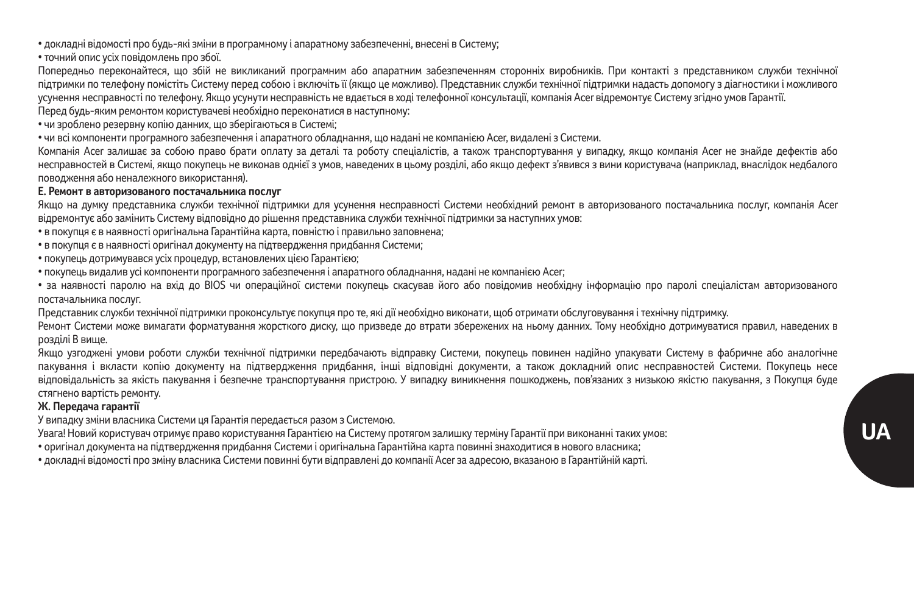- докладні відомості про будь-які зміни в програмному і апаратному забезпеченні, внесені в Систему;
- точний опис усіх повідомлень про збої.

Попередньо переконайтеся, що збій не викликаний програмним або апаратним забезпеченням сторонніх виробників. При контакті з представником служби технічної підтримки по телефону помістіть Систему перед собою і включіть її (якщо це можливо). Представник служби технічної підтримки надасть допомогу з діагностики і можливого усунення несправності по телефону. Якщо усунути несправність не вдається в ході телефонної консультації, компанія Acer відремонтує Систему згідно умов Гарантії.

Перед будь-яким ремонтом користувачеві необхідно переконатися в наступному:

- чи зроблено резервну копію данних, що зберігаються в Системі;
- чи всі компоненти програмного забезпечення і апаратного обладнання, що надані не компанією Acer, видалені з Системи.

Компанія Acer залишає за собою право брати оплату за деталі та роботу спеціалістів, а також транспортування у випадку, якщо компанія Acer не знайде дефектів або несправностей в Системі, якщо покупець не виконав однієї з умов, наведених в цьому розділі, або якщо дефект з'явився з вини користувача (наприклад, внаслідок недбалого поводження або неналежного використання).

**Е. Ремонт в авторизованого постачальника послуг**

Якщо на думку представника служби технічної підтримки для усунення несправності Системи необхідний ремонт в авторизованого постачальника послуг, компанія Acer відремонтує або замінить Систему відповідно до рішення представника служби технічної підтримки за наступних умов:

- в покупця є в наявності оригінальна Гарантійна карта, повністю і правильно заповнена;
- в покупця є в наявності оригінал документу на підтвердження придбання Системи;
- покупець дотримувався усіх процедур, встановлених цією Гарантією;
- покупець видалив усі компоненти програмного забезпечення і апаратного обладнання, надані не компанією Acer;
- за наявності паролю на вхід до BIOS чи операційної системи покупець скасував його або повідомив необхідну інформацію про паролі спеціалістам авторизованого постачальника послуг.

Представник служби технічної підтримки проконсультує покупця про те, які дії необхідно виконати, щоб отримати обслуговування і технічну підтримку.

Ремонт Системи може вимагати форматування жорсткого диску, що призведе до втрати збережених на ньому данних. Тому необхідно дотримуватися правил, наведених в розділі В вище.

Якщо узгоджені умови роботи служби технічної підтримки передбачають відправку Системи, покупець повинен надійно упакувати Систему в фабричне або аналогічне пакування і вкласти копію документу на підтвердження придбання, інші відповідні документи, а також докладний опис несправностей Системи. Покупець несе відповідальність за якість пакування і безпечне транспортування пристрою. У випадку виникнення пошкоджень, пов'язаних з низькою якістю пакування, з Покупця буде стягнено вартість ремонту.

**Ж. Передача гарантії**

У випадку зміни власника Системи ця Гарантія передається разом з Системою.

Увага! Новий користувач отримує право користування Гарантією на Систему протягом залишку терміну Гарантії при виконанні таких умов:

- оригінал документа на підтвердження придбання Системи і оригінальна Гарантійна карта повинні знаходитися в нового власника;
- докладні відомості про зміну власника Системи повинні бути відправлені до компанії Acer за адресою, вказаною в Гарантійній карті.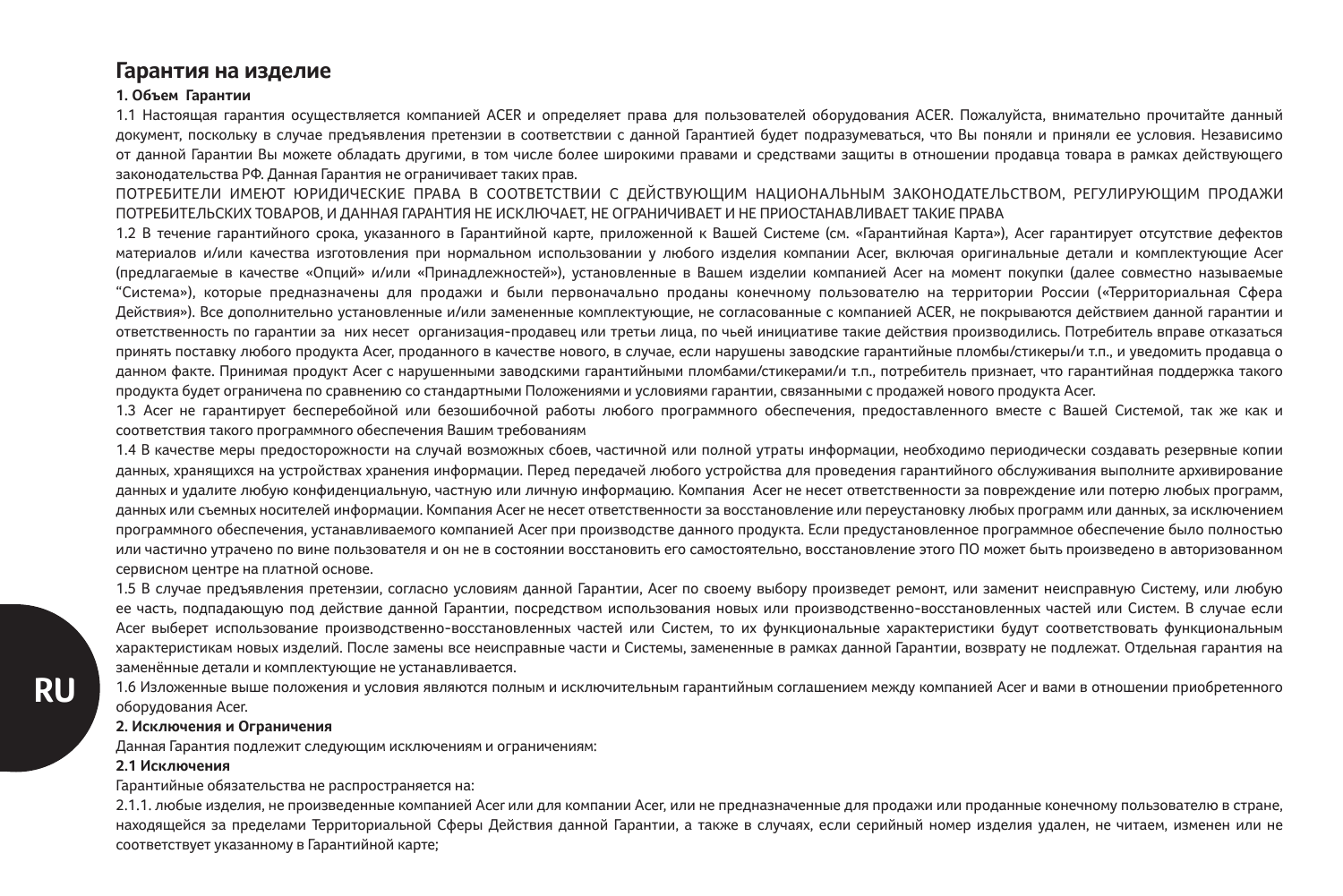# Гарантия на изделие

**1. Объем Гарантии**

1.1 Настоящая гарантия осуществляется компанией ACER и определяет права для пользователей оборудования ACER. Пожалуйста, внимательно прочитайте данный документ, поскольку в случае предъявления претензии в соответствии с данной Гарантией будет подразумеваться, что Вы поняли и приняли ее условия. Независимо от данной Гарантии Вы можете обладать другими, в том числе более широкими правами и средствами защиты в отношении продавца товара в рамках действующего законодательства РФ. Данная Гарантия не ограничивает таких прав.

ПОТРЕБИТЕЛИ ИМЕЮТ ЮРИДИЧЕСКИЕ ПРАВА В СООТВЕТСТВИИ С ДЕЙСТВУЮЩИМ НАЦИОНАЛЬНЫМ ЗАКОНОДАТЕЛЬСТВОМ, РЕГУЛИРУЮЩИМ ПРОДАЖИ ПОТРЕБИТЕЛЬСКИХ ТОВАРОВ, И ДАННАЯ ГАРАНТИЯ НЕ ИСКЛЮЧАЕТ, НЕ ОГРАНИЧИВАЕТ И НЕ ПРИОСТАНАВЛИВАЕТ ТАКИЕ ПРАВА

1.2 В течение гарантийного срока, указанного в Гарантийной карте, приложенной к Вашей Системе (см. «Гарантийная Карта»), Acer гарантирует отсутствие дефектов материалов и/или качества изготовления при нормальном использовании у любого изделия компании Acer, включая оригинальные детали и комплектующие Acer (предлагаемые в качестве «Опций» и/или «Принадлежностей»), установленные в Вашем изделии компанией Acer на момент покупки (далее совместно называемые "Система»), которые предназначены для продажи и были первоначально проданы конечному пользователю на территории России («Территориальная Сфера Действия»). Все дополнительно установленные и/или замененные комплектующие, не согласованные с компанией ACER, не покрываются действием данной гарантии и ответственность по гарантии за них несет организация-продавец или третьи лица, по чьей инициативе такие действия производились. Потребитель вправе отказаться принять поставку любого продукта Acer, проданного в качестве нового, в случае, если нарушены заводские гарантийные пломбы/стикеры/и т.п., и уведомить продавца о данном факте. Принимая продукт Acer с нарушенными заводскими гарантийными пломбами/стикерами/и т.п., потребитель признает, что гарантийная поддержка такого продукта будет ограничена по сравнению со стандартными Положениями и условиями гарантии, связанными с продажей нового продукта Acer.

1.3 Acer не гарантирует бесперебойной или безошибочной работы любого программного обеспечения, предоставленного вместе с Вашей Системой, так же как и соответствия такого программного обеспечения Вашим требованиям

1.4 В качестве меры предосторожности на случай возможных сбоев, частичной или полной утраты информации, необходимо периодически создавать резервные копии данных, хранящихся на устройствах хранения информации. Перед передачей любого устройства для проведения гарантийного обслуживания выполните архивирование данных и удалите любую конфиденциальную, частную или личную информацию. Компания Acer не несет ответственности за повреждение или потерю любых программ, данных или съемных носителей информации. Компания Acer не несет ответственности за восстановление или переустановку любых программ или данных, за исключением программного обеспечения, устанавливаемого компанией Acer при производстве данного продукта. Если предустановленное программное обеспечение было полностью или частично утрачено по вине пользователя и он не в состоянии восстановить его самостоятельно, восстановление этого ПО может быть произведено в авторизованном сервисном центре на платной основе.

1.5 В случае предъявления претензии, согласно условиям данной Гарантии, Acer по своему выбору произведет ремонт, или заменит неисправную Систему, или любую ее часть, подпадающую под действие данной Гарантии, посредством использования новых или производственно-восстановленных частей или Систем. В случае если Acer выберет использование производственно-восстановленных частей или Систем, то их функциональные характеристики будут соответствовать функциональным характеристикам новых изделий. После замены все неисправные части и Системы, замененные в рамках данной Гарантии, возврату не подлежат. Отдельная гарантия на заменённые детали и комплектующие не устанавливается.

1.6 Изложенные выше положения и условия являются полным и исключительным гарантийным соглашением между компанией Acer и вами в отношении приобретенного оборудования Acer.

**2. Исключения и Ограничения**

Данная Гарантия подлежит следующим исключениям и ограничениям:

**2.1 Исключения**

Гарантийные обязательства не распространяется на:

2.1.1. любые изделия, не произведенные компанией Acer или для компании Acer, или не предназначенные для продажи или проданные конечному пользователю в стране, находящейся за пределами Территориальной Сферы Действия данной Гарантии, а также в случаях, если серийный номер изделия удален, не читаем, изменен или не соответствует указанному в Гарантийной карте;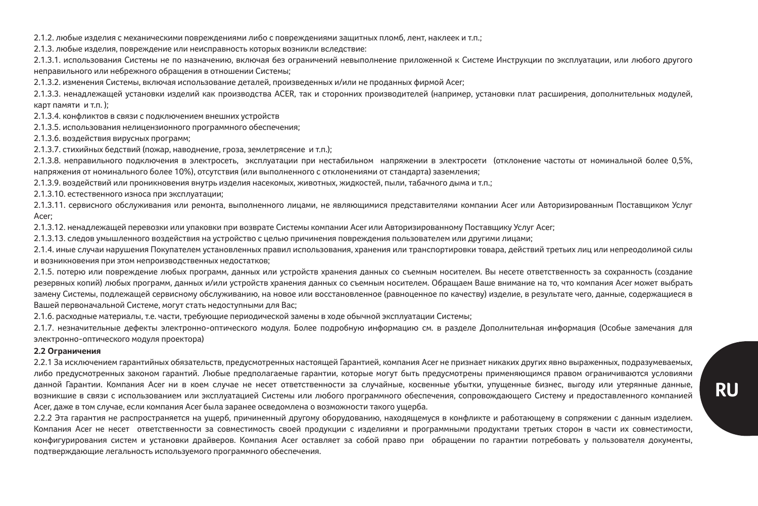2.1.2. любые изделия с механическими повреждениями либо с повреждениями защитных пломб, лент, наклеек и т.п.;

2.1.3. любые изделия, повреждение или неисправность которых возникли вследствие:

2.1.3.1. использования Системы не по назначению, включая без ограничений невыполнение приложенной к Системе Инструкции по эксплуатации, или любого другого неправильного или небрежного обращения в отношении Системы;

2.1.3.2. изменения Системы, включая использование деталей, произведенных и/или не проданных фирмой Acer;

2.1.3.3. ненадлежащей установки изделий как производства ACER, так и сторонних производителей (например, установки плат расширения, дополнительных модулей, карт памяти и т.п. );

2.1.3.4. конфликтов в связи с подключением внешних устройств

2.1.3.5. использования нелицензионного программного обеспечения;

2.1.3.6. воздействия вирусных программ;

2.1.3.7. стихийных бедствий (пожар, наводнение, гроза, землетрясение и т.п.);

2.1.3.8. неправильного подключения в электросеть, эксплуатации при нестабильном напряжении в электросети (отклонение частоты от номинальной более 0,5%, напряжения от номинального более 10%), отсутствия (или выполненного с отклонениями от стандарта) заземления;

2.1.3.9. воздействий или проникновения внутрь изделия насекомых, животных, жидкостей, пыли, табачного дыма и т.п.;

2.1.3.10. естественного износа при эксплуатации;

2.1.3.11. сервисного обслуживания или ремонта, выполненного лицами, не являющимися представителями компании Acer или Авторизированным Поставщиком Услуг Acer;

2.1.3.12. ненадлежащей перевозки или упаковки при возврате Системы компании Acer или Авторизированному Поставщику Услуг Acer;

2.1.3.13. следов умышленного воздействия на устройство с целью причинения повреждения пользователем или другими лицами;

2.1.4. иные случаи нарушения Покупателем установленных правил использования, хранения или транспортировки товара, действий третьих лиц или непреодолимой силы и возникновения при этом непроизводственных недостатков;

2.1.5. потерю или повреждение любых программ, данных или устройств хранения данных со съемным носителем. Вы несете ответственность за сохранность (создание резервных копий) любых программ, данных и/или устройств хранения данных со съемным носителем. Обращаем Ваше внимание на то, что компания Acer может выбрать замену Системы, подлежащей сервисному обслуживанию, на новое или восстановленное (равноценное по качеству) изделие, в результате чего, данные, содержащиеся в Вашей первоначальной Системе, могут стать недоступными для Вас;

2.1.6. расходные материалы, т.е. части, требующие периодической замены в ходе обычной эксплуатации Системы;

2.1.7. незначительные дефекты электронно-оптического модуля. Более подробную информацию см. в разделе Дополнительная информация (Особые замечания для электронно-оптического модуля проектора)

**2.2 Ограничения**

2.2.1 За исключением гарантийных обязательств, предусмотренных настоящей Гарантией, компания Acer не признает никаких других явно выраженных, подразумеваемых, либо предусмотренных законом гарантий. Любые предполагаемые гарантии, которые могут быть предусмотрены применяющимся правом ограничиваются условиями данной Гарантии. Компания Acer ни в коем случае не несет ответственности за случайные, косвенные убытки, упущенные бизнес, выгоду или утерянные данные, возникшие в связи с использованием или эксплуатацией Системы или любого программного обеспечения, сопровождающего Систему и предоставленного компанией Acer, даже в том случае, если компания Acer была заранее осведомлена о возможности такого ущерба.

2.2.2 Эта гарантия не распространяется на ущерб, причиненный другому оборудованию, находящемуся в конфликте и работающему в сопряжении с данным изделием. Компания Acer не несет ответственности за совместимость своей продукции с изделиями и программными продуктами третьих сторон в части их совместимости, конфигурирования систем и установки драйверов. Компания Acer оставляет за собой право при обращении по гарантии потребовать у пользователя документы, подтверждающие легальность используемого программного обеспечения.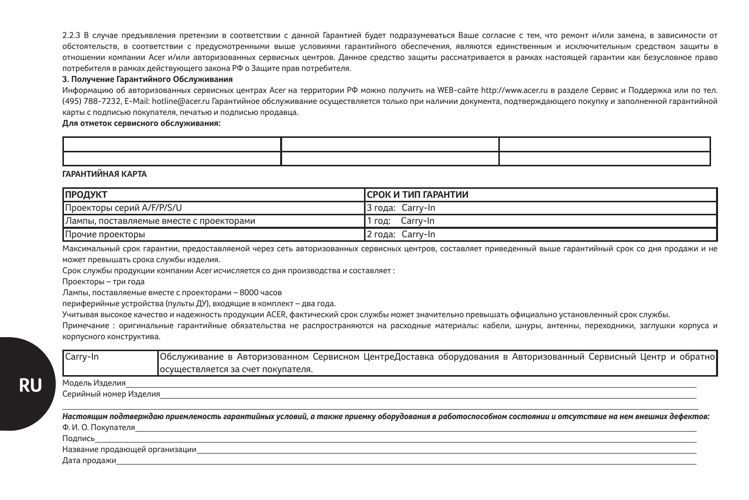2.2.3 В случае предъявления претензии в соответствии с данной Гарантией будет подразумеваться Ваше согласие с тем, что ремонт и/или замена, в зависимости от обстоятельств, в соответствии с предусмотренными выше условиями гарантийного обеспечения, являются единственным и исключительным средством защиты в отношении компании Acer и/или авторизованных сервисных центров. Данное средство защиты рассматривается в рамках настоящей гарантии как безусловное право потребителя в рамках действующего закона РФ о Защите прав потребителя.

**3. Получение Гарантийного Обслуживания**

Информацию об авторизованных сервисных центрах Acer на территории РФ можно получить на WEB-сайте http://www.acer.ru в разделе Сервис и Поддержка или по тел. (495) 788-7232, E-Mail: hotline@acer.ru Гарантийное обслуживание осуществляется только при наличии документа, подтверждающего покупку и заполненной гарантийной карты с подписью покупателя, печатью и подписью продавца.

**Для отметок сервисного обслуживания:**

| | | |
|---|---|---|
| | | |

**ГАРАНТИЙНАЯ КАРТА**

| ПРОДУКТ | СРОК И ТИП ГАРАНТИИ |
|---|---|
| Проекторы серий A/F/P/S/U | 3 года: Carry-In |
| Лампы, поставляемые вместе с проекторами | 1 год: Carry-In |
| Прочие проекторы | 2 года: Carry-In |

Максимальный срок гарантии, предоставляемой через сеть авторизованных сервисных центров, составляет приведенный выше гарантийный срок со дня продажи и не может превышать срока службы изделия.

Срок службы продукции компании Acer исчисляется со дня производства и составляет :

Проекторы – три года

Лампы, поставляемые вместе с проекторами – 8000 часов

периферийные устройства (пульты ДУ), входящие в комплект – два года.

Учитывая высокое качество и надежность продукции ACER, фактический срок службы может значительно превышать официально установленный срок службы.

Примечание : оригинальные гарантийные обязательства не распространяются на расходные материалы: кабели, шнуры, антенны, переходники, заглушки корпуса и корпусного конструктива.

| | |
|---|---|
| Carry-In | Обслуживание в Авторизованном Сервисном ЦентреДоставка оборудования в Авторизованный Сервисный Центр и обратно осуществляется за счет покупателя. |

Модель Изделия\_\_\_\_\_\_\_\_\_\_\_\_\_\_\_\_\_\_\_\_

Серийный номер Изделия\_\_\_\_\_\_\_\_\_\_\_\_\_\_\_\_\_\_\_\_

***Настоящим подтверждаю приемлемость гарантийных условий, а также приемку оборудования в работоспособном состоянии и отсутствие на нем внешних дефектов:***

Ф. И. О. Покупателя\_\_\_\_\_\_\_\_\_\_\_\_\_\_\_\_\_\_\_\_

Подпись\_\_\_\_\_\_\_\_\_\_\_\_\_\_\_\_\_\_\_\_

Название продающей организации\_\_\_\_\_\_\_\_\_\_\_\_\_\_\_\_\_\_\_\_

Дата продажи\_\_\_\_\_\_\_\_\_\_\_\_\_\_\_\_\_\_\_\_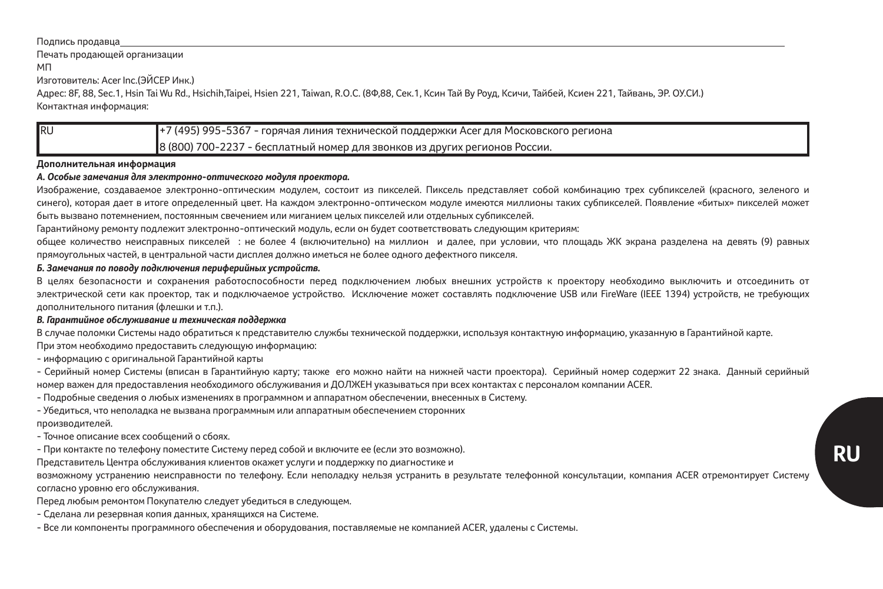Подпись продавца_______________________________________________

Печать продающей организации

МП

Изготовитель: Acer Inc.(ЭЙСЕР Инк.)

Адрес: 8F, 88, Sec.1, Hsin Tai Wu Rd., Hsichih,Taipei, Hsien 221, Taiwan, R.O.C. (8Ф,88, Сек.1, Ксин Тай Ву Роуд, Ксичи, Тайбей, Ксиен 221, Тайвань, ЭР. ОУ.СИ.)

Контактная информация:

| RU | +7 (495) 995-5367 - горячая линия технической поддержки Acer для Московского региона |
|---|---|
| | 8 (800) 700-2237 - бесплатный номер для звонков из других регионов России. |

**Дополнительная информация**

***А. Особые замечания для электронно-оптического модуля проектора.***

Изображение, создаваемое электронно-оптическим модулем, состоит из пикселей. Пиксель представляет собой комбинацию трех субпикселей (красного, зеленого и синего), которая дает в итоге определенный цвет. На каждом электронно-оптическом модуле имеются миллионы таких субпикселей. Появление «битых» пикселей может быть вызвано потемнением, постоянным свечением или миганием целых пикселей или отдельных субпикселей.

Гарантийному ремонту подлежит электронно-оптический модуль, если он будет соответствовать следующим критериям:

общее количество неисправных пикселей : не более 4 (включительно) на миллион и далее, при условии, что площадь ЖК экрана разделена на девять (9) равных прямоугольных частей, в центральной части дисплея должно иметься не более одного дефектного пикселя.

***Б. Замечания по поводу подключения периферийных устройств.***

В целях безопасности и сохранения работоспособности перед подключением любых внешних устройств к проектору необходимо выключить и отсоединить от электрической сети как проектор, так и подключаемое устройство. Исключение может составлять подключение USB или FireWare (IEEE 1394) устройств, не требующих дополнительного питания (флешки и т.п.).

***В. Гарантийное обслуживание и техническая поддержка***

В случае поломки Системы надо обратиться к представителю службы технической поддержки, используя контактную информацию, указанную в Гарантийной карте.

При этом необходимо предоставить следующую информацию:

- информацию с оригинальной Гарантийной карты
- Серийный номер Системы (вписан в Гарантийную карту; также его можно найти на нижней части проектора). Серийный номер содержит 22 знака. Данный серийный номер важен для предоставления необходимого обслуживания и ДОЛЖЕН указываться при всех контактах с персоналом компании ACER.
- Подробные сведения о любых изменениях в программном и аппаратном обеспечении, внесенных в Систему.
- Убедиться, что неполадка не вызвана программным или аппаратным обеспечением сторонних производителей.
- Точное описание всех сообщений о сбоях.
- При контакте по телефону поместите Систему перед собой и включите ее (если это возможно).

Представитель Центра обслуживания клиентов окажет услуги и поддержку по диагностике и возможному устранению неисправности по телефону. Если неполадку нельзя устранить в результате телефонной консультации, компания ACER отремонтирует Систему согласно уровню его обслуживания.

Перед любым ремонтом Покупателю следует убедиться в следующем.

- Сделана ли резервная копия данных, хранящихся на Системе.
- Все ли компоненты программного обеспечения и оборудования, поставляемые не компанией ACER, удалены с Системы.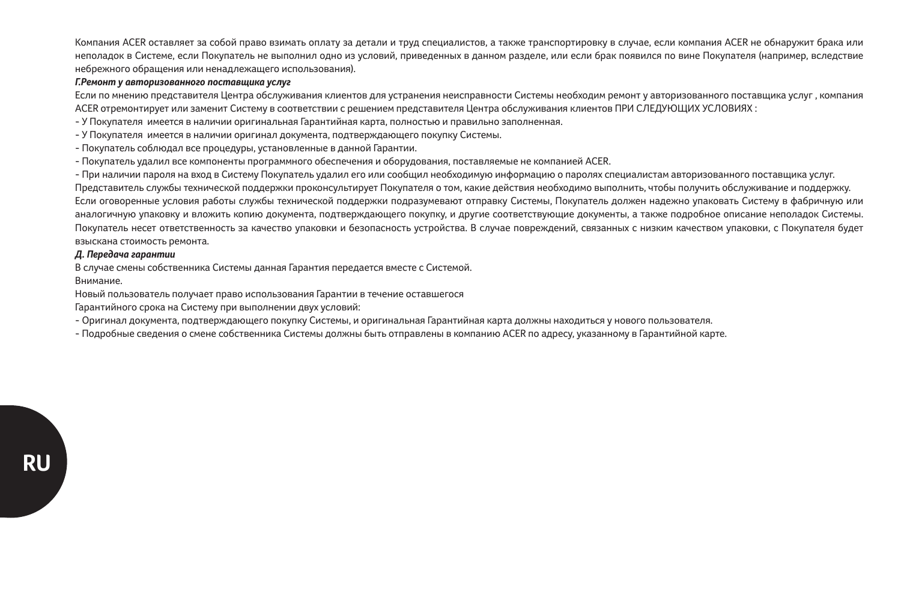Компания ACER оставляет за собой право взимать оплату за детали и труд специалистов, а также транспортировку в случае, если компания ACER не обнаружит брака или неполадок в Системе, если Покупатель не выполнил одно из условий, приведенных в данном разделе, или если брак появился по вине Покупателя (например, вследствие небрежного обращения или ненадлежащего использования).

***Г.Ремонт у авторизованного поставщика услуг***

Если по мнению представителя Центра обслуживания клиентов для устранения неисправности Системы необходим ремонт у авторизованного поставщика услуг , компания ACER отремонтирует или заменит Систему в соответствии с решением представителя Центра обслуживания клиентов ПРИ СЛЕДУЮЩИХ УСЛОВИЯХ :

- У Покупателя имеется в наличии оригинальная Гарантийная карта, полностью и правильно заполненная.
- У Покупателя имеется в наличии оригинал документа, подтверждающего покупку Системы.
- Покупатель соблюдал все процедуры, установленные в данной Гарантии.
- Покупатель удалил все компоненты программного обеспечения и оборудования, поставляемые не компанией ACER.
- При наличии пароля на вход в Систему Покупатель удалил его или сообщил необходимую информацию о паролях специалистам авторизованного поставщика услуг.

Представитель службы технической поддержки проконсультирует Покупателя о том, какие действия необходимо выполнить, чтобы получить обслуживание и поддержку.

Если оговоренные условия работы службы технической поддержки подразумевают отправку Системы, Покупатель должен надежно упаковать Систему в фабричную или аналогичную упаковку и вложить копию документа, подтверждающего покупку, и другие соответствующие документы, а также подробное описание неполадок Системы. Покупатель несет ответственность за качество упаковки и безопасность устройства. В случае повреждений, связанных с низким качеством упаковки, с Покупателя будет взыскана стоимость ремонта.

***Д. Передача гарантии***

В случае смены собственника Системы данная Гарантия передается вместе с Системой.

Внимание.

Новый пользователь получает право использования Гарантии в течение оставшегося

Гарантийного срока на Систему при выполнении двух условий:

- Оригинал документа, подтверждающего покупку Системы, и оригинальная Гарантийная карта должны находиться у нового пользователя.
- Подробные сведения о смене собственника Системы должны быть отправлены в компанию ACER по адресу, указанному в Гарантийной карте.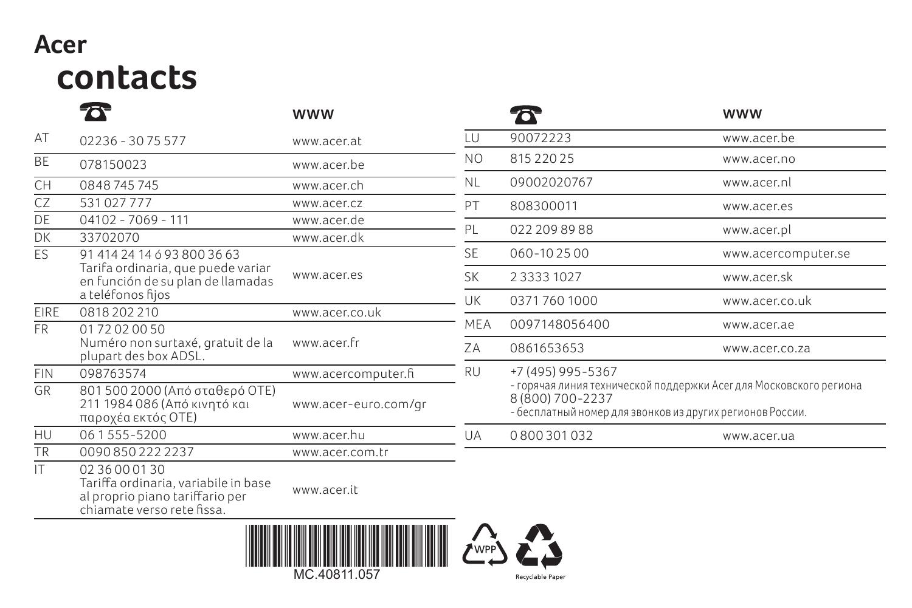# Acer
## contacts

| | ☎ | WWW |
|---|---|---|
| AT | 02236 - 30 75 577 | www.acer.at |
| BE | 078150023 | www.acer.be |
| CH | 0848 745 745 | www.acer.ch |
| CZ | 531 027 777 | www.acer.cz |
| DE | 04102 - 7069 - 111 | www.acer.de |
| DK | 33702070 | www.acer.dk |
| ES | 91 414 24 14 ó 93 800 36 63 Tarifa ordinaria, que puede variar en función de su plan de llamadas a teléfonos fijos | www.acer.es |
| EIRE | 0818 202 210 | www.acer.co.uk |
| FR | 01 72 02 00 50 Numéro non surtaxé, gratuit de la plupart des box ADSL. | www.acer.fr |
| FIN | 098763574 | www.acercomputer.fi |
| GR | 801 500 2000 (Από σταθερό ΟΤΕ) 211 1984 086 (Από κινητό και παροχέα εκτός ΟΤΕ) | www.acer-euro.com/gr |
| HU | 06 1 555-5200 | www.acer.hu |
| TR | 0090 850 222 2237 | www.acer.com.tr |
| IT | 02 36 00 01 30 Tariffa ordinaria, variabile in base al proprio piano tariffario per chiamate verso rete fissa. | www.acer.it |
| LU | 90072223 | www.acer.be |
| NO | 815 220 25 | www.acer.no |
| NL | 09002020767 | www.acer.nl |
| PT | 808300011 | www.acer.es |
| PL | 022 209 89 88 | www.acer.pl |
| SE | 060-10 25 00 | www.acercomputer.se |
| SK | 2 3333 1027 | www.acer.sk |
| UK | 0371 760 1000 | www.acer.co.uk |
| MEA | 0097148056400 | www.acer.ae |
| ZA | 0861653653 | www.acer.co.za |
| RU | +7 (495) 995-5367 - горячая линия технической поддержки Acer для Московского региона 8 (800) 700-2237 - бесплатный номер для звонков из других регионов России. | |
| UA | 0 800 301 032 | www.acer.ua |

MC.40811.057

WPP

Recyclable Paper